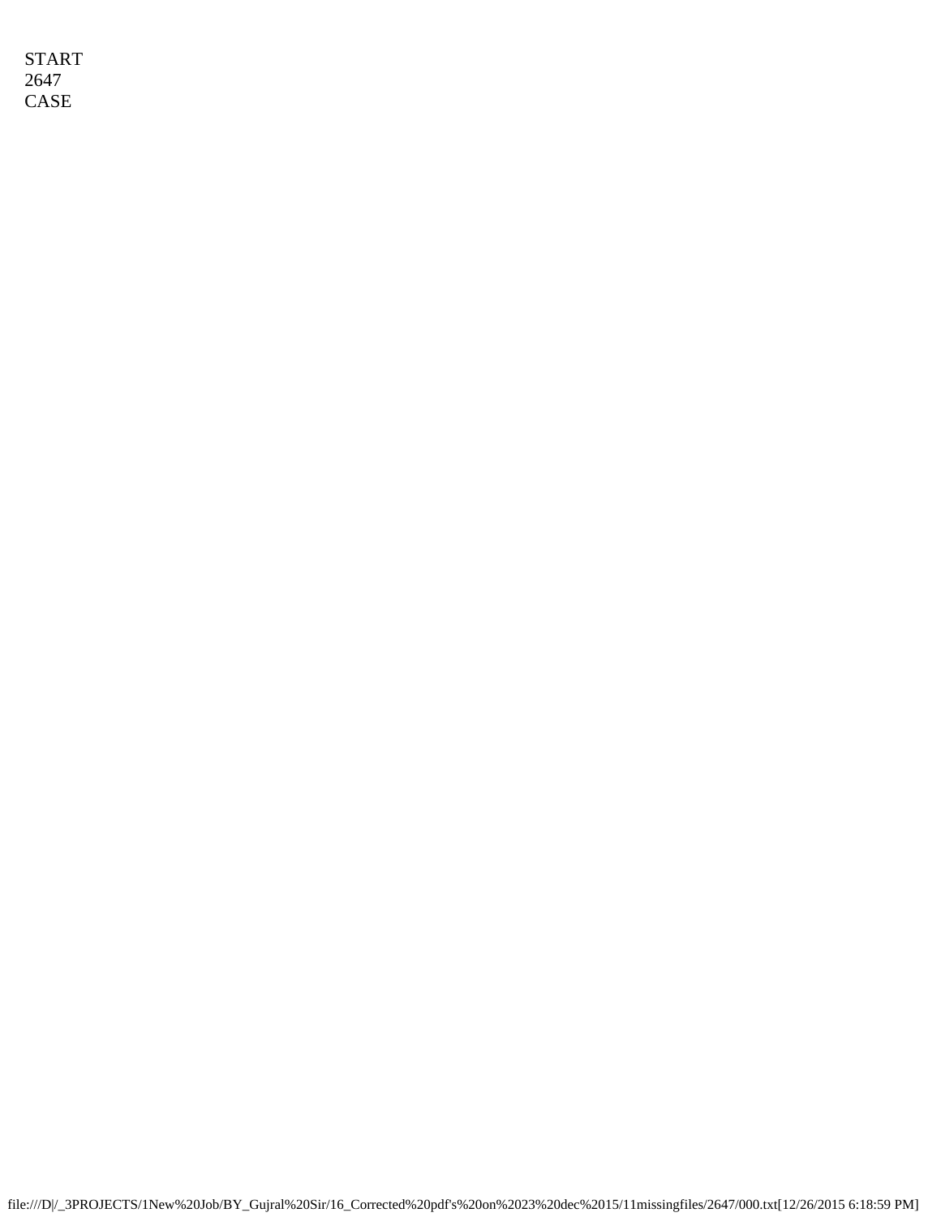START
2647
CASE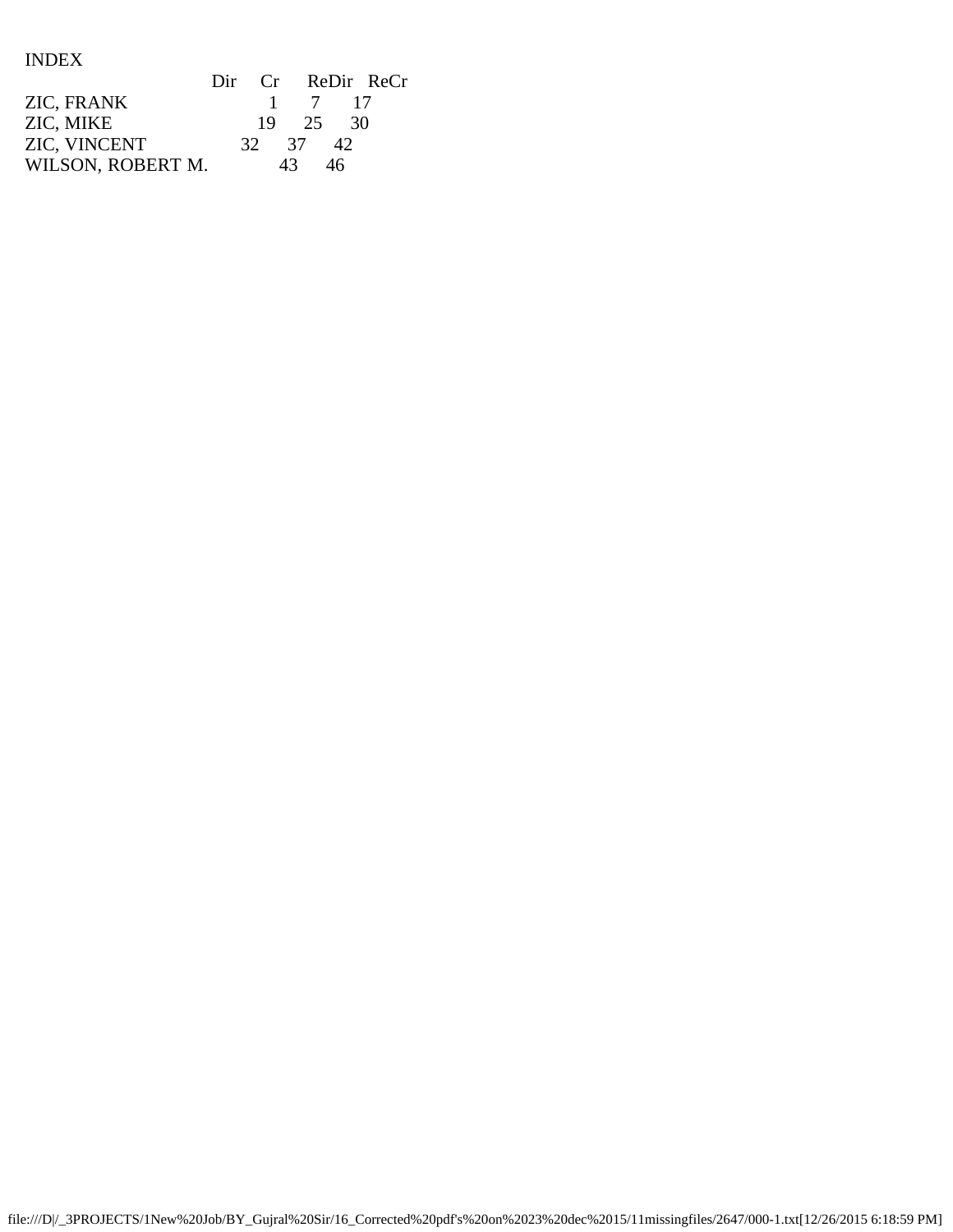INDEX

| | Dir | Cr | ReDir | ReCr |
|---|---|---|---|---|
| ZIC, FRANK | 1 | 7 | 17 | |
| ZIC, MIKE | 19 | 25 | 30 | |
| ZIC, VINCENT | 32 | 37 | 42 | |
| WILSON, ROBERT M. | 43 | 46 | | |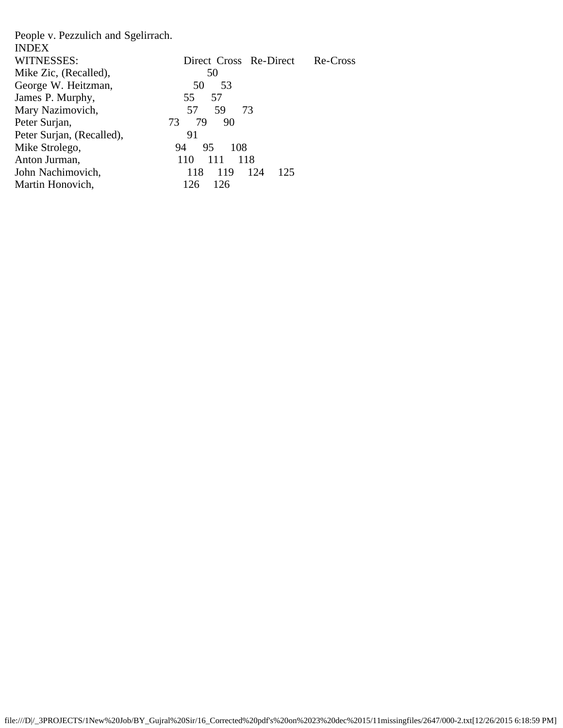People v. Pezzulich and Sgelirrach.

INDEX

| WITNESSES: | Direct | Cross | Re-Direct | Re-Cross |
|---|---|---|---|---|
| Mike Zic, (Recalled), | 50 | | | |
| George W. Heitzman, | 50 | 53 | | |
| James P. Murphy, | 55 | 57 | | |
| Mary Nazimovich, | 57 | 59 | 73 | |
| Peter Surjan, | 73 | 79 | 90 | |
| Peter Surjan, (Recalled), | 91 | | | |
| Mike Strolego, | 94 | 95 | 108 | |
| Anton Jurman, | 110 | 111 | 118 | |
| John Nachimovich, | 118 | 119 | 124 | 125 |
| Martin Honovich, | 126 | 126 | | |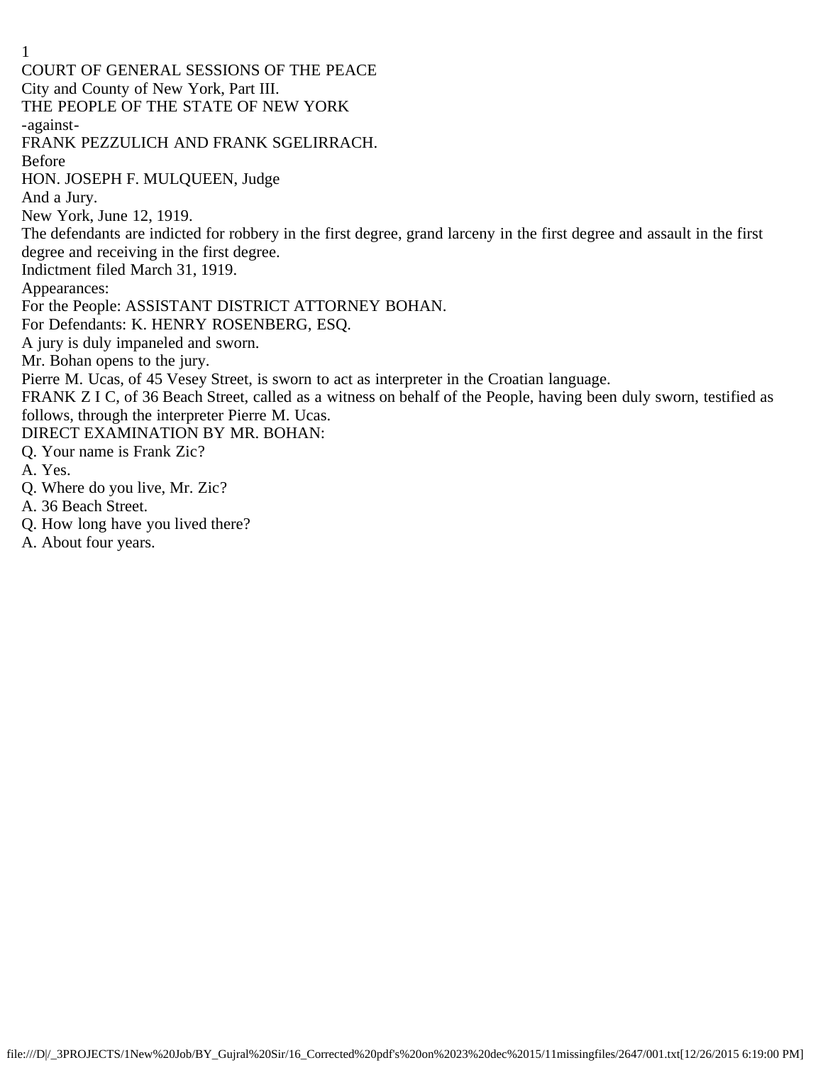COURT OF GENERAL SESSIONS OF THE PEACE

City and County of New York, Part III.

THE PEOPLE OF THE STATE OF NEW YORK

-against-

FRANK PEZZULICH AND FRANK SGELIRRACH.

Before

HON. JOSEPH F. MULQUEEN, Judge

And a Jury.

New York, June 12, 1919.

The defendants are indicted for robbery in the first degree, grand larceny in the first degree and assault in the first degree and receiving in the first degree.

Indictment filed March 31, 1919.

Appearances:

For the People: ASSISTANT DISTRICT ATTORNEY BOHAN.

For Defendants: K. HENRY ROSENBERG, ESQ.

A jury is duly impaneled and sworn.

Mr. Bohan opens to the jury.

Pierre M. Ucas, of 45 Vesey Street, is sworn to act as interpreter in the Croatian language.

FRANK Z I C, of 36 Beach Street, called as a witness on behalf of the People, having been duly sworn, testified as follows, through the interpreter Pierre M. Ucas.

DIRECT EXAMINATION BY MR. BOHAN:

Q. Your name is Frank Zic?

A. Yes.

Q. Where do you live, Mr. Zic?

A. 36 Beach Street.

Q. How long have you lived there?

A. About four years.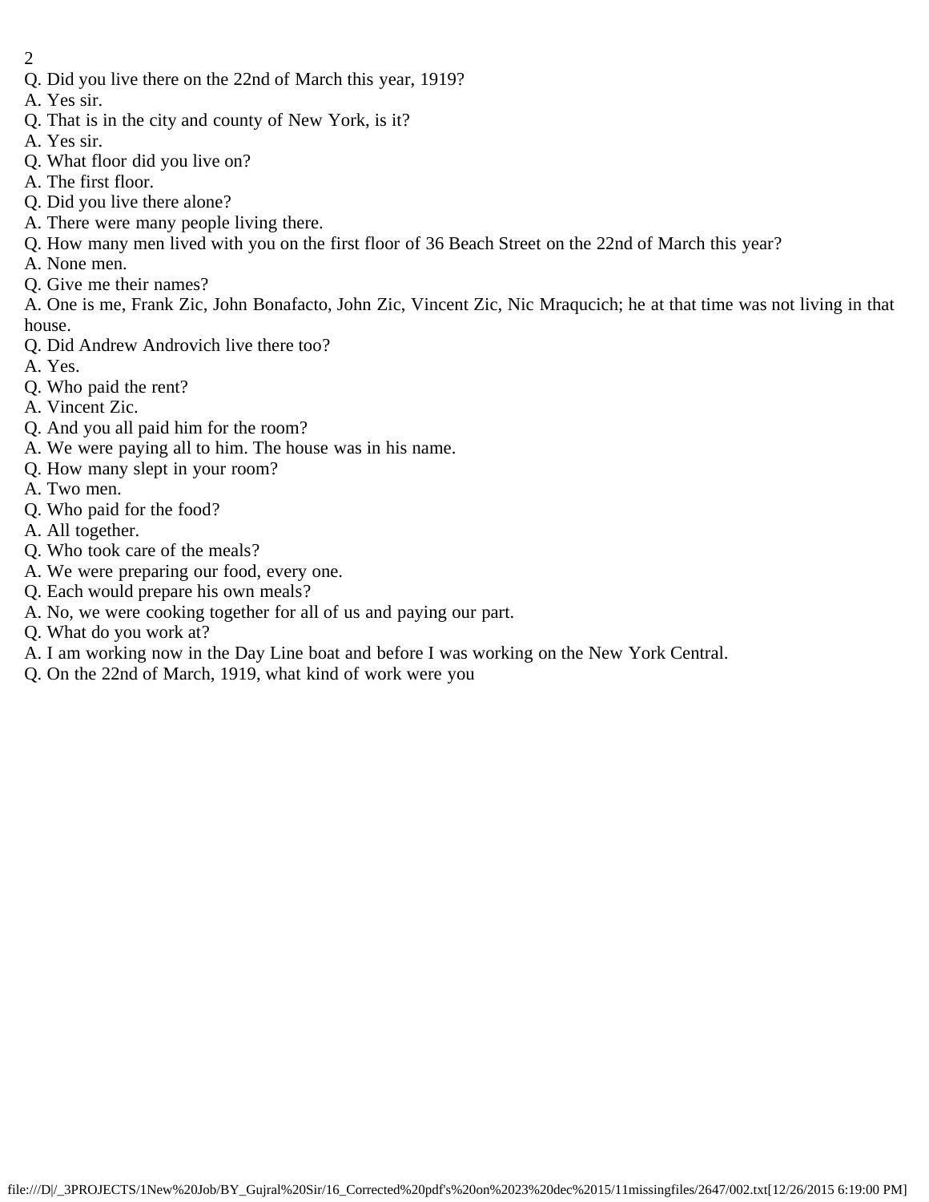Q. Did you live there on the 22nd of March this year, 1919?

A. Yes sir.

Q. That is in the city and county of New York, is it?

A. Yes sir.

Q. What floor did you live on?

A. The first floor.

Q. Did you live there alone?

A. There were many people living there.

Q. How many men lived with you on the first floor of 36 Beach Street on the 22nd of March this year?

A. None men.

Q. Give me their names?

A. One is me, Frank Zic, John Bonafacto, John Zic, Vincent Zic, Nic Mraqucich; he at that time was not living in that house.

Q. Did Andrew Androvich live there too?

A. Yes.

Q. Who paid the rent?

A. Vincent Zic.

Q. And you all paid him for the room?

A. We were paying all to him. The house was in his name.

Q. How many slept in your room?

A. Two men.

Q. Who paid for the food?

A. All together.

Q. Who took care of the meals?

A. We were preparing our food, every one.

Q. Each would prepare his own meals?

A. No, we were cooking together for all of us and paying our part.

Q. What do you work at?

A. I am working now in the Day Line boat and before I was working on the New York Central.

Q. On the 22nd of March, 1919, what kind of work were you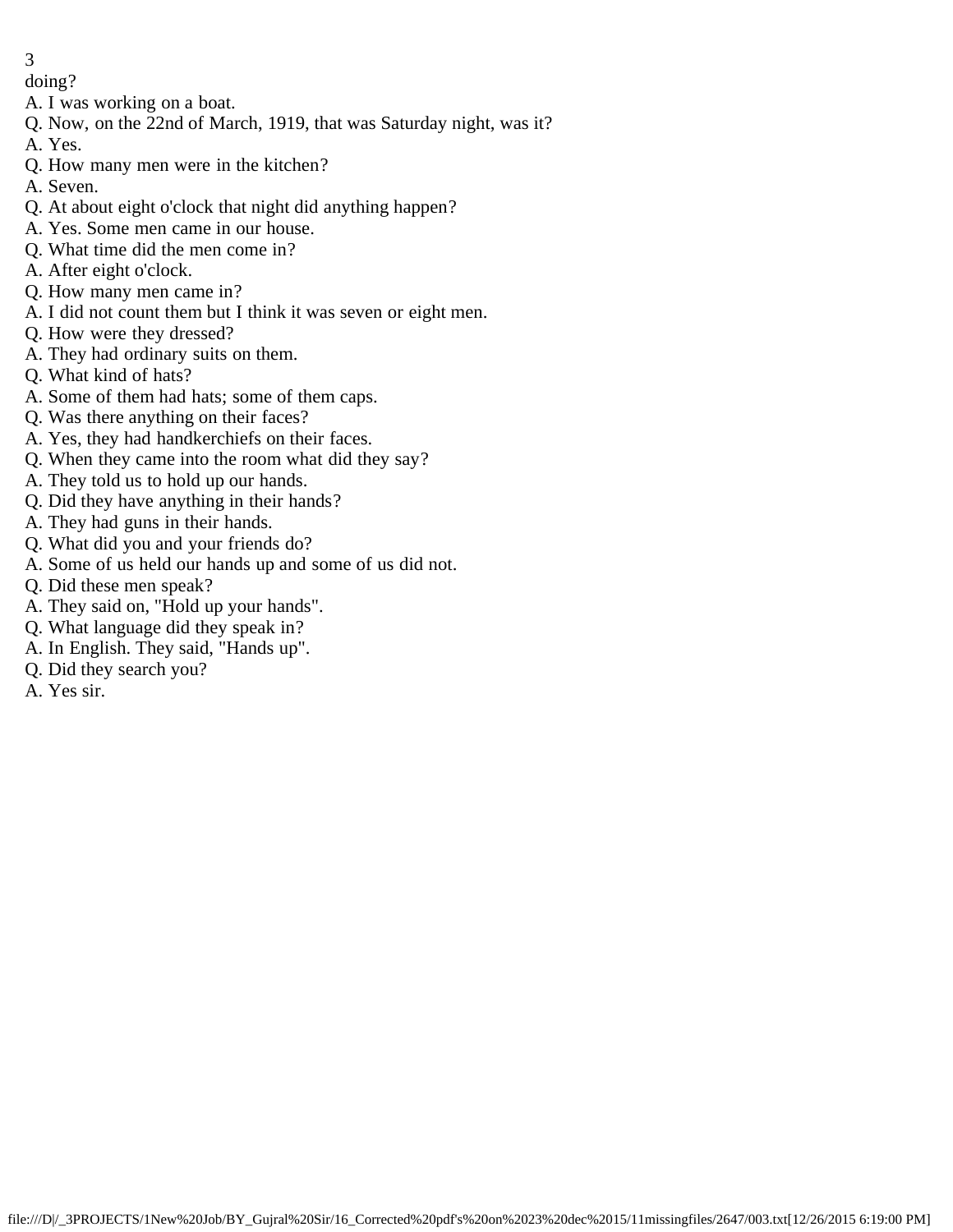doing?

A. I was working on a boat.

Q. Now, on the 22nd of March, 1919, that was Saturday night, was it?

A. Yes.

Q. How many men were in the kitchen?

A. Seven.

Q. At about eight o'clock that night did anything happen?

A. Yes. Some men came in our house.

Q. What time did the men come in?

A. After eight o'clock.

Q. How many men came in?

A. I did not count them but I think it was seven or eight men.

Q. How were they dressed?

A. They had ordinary suits on them.

Q. What kind of hats?

A. Some of them had hats; some of them caps.

Q. Was there anything on their faces?

A. Yes, they had handkerchiefs on their faces.

Q. When they came into the room what did they say?

A. They told us to hold up our hands.

Q. Did they have anything in their hands?

A. They had guns in their hands.

Q. What did you and your friends do?

A. Some of us held our hands up and some of us did not.

Q. Did these men speak?

A. They said on, "Hold up your hands".

Q. What language did they speak in?

A. In English. They said, "Hands up".

Q. Did they search you?

A. Yes sir.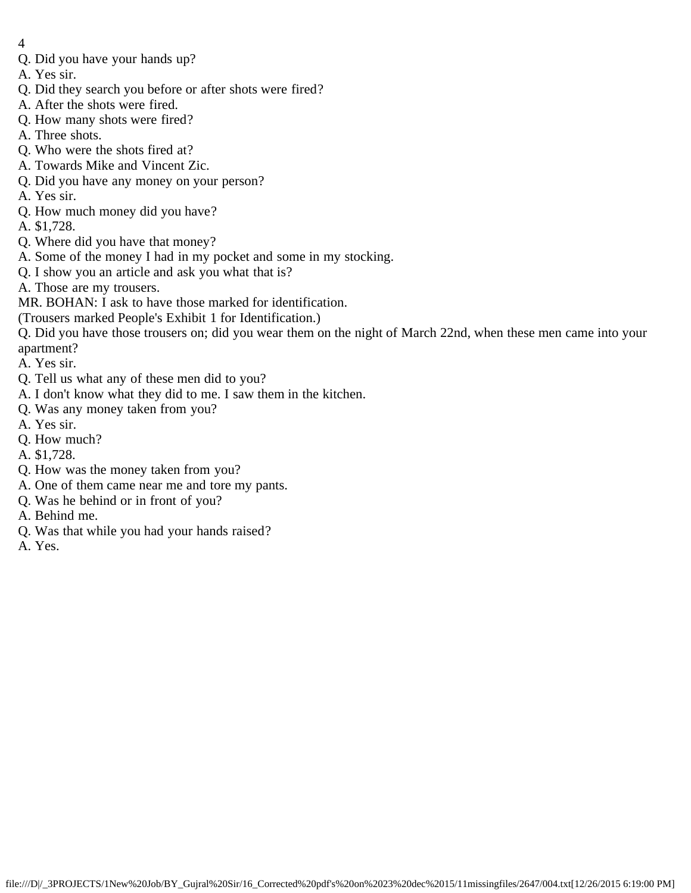Q. Did you have your hands up?
A. Yes sir.
Q. Did they search you before or after shots were fired?
A. After the shots were fired.
Q. How many shots were fired?
A. Three shots.
Q. Who were the shots fired at?
A. Towards Mike and Vincent Zic.
Q. Did you have any money on your person?
A. Yes sir.
Q. How much money did you have?
A. $1,728.
Q. Where did you have that money?
A. Some of the money I had in my pocket and some in my stocking.
Q. I show you an article and ask you what that is?
A. Those are my trousers.
MR. BOHAN: I ask to have those marked for identification.
(Trousers marked People's Exhibit 1 for Identification.)
Q. Did you have those trousers on; did you wear them on the night of March 22nd, when these men came into your apartment?
A. Yes sir.
Q. Tell us what any of these men did to you?
A. I don't know what they did to me. I saw them in the kitchen.
Q. Was any money taken from you?
A. Yes sir.
Q. How much?
A. $1,728.
Q. How was the money taken from you?
A. One of them came near me and tore my pants.
Q. Was he behind or in front of you?
A. Behind me.
Q. Was that while you had your hands raised?
A. Yes.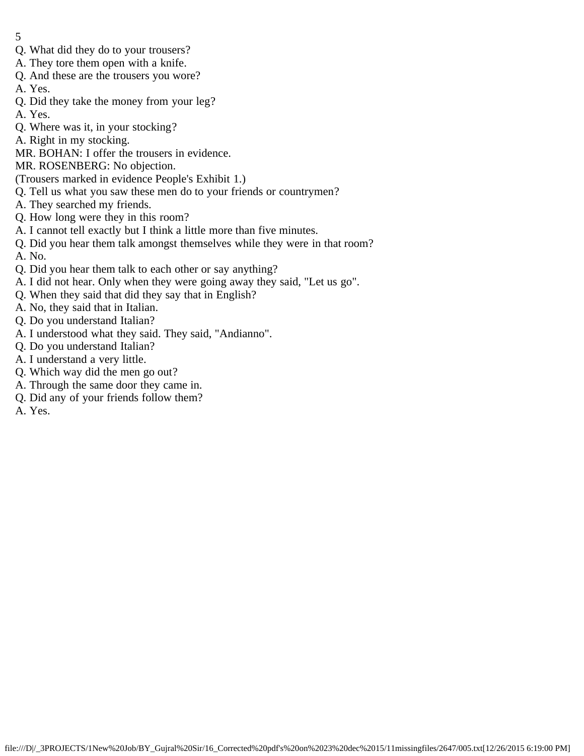Q. What did they do to your trousers?
A. They tore them open with a knife.
Q. And these are the trousers you wore?
A. Yes.
Q. Did they take the money from your leg?
A. Yes.
Q. Where was it, in your stocking?
A. Right in my stocking.
MR. BOHAN: I offer the trousers in evidence.
MR. ROSENBERG: No objection.
(Trousers marked in evidence People's Exhibit 1.)
Q. Tell us what you saw these men do to your friends or countrymen?
A. They searched my friends.
Q. How long were they in this room?
A. I cannot tell exactly but I think a little more than five minutes.
Q. Did you hear them talk amongst themselves while they were in that room?
A. No.
Q. Did you hear them talk to each other or say anything?
A. I did not hear. Only when they were going away they said, "Let us go".
Q. When they said that did they say that in English?
A. No, they said that in Italian.
Q. Do you understand Italian?
A. I understood what they said. They said, "Andianno".
Q. Do you understand Italian?
A. I understand a very little.
Q. Which way did the men go out?
A. Through the same door they came in.
Q. Did any of your friends follow them?
A. Yes.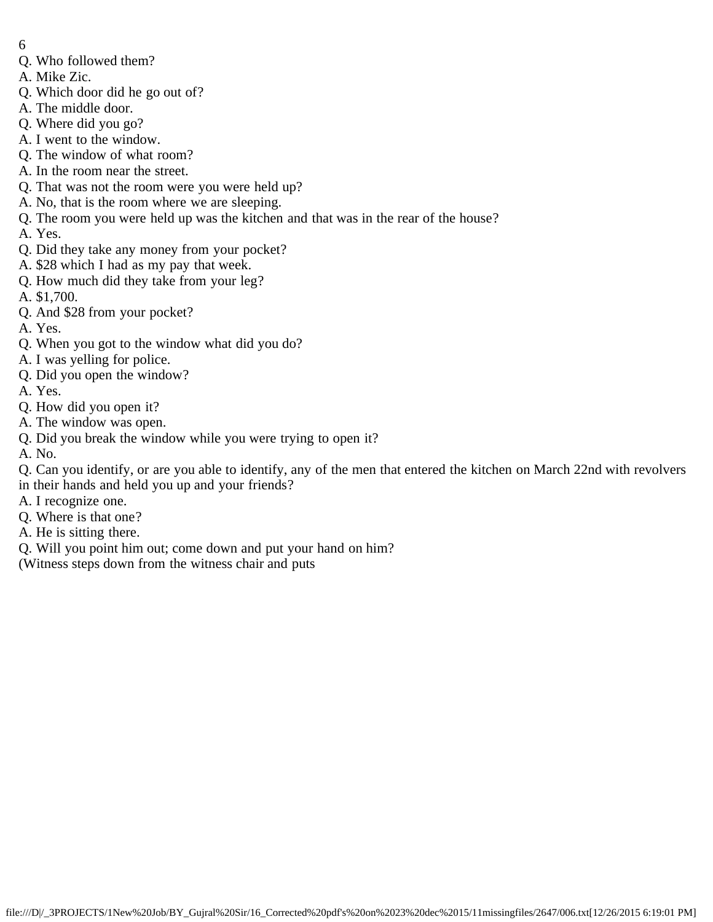Q. Who followed them?

A. Mike Zic.

Q. Which door did he go out of?

A. The middle door.

Q. Where did you go?

A. I went to the window.

Q. The window of what room?

A. In the room near the street.

Q. That was not the room were you were held up?

A. No, that is the room where we are sleeping.

Q. The room you were held up was the kitchen and that was in the rear of the house?

A. Yes.

Q. Did they take any money from your pocket?

A. $28 which I had as my pay that week.

Q. How much did they take from your leg?

A. $1,700.

Q. And $28 from your pocket?

A. Yes.

Q. When you got to the window what did you do?

A. I was yelling for police.

Q. Did you open the window?

A. Yes.

Q. How did you open it?

A. The window was open.

Q. Did you break the window while you were trying to open it?

A. No.

Q. Can you identify, or are you able to identify, any of the men that entered the kitchen on March 22nd with revolvers in their hands and held you up and your friends?

A. I recognize one.

Q. Where is that one?

A. He is sitting there.

Q. Will you point him out; come down and put your hand on him?

(Witness steps down from the witness chair and puts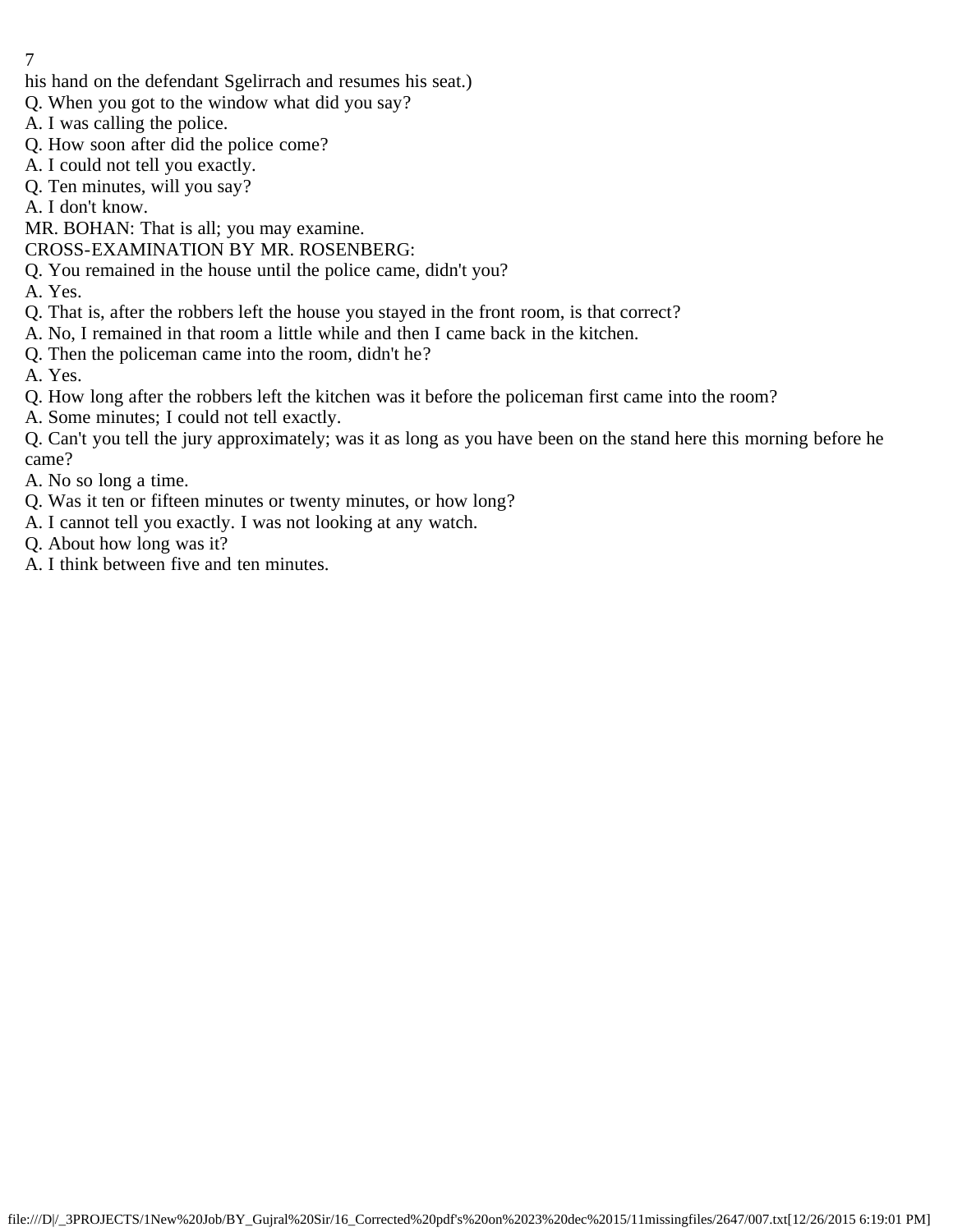his hand on the defendant Sgelirrach and resumes his seat.)

Q. When you got to the window what did you say?

A. I was calling the police.

Q. How soon after did the police come?

A. I could not tell you exactly.

Q. Ten minutes, will you say?

A. I don't know.

MR. BOHAN: That is all; you may examine.

CROSS-EXAMINATION BY MR. ROSENBERG:

Q. You remained in the house until the police came, didn't you?

A. Yes.

Q. That is, after the robbers left the house you stayed in the front room, is that correct?

A. No, I remained in that room a little while and then I came back in the kitchen.

Q. Then the policeman came into the room, didn't he?

A. Yes.

Q. How long after the robbers left the kitchen was it before the policeman first came into the room?

A. Some minutes; I could not tell exactly.

Q. Can't you tell the jury approximately; was it as long as you have been on the stand here this morning before he came?

A. No so long a time.

Q. Was it ten or fifteen minutes or twenty minutes, or how long?

A. I cannot tell you exactly. I was not looking at any watch.

Q. About how long was it?

A. I think between five and ten minutes.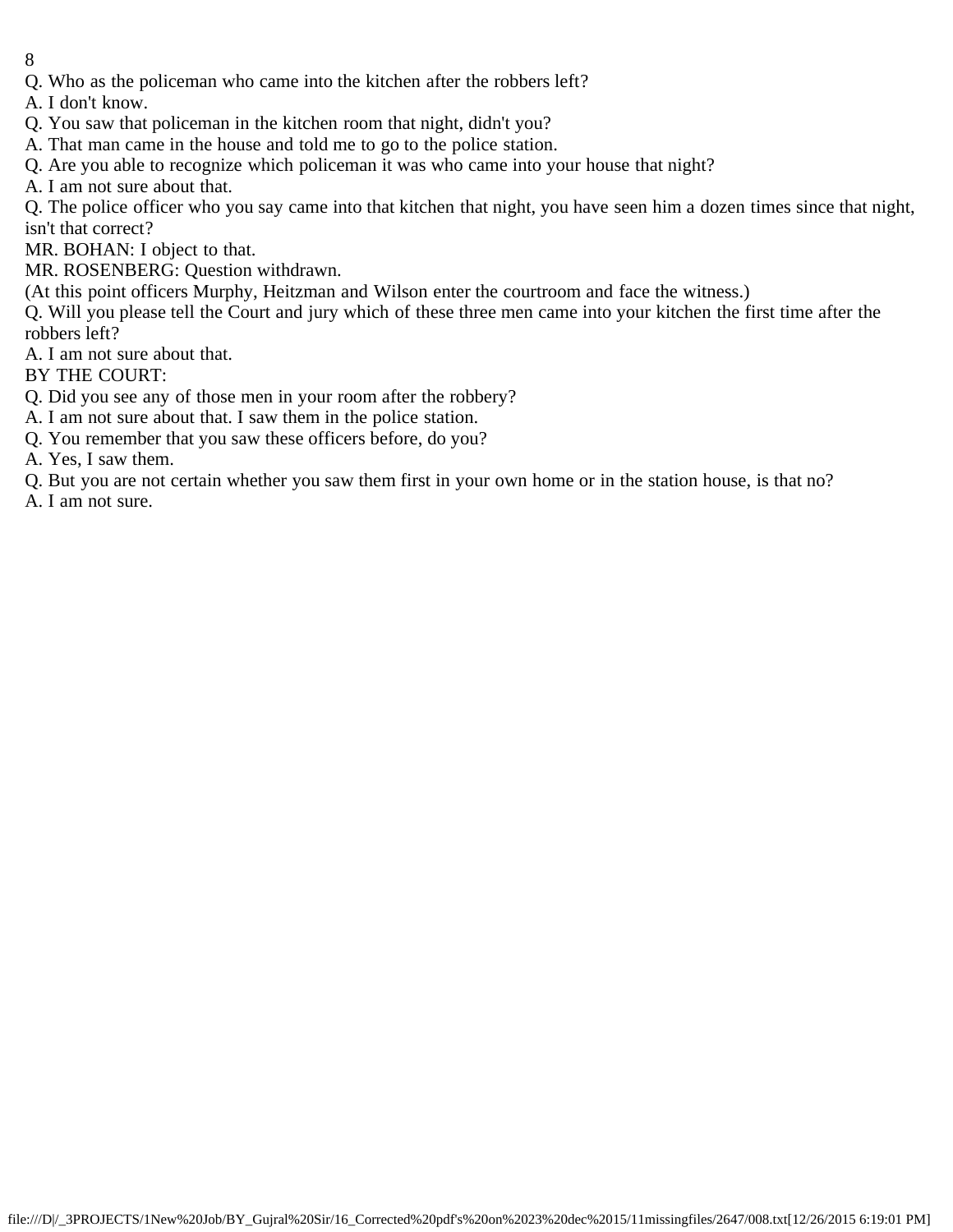Q. Who as the policeman who came into the kitchen after the robbers left?

A. I don't know.

Q. You saw that policeman in the kitchen room that night, didn't you?

A. That man came in the house and told me to go to the police station.

Q. Are you able to recognize which policeman it was who came into your house that night?

A. I am not sure about that.

Q. The police officer who you say came into that kitchen that night, you have seen him a dozen times since that night, isn't that correct?

MR. BOHAN: I object to that.

MR. ROSENBERG: Question withdrawn.

(At this point officers Murphy, Heitzman and Wilson enter the courtroom and face the witness.)

Q. Will you please tell the Court and jury which of these three men came into your kitchen the first time after the robbers left?

A. I am not sure about that.

BY THE COURT:

Q. Did you see any of those men in your room after the robbery?

A. I am not sure about that. I saw them in the police station.

Q. You remember that you saw these officers before, do you?

A. Yes, I saw them.

Q. But you are not certain whether you saw them first in your own home or in the station house, is that no?

A. I am not sure.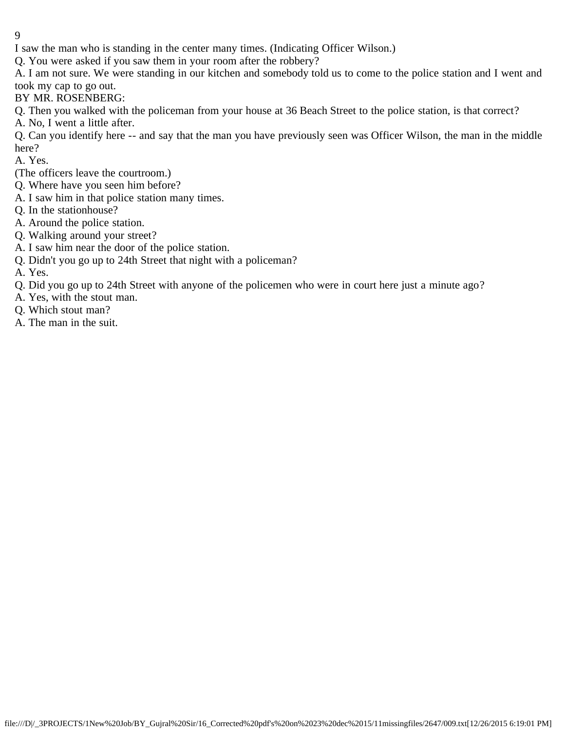I saw the man who is standing in the center many times. (Indicating Officer Wilson.)

Q. You were asked if you saw them in your room after the robbery?

A. I am not sure. We were standing in our kitchen and somebody told us to come to the police station and I went and took my cap to go out.

BY MR. ROSENBERG:

Q. Then you walked with the policeman from your house at 36 Beach Street to the police station, is that correct?

A. No, I went a little after.

Q. Can you identify here -- and say that the man you have previously seen was Officer Wilson, the man in the middle here?

A. Yes.

(The officers leave the courtroom.)

Q. Where have you seen him before?

A. I saw him in that police station many times.

Q. In the stationhouse?

A. Around the police station.

Q. Walking around your street?

A. I saw him near the door of the police station.

Q. Didn't you go up to 24th Street that night with a policeman?

A. Yes.

Q. Did you go up to 24th Street with anyone of the policemen who were in court here just a minute ago?

A. Yes, with the stout man.

Q. Which stout man?

A. The man in the suit.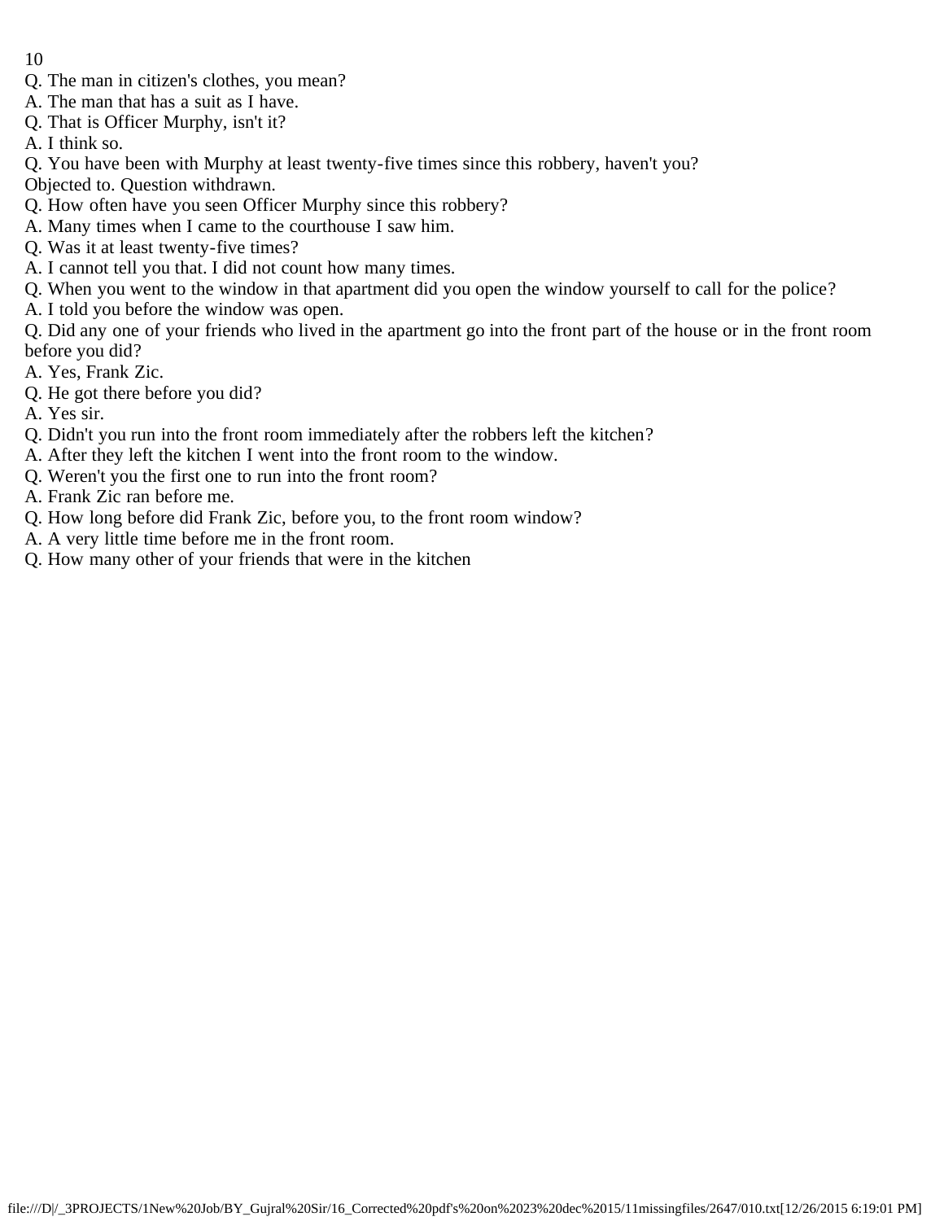Q. The man in citizen's clothes, you mean?
A. The man that has a suit as I have.
Q. That is Officer Murphy, isn't it?
A. I think so.
Q. You have been with Murphy at least twenty-five times since this robbery, haven't you?
Objected to. Question withdrawn.
Q. How often have you seen Officer Murphy since this robbery?
A. Many times when I came to the courthouse I saw him.
Q. Was it at least twenty-five times?
A. I cannot tell you that. I did not count how many times.
Q. When you went to the window in that apartment did you open the window yourself to call for the police?
A. I told you before the window was open.
Q. Did any one of your friends who lived in the apartment go into the front part of the house or in the front room before you did?
A. Yes, Frank Zic.
Q. He got there before you did?
A. Yes sir.
Q. Didn't you run into the front room immediately after the robbers left the kitchen?
A. After they left the kitchen I went into the front room to the window.
Q. Weren't you the first one to run into the front room?
A. Frank Zic ran before me.
Q. How long before did Frank Zic, before you, to the front room window?
A. A very little time before me in the front room.
Q. How many other of your friends that were in the kitchen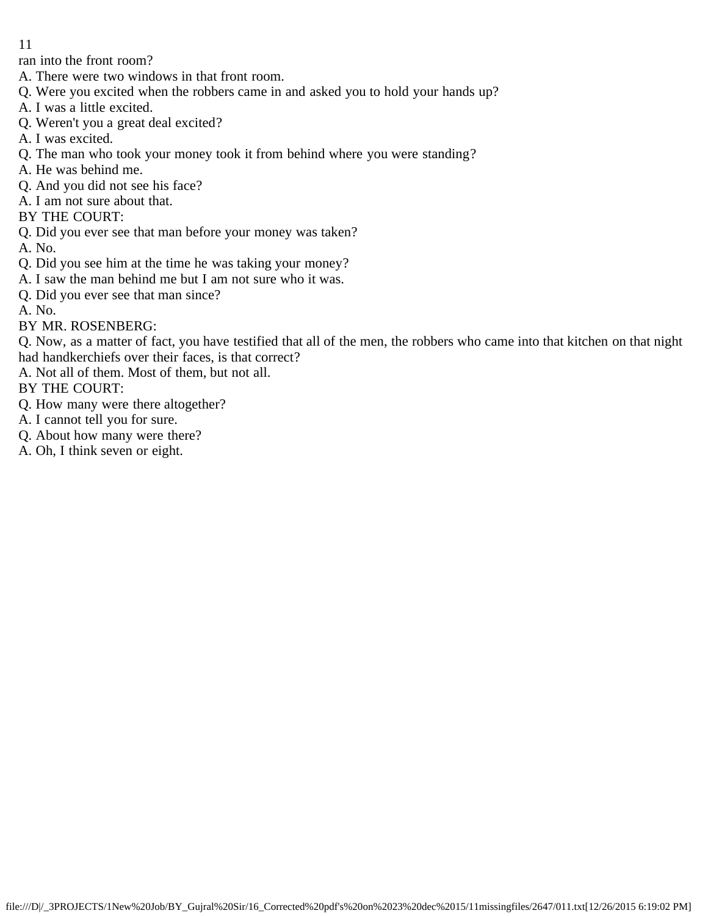ran into the front room?

A. There were two windows in that front room.

Q. Were you excited when the robbers came in and asked you to hold your hands up?

A. I was a little excited.

Q. Weren't you a great deal excited?

A. I was excited.

Q. The man who took your money took it from behind where you were standing?

A. He was behind me.

Q. And you did not see his face?

A. I am not sure about that.

BY THE COURT:

Q. Did you ever see that man before your money was taken?

A. No.

Q. Did you see him at the time he was taking your money?

A. I saw the man behind me but I am not sure who it was.

Q. Did you ever see that man since?

A. No.

BY MR. ROSENBERG:

Q. Now, as a matter of fact, you have testified that all of the men, the robbers who came into that kitchen on that night had handkerchiefs over their faces, is that correct?

A. Not all of them. Most of them, but not all.

BY THE COURT:

Q. How many were there altogether?

A. I cannot tell you for sure.

Q. About how many were there?

A. Oh, I think seven or eight.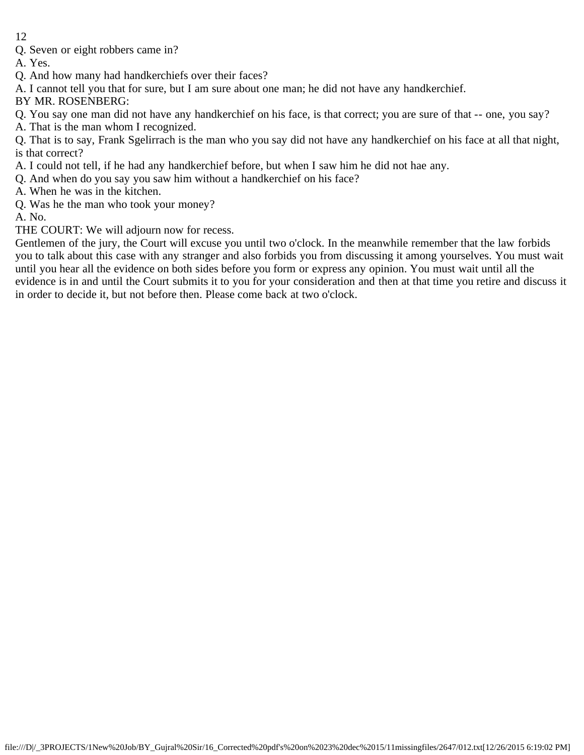Q. Seven or eight robbers came in?

A. Yes.

Q. And how many had handkerchiefs over their faces?

A. I cannot tell you that for sure, but I am sure about one man; he did not have any handkerchief.

BY MR. ROSENBERG:

Q. You say one man did not have any handkerchief on his face, is that correct; you are sure of that -- one, you say?

A. That is the man whom I recognized.

Q. That is to say, Frank Sgelirrach is the man who you say did not have any handkerchief on his face at all that night, is that correct?

A. I could not tell, if he had any handkerchief before, but when I saw him he did not hae any.

Q. And when do you say you saw him without a handkerchief on his face?

A. When he was in the kitchen.

Q. Was he the man who took your money?

A. No.

THE COURT: We will adjourn now for recess.

Gentlemen of the jury, the Court will excuse you until two o'clock. In the meanwhile remember that the law forbids you to talk about this case with any stranger and also forbids you from discussing it among yourselves. You must wait until you hear all the evidence on both sides before you form or express any opinion. You must wait until all the evidence is in and until the Court submits it to you for your consideration and then at that time you retire and discuss it in order to decide it, but not before then. Please come back at two o'clock.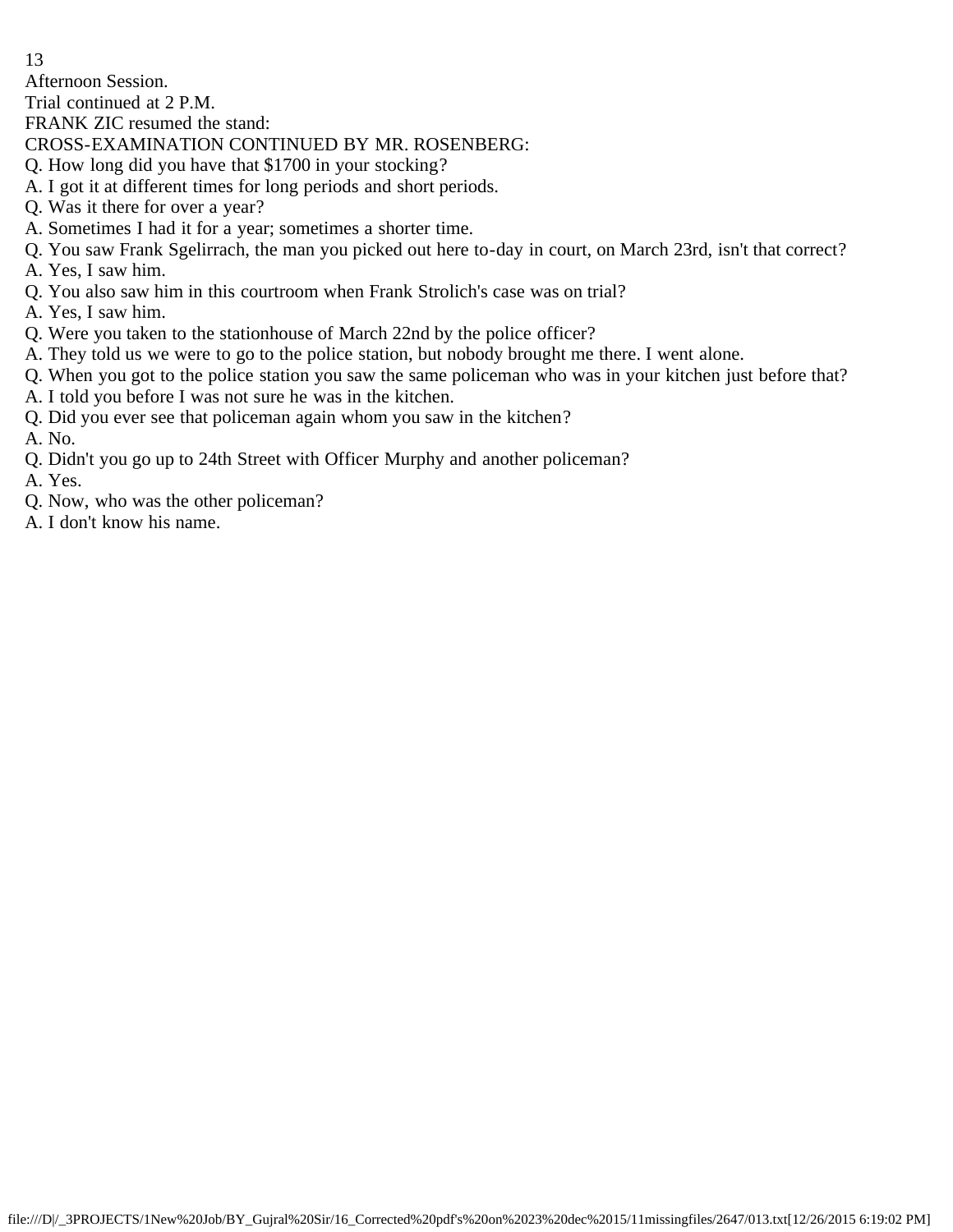Afternoon Session.

Trial continued at 2 P.M.

FRANK ZIC resumed the stand:

CROSS-EXAMINATION CONTINUED BY MR. ROSENBERG:

Q. How long did you have that $1700 in your stocking?

A. I got it at different times for long periods and short periods.

Q. Was it there for over a year?

A. Sometimes I had it for a year; sometimes a shorter time.

Q. You saw Frank Sgelirrach, the man you picked out here to-day in court, on March 23rd, isn't that correct?

A. Yes, I saw him.

Q. You also saw him in this courtroom when Frank Strolich's case was on trial?

A. Yes, I saw him.

Q. Were you taken to the stationhouse of March 22nd by the police officer?

A. They told us we were to go to the police station, but nobody brought me there. I went alone.

Q. When you got to the police station you saw the same policeman who was in your kitchen just before that?

A. I told you before I was not sure he was in the kitchen.

Q. Did you ever see that policeman again whom you saw in the kitchen?

A. No.

Q. Didn't you go up to 24th Street with Officer Murphy and another policeman?

A. Yes.

Q. Now, who was the other policeman?

A. I don't know his name.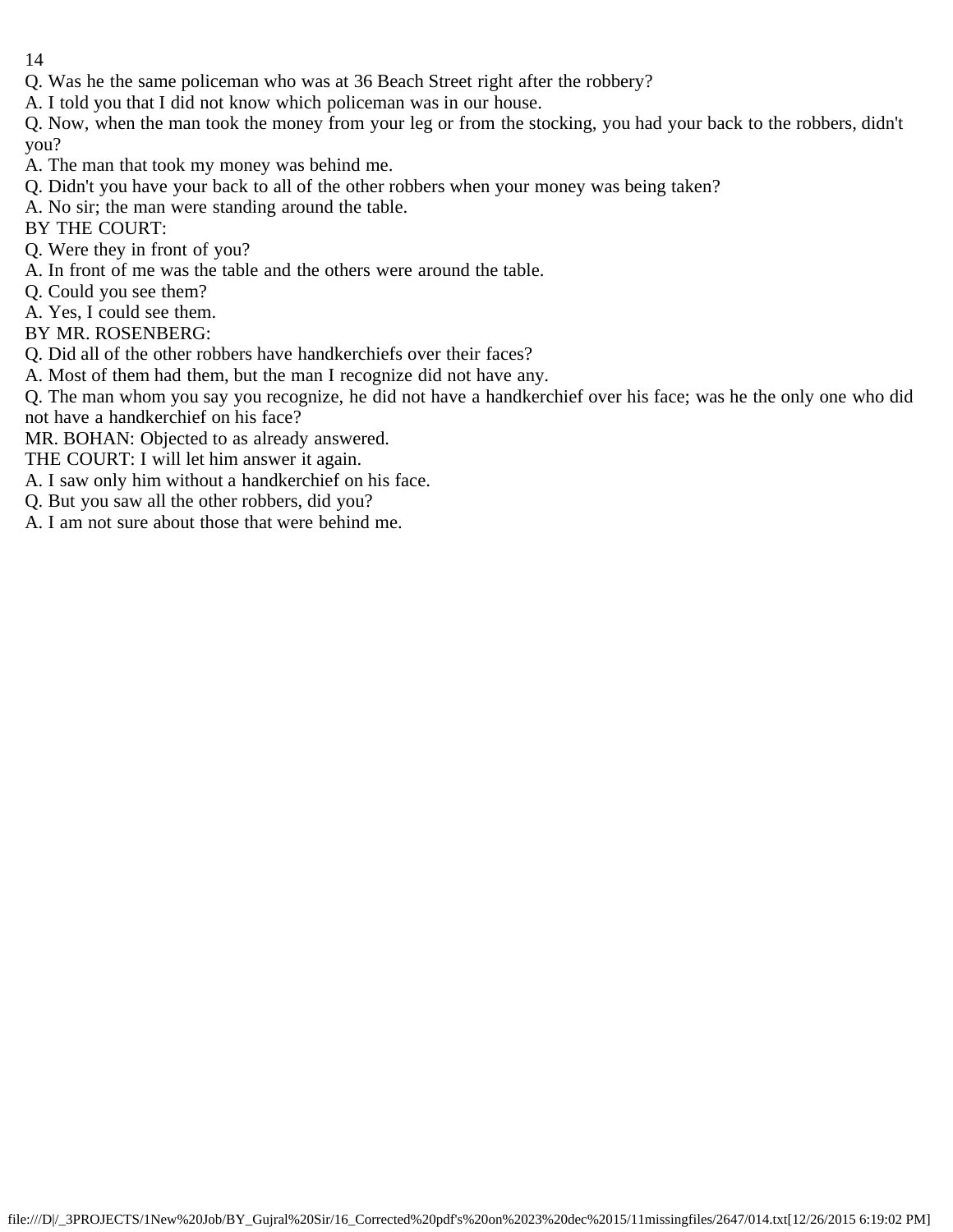Q. Was he the same policeman who was at 36 Beach Street right after the robbery?

A. I told you that I did not know which policeman was in our house.

Q. Now, when the man took the money from your leg or from the stocking, you had your back to the robbers, didn't you?

A. The man that took my money was behind me.

Q. Didn't you have your back to all of the other robbers when your money was being taken?

A. No sir; the man were standing around the table.

BY THE COURT:

Q. Were they in front of you?

A. In front of me was the table and the others were around the table.

Q. Could you see them?

A. Yes, I could see them.

BY MR. ROSENBERG:

Q. Did all of the other robbers have handkerchiefs over their faces?

A. Most of them had them, but the man I recognize did not have any.

Q. The man whom you say you recognize, he did not have a handkerchief over his face; was he the only one who did not have a handkerchief on his face?

MR. BOHAN: Objected to as already answered.

THE COURT: I will let him answer it again.

A. I saw only him without a handkerchief on his face.

Q. But you saw all the other robbers, did you?

A. I am not sure about those that were behind me.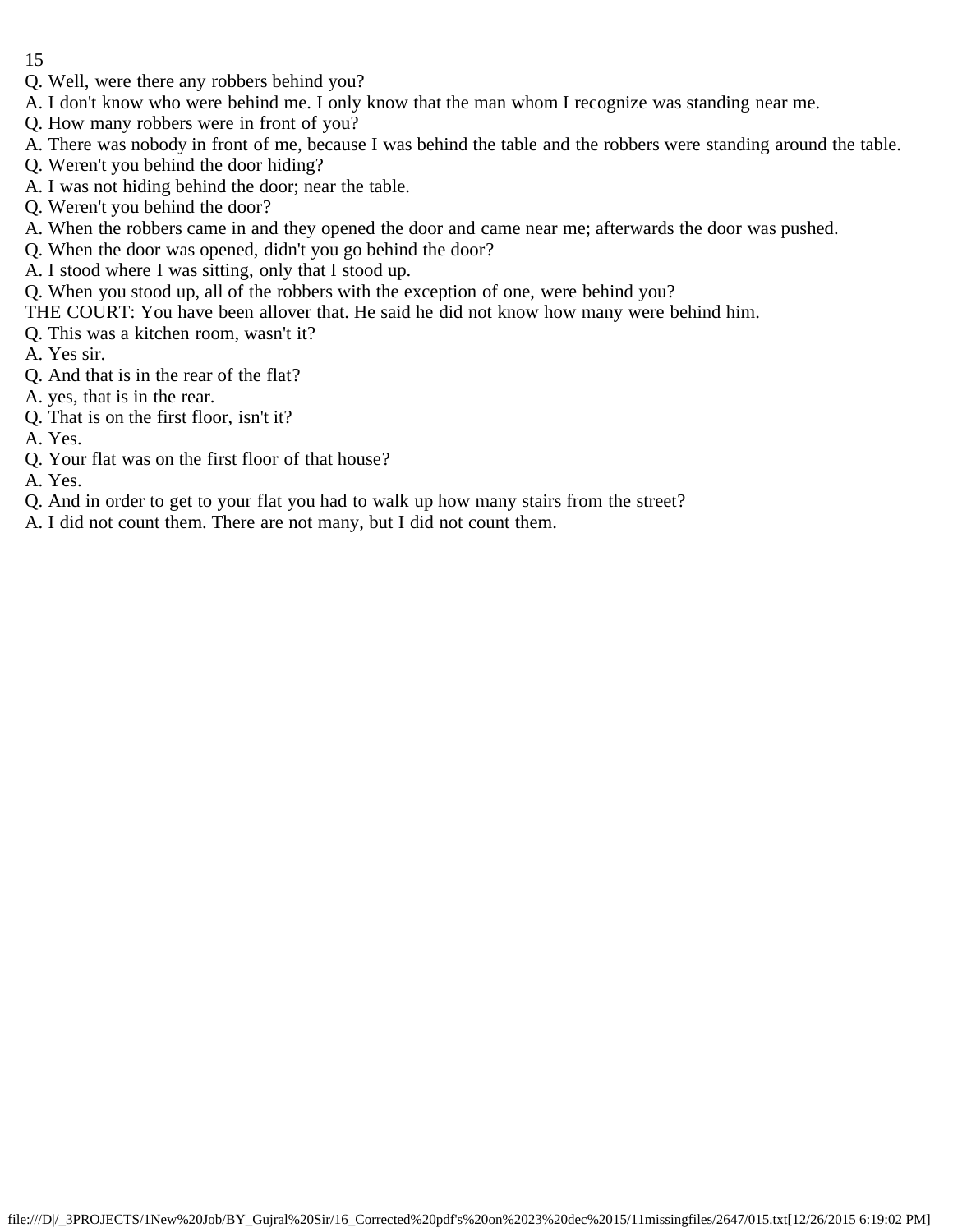Q. Well, were there any robbers behind you?
A. I don't know who were behind me. I only know that the man whom I recognize was standing near me.
Q. How many robbers were in front of you?
A. There was nobody in front of me, because I was behind the table and the robbers were standing around the table.
Q. Weren't you behind the door hiding?
A. I was not hiding behind the door; near the table.
Q. Weren't you behind the door?
A. When the robbers came in and they opened the door and came near me; afterwards the door was pushed.
Q. When the door was opened, didn't you go behind the door?
A. I stood where I was sitting, only that I stood up.
Q. When you stood up, all of the robbers with the exception of one, were behind you?
THE COURT: You have been allover that. He said he did not know how many were behind him.
Q. This was a kitchen room, wasn't it?
A. Yes sir.
Q. And that is in the rear of the flat?
A. yes, that is in the rear.
Q. That is on the first floor, isn't it?
A. Yes.
Q. Your flat was on the first floor of that house?
A. Yes.
Q. And in order to get to your flat you had to walk up how many stairs from the street?
A. I did not count them. There are not many, but I did not count them.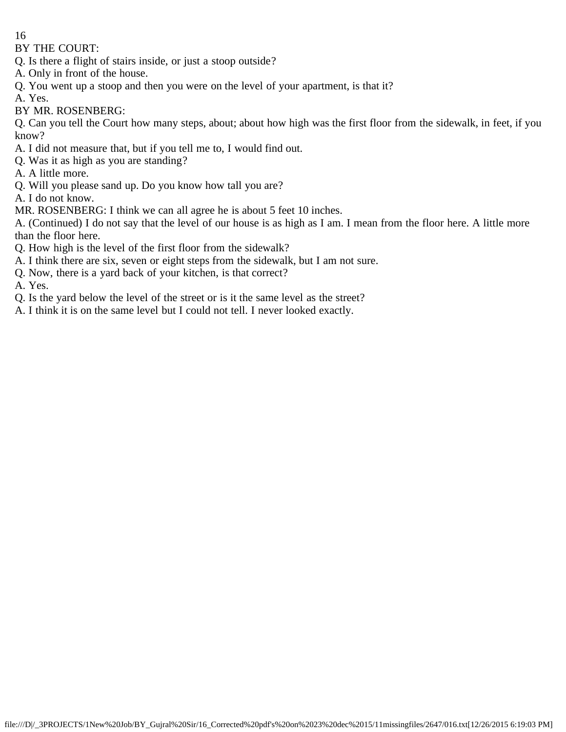BY THE COURT:

Q. Is there a flight of stairs inside, or just a stoop outside?

A. Only in front of the house.

Q. You went up a stoop and then you were on the level of your apartment, is that it?

A. Yes.

BY MR. ROSENBERG:

Q. Can you tell the Court how many steps, about; about how high was the first floor from the sidewalk, in feet, if you know?

A. I did not measure that, but if you tell me to, I would find out.

Q. Was it as high as you are standing?

A. A little more.

Q. Will you please sand up. Do you know how tall you are?

A. I do not know.

MR. ROSENBERG: I think we can all agree he is about 5 feet 10 inches.

A. (Continued) I do not say that the level of our house is as high as I am. I mean from the floor here. A little more than the floor here.

Q. How high is the level of the first floor from the sidewalk?

A. I think there are six, seven or eight steps from the sidewalk, but I am not sure.

Q. Now, there is a yard back of your kitchen, is that correct?

A. Yes.

Q. Is the yard below the level of the street or is it the same level as the street?

A. I think it is on the same level but I could not tell. I never looked exactly.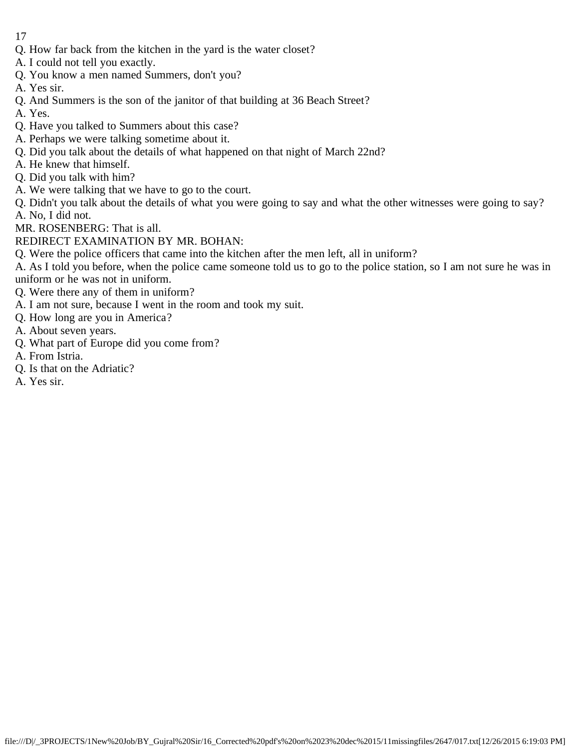Q. How far back from the kitchen in the yard is the water closet?
A. I could not tell you exactly.
Q. You know a men named Summers, don't you?
A. Yes sir.
Q. And Summers is the son of the janitor of that building at 36 Beach Street?
A. Yes.
Q. Have you talked to Summers about this case?
A. Perhaps we were talking sometime about it.
Q. Did you talk about the details of what happened on that night of March 22nd?
A. He knew that himself.
Q. Did you talk with him?
A. We were talking that we have to go to the court.
Q. Didn't you talk about the details of what you were going to say and what the other witnesses were going to say?
A. No, I did not.
MR. ROSENBERG: That is all.
REDIRECT EXAMINATION BY MR. BOHAN:
Q. Were the police officers that came into the kitchen after the men left, all in uniform?
A. As I told you before, when the police came someone told us to go to the police station, so I am not sure he was in uniform or he was not in uniform.
Q. Were there any of them in uniform?
A. I am not sure, because I went in the room and took my suit.
Q. How long are you in America?
A. About seven years.
Q. What part of Europe did you come from?
A. From Istria.
Q. Is that on the Adriatic?
A. Yes sir.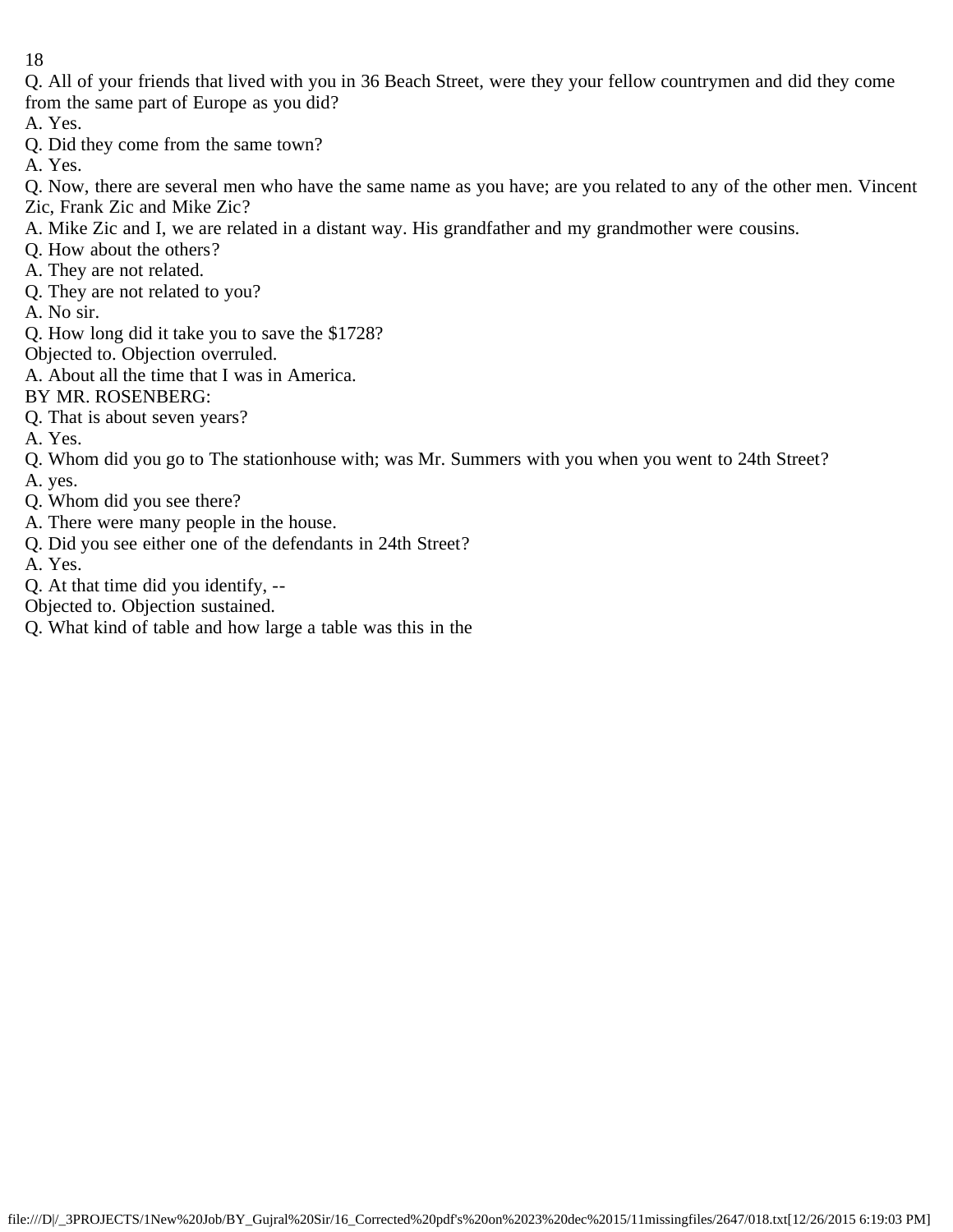Q. All of your friends that lived with you in 36 Beach Street, were they your fellow countrymen and did they come from the same part of Europe as you did?

A. Yes.

Q. Did they come from the same town?

A. Yes.

Q. Now, there are several men who have the same name as you have; are you related to any of the other men. Vincent Zic, Frank Zic and Mike Zic?

A. Mike Zic and I, we are related in a distant way. His grandfather and my grandmother were cousins.

Q. How about the others?

A. They are not related.

Q. They are not related to you?

A. No sir.

Q. How long did it take you to save the $1728?

Objected to. Objection overruled.

A. About all the time that I was in America.

BY MR. ROSENBERG:

Q. That is about seven years?

A. Yes.

Q. Whom did you go to The stationhouse with; was Mr. Summers with you when you went to 24th Street?

A. yes.

Q. Whom did you see there?

A. There were many people in the house.

Q. Did you see either one of the defendants in 24th Street?

A. Yes.

Q. At that time did you identify, --

Objected to. Objection sustained.

Q. What kind of table and how large a table was this in the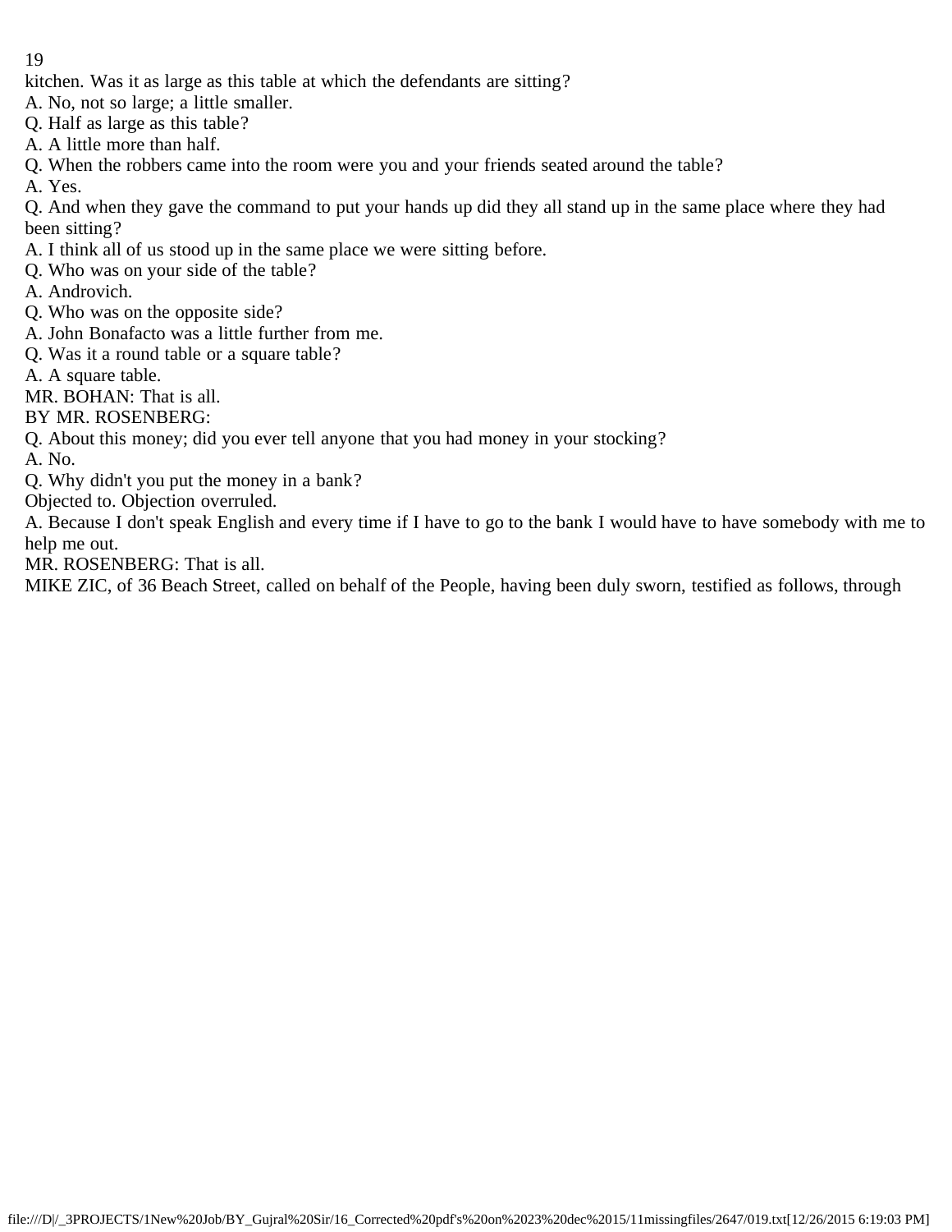kitchen. Was it as large as this table at which the defendants are sitting?

A. No, not so large; a little smaller.

Q. Half as large as this table?

A. A little more than half.

Q. When the robbers came into the room were you and your friends seated around the table?

A. Yes.

Q. And when they gave the command to put your hands up did they all stand up in the same place where they had been sitting?

A. I think all of us stood up in the same place we were sitting before.

Q. Who was on your side of the table?

A. Androvich.

Q. Who was on the opposite side?

A. John Bonafacto was a little further from me.

Q. Was it a round table or a square table?

A. A square table.

MR. BOHAN: That is all.

BY MR. ROSENBERG:

Q. About this money; did you ever tell anyone that you had money in your stocking?

A. No.

Q. Why didn't you put the money in a bank?

Objected to. Objection overruled.

A. Because I don't speak English and every time if I have to go to the bank I would have to have somebody with me to help me out.

MR. ROSENBERG: That is all.

MIKE ZIC, of 36 Beach Street, called on behalf of the People, having been duly sworn, testified as follows, through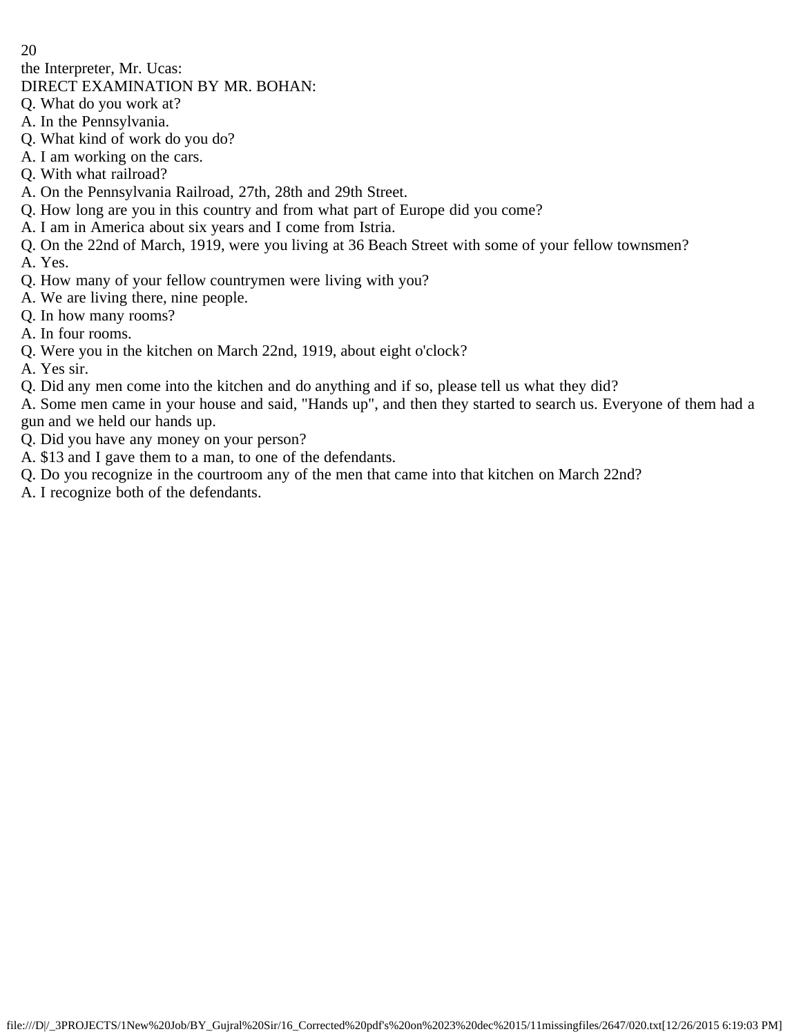the Interpreter, Mr. Ucas:

DIRECT EXAMINATION BY MR. BOHAN:

Q. What do you work at?

A. In the Pennsylvania.

Q. What kind of work do you do?

A. I am working on the cars.

Q. With what railroad?

A. On the Pennsylvania Railroad, 27th, 28th and 29th Street.

Q. How long are you in this country and from what part of Europe did you come?

A. I am in America about six years and I come from Istria.

Q. On the 22nd of March, 1919, were you living at 36 Beach Street with some of your fellow townsmen?

A. Yes.

Q. How many of your fellow countrymen were living with you?

A. We are living there, nine people.

Q. In how many rooms?

A. In four rooms.

Q. Were you in the kitchen on March 22nd, 1919, about eight o'clock?

A. Yes sir.

Q. Did any men come into the kitchen and do anything and if so, please tell us what they did?

A. Some men came in your house and said, "Hands up", and then they started to search us. Everyone of them had a gun and we held our hands up.

Q. Did you have any money on your person?

A. $13 and I gave them to a man, to one of the defendants.

Q. Do you recognize in the courtroom any of the men that came into that kitchen on March 22nd?

A. I recognize both of the defendants.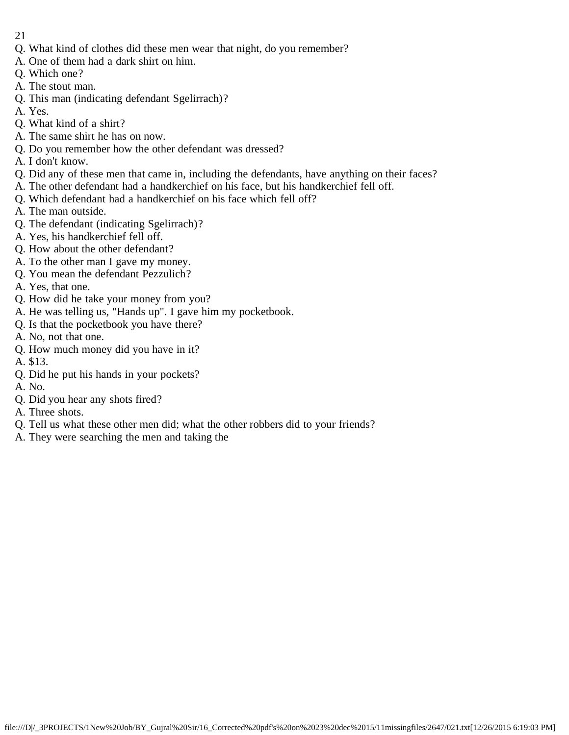Q. What kind of clothes did these men wear that night, do you remember?
A. One of them had a dark shirt on him.
Q. Which one?
A. The stout man.
Q. This man (indicating defendant Sgelirrach)?
A. Yes.
Q. What kind of a shirt?
A. The same shirt he has on now.
Q. Do you remember how the other defendant was dressed?
A. I don't know.
Q. Did any of these men that came in, including the defendants, have anything on their faces?
A. The other defendant had a handkerchief on his face, but his handkerchief fell off.
Q. Which defendant had a handkerchief on his face which fell off?
A. The man outside.
Q. The defendant (indicating Sgelirrach)?
A. Yes, his handkerchief fell off.
Q. How about the other defendant?
A. To the other man I gave my money.
Q. You mean the defendant Pezzulich?
A. Yes, that one.
Q. How did he take your money from you?
A. He was telling us, "Hands up". I gave him my pocketbook.
Q. Is that the pocketbook you have there?
A. No, not that one.
Q. How much money did you have in it?
A. $13.
Q. Did he put his hands in your pockets?
A. No.
Q. Did you hear any shots fired?
A. Three shots.
Q. Tell us what these other men did; what the other robbers did to your friends?
A. They were searching the men and taking the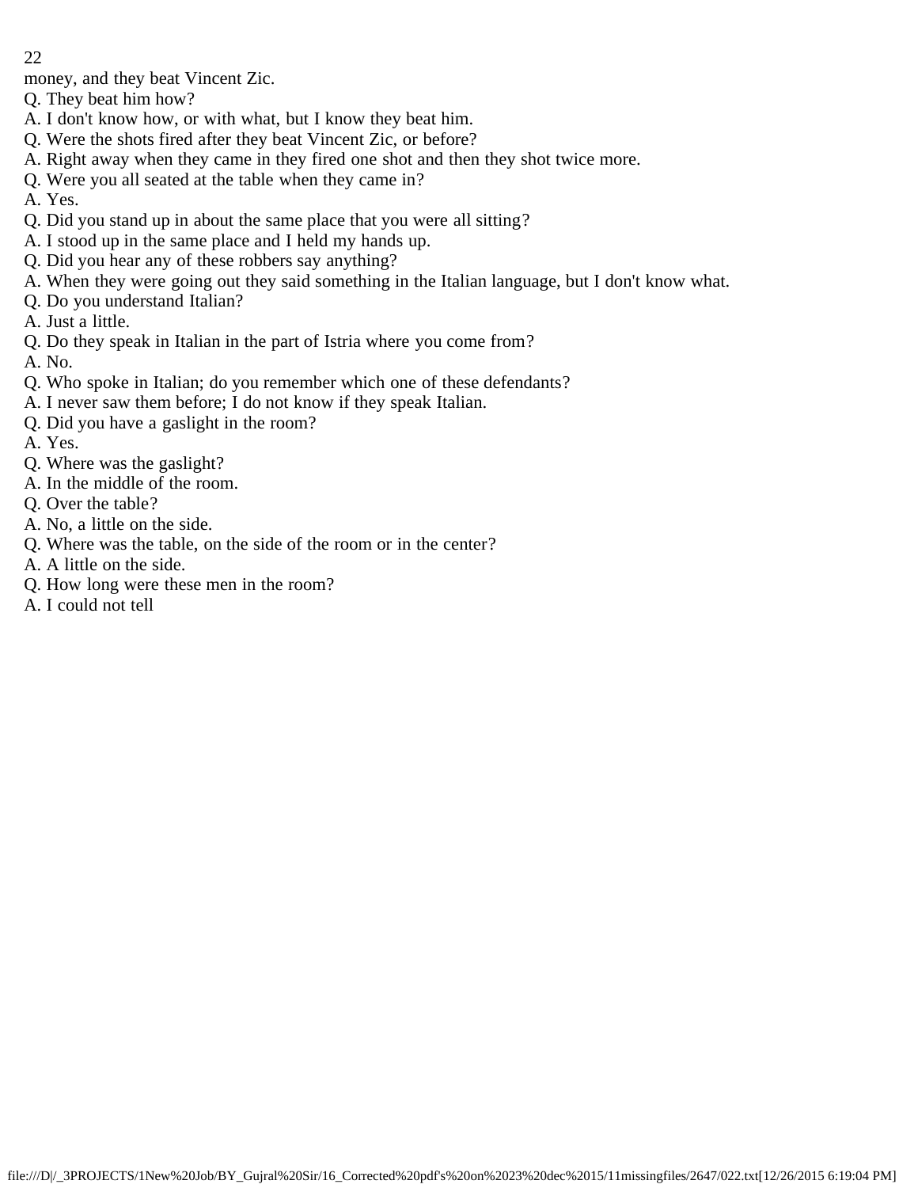money, and they beat Vincent Zic.

Q. They beat him how?

A. I don't know how, or with what, but I know they beat him.

Q. Were the shots fired after they beat Vincent Zic, or before?

A. Right away when they came in they fired one shot and then they shot twice more.

Q. Were you all seated at the table when they came in?

A. Yes.

Q. Did you stand up in about the same place that you were all sitting?

A. I stood up in the same place and I held my hands up.

Q. Did you hear any of these robbers say anything?

A. When they were going out they said something in the Italian language, but I don't know what.

Q. Do you understand Italian?

A. Just a little.

Q. Do they speak in Italian in the part of Istria where you come from?

A. No.

Q. Who spoke in Italian; do you remember which one of these defendants?

A. I never saw them before; I do not know if they speak Italian.

Q. Did you have a gaslight in the room?

A. Yes.

Q. Where was the gaslight?

A. In the middle of the room.

Q. Over the table?

A. No, a little on the side.

Q. Where was the table, on the side of the room or in the center?

A. A little on the side.

Q. How long were these men in the room?

A. I could not tell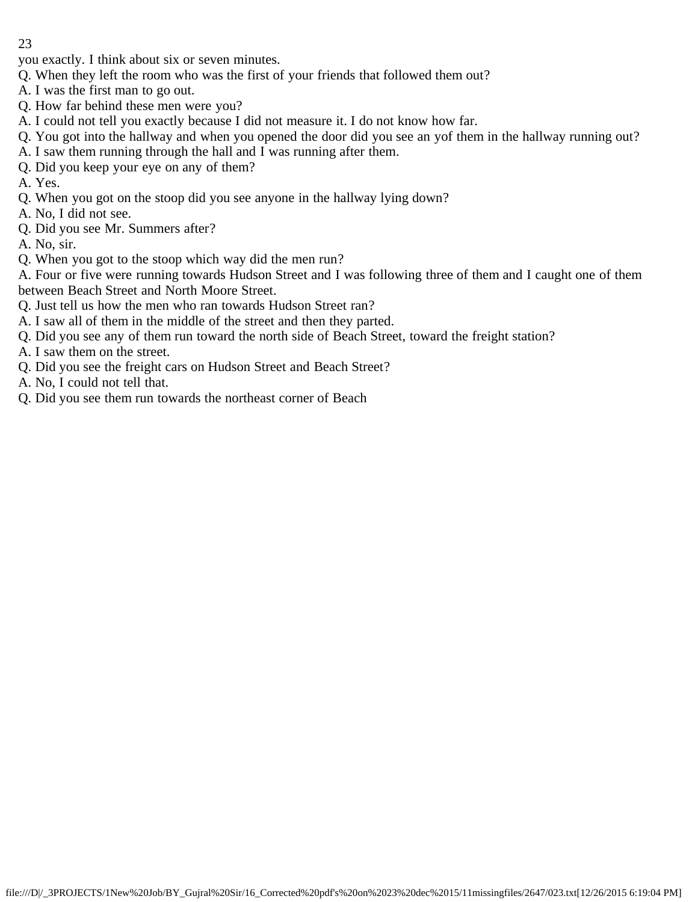you exactly. I think about six or seven minutes.

Q. When they left the room who was the first of your friends that followed them out?

A. I was the first man to go out.

Q. How far behind these men were you?

A. I could not tell you exactly because I did not measure it. I do not know how far.

Q. You got into the hallway and when you opened the door did you see an yof them in the hallway running out?

A. I saw them running through the hall and I was running after them.

Q. Did you keep your eye on any of them?

A. Yes.

Q. When you got on the stoop did you see anyone in the hallway lying down?

A. No, I did not see.

Q. Did you see Mr. Summers after?

A. No, sir.

Q. When you got to the stoop which way did the men run?

A. Four or five were running towards Hudson Street and I was following three of them and I caught one of them between Beach Street and North Moore Street.

Q. Just tell us how the men who ran towards Hudson Street ran?

A. I saw all of them in the middle of the street and then they parted.

Q. Did you see any of them run toward the north side of Beach Street, toward the freight station?

A. I saw them on the street.

Q. Did you see the freight cars on Hudson Street and Beach Street?

A. No, I could not tell that.

Q. Did you see them run towards the northeast corner of Beach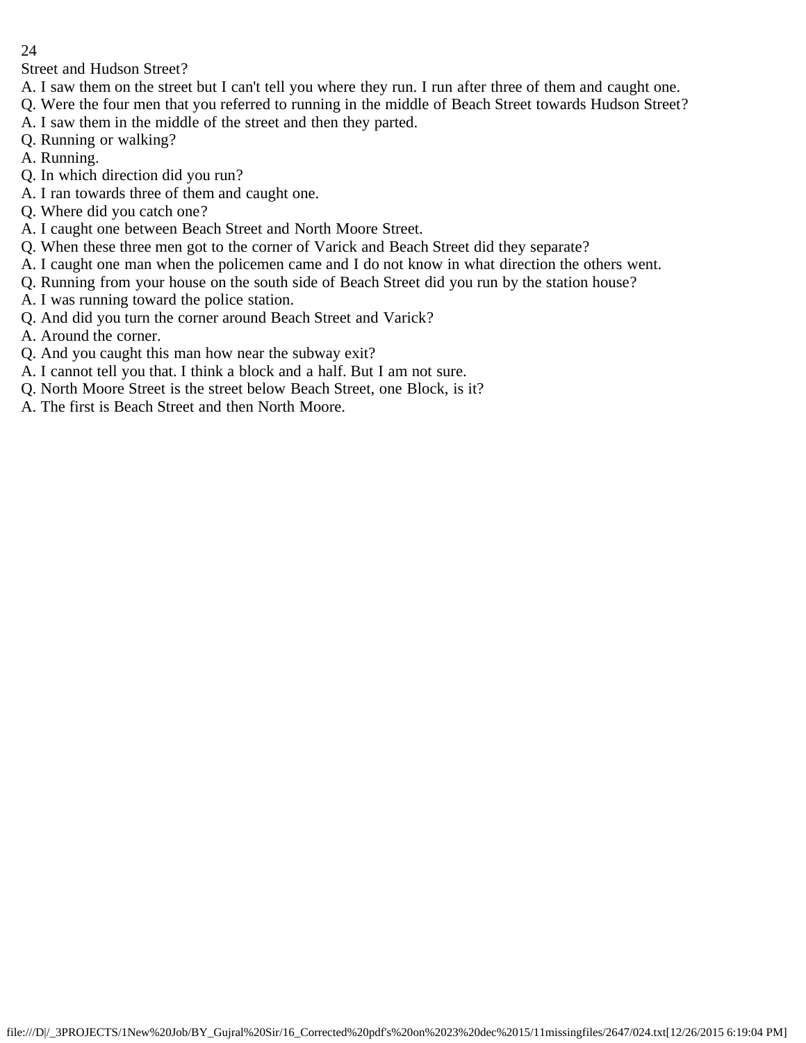Street and Hudson Street?
A. I saw them on the street but I can't tell you where they run. I run after three of them and caught one.
Q. Were the four men that you referred to running in the middle of Beach Street towards Hudson Street?
A. I saw them in the middle of the street and then they parted.
Q. Running or walking?
A. Running.
Q. In which direction did you run?
A. I ran towards three of them and caught one.
Q. Where did you catch one?
A. I caught one between Beach Street and North Moore Street.
Q. When these three men got to the corner of Varick and Beach Street did they separate?
A. I caught one man when the policemen came and I do not know in what direction the others went.
Q. Running from your house on the south side of Beach Street did you run by the station house?
A. I was running toward the police station.
Q. And did you turn the corner around Beach Street and Varick?
A. Around the corner.
Q. And you caught this man how near the subway exit?
A. I cannot tell you that. I think a block and a half. But I am not sure.
Q. North Moore Street is the street below Beach Street, one Block, is it?
A. The first is Beach Street and then North Moore.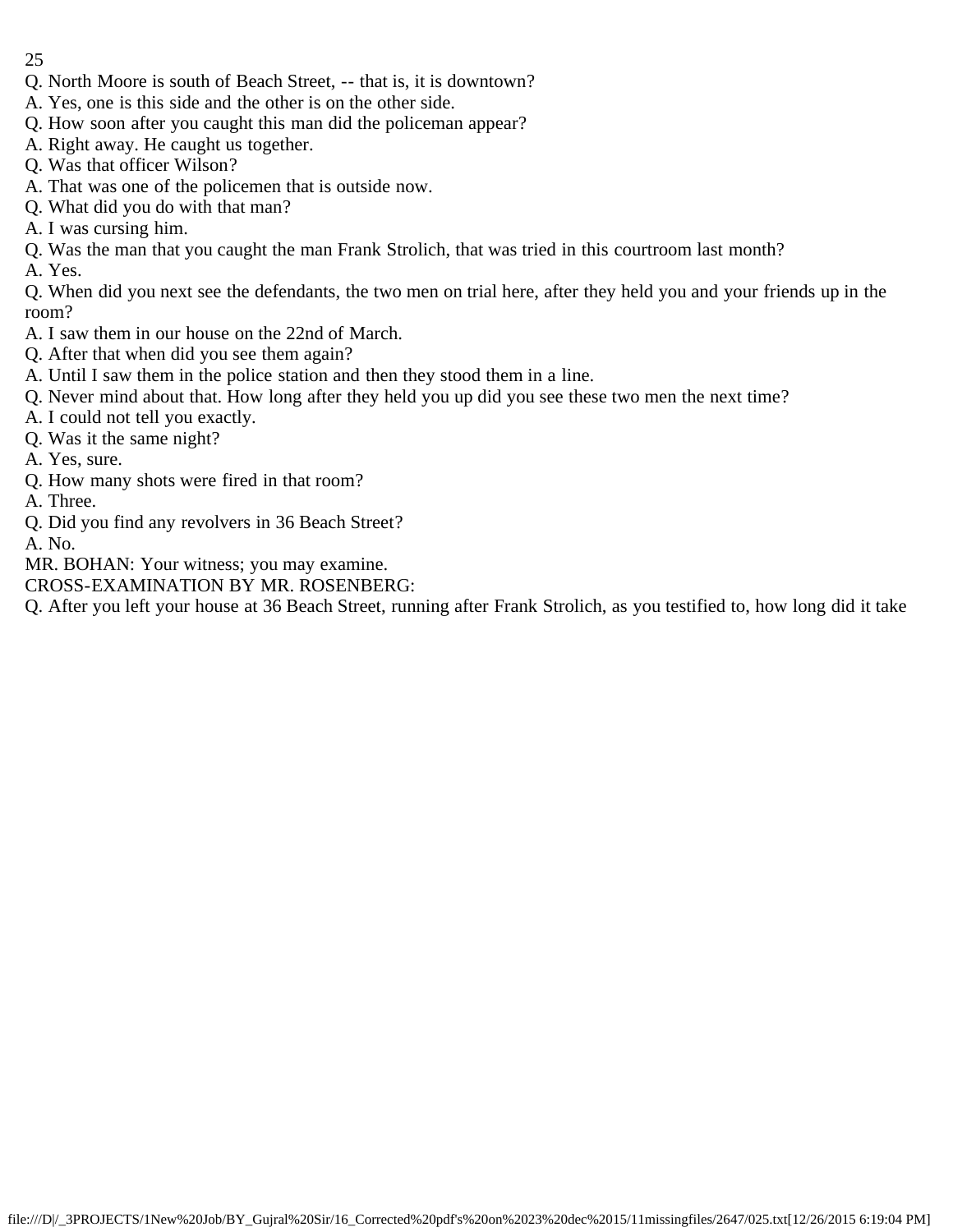Q. North Moore is south of Beach Street, -- that is, it is downtown?

A. Yes, one is this side and the other is on the other side.

Q. How soon after you caught this man did the policeman appear?

A. Right away. He caught us together.

Q. Was that officer Wilson?

A. That was one of the policemen that is outside now.

Q. What did you do with that man?

A. I was cursing him.

Q. Was the man that you caught the man Frank Strolich, that was tried in this courtroom last month?

A. Yes.

Q. When did you next see the defendants, the two men on trial here, after they held you and your friends up in the room?

A. I saw them in our house on the 22nd of March.

Q. After that when did you see them again?

A. Until I saw them in the police station and then they stood them in a line.

Q. Never mind about that. How long after they held you up did you see these two men the next time?

A. I could not tell you exactly.

Q. Was it the same night?

A. Yes, sure.

Q. How many shots were fired in that room?

A. Three.

Q. Did you find any revolvers in 36 Beach Street?

A. No.

MR. BOHAN: Your witness; you may examine.

CROSS-EXAMINATION BY MR. ROSENBERG:

Q. After you left your house at 36 Beach Street, running after Frank Strolich, as you testified to, how long did it take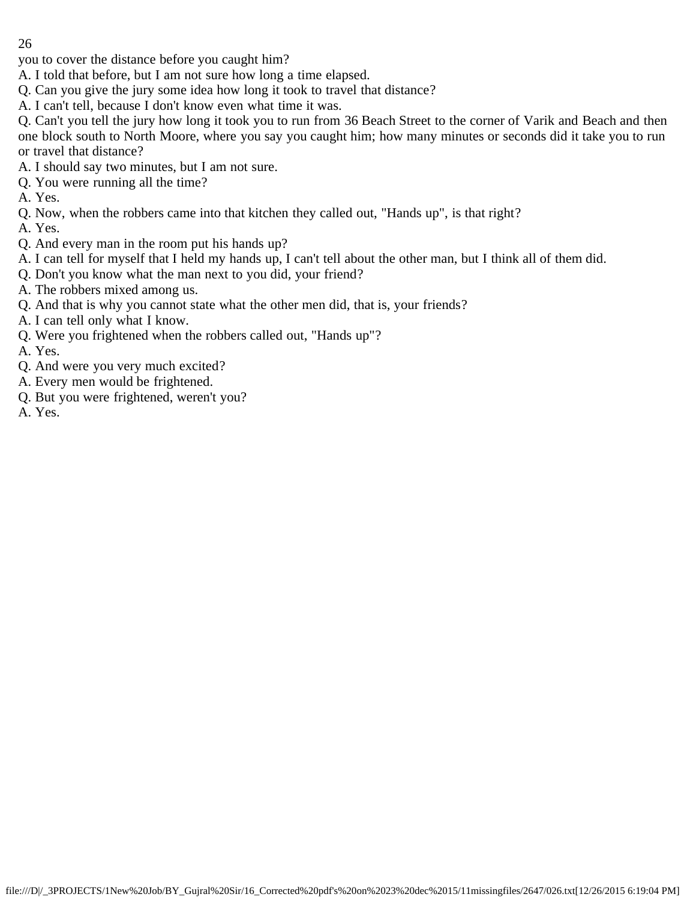you to cover the distance before you caught him?

A. I told that before, but I am not sure how long a time elapsed.

Q. Can you give the jury some idea how long it took to travel that distance?

A. I can't tell, because I don't know even what time it was.

Q. Can't you tell the jury how long it took you to run from 36 Beach Street to the corner of Varik and Beach and then one block south to North Moore, where you say you caught him; how many minutes or seconds did it take you to run or travel that distance?

A. I should say two minutes, but I am not sure.

Q. You were running all the time?

A. Yes.

Q. Now, when the robbers came into that kitchen they called out, "Hands up", is that right?

A. Yes.

Q. And every man in the room put his hands up?

A. I can tell for myself that I held my hands up, I can't tell about the other man, but I think all of them did.

Q. Don't you know what the man next to you did, your friend?

A. The robbers mixed among us.

Q. And that is why you cannot state what the other men did, that is, your friends?

A. I can tell only what I know.

Q. Were you frightened when the robbers called out, "Hands up"?

A. Yes.

Q. And were you very much excited?

A. Every men would be frightened.

Q. But you were frightened, weren't you?

A. Yes.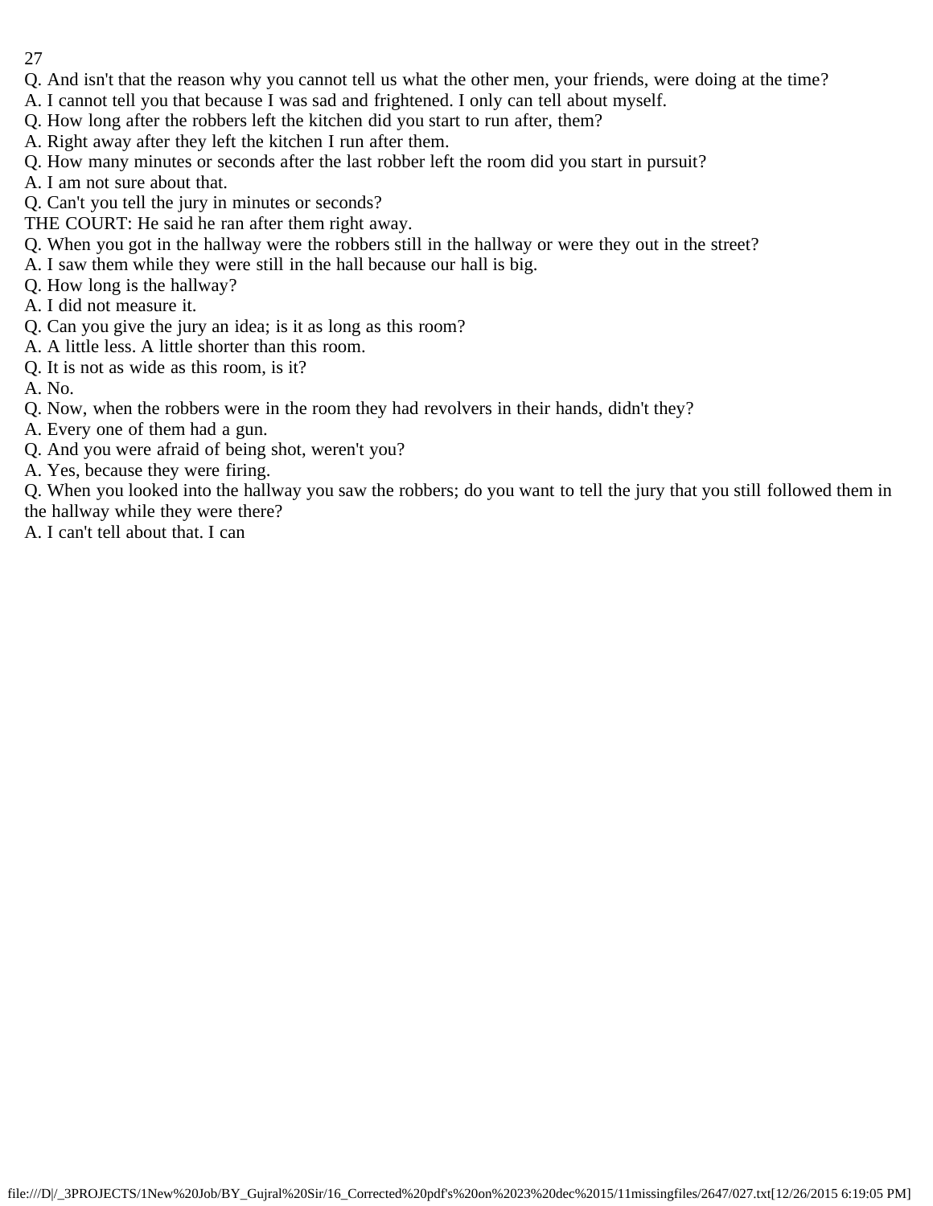Q. And isn't that the reason why you cannot tell us what the other men, your friends, were doing at the time?
A. I cannot tell you that because I was sad and frightened. I only can tell about myself.
Q. How long after the robbers left the kitchen did you start to run after, them?
A. Right away after they left the kitchen I run after them.
Q. How many minutes or seconds after the last robber left the room did you start in pursuit?
A. I am not sure about that.
Q. Can't you tell the jury in minutes or seconds?
THE COURT: He said he ran after them right away.
Q. When you got in the hallway were the robbers still in the hallway or were they out in the street?
A. I saw them while they were still in the hall because our hall is big.
Q. How long is the hallway?
A. I did not measure it.
Q. Can you give the jury an idea; is it as long as this room?
A. A little less. A little shorter than this room.
Q. It is not as wide as this room, is it?
A. No.
Q. Now, when the robbers were in the room they had revolvers in their hands, didn't they?
A. Every one of them had a gun.
Q. And you were afraid of being shot, weren't you?
A. Yes, because they were firing.
Q. When you looked into the hallway you saw the robbers; do you want to tell the jury that you still followed them in the hallway while they were there?
A. I can't tell about that. I can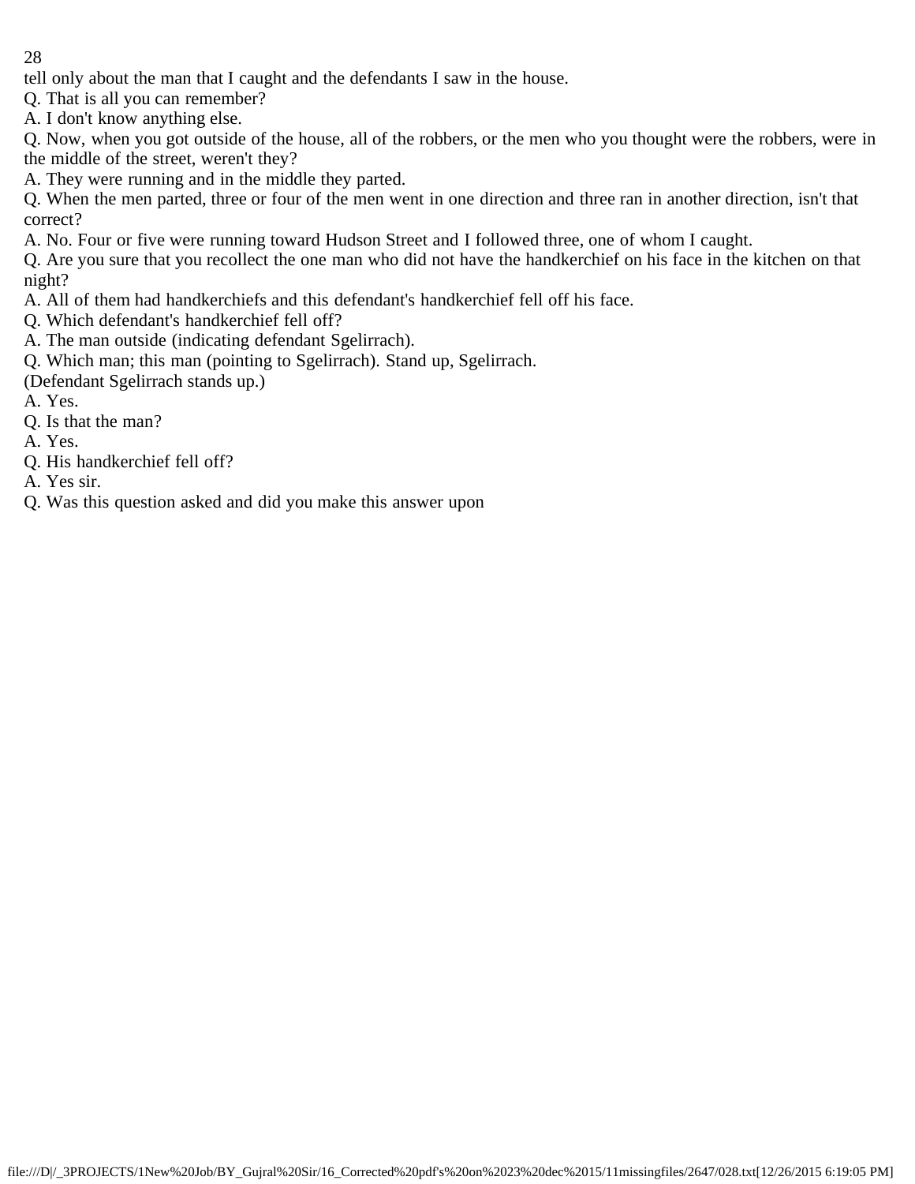tell only about the man that I caught and the defendants I saw in the house.

Q. That is all you can remember?

A. I don't know anything else.

Q. Now, when you got outside of the house, all of the robbers, or the men who you thought were the robbers, were in the middle of the street, weren't they?

A. They were running and in the middle they parted.

Q. When the men parted, three or four of the men went in one direction and three ran in another direction, isn't that correct?

A. No. Four or five were running toward Hudson Street and I followed three, one of whom I caught.

Q. Are you sure that you recollect the one man who did not have the handkerchief on his face in the kitchen on that night?

A. All of them had handkerchiefs and this defendant's handkerchief fell off his face.

Q. Which defendant's handkerchief fell off?

A. The man outside (indicating defendant Sgelirrach).

Q. Which man; this man (pointing to Sgelirrach). Stand up, Sgelirrach.

(Defendant Sgelirrach stands up.)

A. Yes.

Q. Is that the man?

A. Yes.

Q. His handkerchief fell off?

A. Yes sir.

Q. Was this question asked and did you make this answer upon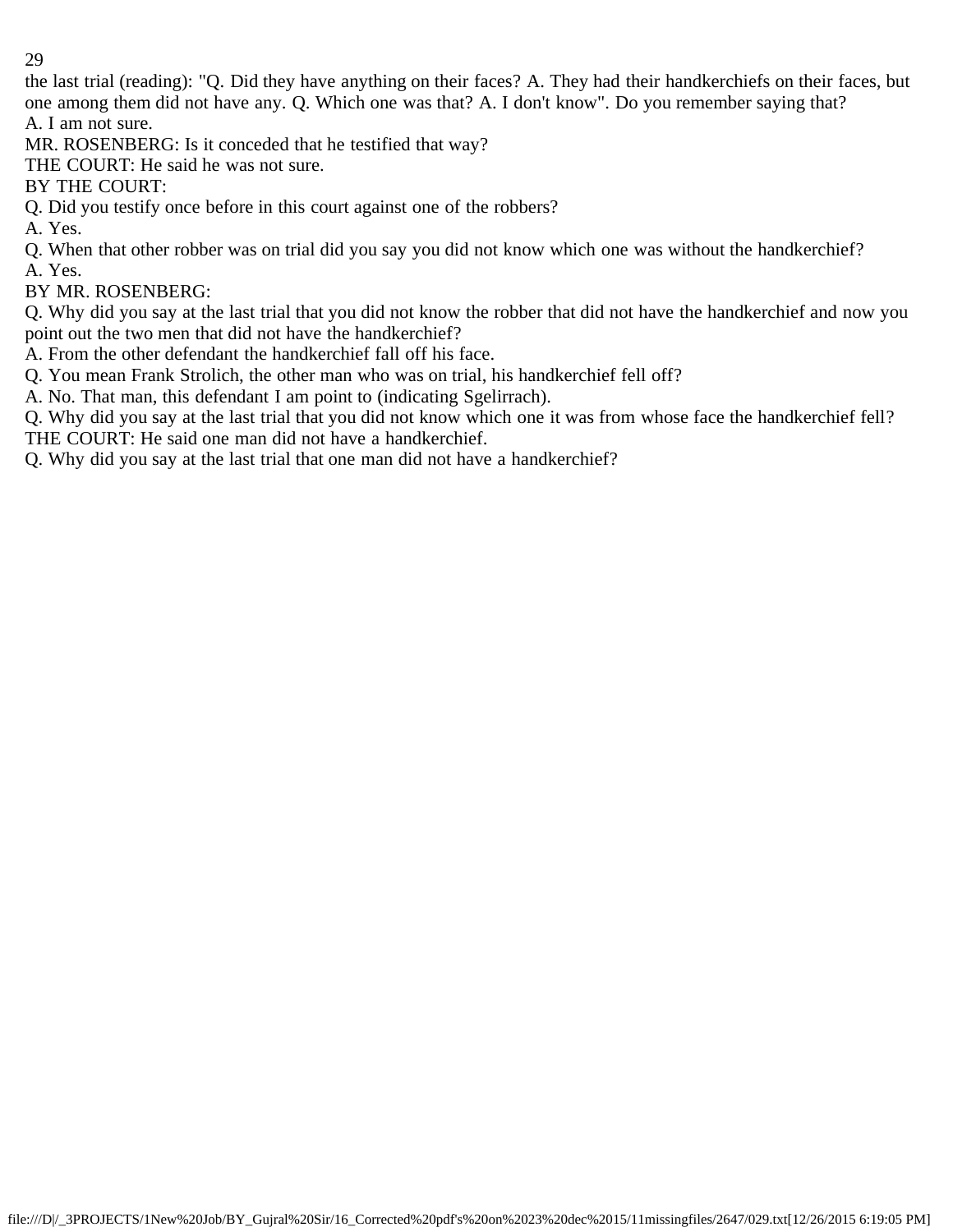the last trial (reading): "Q. Did they have anything on their faces? A. They had their handkerchiefs on their faces, but one among them did not have any. Q. Which one was that? A. I don't know". Do you remember saying that?

A. I am not sure.

MR. ROSENBERG: Is it conceded that he testified that way?

THE COURT: He said he was not sure.

BY THE COURT:

Q. Did you testify once before in this court against one of the robbers?

A. Yes.

Q. When that other robber was on trial did you say you did not know which one was without the handkerchief?

A. Yes.

BY MR. ROSENBERG:

Q. Why did you say at the last trial that you did not know the robber that did not have the handkerchief and now you point out the two men that did not have the handkerchief?

A. From the other defendant the handkerchief fall off his face.

Q. You mean Frank Strolich, the other man who was on trial, his handkerchief fell off?

A. No. That man, this defendant I am point to (indicating Sgelirrach).

Q. Why did you say at the last trial that you did not know which one it was from whose face the handkerchief fell?

THE COURT: He said one man did not have a handkerchief.

Q. Why did you say at the last trial that one man did not have a handkerchief?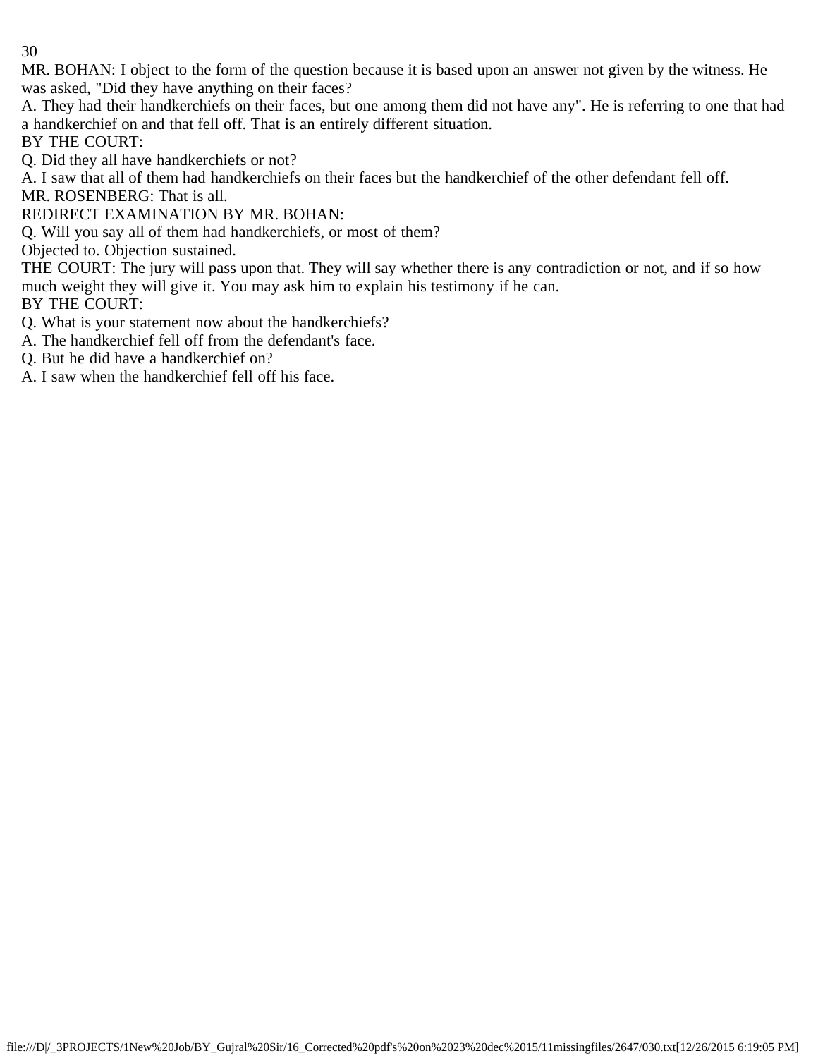MR. BOHAN: I object to the form of the question because it is based upon an answer not given by the witness. He was asked, "Did they have anything on their faces?

A. They had their handkerchiefs on their faces, but one among them did not have any". He is referring to one that had a handkerchief on and that fell off. That is an entirely different situation.

BY THE COURT:

Q. Did they all have handkerchiefs or not?

A. I saw that all of them had handkerchiefs on their faces but the handkerchief of the other defendant fell off.

MR. ROSENBERG: That is all.

REDIRECT EXAMINATION BY MR. BOHAN:

Q. Will you say all of them had handkerchiefs, or most of them?

Objected to. Objection sustained.

THE COURT: The jury will pass upon that. They will say whether there is any contradiction or not, and if so how much weight they will give it. You may ask him to explain his testimony if he can.

BY THE COURT:

Q. What is your statement now about the handkerchiefs?

A. The handkerchief fell off from the defendant's face.

Q. But he did have a handkerchief on?

A. I saw when the handkerchief fell off his face.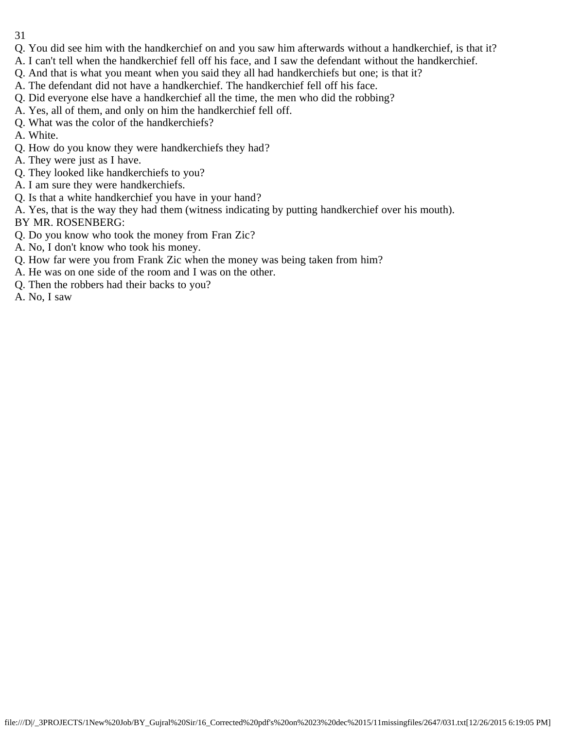Q. You did see him with the handkerchief on and you saw him afterwards without a handkerchief, is that it?
A. I can't tell when the handkerchief fell off his face, and I saw the defendant without the handkerchief.
Q. And that is what you meant when you said they all had handkerchiefs but one; is that it?
A. The defendant did not have a handkerchief. The handkerchief fell off his face.
Q. Did everyone else have a handkerchief all the time, the men who did the robbing?
A. Yes, all of them, and only on him the handkerchief fell off.
Q. What was the color of the handkerchiefs?
A. White.
Q. How do you know they were handkerchiefs they had?
A. They were just as I have.
Q. They looked like handkerchiefs to you?
A. I am sure they were handkerchiefs.
Q. Is that a white handkerchief you have in your hand?
A. Yes, that is the way they had them (witness indicating by putting handkerchief over his mouth).
BY MR. ROSENBERG:
Q. Do you know who took the money from Fran Zic?
A. No, I don't know who took his money.
Q. How far were you from Frank Zic when the money was being taken from him?
A. He was on one side of the room and I was on the other.
Q. Then the robbers had their backs to you?
A. No, I saw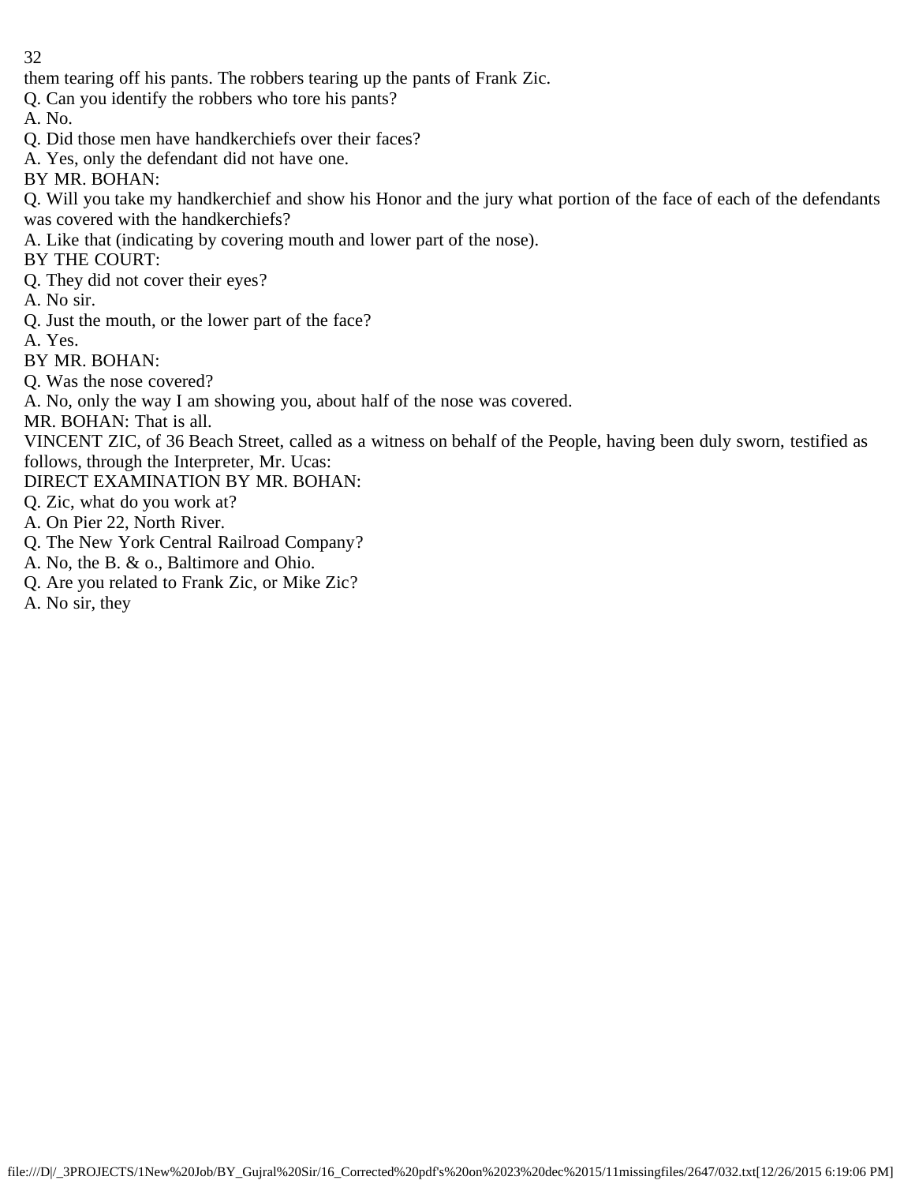them tearing off his pants. The robbers tearing up the pants of Frank Zic.

Q. Can you identify the robbers who tore his pants?

A. No.

Q. Did those men have handkerchiefs over their faces?

A. Yes, only the defendant did not have one.

BY MR. BOHAN:

Q. Will you take my handkerchief and show his Honor and the jury what portion of the face of each of the defendants was covered with the handkerchiefs?

A. Like that (indicating by covering mouth and lower part of the nose).

BY THE COURT:

Q. They did not cover their eyes?

A. No sir.

Q. Just the mouth, or the lower part of the face?

A. Yes.

BY MR. BOHAN:

Q. Was the nose covered?

A. No, only the way I am showing you, about half of the nose was covered.

MR. BOHAN: That is all.

VINCENT ZIC, of 36 Beach Street, called as a witness on behalf of the People, having been duly sworn, testified as follows, through the Interpreter, Mr. Ucas:

DIRECT EXAMINATION BY MR. BOHAN:

Q. Zic, what do you work at?

A. On Pier 22, North River.

Q. The New York Central Railroad Company?

A. No, the B. & o., Baltimore and Ohio.

Q. Are you related to Frank Zic, or Mike Zic?

A. No sir, they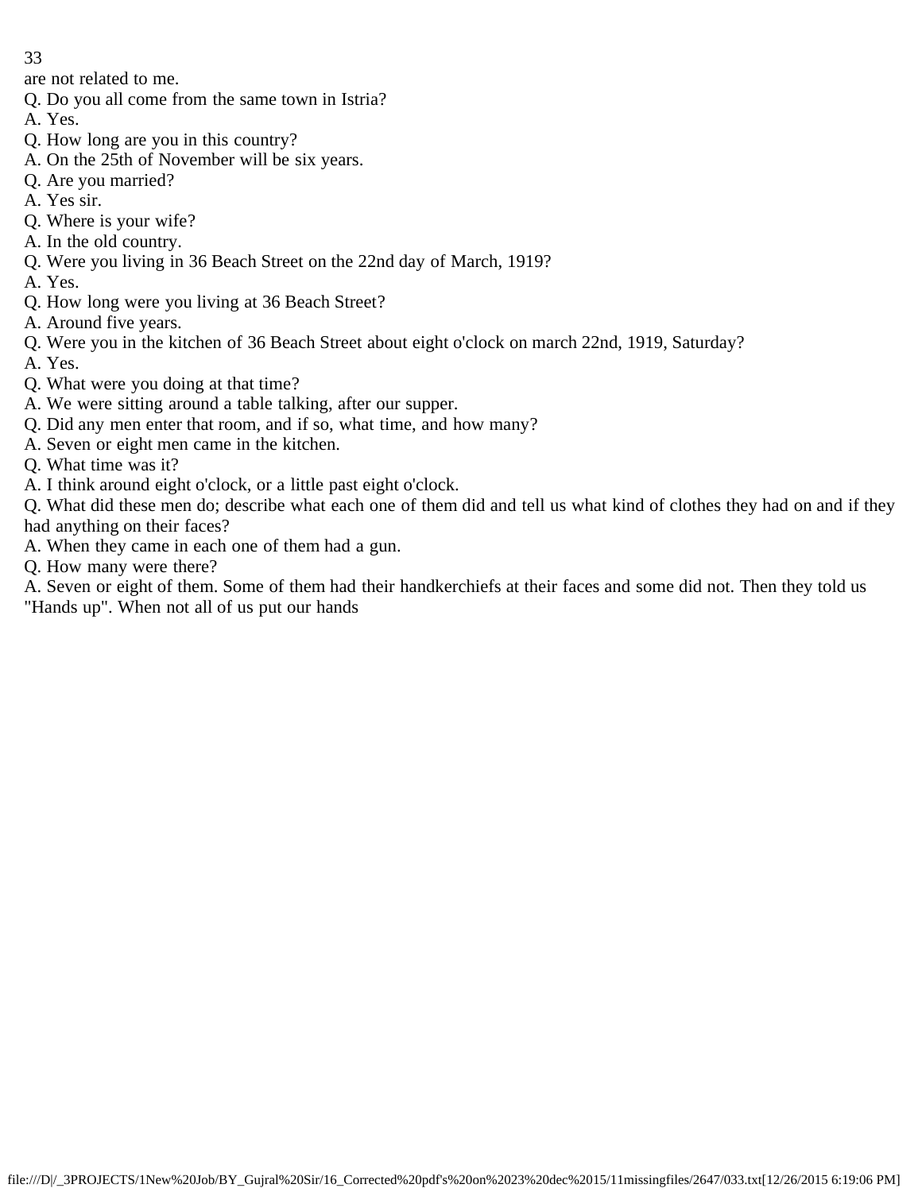are not related to me.

Q. Do you all come from the same town in Istria?

A. Yes.

Q. How long are you in this country?

A. On the 25th of November will be six years.

Q. Are you married?

A. Yes sir.

Q. Where is your wife?

A. In the old country.

Q. Were you living in 36 Beach Street on the 22nd day of March, 1919?

A. Yes.

Q. How long were you living at 36 Beach Street?

A. Around five years.

Q. Were you in the kitchen of 36 Beach Street about eight o'clock on march 22nd, 1919, Saturday?

A. Yes.

Q. What were you doing at that time?

A. We were sitting around a table talking, after our supper.

Q. Did any men enter that room, and if so, what time, and how many?

A. Seven or eight men came in the kitchen.

Q. What time was it?

A. I think around eight o'clock, or a little past eight o'clock.

Q. What did these men do; describe what each one of them did and tell us what kind of clothes they had on and if they had anything on their faces?

A. When they came in each one of them had a gun.

Q. How many were there?

A. Seven or eight of them. Some of them had their handkerchiefs at their faces and some did not. Then they told us "Hands up". When not all of us put our hands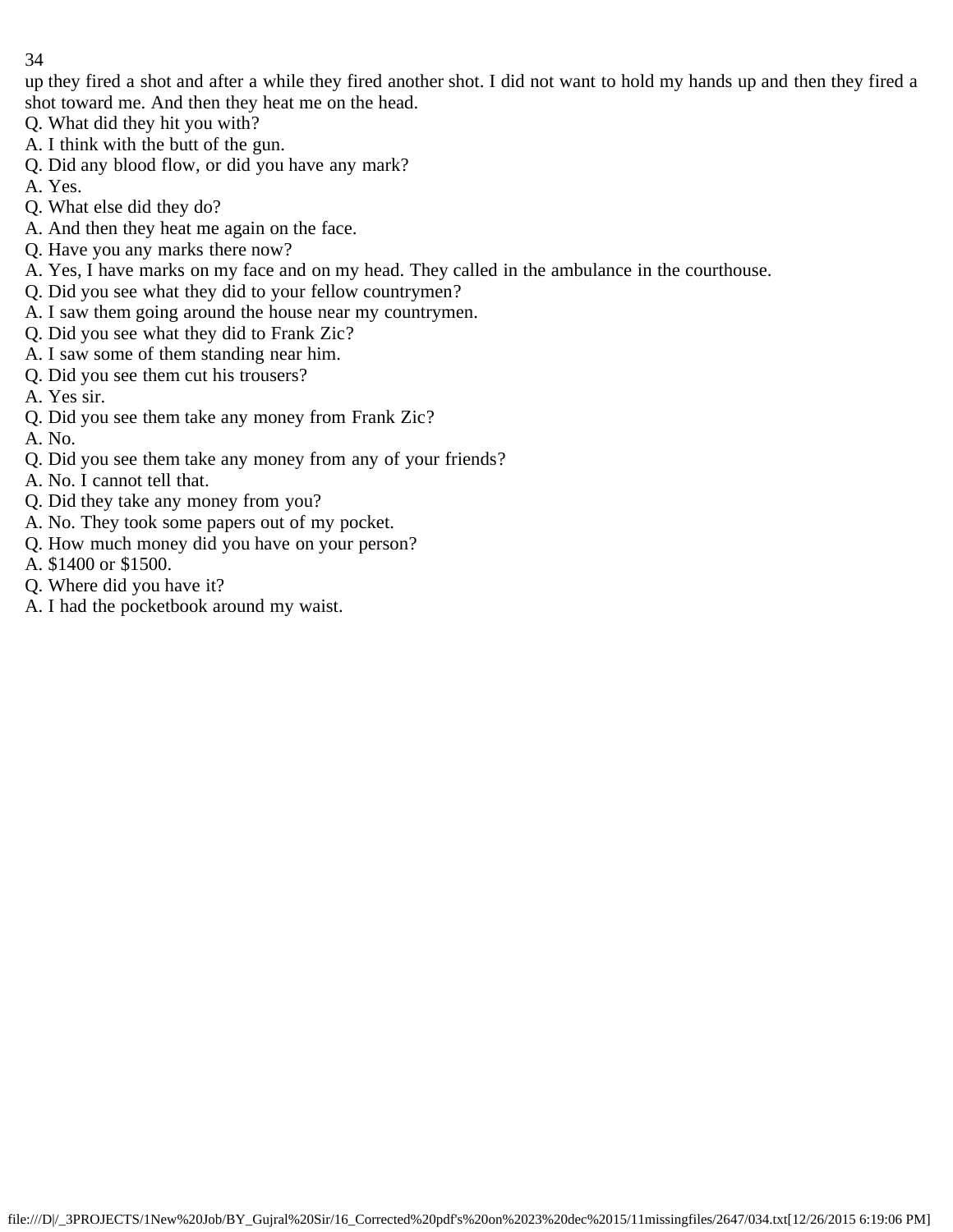up they fired a shot and after a while they fired another shot. I did not want to hold my hands up and then they fired a shot toward me. And then they heat me on the head.

Q. What did they hit you with?

A. I think with the butt of the gun.

Q. Did any blood flow, or did you have any mark?

A. Yes.

Q. What else did they do?

A. And then they heat me again on the face.

Q. Have you any marks there now?

A. Yes, I have marks on my face and on my head. They called in the ambulance in the courthouse.

Q. Did you see what they did to your fellow countrymen?

A. I saw them going around the house near my countrymen.

Q. Did you see what they did to Frank Zic?

A. I saw some of them standing near him.

Q. Did you see them cut his trousers?

A. Yes sir.

Q. Did you see them take any money from Frank Zic?

A. No.

Q. Did you see them take any money from any of your friends?

A. No. I cannot tell that.

Q. Did they take any money from you?

A. No. They took some papers out of my pocket.

Q. How much money did you have on your person?

A. $1400 or $1500.

Q. Where did you have it?

A. I had the pocketbook around my waist.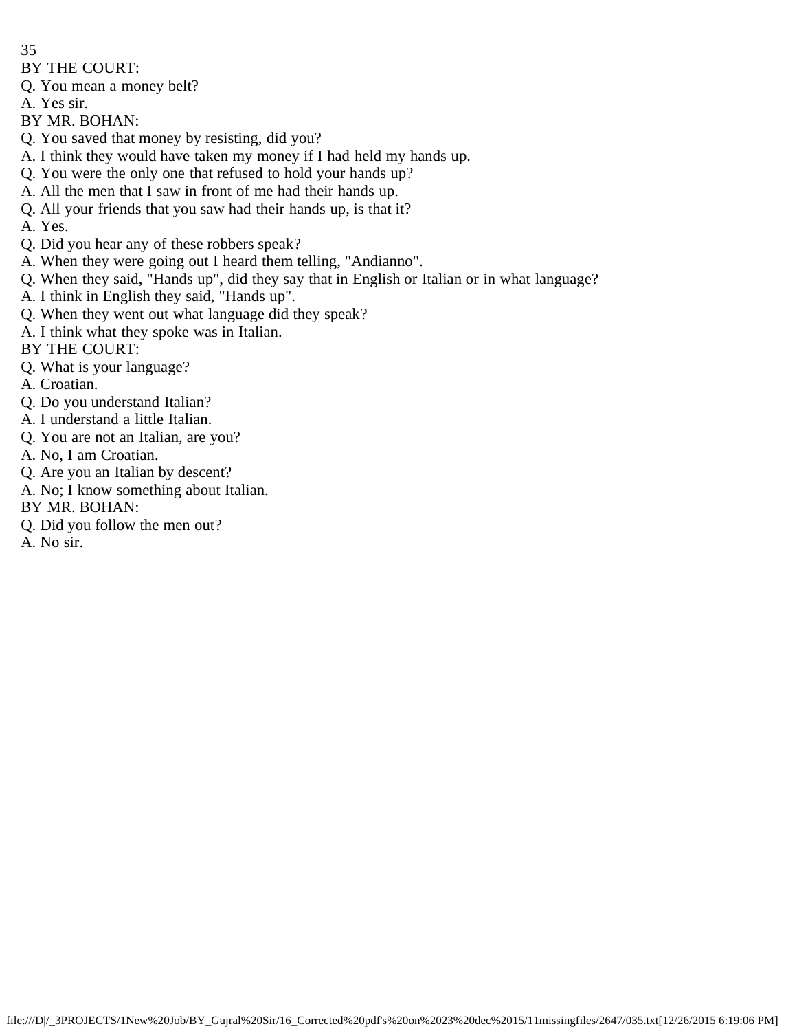BY THE COURT:

Q. You mean a money belt?

A. Yes sir.

BY MR. BOHAN:

Q. You saved that money by resisting, did you?

A. I think they would have taken my money if I had held my hands up.

Q. You were the only one that refused to hold your hands up?

A. All the men that I saw in front of me had their hands up.

Q. All your friends that you saw had their hands up, is that it?

A. Yes.

Q. Did you hear any of these robbers speak?

A. When they were going out I heard them telling, "Andianno".

Q. When they said, "Hands up", did they say that in English or Italian or in what language?

A. I think in English they said, "Hands up".

Q. When they went out what language did they speak?

A. I think what they spoke was in Italian.

BY THE COURT:

Q. What is your language?

A. Croatian.

Q. Do you understand Italian?

A. I understand a little Italian.

Q. You are not an Italian, are you?

A. No, I am Croatian.

Q. Are you an Italian by descent?

A. No; I know something about Italian.

BY MR. BOHAN:

Q. Did you follow the men out?

A. No sir.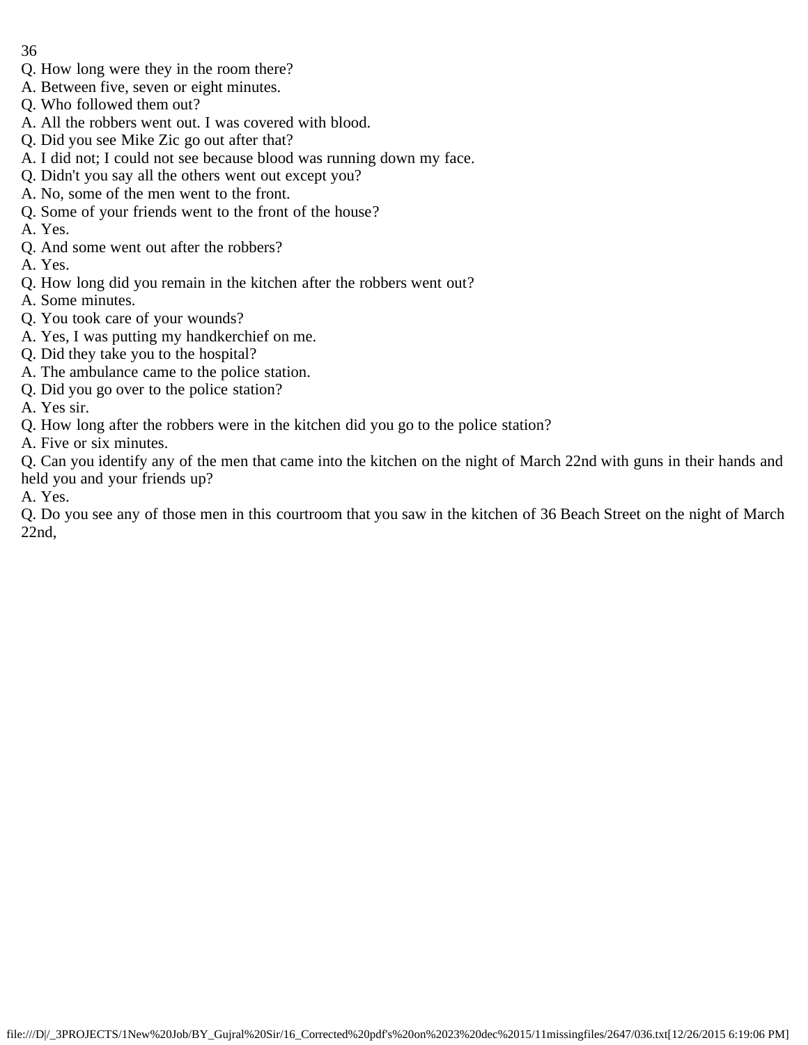Q. How long were they in the room there?
A. Between five, seven or eight minutes.
Q. Who followed them out?
A. All the robbers went out. I was covered with blood.
Q. Did you see Mike Zic go out after that?
A. I did not; I could not see because blood was running down my face.
Q. Didn't you say all the others went out except you?
A. No, some of the men went to the front.
Q. Some of your friends went to the front of the house?
A. Yes.
Q. And some went out after the robbers?
A. Yes.
Q. How long did you remain in the kitchen after the robbers went out?
A. Some minutes.
Q. You took care of your wounds?
A. Yes, I was putting my handkerchief on me.
Q. Did they take you to the hospital?
A. The ambulance came to the police station.
Q. Did you go over to the police station?
A. Yes sir.
Q. How long after the robbers were in the kitchen did you go to the police station?
A. Five or six minutes.
Q. Can you identify any of the men that came into the kitchen on the night of March 22nd with guns in their hands and held you and your friends up?
A. Yes.
Q. Do you see any of those men in this courtroom that you saw in the kitchen of 36 Beach Street on the night of March 22nd,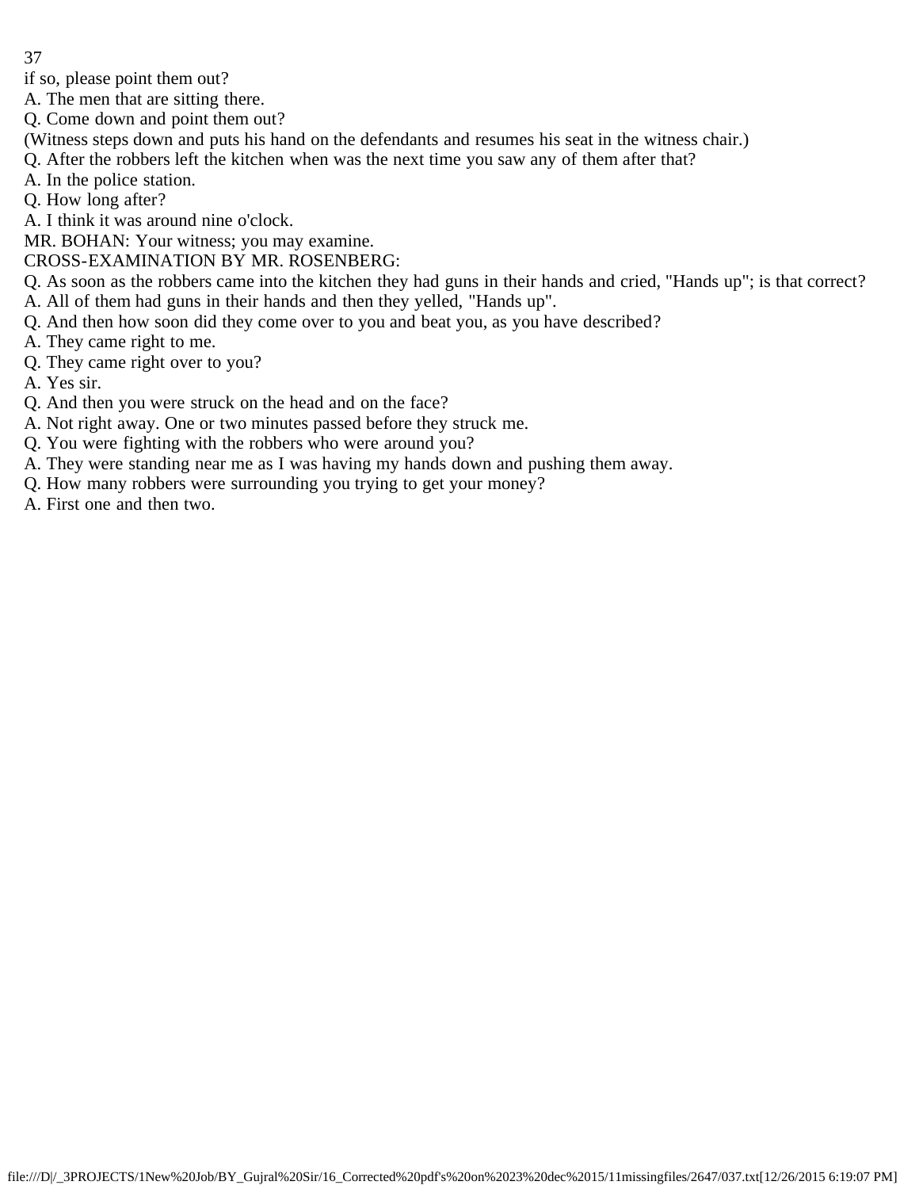if so, please point them out?

A. The men that are sitting there.

Q. Come down and point them out?

(Witness steps down and puts his hand on the defendants and resumes his seat in the witness chair.)

Q. After the robbers left the kitchen when was the next time you saw any of them after that?

A. In the police station.

Q. How long after?

A. I think it was around nine o'clock.

MR. BOHAN: Your witness; you may examine.

CROSS-EXAMINATION BY MR. ROSENBERG:

Q. As soon as the robbers came into the kitchen they had guns in their hands and cried, "Hands up"; is that correct?

A. All of them had guns in their hands and then they yelled, "Hands up".

Q. And then how soon did they come over to you and beat you, as you have described?

A. They came right to me.

Q. They came right over to you?

A. Yes sir.

Q. And then you were struck on the head and on the face?

A. Not right away. One or two minutes passed before they struck me.

Q. You were fighting with the robbers who were around you?

A. They were standing near me as I was having my hands down and pushing them away.

Q. How many robbers were surrounding you trying to get your money?

A. First one and then two.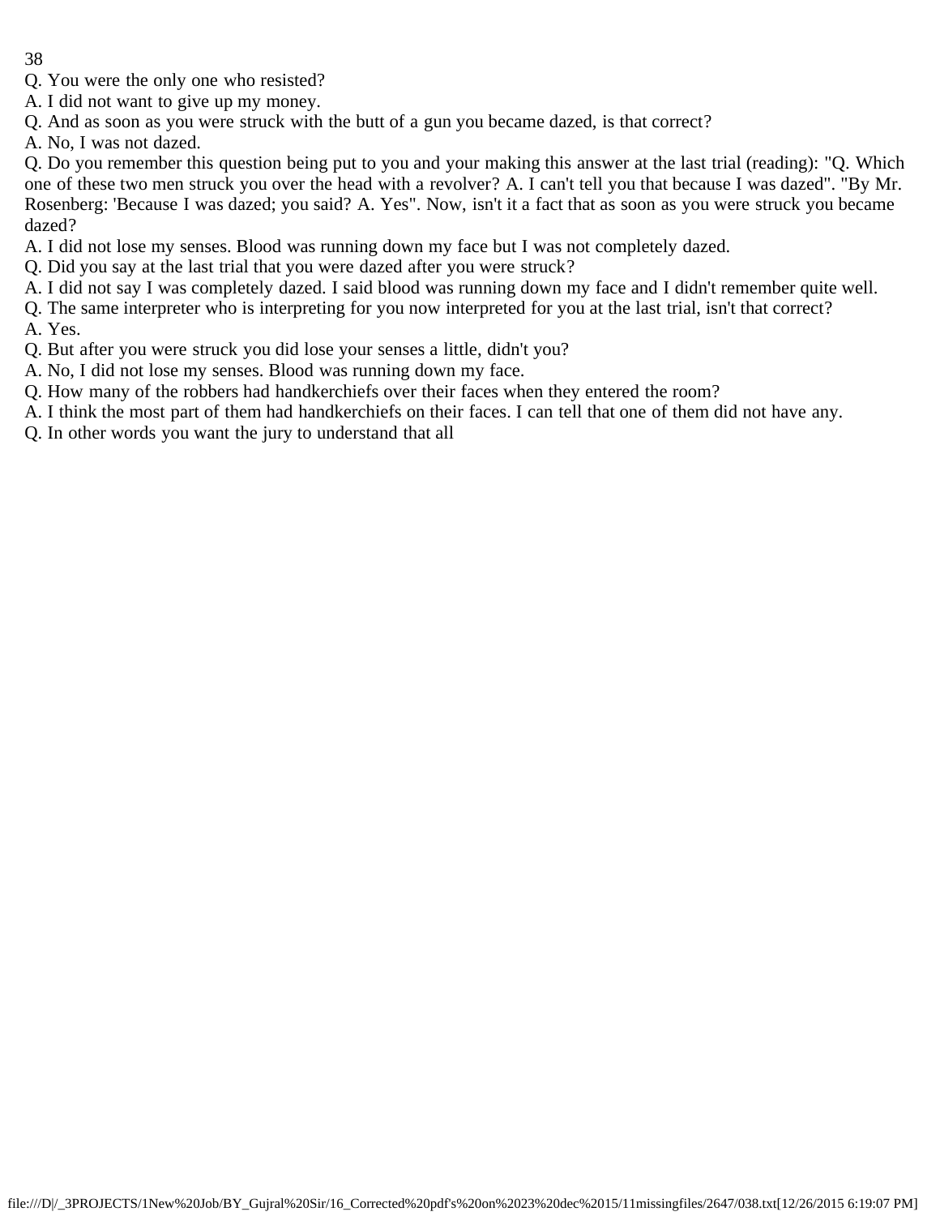Q. You were the only one who resisted?

A. I did not want to give up my money.

Q. And as soon as you were struck with the butt of a gun you became dazed, is that correct?

A. No, I was not dazed.

Q. Do you remember this question being put to you and your making this answer at the last trial (reading): "Q. Which one of these two men struck you over the head with a revolver? A. I can't tell you that because I was dazed". "By Mr. Rosenberg: 'Because I was dazed; you said? A. Yes". Now, isn't it a fact that as soon as you were struck you became dazed?

A. I did not lose my senses. Blood was running down my face but I was not completely dazed.

Q. Did you say at the last trial that you were dazed after you were struck?

A. I did not say I was completely dazed. I said blood was running down my face and I didn't remember quite well.

Q. The same interpreter who is interpreting for you now interpreted for you at the last trial, isn't that correct?

A. Yes.

Q. But after you were struck you did lose your senses a little, didn't you?

A. No, I did not lose my senses. Blood was running down my face.

Q. How many of the robbers had handkerchiefs over their faces when they entered the room?

A. I think the most part of them had handkerchiefs on their faces. I can tell that one of them did not have any.

Q. In other words you want the jury to understand that all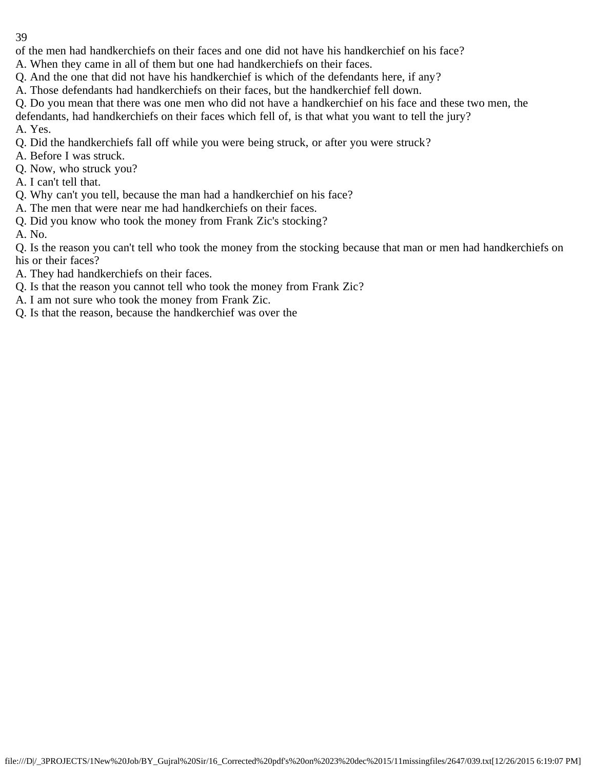of the men had handkerchiefs on their faces and one did not have his handkerchief on his face?

A. When they came in all of them but one had handkerchiefs on their faces.

Q. And the one that did not have his handkerchief is which of the defendants here, if any?

A. Those defendants had handkerchiefs on their faces, but the handkerchief fell down.

Q. Do you mean that there was one men who did not have a handkerchief on his face and these two men, the defendants, had handkerchiefs on their faces which fell of, is that what you want to tell the jury?

A. Yes.

Q. Did the handkerchiefs fall off while you were being struck, or after you were struck?

A. Before I was struck.

Q. Now, who struck you?

A. I can't tell that.

Q. Why can't you tell, because the man had a handkerchief on his face?

A. The men that were near me had handkerchiefs on their faces.

Q. Did you know who took the money from Frank Zic's stocking?

A. No.

Q. Is the reason you can't tell who took the money from the stocking because that man or men had handkerchiefs on his or their faces?

A. They had handkerchiefs on their faces.

Q. Is that the reason you cannot tell who took the money from Frank Zic?

A. I am not sure who took the money from Frank Zic.

Q. Is that the reason, because the handkerchief was over the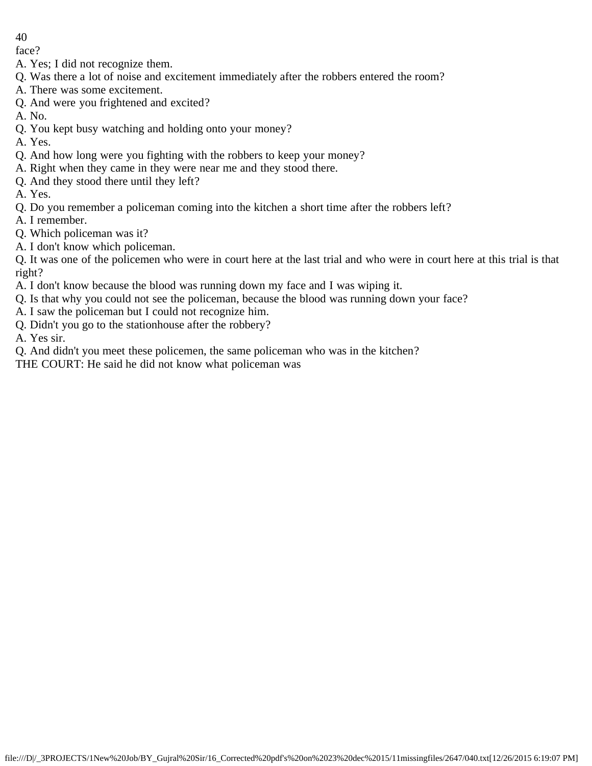face?

A. Yes; I did not recognize them.

Q. Was there a lot of noise and excitement immediately after the robbers entered the room?

A. There was some excitement.

Q. And were you frightened and excited?

A. No.

Q. You kept busy watching and holding onto your money?

A. Yes.

Q. And how long were you fighting with the robbers to keep your money?

A. Right when they came in they were near me and they stood there.

Q. And they stood there until they left?

A. Yes.

Q. Do you remember a policeman coming into the kitchen a short time after the robbers left?

A. I remember.

Q. Which policeman was it?

A. I don't know which policeman.

Q. It was one of the policemen who were in court here at the last trial and who were in court here at this trial is that right?

A. I don't know because the blood was running down my face and I was wiping it.

Q. Is that why you could not see the policeman, because the blood was running down your face?

A. I saw the policeman but I could not recognize him.

Q. Didn't you go to the stationhouse after the robbery?

A. Yes sir.

Q. And didn't you meet these policemen, the same policeman who was in the kitchen?

THE COURT: He said he did not know what policeman was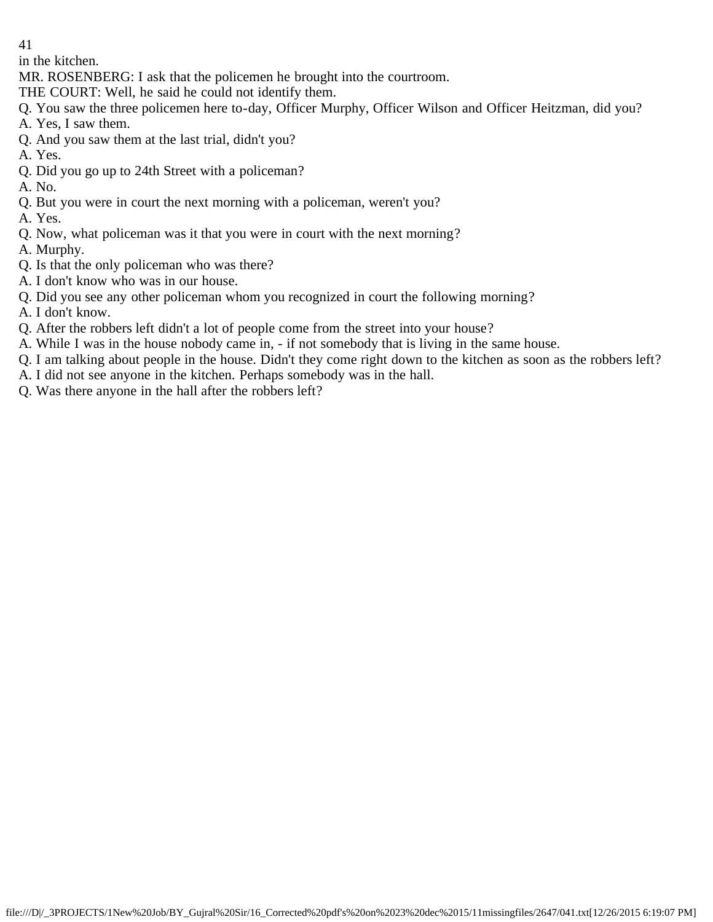in the kitchen.

MR. ROSENBERG: I ask that the policemen he brought into the courtroom.

THE COURT: Well, he said he could not identify them.

Q. You saw the three policemen here to-day, Officer Murphy, Officer Wilson and Officer Heitzman, did you?

A. Yes, I saw them.

Q. And you saw them at the last trial, didn't you?

A. Yes.

Q. Did you go up to 24th Street with a policeman?

A. No.

Q. But you were in court the next morning with a policeman, weren't you?

A. Yes.

Q. Now, what policeman was it that you were in court with the next morning?

A. Murphy.

Q. Is that the only policeman who was there?

A. I don't know who was in our house.

Q. Did you see any other policeman whom you recognized in court the following morning?

A. I don't know.

Q. After the robbers left didn't a lot of people come from the street into your house?

A. While I was in the house nobody came in, - if not somebody that is living in the same house.

Q. I am talking about people in the house. Didn't they come right down to the kitchen as soon as the robbers left?

A. I did not see anyone in the kitchen. Perhaps somebody was in the hall.

Q. Was there anyone in the hall after the robbers left?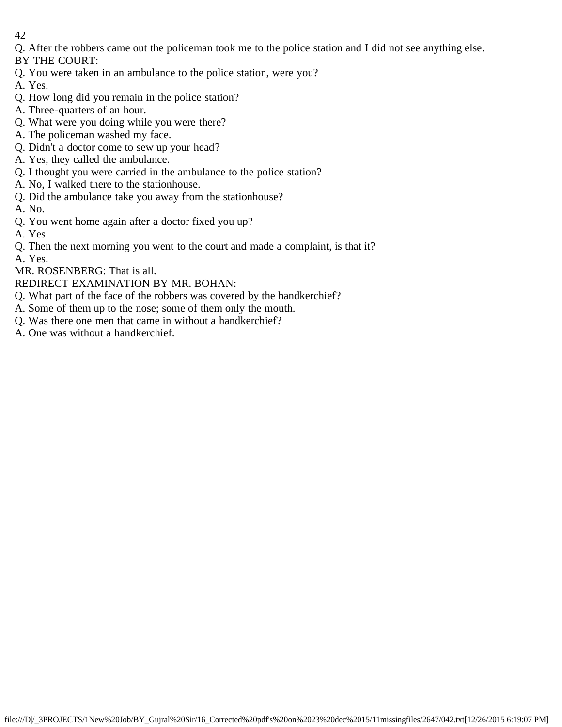Q. After the robbers came out the policeman took me to the police station and I did not see anything else.

BY THE COURT:

Q. You were taken in an ambulance to the police station, were you?

A. Yes.

Q. How long did you remain in the police station?

A. Three-quarters of an hour.

Q. What were you doing while you were there?

A. The policeman washed my face.

Q. Didn't a doctor come to sew up your head?

A. Yes, they called the ambulance.

Q. I thought you were carried in the ambulance to the police station?

A. No, I walked there to the stationhouse.

Q. Did the ambulance take you away from the stationhouse?

A. No.

Q. You went home again after a doctor fixed you up?

A. Yes.

Q. Then the next morning you went to the court and made a complaint, is that it?

A. Yes.

MR. ROSENBERG: That is all.

REDIRECT EXAMINATION BY MR. BOHAN:

Q. What part of the face of the robbers was covered by the handkerchief?

A. Some of them up to the nose; some of them only the mouth.

Q. Was there one men that came in without a handkerchief?

A. One was without a handkerchief.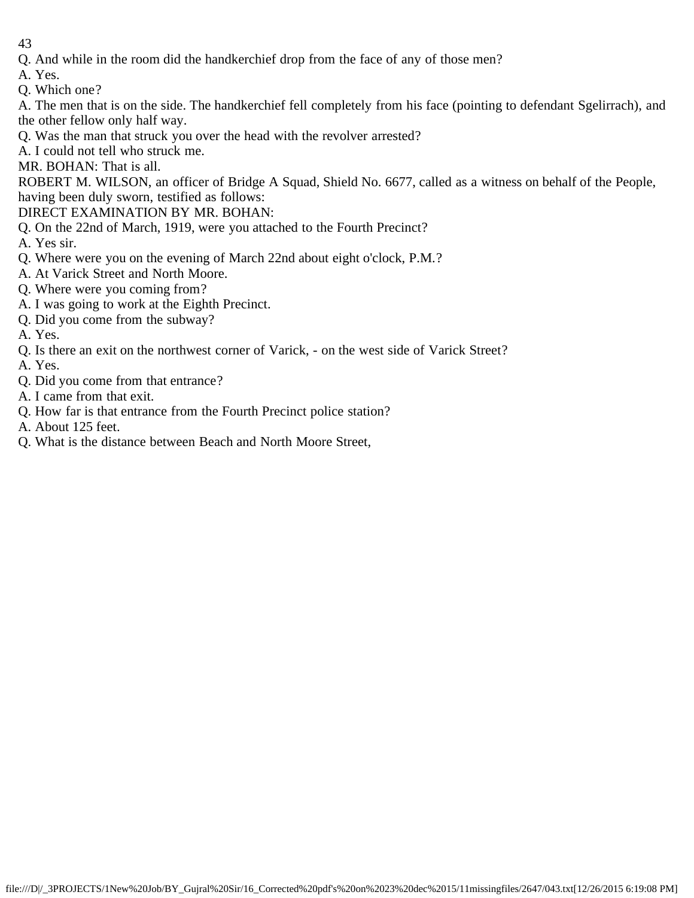Q. And while in the room did the handkerchief drop from the face of any of those men?

A. Yes.

Q. Which one?

A. The men that is on the side. The handkerchief fell completely from his face (pointing to defendant Sgelirrach), and the other fellow only half way.

Q. Was the man that struck you over the head with the revolver arrested?

A. I could not tell who struck me.

MR. BOHAN: That is all.

ROBERT M. WILSON, an officer of Bridge A Squad, Shield No. 6677, called as a witness on behalf of the People, having been duly sworn, testified as follows:

DIRECT EXAMINATION BY MR. BOHAN:

Q. On the 22nd of March, 1919, were you attached to the Fourth Precinct?

A. Yes sir.

Q. Where were you on the evening of March 22nd about eight o'clock, P.M.?

A. At Varick Street and North Moore.

Q. Where were you coming from?

A. I was going to work at the Eighth Precinct.

Q. Did you come from the subway?

A. Yes.

Q. Is there an exit on the northwest corner of Varick, - on the west side of Varick Street?

A. Yes.

Q. Did you come from that entrance?

A. I came from that exit.

Q. How far is that entrance from the Fourth Precinct police station?

A. About 125 feet.

Q. What is the distance between Beach and North Moore Street,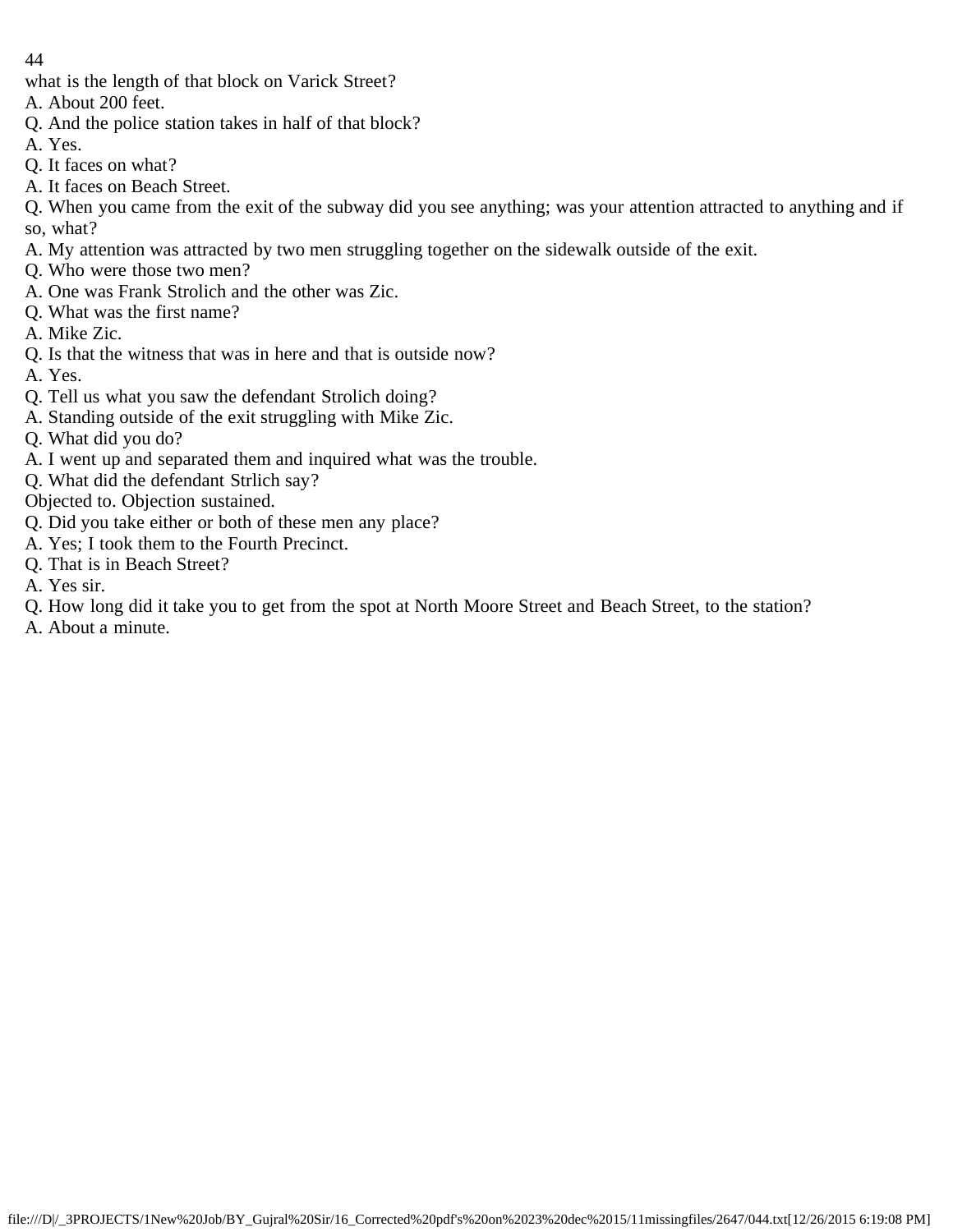what is the length of that block on Varick Street?

A. About 200 feet.

Q. And the police station takes in half of that block?

A. Yes.

Q. It faces on what?

A. It faces on Beach Street.

Q. When you came from the exit of the subway did you see anything; was your attention attracted to anything and if so, what?

A. My attention was attracted by two men struggling together on the sidewalk outside of the exit.

Q. Who were those two men?

A. One was Frank Strolich and the other was Zic.

Q. What was the first name?

A. Mike Zic.

Q. Is that the witness that was in here and that is outside now?

A. Yes.

Q. Tell us what you saw the defendant Strolich doing?

A. Standing outside of the exit struggling with Mike Zic.

Q. What did you do?

A. I went up and separated them and inquired what was the trouble.

Q. What did the defendant Strlich say?

Objected to. Objection sustained.

Q. Did you take either or both of these men any place?

A. Yes; I took them to the Fourth Precinct.

Q. That is in Beach Street?

A. Yes sir.

Q. How long did it take you to get from the spot at North Moore Street and Beach Street, to the station?

A. About a minute.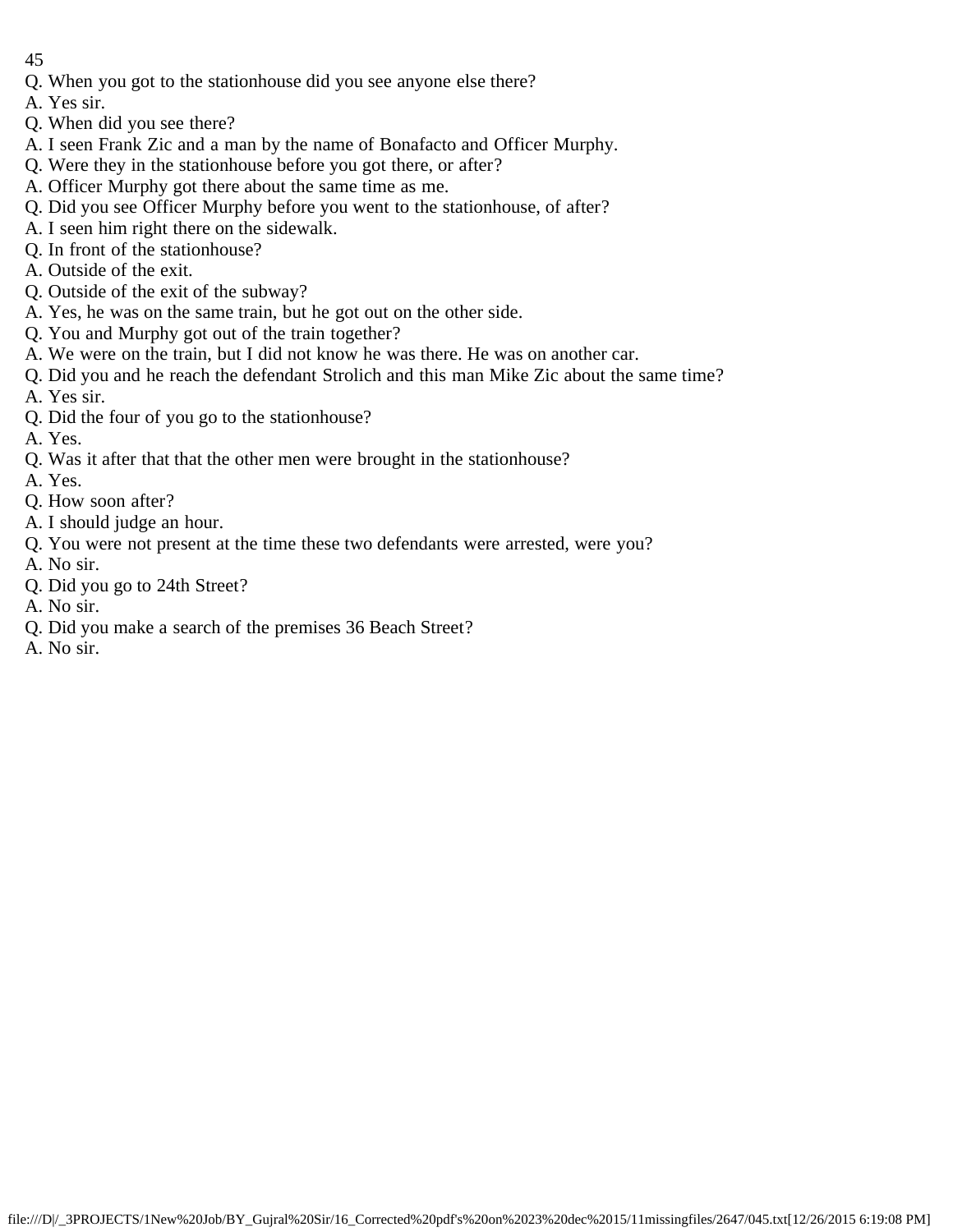Q. When you got to the stationhouse did you see anyone else there?

A. Yes sir.

Q. When did you see there?

A. I seen Frank Zic and a man by the name of Bonafacto and Officer Murphy.

Q. Were they in the stationhouse before you got there, or after?

A. Officer Murphy got there about the same time as me.

Q. Did you see Officer Murphy before you went to the stationhouse, of after?

A. I seen him right there on the sidewalk.

Q. In front of the stationhouse?

A. Outside of the exit.

Q. Outside of the exit of the subway?

A. Yes, he was on the same train, but he got out on the other side.

Q. You and Murphy got out of the train together?

A. We were on the train, but I did not know he was there. He was on another car.

Q. Did you and he reach the defendant Strolich and this man Mike Zic about the same time?

A. Yes sir.

Q. Did the four of you go to the stationhouse?

A. Yes.

Q. Was it after that that the other men were brought in the stationhouse?

A. Yes.

Q. How soon after?

A. I should judge an hour.

Q. You were not present at the time these two defendants were arrested, were you?

A. No sir.

Q. Did you go to 24th Street?

A. No sir.

Q. Did you make a search of the premises 36 Beach Street?

A. No sir.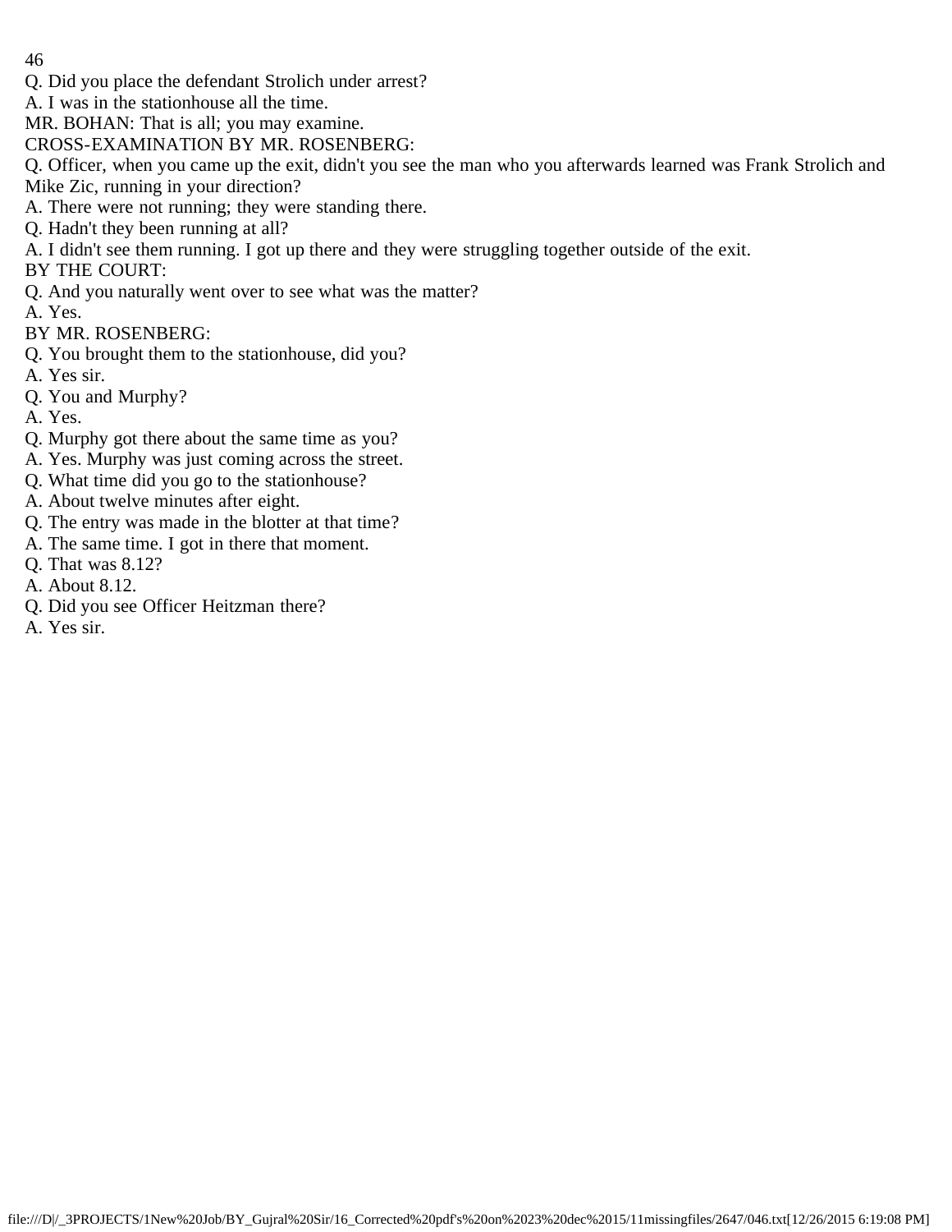Q. Did you place the defendant Strolich under arrest?

A. I was in the stationhouse all the time.

MR. BOHAN: That is all; you may examine.

CROSS-EXAMINATION BY MR. ROSENBERG:

Q. Officer, when you came up the exit, didn't you see the man who you afterwards learned was Frank Strolich and Mike Zic, running in your direction?

A. There were not running; they were standing there.

Q. Hadn't they been running at all?

A. I didn't see them running. I got up there and they were struggling together outside of the exit.

BY THE COURT:

Q. And you naturally went over to see what was the matter?

A. Yes.

BY MR. ROSENBERG:

Q. You brought them to the stationhouse, did you?

A. Yes sir.

Q. You and Murphy?

A. Yes.

Q. Murphy got there about the same time as you?

A. Yes. Murphy was just coming across the street.

Q. What time did you go to the stationhouse?

A. About twelve minutes after eight.

Q. The entry was made in the blotter at that time?

A. The same time. I got in there that moment.

Q. That was 8.12?

A. About 8.12.

Q. Did you see Officer Heitzman there?

A. Yes sir.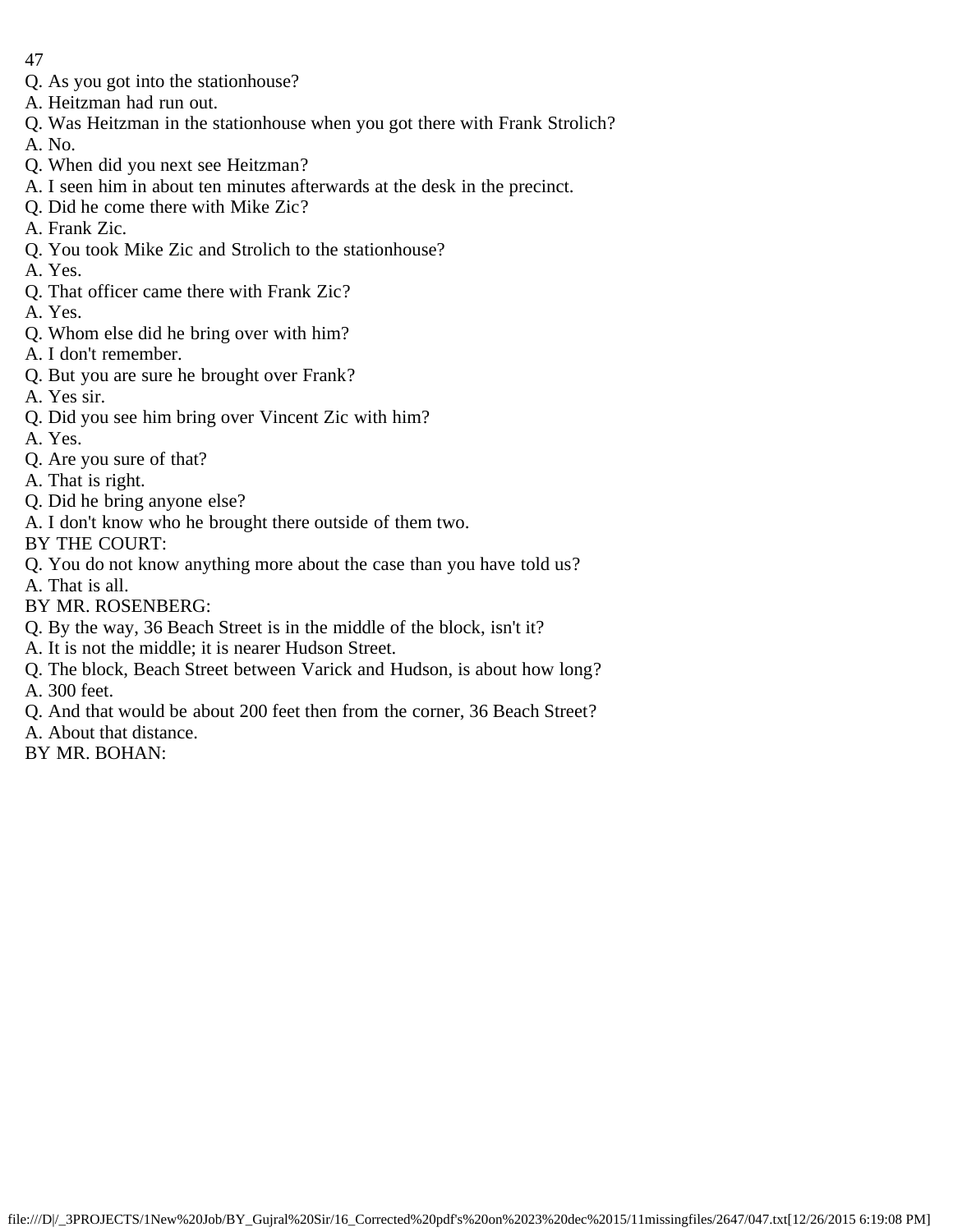Q. As you got into the stationhouse?

A. Heitzman had run out.

Q. Was Heitzman in the stationhouse when you got there with Frank Strolich?

A. No.

Q. When did you next see Heitzman?

A. I seen him in about ten minutes afterwards at the desk in the precinct.

Q. Did he come there with Mike Zic?

A. Frank Zic.

Q. You took Mike Zic and Strolich to the stationhouse?

A. Yes.

Q. That officer came there with Frank Zic?

A. Yes.

Q. Whom else did he bring over with him?

A. I don't remember.

Q. But you are sure he brought over Frank?

A. Yes sir.

Q. Did you see him bring over Vincent Zic with him?

A. Yes.

Q. Are you sure of that?

A. That is right.

Q. Did he bring anyone else?

A. I don't know who he brought there outside of them two.

BY THE COURT:

Q. You do not know anything more about the case than you have told us?

A. That is all.

BY MR. ROSENBERG:

Q. By the way, 36 Beach Street is in the middle of the block, isn't it?

A. It is not the middle; it is nearer Hudson Street.

Q. The block, Beach Street between Varick and Hudson, is about how long?

A. 300 feet.

Q. And that would be about 200 feet then from the corner, 36 Beach Street?

A. About that distance.

BY MR. BOHAN: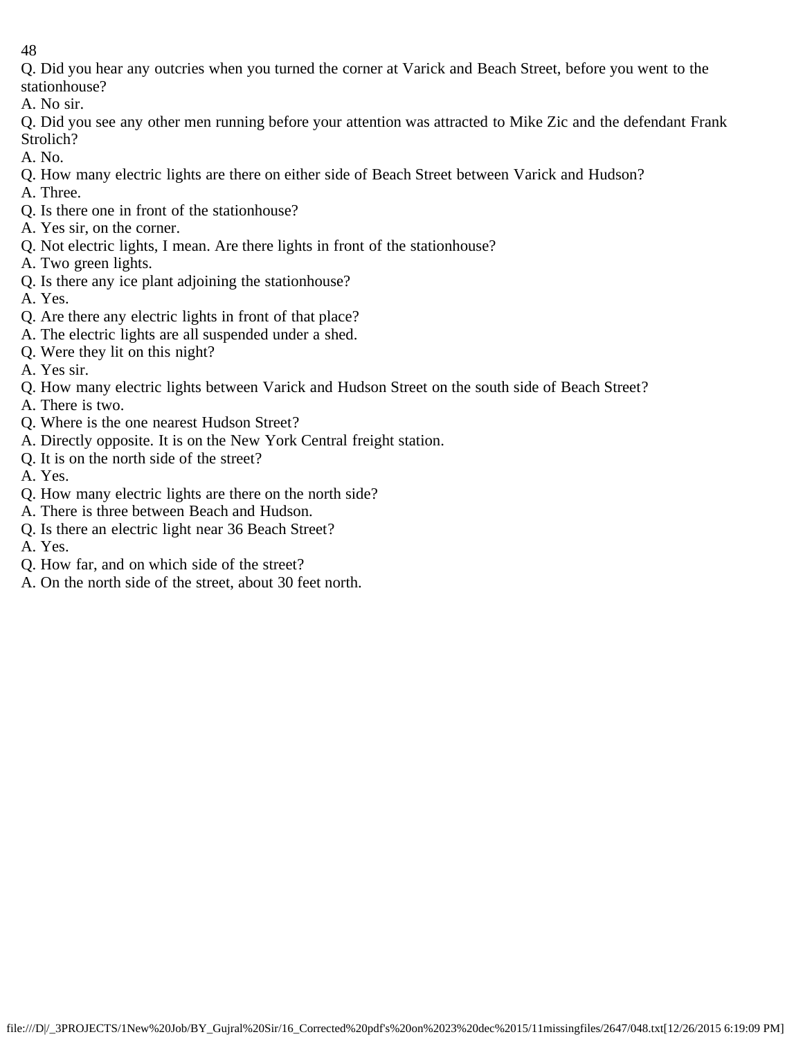Q. Did you hear any outcries when you turned the corner at Varick and Beach Street, before you went to the stationhouse?

A. No sir.

Q. Did you see any other men running before your attention was attracted to Mike Zic and the defendant Frank Strolich?

A. No.

Q. How many electric lights are there on either side of Beach Street between Varick and Hudson?

A. Three.

Q. Is there one in front of the stationhouse?

A. Yes sir, on the corner.

Q. Not electric lights, I mean. Are there lights in front of the stationhouse?

A. Two green lights.

Q. Is there any ice plant adjoining the stationhouse?

A. Yes.

Q. Are there any electric lights in front of that place?

A. The electric lights are all suspended under a shed.

Q. Were they lit on this night?

A. Yes sir.

Q. How many electric lights between Varick and Hudson Street on the south side of Beach Street?

A. There is two.

Q. Where is the one nearest Hudson Street?

A. Directly opposite. It is on the New York Central freight station.

Q. It is on the north side of the street?

A. Yes.

Q. How many electric lights are there on the north side?

A. There is three between Beach and Hudson.

Q. Is there an electric light near 36 Beach Street?

A. Yes.

Q. How far, and on which side of the street?

A. On the north side of the street, about 30 feet north.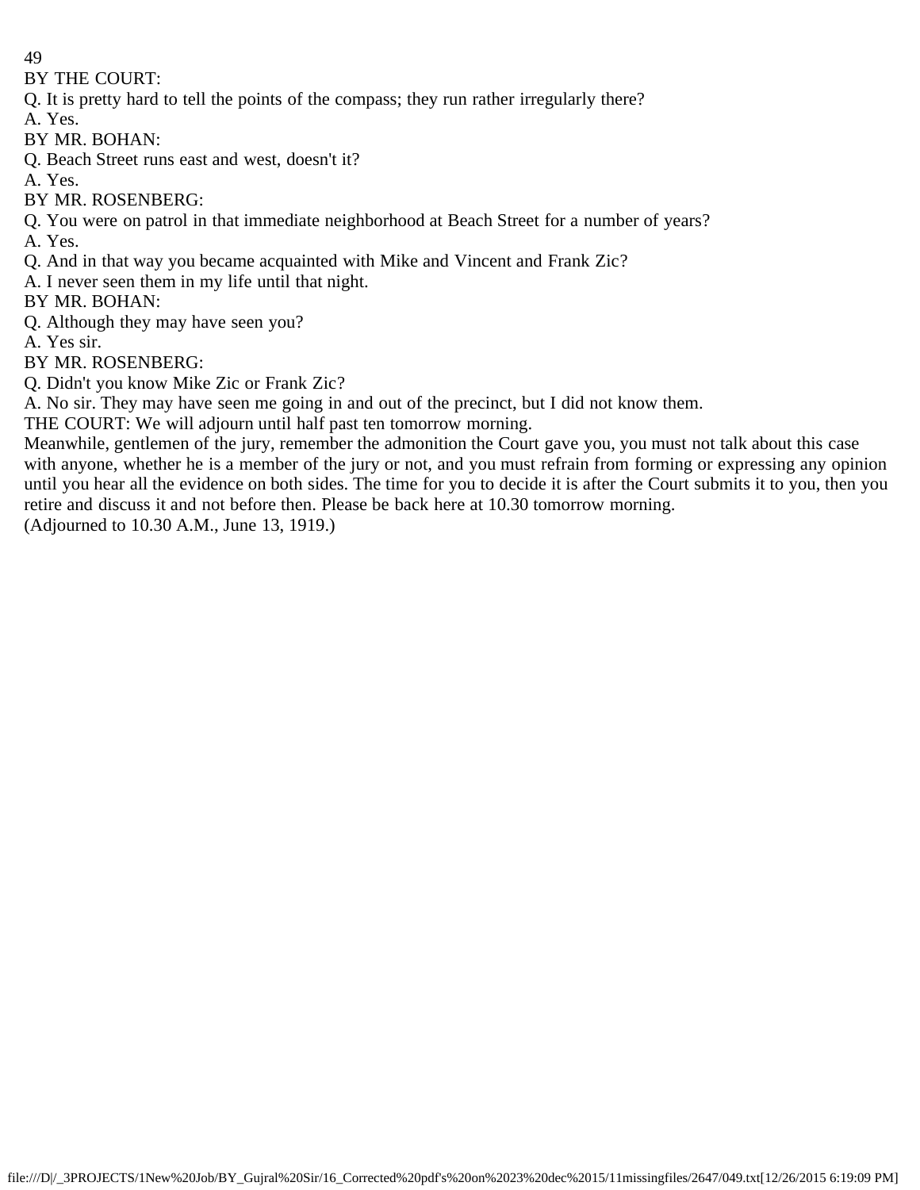BY THE COURT:

Q. It is pretty hard to tell the points of the compass; they run rather irregularly there?

A. Yes.

BY MR. BOHAN:

Q. Beach Street runs east and west, doesn't it?

A. Yes.

BY MR. ROSENBERG:

Q. You were on patrol in that immediate neighborhood at Beach Street for a number of years?

A. Yes.

Q. And in that way you became acquainted with Mike and Vincent and Frank Zic?

A. I never seen them in my life until that night.

BY MR. BOHAN:

Q. Although they may have seen you?

A. Yes sir.

BY MR. ROSENBERG:

Q. Didn't you know Mike Zic or Frank Zic?

A. No sir. They may have seen me going in and out of the precinct, but I did not know them.

THE COURT: We will adjourn until half past ten tomorrow morning.

Meanwhile, gentlemen of the jury, remember the admonition the Court gave you, you must not talk about this case with anyone, whether he is a member of the jury or not, and you must refrain from forming or expressing any opinion until you hear all the evidence on both sides. The time for you to decide it is after the Court submits it to you, then you retire and discuss it and not before then. Please be back here at 10.30 tomorrow morning.

(Adjourned to 10.30 A.M., June 13, 1919.)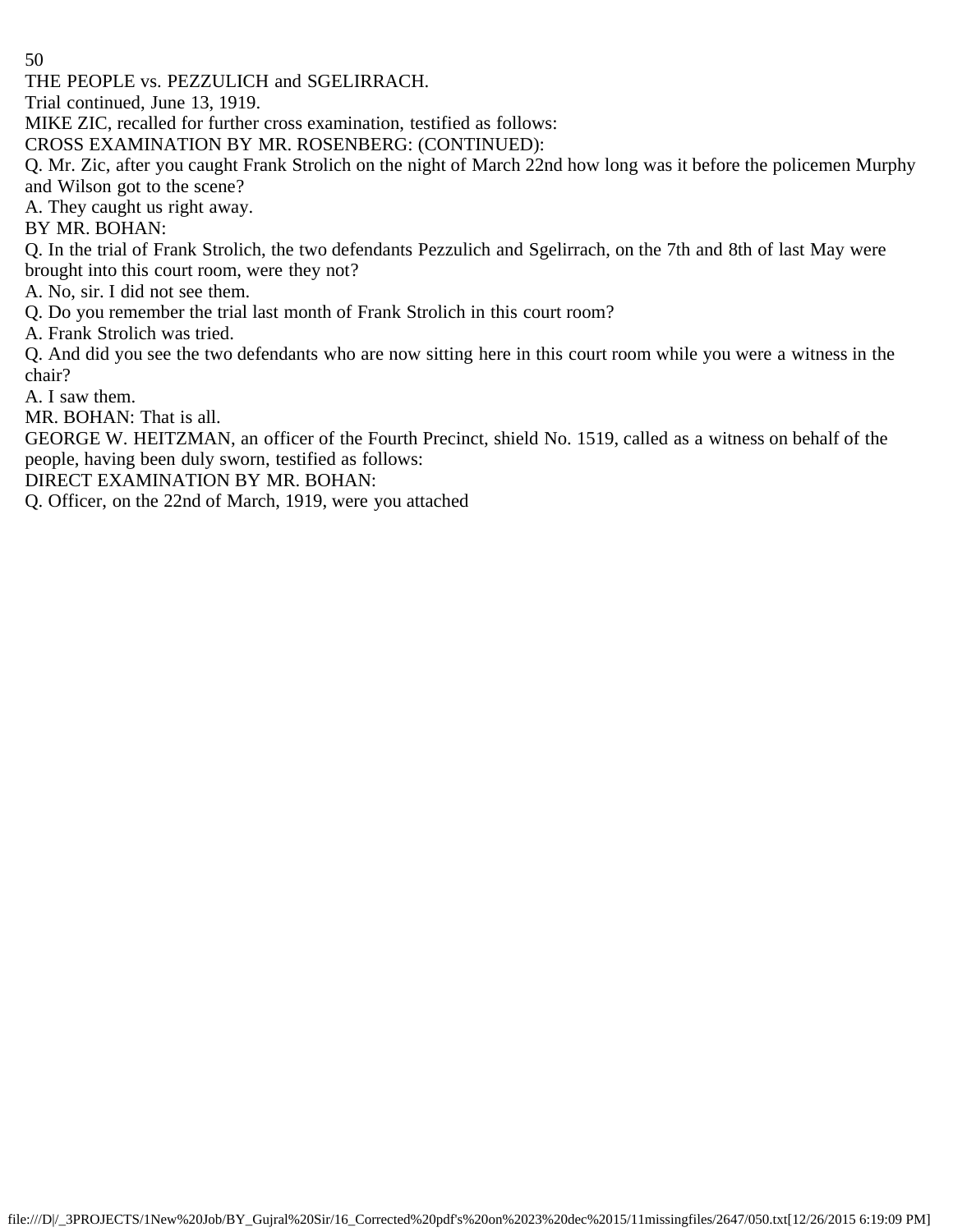THE PEOPLE vs. PEZZULICH and SGELIRRACH.

Trial continued, June 13, 1919.

MIKE ZIC, recalled for further cross examination, testified as follows:

CROSS EXAMINATION BY MR. ROSENBERG: (CONTINUED):

Q. Mr. Zic, after you caught Frank Strolich on the night of March 22nd how long was it before the policemen Murphy and Wilson got to the scene?

A. They caught us right away.

BY MR. BOHAN:

Q. In the trial of Frank Strolich, the two defendants Pezzulich and Sgelirrach, on the 7th and 8th of last May were brought into this court room, were they not?

A. No, sir. I did not see them.

Q. Do you remember the trial last month of Frank Strolich in this court room?

A. Frank Strolich was tried.

Q. And did you see the two defendants who are now sitting here in this court room while you were a witness in the chair?

A. I saw them.

MR. BOHAN: That is all.

GEORGE W. HEITZMAN, an officer of the Fourth Precinct, shield No. 1519, called as a witness on behalf of the people, having been duly sworn, testified as follows:

DIRECT EXAMINATION BY MR. BOHAN:

Q. Officer, on the 22nd of March, 1919, were you attached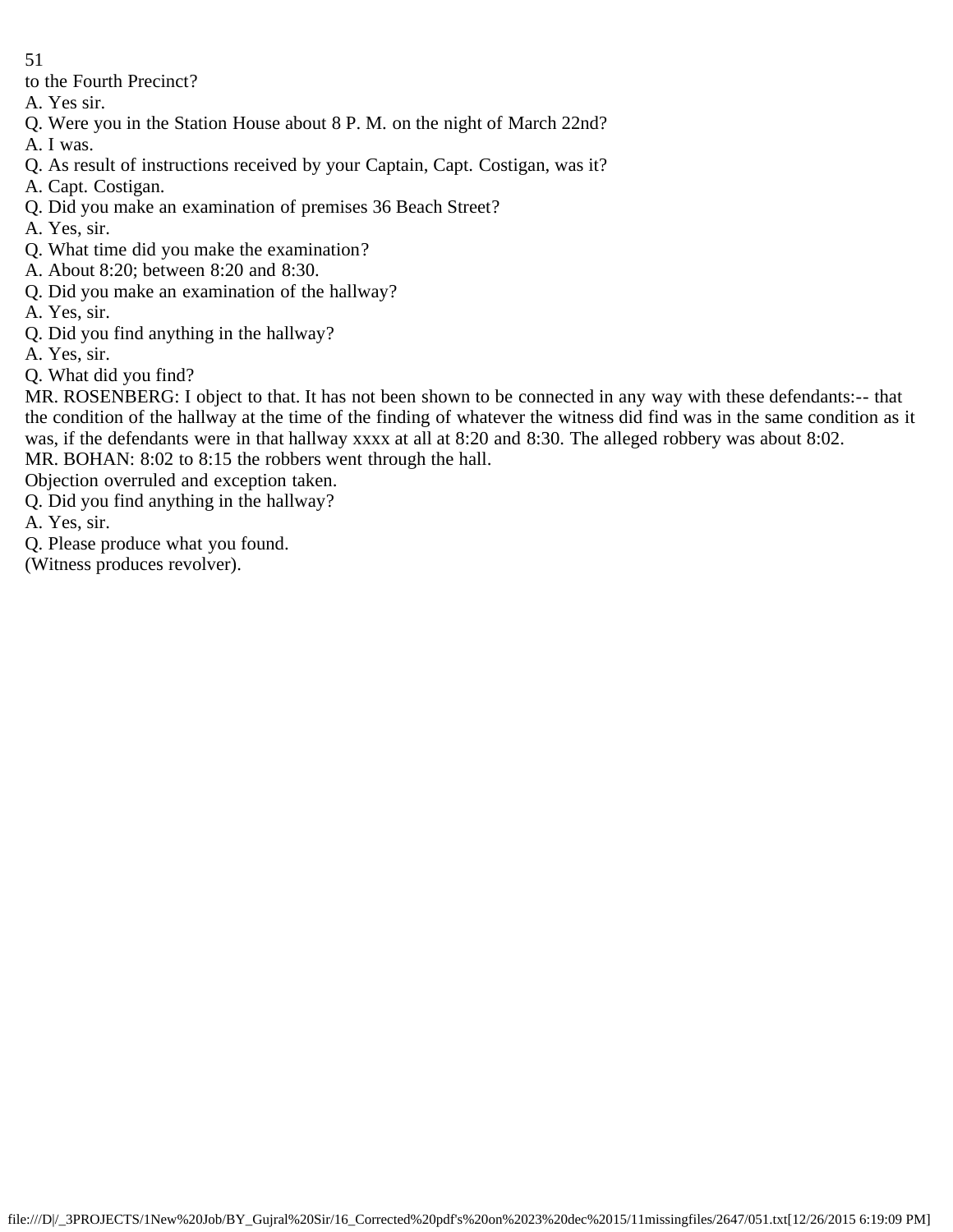to the Fourth Precinct?

A. Yes sir.

Q. Were you in the Station House about 8 P. M. on the night of March 22nd?

A. I was.

Q. As result of instructions received by your Captain, Capt. Costigan, was it?

A. Capt. Costigan.

Q. Did you make an examination of premises 36 Beach Street?

A. Yes, sir.

Q. What time did you make the examination?

A. About 8:20; between 8:20 and 8:30.

Q. Did you make an examination of the hallway?

A. Yes, sir.

Q. Did you find anything in the hallway?

A. Yes, sir.

Q. What did you find?

MR. ROSENBERG: I object to that. It has not been shown to be connected in any way with these defendants:-- that the condition of the hallway at the time of the finding of whatever the witness did find was in the same condition as it was, if the defendants were in that hallway xxxx at all at 8:20 and 8:30. The alleged robbery was about 8:02.

MR. BOHAN: 8:02 to 8:15 the robbers went through the hall.

Objection overruled and exception taken.

Q. Did you find anything in the hallway?

A. Yes, sir.

Q. Please produce what you found.

(Witness produces revolver).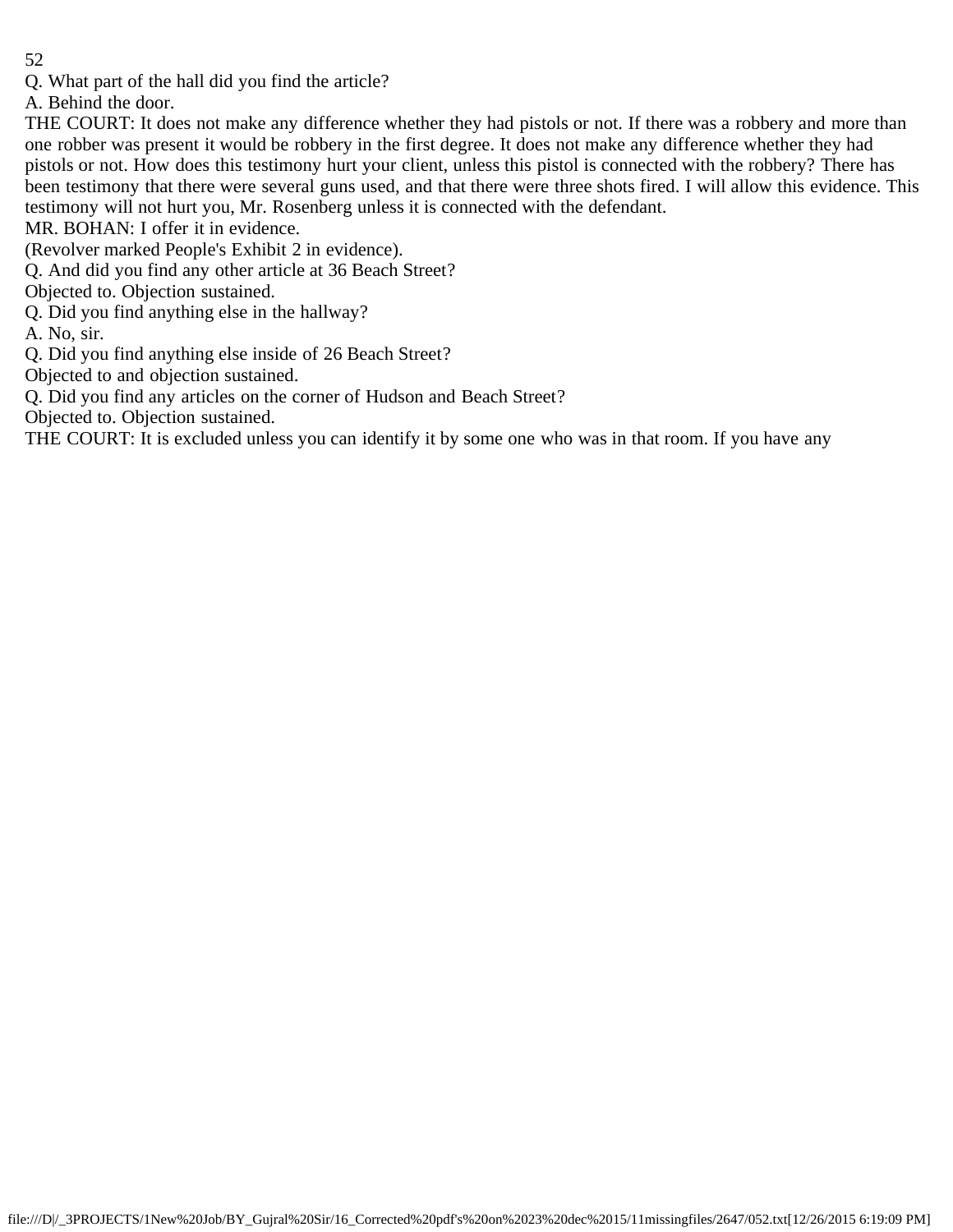Q. What part of the hall did you find the article?

A. Behind the door.

THE COURT: It does not make any difference whether they had pistols or not. If there was a robbery and more than one robber was present it would be robbery in the first degree. It does not make any difference whether they had pistols or not. How does this testimony hurt your client, unless this pistol is connected with the robbery? There has been testimony that there were several guns used, and that there were three shots fired. I will allow this evidence. This testimony will not hurt you, Mr. Rosenberg unless it is connected with the defendant.

MR. BOHAN: I offer it in evidence.

(Revolver marked People's Exhibit 2 in evidence).

Q. And did you find any other article at 36 Beach Street?

Objected to. Objection sustained.

Q. Did you find anything else in the hallway?

A. No, sir.

Q. Did you find anything else inside of 26 Beach Street?

Objected to and objection sustained.

Q. Did you find any articles on the corner of Hudson and Beach Street?

Objected to. Objection sustained.

THE COURT: It is excluded unless you can identify it by some one who was in that room. If you have any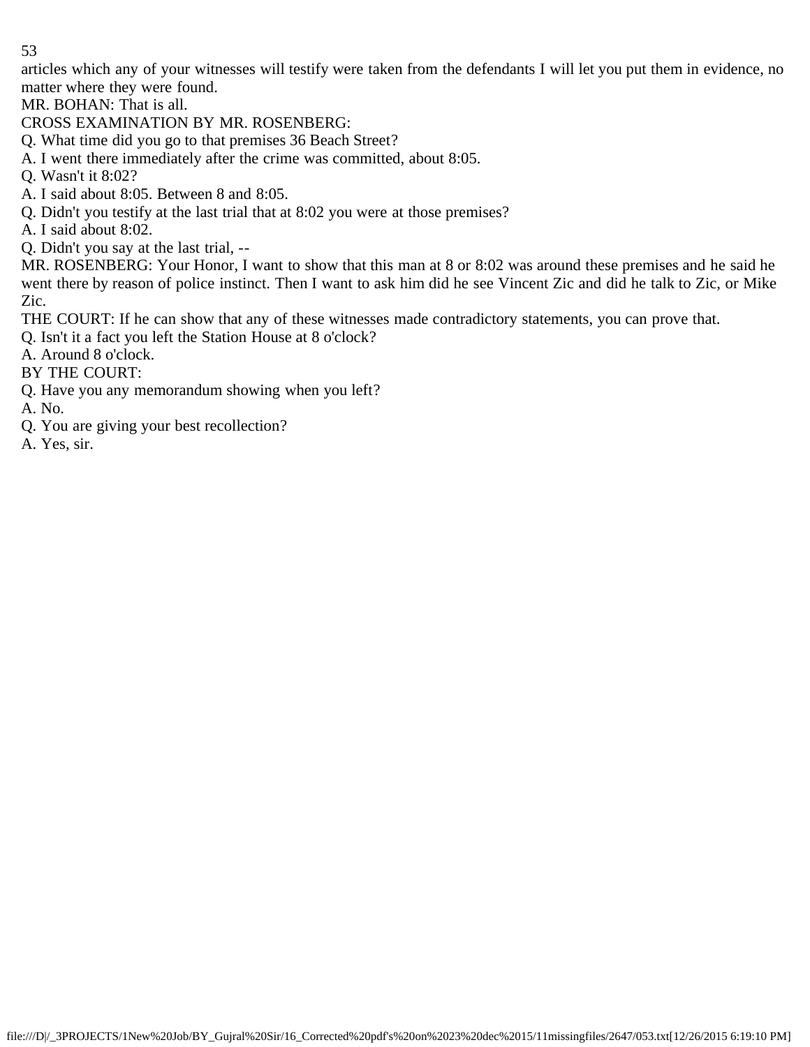articles which any of your witnesses will testify were taken from the defendants I will let you put them in evidence, no matter where they were found.

MR. BOHAN: That is all.

CROSS EXAMINATION BY MR. ROSENBERG:

Q. What time did you go to that premises 36 Beach Street?

A. I went there immediately after the crime was committed, about 8:05.

Q. Wasn't it 8:02?

A. I said about 8:05. Between 8 and 8:05.

Q. Didn't you testify at the last trial that at 8:02 you were at those premises?

A. I said about 8:02.

Q. Didn't you say at the last trial, --

MR. ROSENBERG: Your Honor, I want to show that this man at 8 or 8:02 was around these premises and he said he went there by reason of police instinct. Then I want to ask him did he see Vincent Zic and did he talk to Zic, or Mike Zic.

THE COURT: If he can show that any of these witnesses made contradictory statements, you can prove that.

Q. Isn't it a fact you left the Station House at 8 o'clock?

A. Around 8 o'clock.

BY THE COURT:

Q. Have you any memorandum showing when you left?

A. No.

Q. You are giving your best recollection?

A. Yes, sir.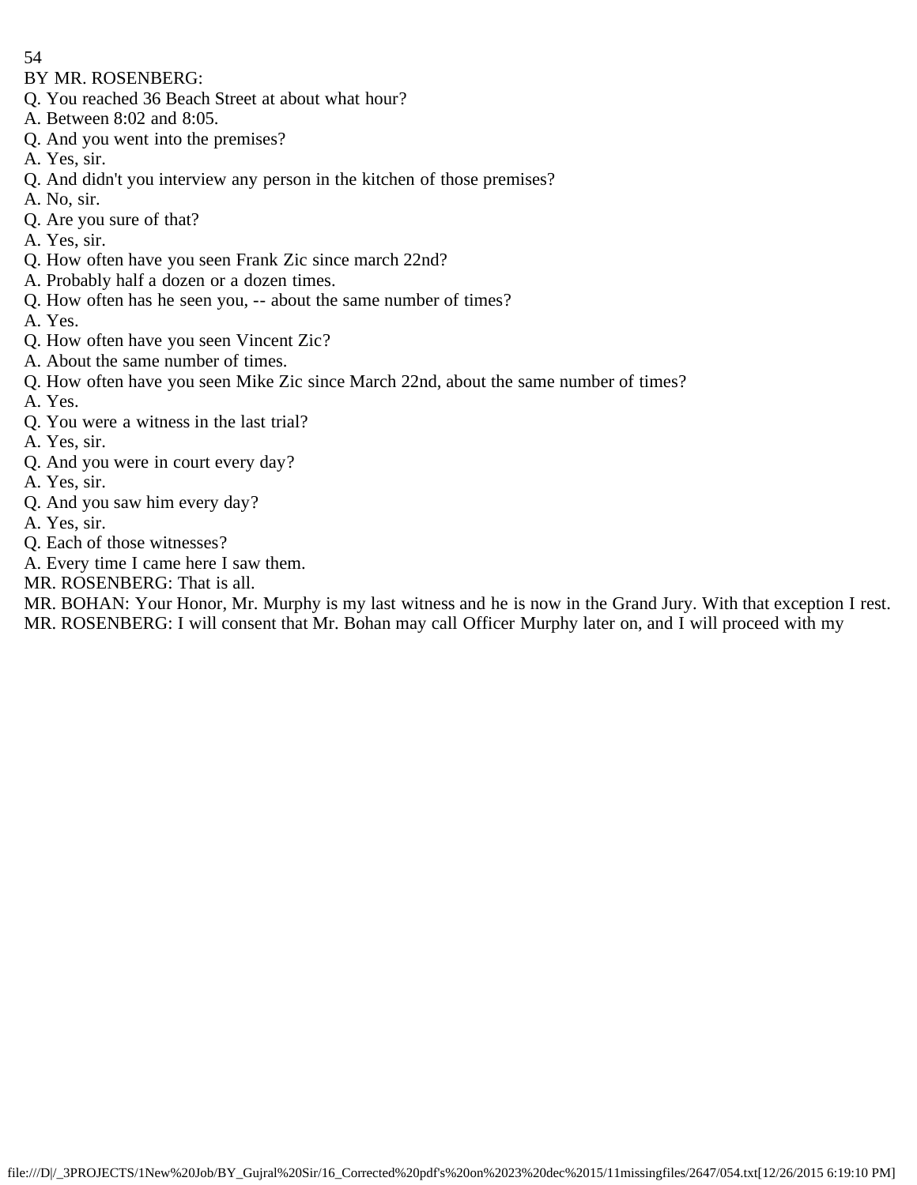BY MR. ROSENBERG:

Q. You reached 36 Beach Street at about what hour?

A. Between 8:02 and 8:05.

Q. And you went into the premises?

A. Yes, sir.

Q. And didn't you interview any person in the kitchen of those premises?

A. No, sir.

Q. Are you sure of that?

A. Yes, sir.

Q. How often have you seen Frank Zic since march 22nd?

A. Probably half a dozen or a dozen times.

Q. How often has he seen you, -- about the same number of times?

A. Yes.

Q. How often have you seen Vincent Zic?

A. About the same number of times.

Q. How often have you seen Mike Zic since March 22nd, about the same number of times?

A. Yes.

Q. You were a witness in the last trial?

A. Yes, sir.

Q. And you were in court every day?

A. Yes, sir.

Q. And you saw him every day?

A. Yes, sir.

Q. Each of those witnesses?

A. Every time I came here I saw them.

MR. ROSENBERG: That is all.

MR. BOHAN: Your Honor, Mr. Murphy is my last witness and he is now in the Grand Jury. With that exception I rest.

MR. ROSENBERG: I will consent that Mr. Bohan may call Officer Murphy later on, and I will proceed with my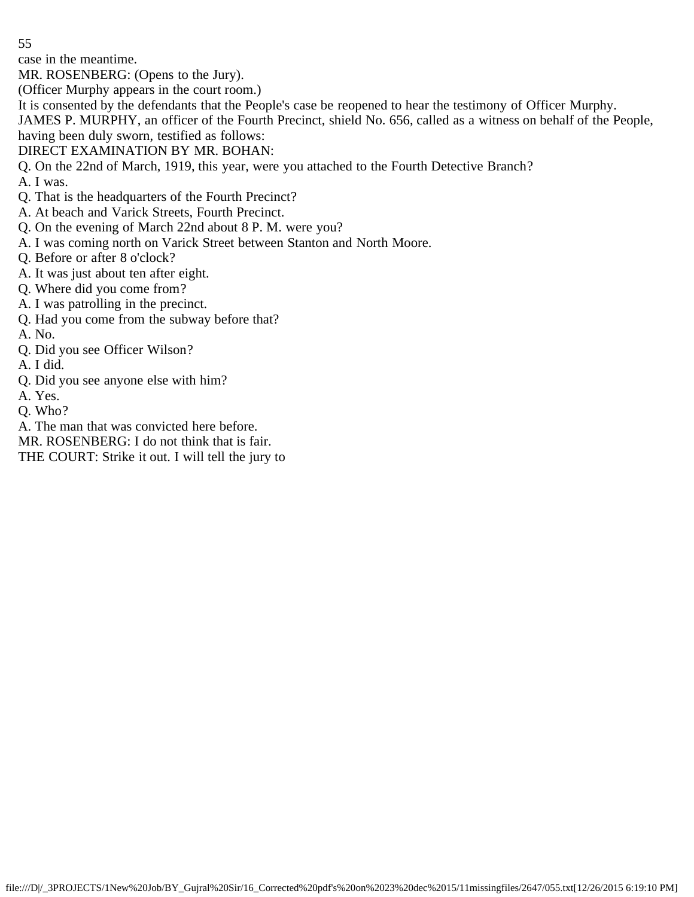case in the meantime.

MR. ROSENBERG: (Opens to the Jury).

(Officer Murphy appears in the court room.)

It is consented by the defendants that the People's case be reopened to hear the testimony of Officer Murphy.

JAMES P. MURPHY, an officer of the Fourth Precinct, shield No. 656, called as a witness on behalf of the People, having been duly sworn, testified as follows:

DIRECT EXAMINATION BY MR. BOHAN:

Q. On the 22nd of March, 1919, this year, were you attached to the Fourth Detective Branch?

A. I was.

Q. That is the headquarters of the Fourth Precinct?

A. At beach and Varick Streets, Fourth Precinct.

Q. On the evening of March 22nd about 8 P. M. were you?

A. I was coming north on Varick Street between Stanton and North Moore.

Q. Before or after 8 o'clock?

A. It was just about ten after eight.

Q. Where did you come from?

A. I was patrolling in the precinct.

Q. Had you come from the subway before that?

A. No.

Q. Did you see Officer Wilson?

A. I did.

Q. Did you see anyone else with him?

A. Yes.

Q. Who?

A. The man that was convicted here before.

MR. ROSENBERG: I do not think that is fair.

THE COURT: Strike it out. I will tell the jury to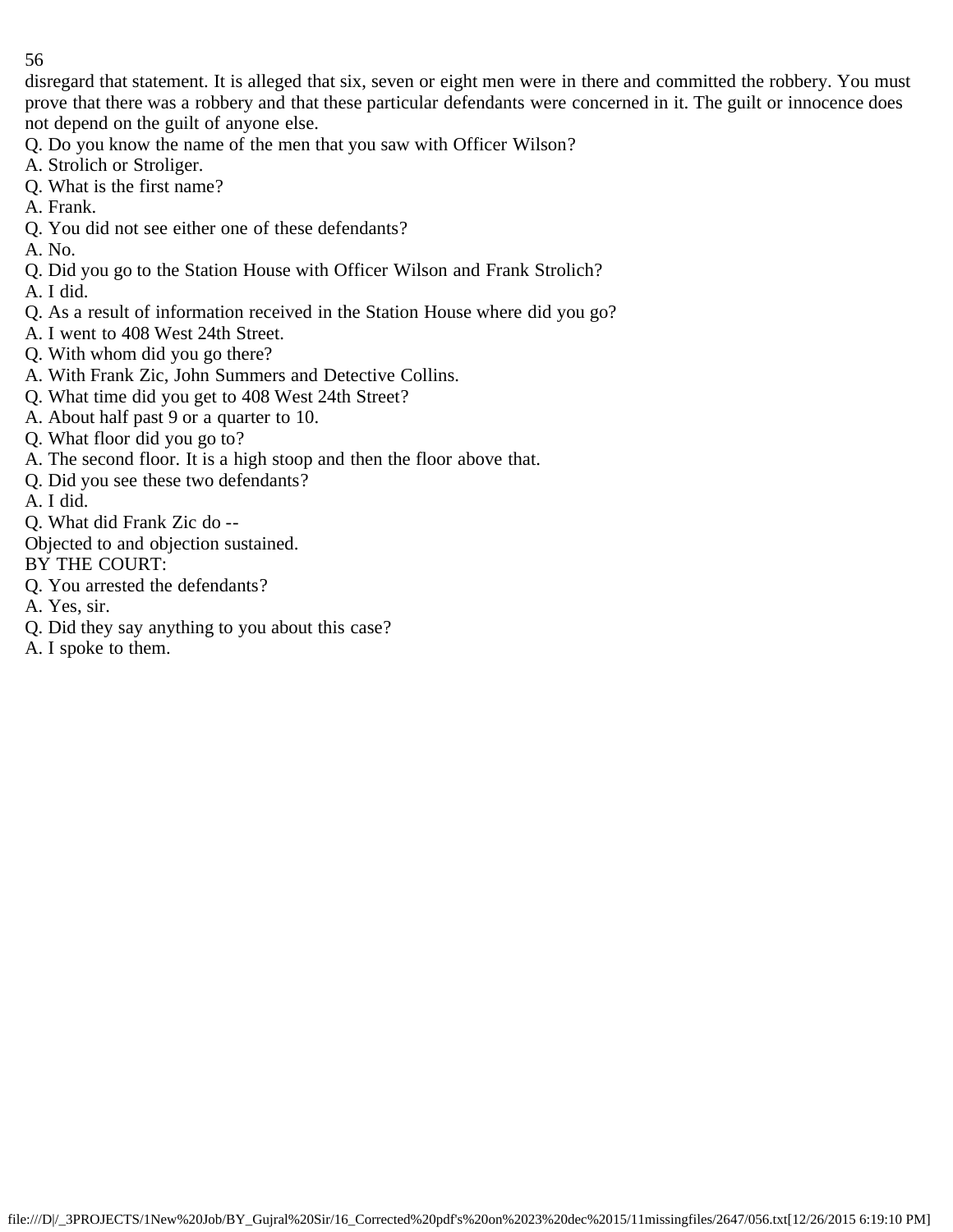disregard that statement. It is alleged that six, seven or eight men were in there and committed the robbery. You must prove that there was a robbery and that these particular defendants were concerned in it. The guilt or innocence does not depend on the guilt of anyone else.

Q. Do you know the name of the men that you saw with Officer Wilson?

A. Strolich or Stroliger.

Q. What is the first name?

A. Frank.

Q. You did not see either one of these defendants?

A. No.

Q. Did you go to the Station House with Officer Wilson and Frank Strolich?

A. I did.

Q. As a result of information received in the Station House where did you go?

A. I went to 408 West 24th Street.

Q. With whom did you go there?

A. With Frank Zic, John Summers and Detective Collins.

Q. What time did you get to 408 West 24th Street?

A. About half past 9 or a quarter to 10.

Q. What floor did you go to?

A. The second floor. It is a high stoop and then the floor above that.

Q. Did you see these two defendants?

A. I did.

Q. What did Frank Zic do --

Objected to and objection sustained.

BY THE COURT:

Q. You arrested the defendants?

A. Yes, sir.

Q. Did they say anything to you about this case?

A. I spoke to them.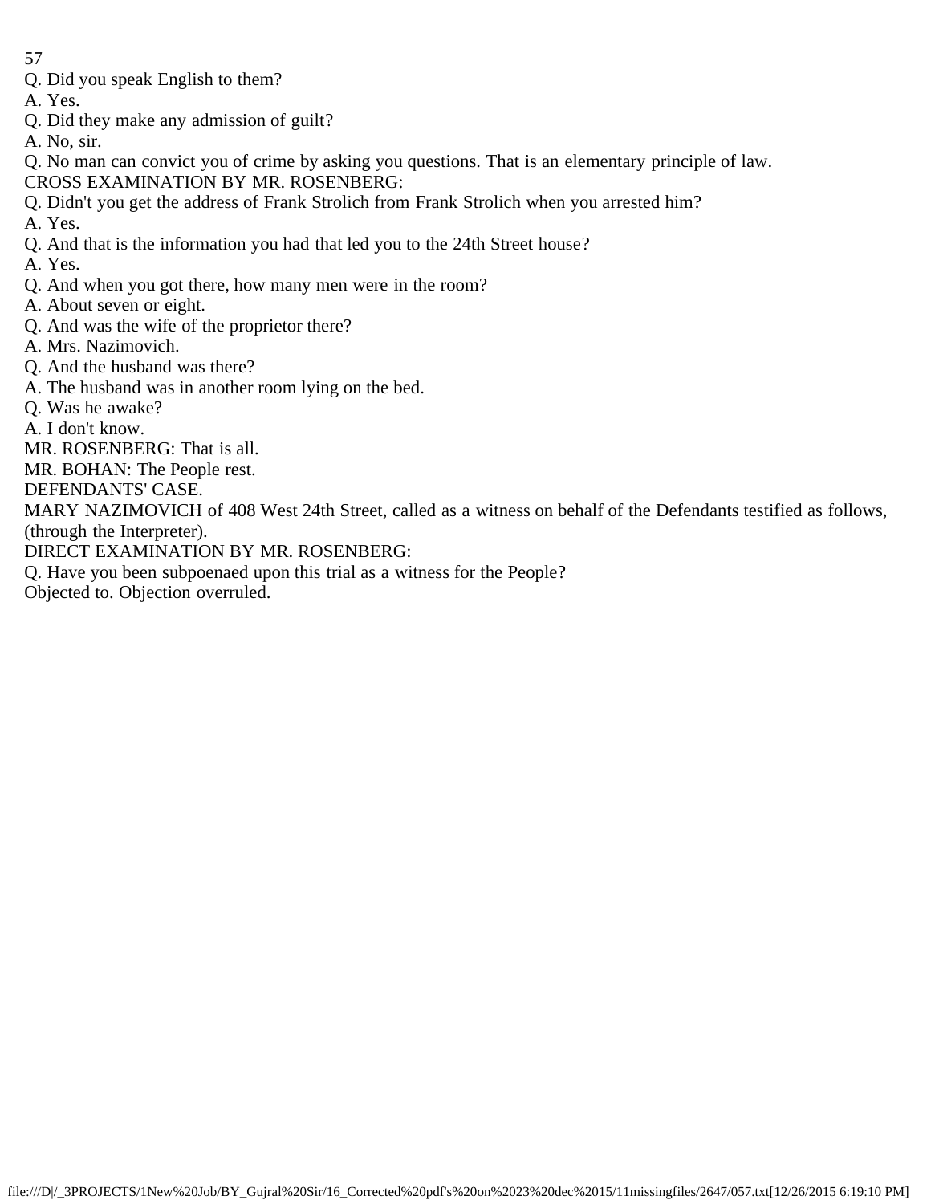Q. Did you speak English to them?

A. Yes.

Q. Did they make any admission of guilt?

A. No, sir.

Q. No man can convict you of crime by asking you questions. That is an elementary principle of law.

CROSS EXAMINATION BY MR. ROSENBERG:

Q. Didn't you get the address of Frank Strolich from Frank Strolich when you arrested him?

A. Yes.

Q. And that is the information you had that led you to the 24th Street house?

A. Yes.

Q. And when you got there, how many men were in the room?

A. About seven or eight.

Q. And was the wife of the proprietor there?

A. Mrs. Nazimovich.

Q. And the husband was there?

A. The husband was in another room lying on the bed.

Q. Was he awake?

A. I don't know.

MR. ROSENBERG: That is all.

MR. BOHAN: The People rest.

DEFENDANTS' CASE.

MARY NAZIMOVICH of 408 West 24th Street, called as a witness on behalf of the Defendants testified as follows, (through the Interpreter).

DIRECT EXAMINATION BY MR. ROSENBERG:

Q. Have you been subpoenaed upon this trial as a witness for the People?

Objected to. Objection overruled.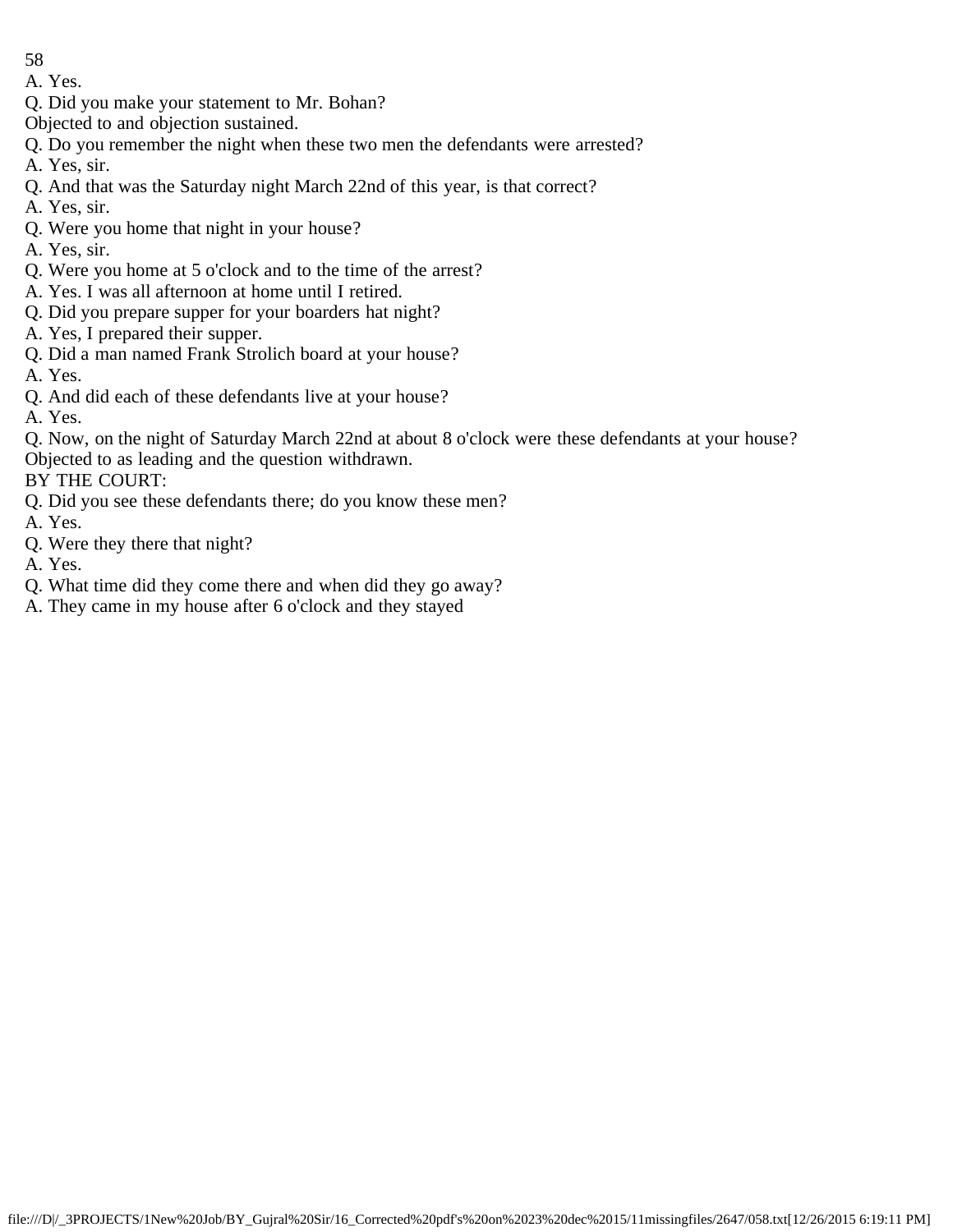A. Yes.

Q. Did you make your statement to Mr. Bohan?

Objected to and objection sustained.

Q. Do you remember the night when these two men the defendants were arrested?

A. Yes, sir.

Q. And that was the Saturday night March 22nd of this year, is that correct?

A. Yes, sir.

Q. Were you home that night in your house?

A. Yes, sir.

Q. Were you home at 5 o'clock and to the time of the arrest?

A. Yes. I was all afternoon at home until I retired.

Q. Did you prepare supper for your boarders hat night?

A. Yes, I prepared their supper.

Q. Did a man named Frank Strolich board at your house?

A. Yes.

Q. And did each of these defendants live at your house?

A. Yes.

Q. Now, on the night of Saturday March 22nd at about 8 o'clock were these defendants at your house?

Objected to as leading and the question withdrawn.

BY THE COURT:

Q. Did you see these defendants there; do you know these men?

A. Yes.

Q. Were they there that night?

A. Yes.

Q. What time did they come there and when did they go away?

A. They came in my house after 6 o'clock and they stayed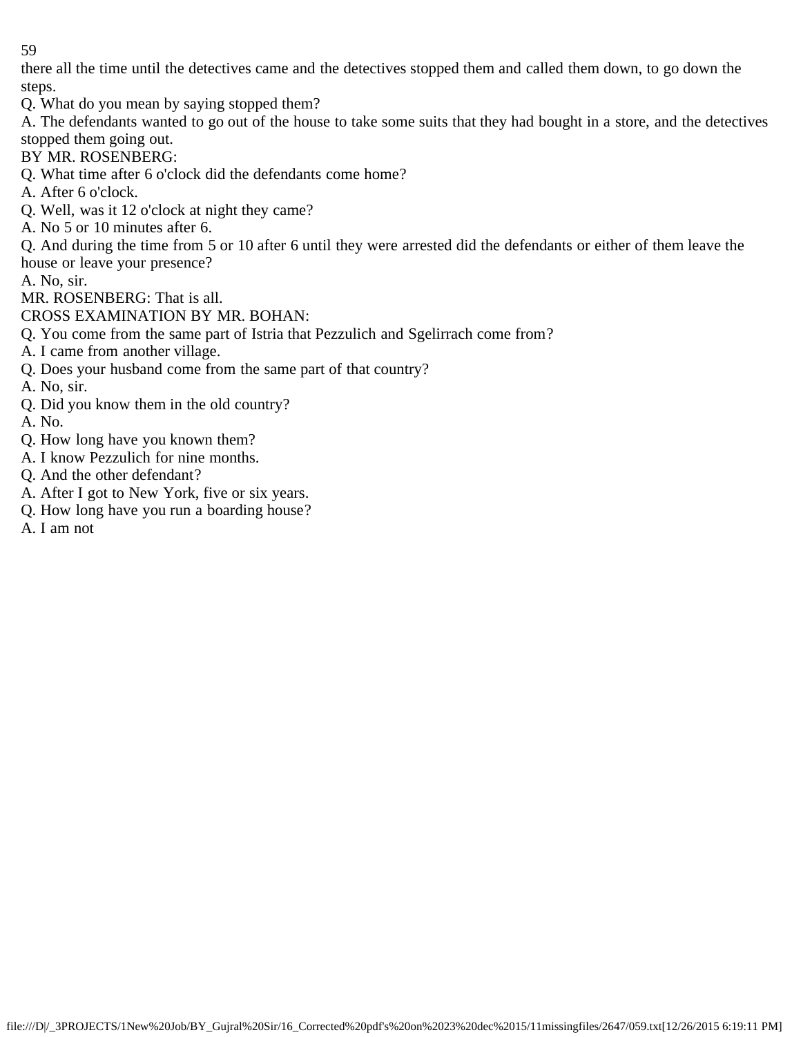there all the time until the detectives came and the detectives stopped them and called them down, to go down the steps.

Q. What do you mean by saying stopped them?

A. The defendants wanted to go out of the house to take some suits that they had bought in a store, and the detectives stopped them going out.

BY MR. ROSENBERG:

Q. What time after 6 o'clock did the defendants come home?

A. After 6 o'clock.

Q. Well, was it 12 o'clock at night they came?

A. No 5 or 10 minutes after 6.

Q. And during the time from 5 or 10 after 6 until they were arrested did the defendants or either of them leave the house or leave your presence?

A. No, sir.

MR. ROSENBERG: That is all.

CROSS EXAMINATION BY MR. BOHAN:

Q. You come from the same part of Istria that Pezzulich and Sgelirrach come from?

A. I came from another village.

Q. Does your husband come from the same part of that country?

A. No, sir.

Q. Did you know them in the old country?

A. No.

Q. How long have you known them?

A. I know Pezzulich for nine months.

Q. And the other defendant?

A. After I got to New York, five or six years.

Q. How long have you run a boarding house?

A. I am not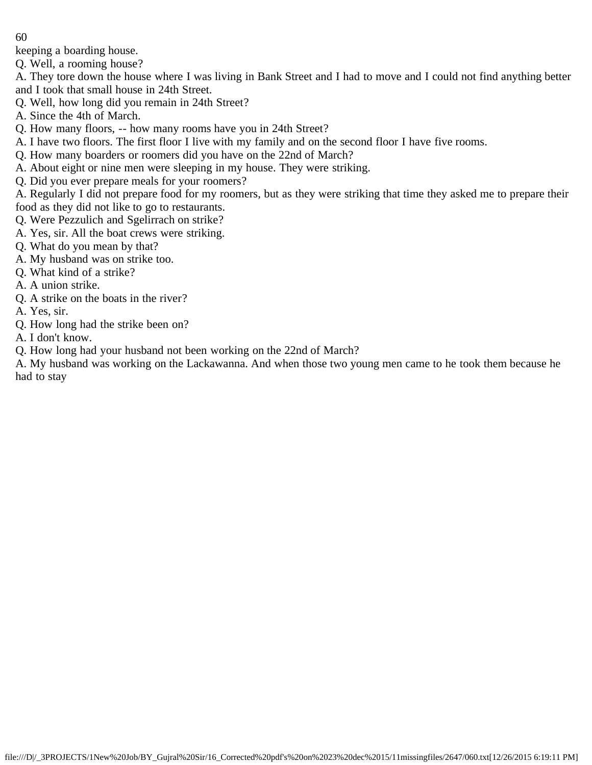keeping a boarding house.

Q. Well, a rooming house?

A. They tore down the house where I was living in Bank Street and I had to move and I could not find anything better and I took that small house in 24th Street.

Q. Well, how long did you remain in 24th Street?

A. Since the 4th of March.

Q. How many floors, -- how many rooms have you in 24th Street?

A. I have two floors. The first floor I live with my family and on the second floor I have five rooms.

Q. How many boarders or roomers did you have on the 22nd of March?

A. About eight or nine men were sleeping in my house. They were striking.

Q. Did you ever prepare meals for your roomers?

A. Regularly I did not prepare food for my roomers, but as they were striking that time they asked me to prepare their food as they did not like to go to restaurants.

Q. Were Pezzulich and Sgelirrach on strike?

A. Yes, sir. All the boat crews were striking.

Q. What do you mean by that?

A. My husband was on strike too.

Q. What kind of a strike?

A. A union strike.

Q. A strike on the boats in the river?

A. Yes, sir.

Q. How long had the strike been on?

A. I don't know.

Q. How long had your husband not been working on the 22nd of March?

A. My husband was working on the Lackawanna. And when those two young men came to he took them because he had to stay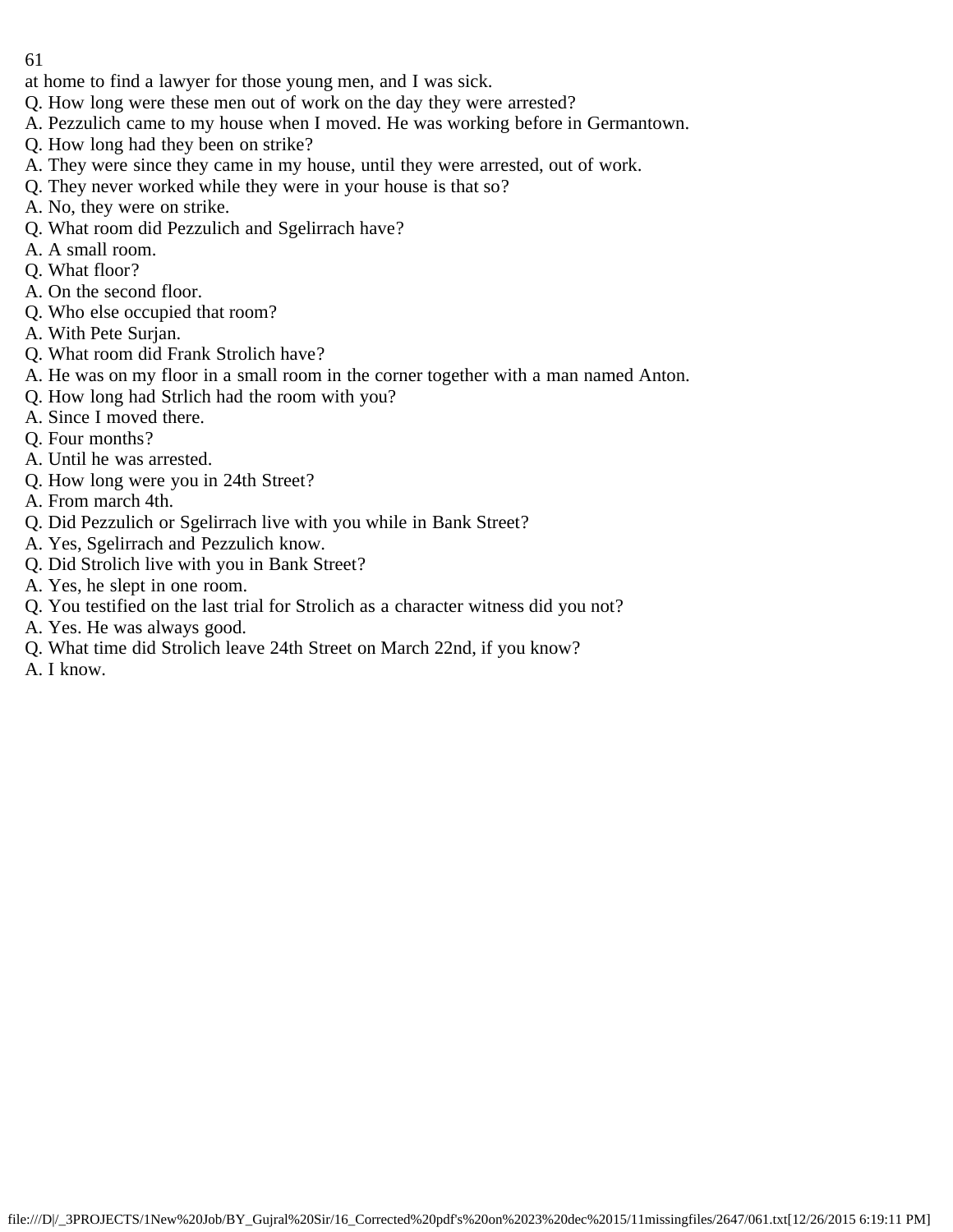at home to find a lawyer for those young men, and I was sick.

Q. How long were these men out of work on the day they were arrested?

A. Pezzulich came to my house when I moved. He was working before in Germantown.

Q. How long had they been on strike?

A. They were since they came in my house, until they were arrested, out of work.

Q. They never worked while they were in your house is that so?

A. No, they were on strike.

Q. What room did Pezzulich and Sgelirrach have?

A. A small room.

Q. What floor?

A. On the second floor.

Q. Who else occupied that room?

A. With Pete Surjan.

Q. What room did Frank Strolich have?

A. He was on my floor in a small room in the corner together with a man named Anton.

Q. How long had Strlich had the room with you?

A. Since I moved there.

Q. Four months?

A. Until he was arrested.

Q. How long were you in 24th Street?

A. From march 4th.

Q. Did Pezzulich or Sgelirrach live with you while in Bank Street?

A. Yes, Sgelirrach and Pezzulich know.

Q. Did Strolich live with you in Bank Street?

A. Yes, he slept in one room.

Q. You testified on the last trial for Strolich as a character witness did you not?

A. Yes. He was always good.

Q. What time did Strolich leave 24th Street on March 22nd, if you know?

A. I know.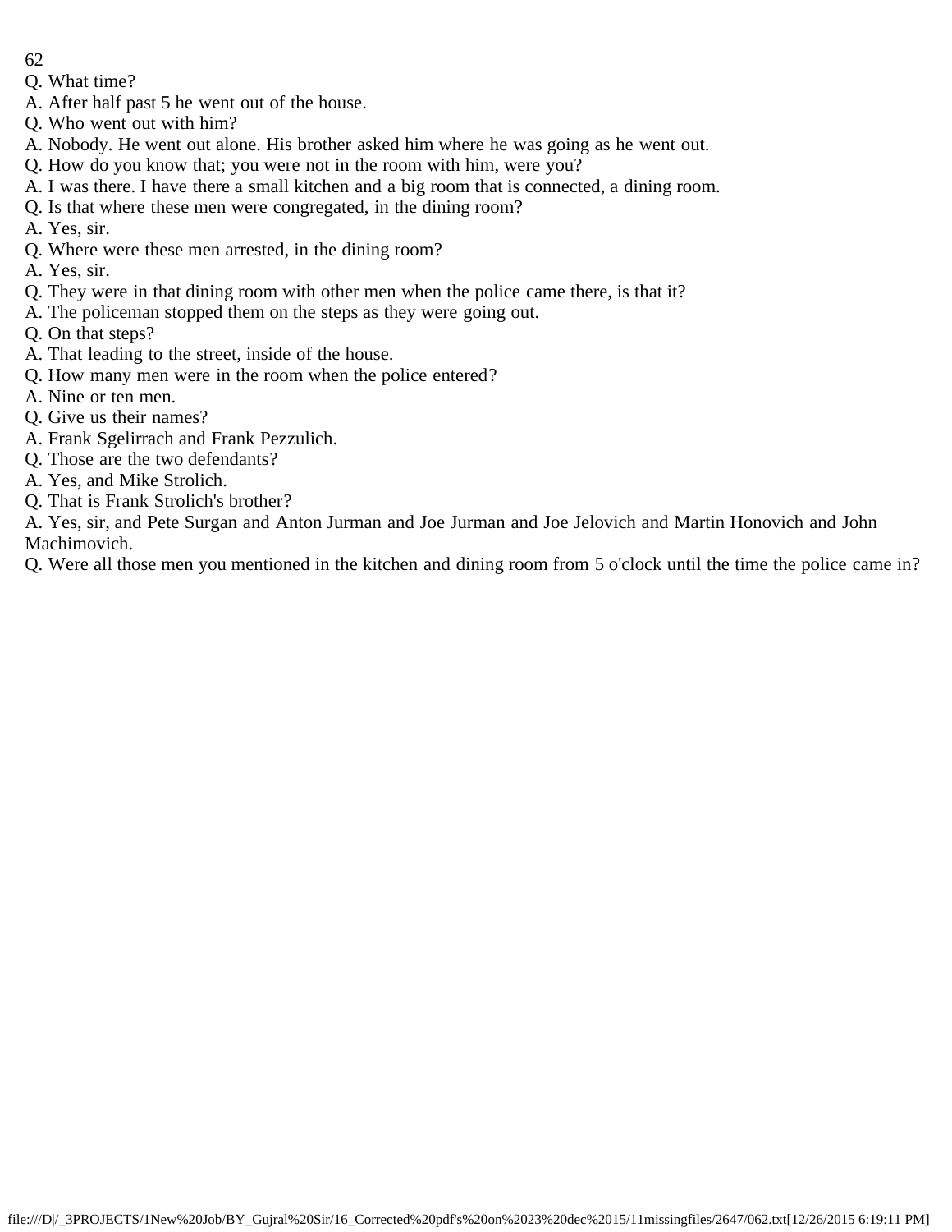Q. What time?

A. After half past 5 he went out of the house.

Q. Who went out with him?

A. Nobody. He went out alone. His brother asked him where he was going as he went out.

Q. How do you know that; you were not in the room with him, were you?

A. I was there. I have there a small kitchen and a big room that is connected, a dining room.

Q. Is that where these men were congregated, in the dining room?

A. Yes, sir.

Q. Where were these men arrested, in the dining room?

A. Yes, sir.

Q. They were in that dining room with other men when the police came there, is that it?

A. The policeman stopped them on the steps as they were going out.

Q. On that steps?

A. That leading to the street, inside of the house.

Q. How many men were in the room when the police entered?

A. Nine or ten men.

Q. Give us their names?

A. Frank Sgelirrach and Frank Pezzulich.

Q. Those are the two defendants?

A. Yes, and Mike Strolich.

Q. That is Frank Strolich's brother?

A. Yes, sir, and Pete Surgan and Anton Jurman and Joe Jurman and Joe Jelovich and Martin Honovich and John Machimovich.

Q. Were all those men you mentioned in the kitchen and dining room from 5 o'clock until the time the police came in?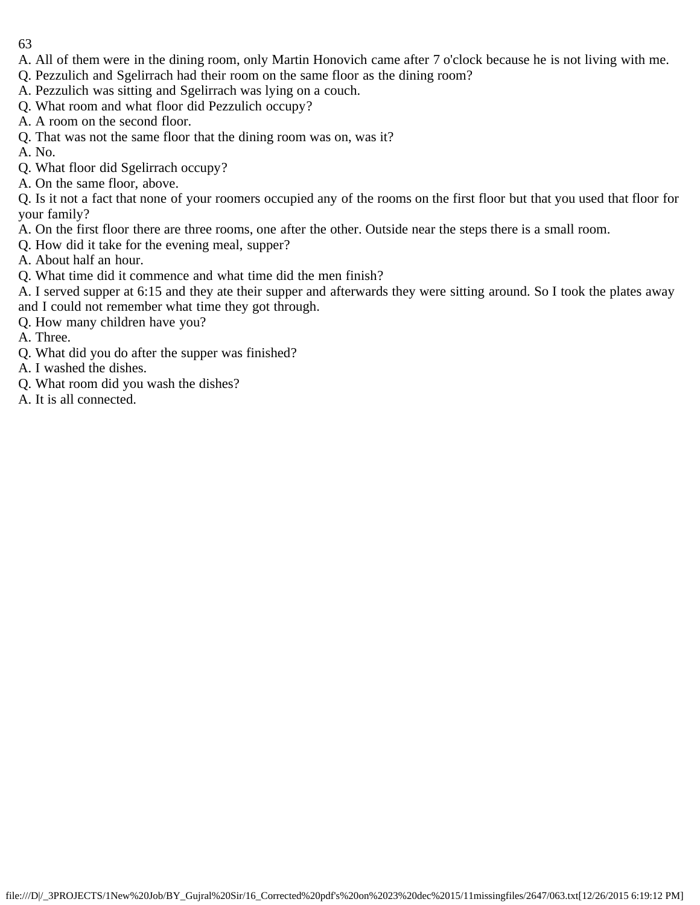A. All of them were in the dining room, only Martin Honovich came after 7 o'clock because he is not living with me.
Q. Pezzulich and Sgelirrach had their room on the same floor as the dining room?
A. Pezzulich was sitting and Sgelirrach was lying on a couch.
Q. What room and what floor did Pezzulich occupy?
A. A room on the second floor.
Q. That was not the same floor that the dining room was on, was it?
A. No.
Q. What floor did Sgelirrach occupy?
A. On the same floor, above.
Q. Is it not a fact that none of your roomers occupied any of the rooms on the first floor but that you used that floor for your family?
A. On the first floor there are three rooms, one after the other. Outside near the steps there is a small room.
Q. How did it take for the evening meal, supper?
A. About half an hour.
Q. What time did it commence and what time did the men finish?
A. I served supper at 6:15 and they ate their supper and afterwards they were sitting around. So I took the plates away and I could not remember what time they got through.
Q. How many children have you?
A. Three.
Q. What did you do after the supper was finished?
A. I washed the dishes.
Q. What room did you wash the dishes?
A. It is all connected.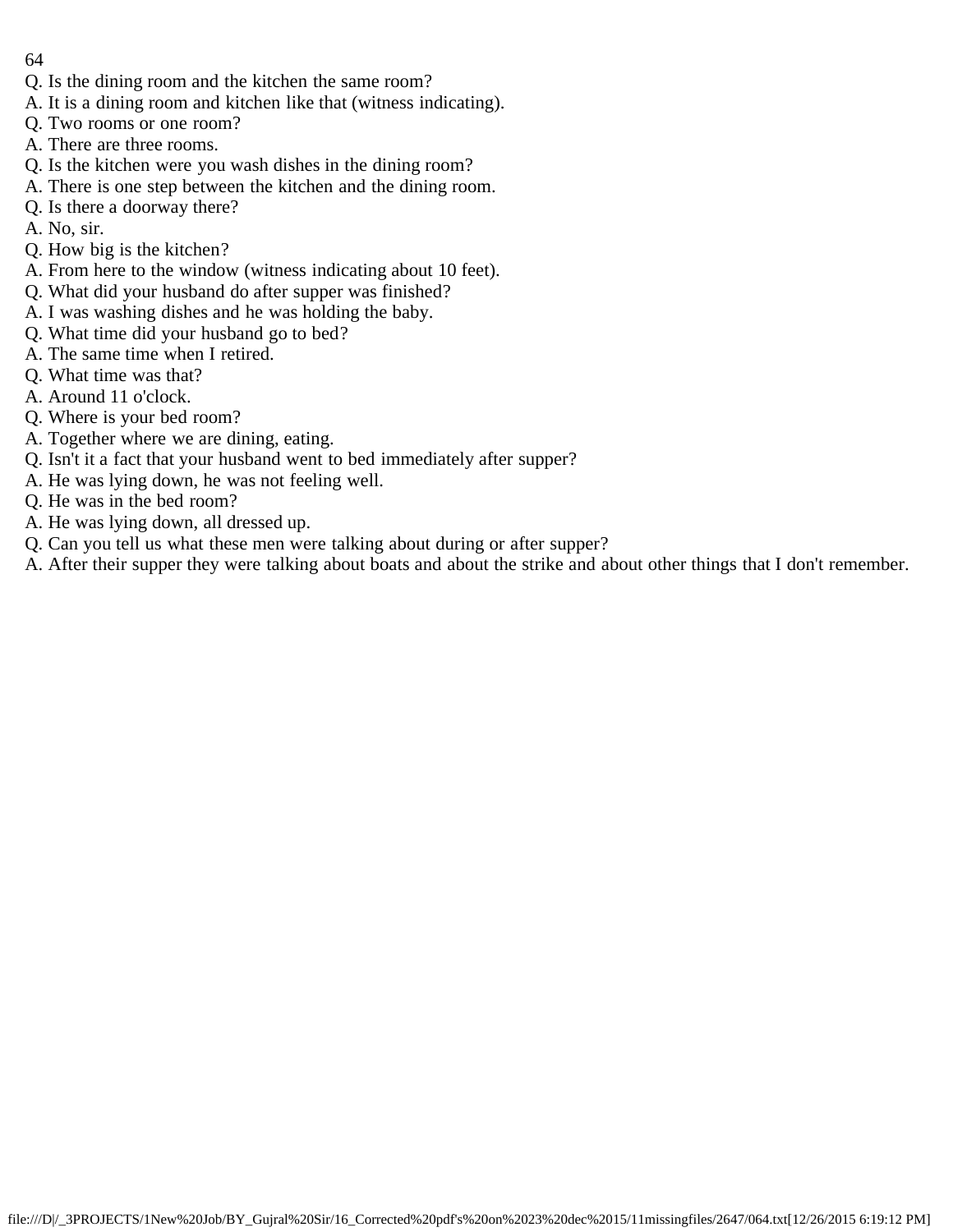Q. Is the dining room and the kitchen the same room?
A. It is a dining room and kitchen like that (witness indicating).
Q. Two rooms or one room?
A. There are three rooms.
Q. Is the kitchen were you wash dishes in the dining room?
A. There is one step between the kitchen and the dining room.
Q. Is there a doorway there?
A. No, sir.
Q. How big is the kitchen?
A. From here to the window (witness indicating about 10 feet).
Q. What did your husband do after supper was finished?
A. I was washing dishes and he was holding the baby.
Q. What time did your husband go to bed?
A. The same time when I retired.
Q. What time was that?
A. Around 11 o'clock.
Q. Where is your bed room?
A. Together where we are dining, eating.
Q. Isn't it a fact that your husband went to bed immediately after supper?
A. He was lying down, he was not feeling well.
Q. He was in the bed room?
A. He was lying down, all dressed up.
Q. Can you tell us what these men were talking about during or after supper?
A. After their supper they were talking about boats and about the strike and about other things that I don't remember.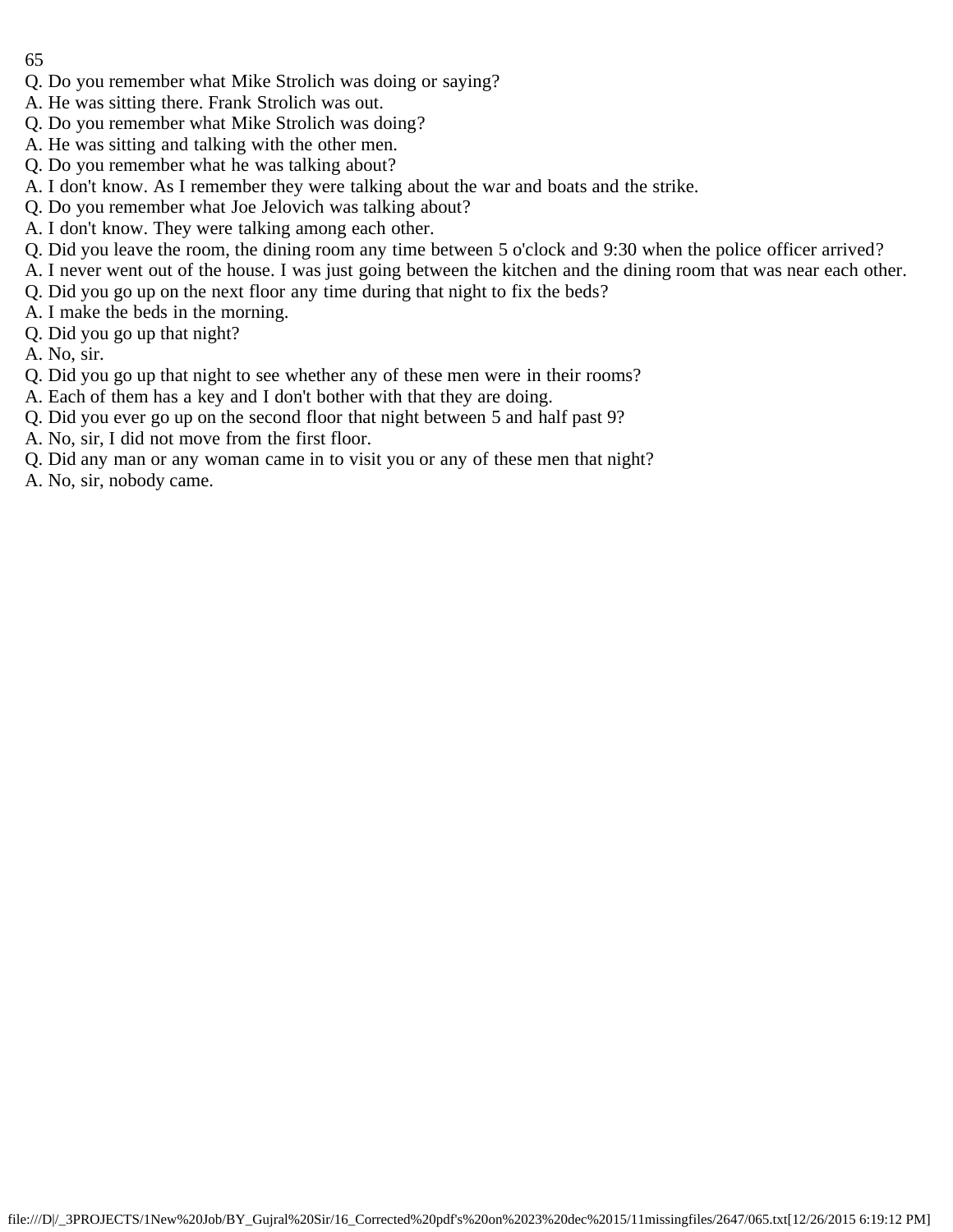Q. Do you remember what Mike Strolich was doing or saying?
A. He was sitting there. Frank Strolich was out.
Q. Do you remember what Mike Strolich was doing?
A. He was sitting and talking with the other men.
Q. Do you remember what he was talking about?
A. I don't know. As I remember they were talking about the war and boats and the strike.
Q. Do you remember what Joe Jelovich was talking about?
A. I don't know. They were talking among each other.
Q. Did you leave the room, the dining room any time between 5 o'clock and 9:30 when the police officer arrived?
A. I never went out of the house. I was just going between the kitchen and the dining room that was near each other.
Q. Did you go up on the next floor any time during that night to fix the beds?
A. I make the beds in the morning.
Q. Did you go up that night?
A. No, sir.
Q. Did you go up that night to see whether any of these men were in their rooms?
A. Each of them has a key and I don't bother with that they are doing.
Q. Did you ever go up on the second floor that night between 5 and half past 9?
A. No, sir, I did not move from the first floor.
Q. Did any man or any woman came in to visit you or any of these men that night?
A. No, sir, nobody came.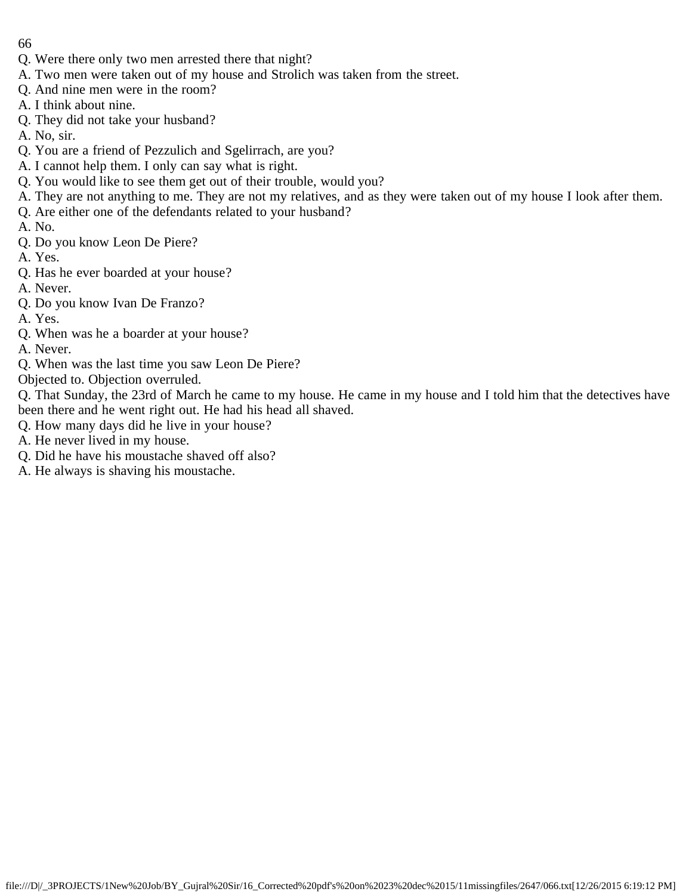Q. Were there only two men arrested there that night?
A. Two men were taken out of my house and Strolich was taken from the street.
Q. And nine men were in the room?
A. I think about nine.
Q. They did not take your husband?
A. No, sir.
Q. You are a friend of Pezzulich and Sgelirrach, are you?
A. I cannot help them. I only can say what is right.
Q. You would like to see them get out of their trouble, would you?
A. They are not anything to me. They are not my relatives, and as they were taken out of my house I look after them.
Q. Are either one of the defendants related to your husband?
A. No.
Q. Do you know Leon De Piere?
A. Yes.
Q. Has he ever boarded at your house?
A. Never.
Q. Do you know Ivan De Franzo?
A. Yes.
Q. When was he a boarder at your house?
A. Never.
Q. When was the last time you saw Leon De Piere?
Objected to. Objection overruled.
Q. That Sunday, the 23rd of March he came to my house. He came in my house and I told him that the detectives have been there and he went right out. He had his head all shaved.
Q. How many days did he live in your house?
A. He never lived in my house.
Q. Did he have his moustache shaved off also?
A. He always is shaving his moustache.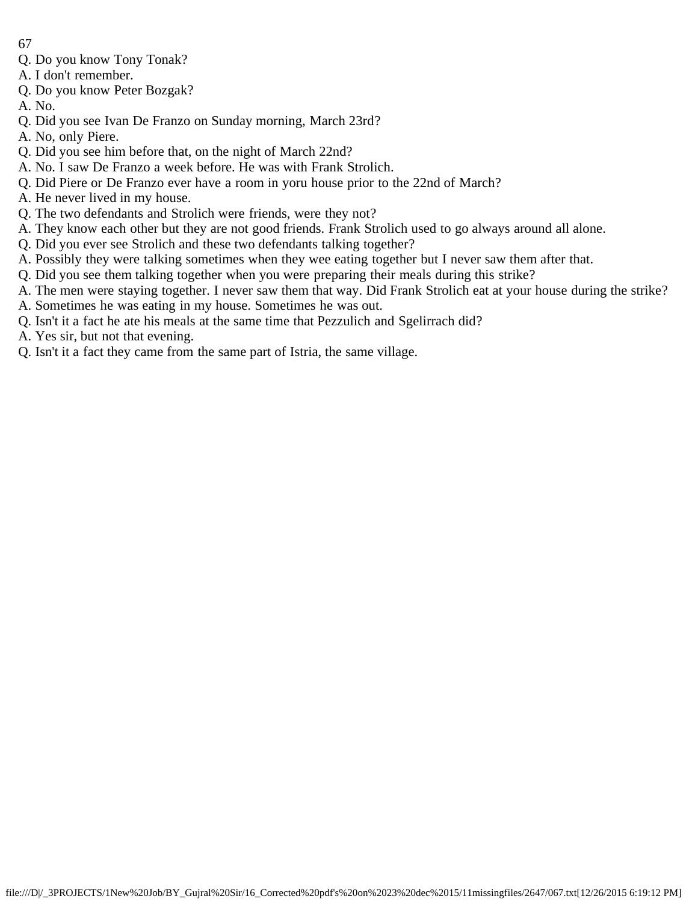Q. Do you know Tony Tonak?

A. I don't remember.

Q. Do you know Peter Bozgak?

A. No.

Q. Did you see Ivan De Franzo on Sunday morning, March 23rd?

A. No, only Piere.

Q. Did you see him before that, on the night of March 22nd?

A. No. I saw De Franzo a week before. He was with Frank Strolich.

Q. Did Piere or De Franzo ever have a room in yoru house prior to the 22nd of March?

A. He never lived in my house.

Q. The two defendants and Strolich were friends, were they not?

A. They know each other but they are not good friends. Frank Strolich used to go always around all alone.

Q. Did you ever see Strolich and these two defendants talking together?

A. Possibly they were talking sometimes when they wee eating together but I never saw them after that.

Q. Did you see them talking together when you were preparing their meals during this strike?

A. The men were staying together. I never saw them that way. Did Frank Strolich eat at your house during the strike?

A. Sometimes he was eating in my house. Sometimes he was out.

Q. Isn't it a fact he ate his meals at the same time that Pezzulich and Sgelirrach did?

A. Yes sir, but not that evening.

Q. Isn't it a fact they came from the same part of Istria, the same village.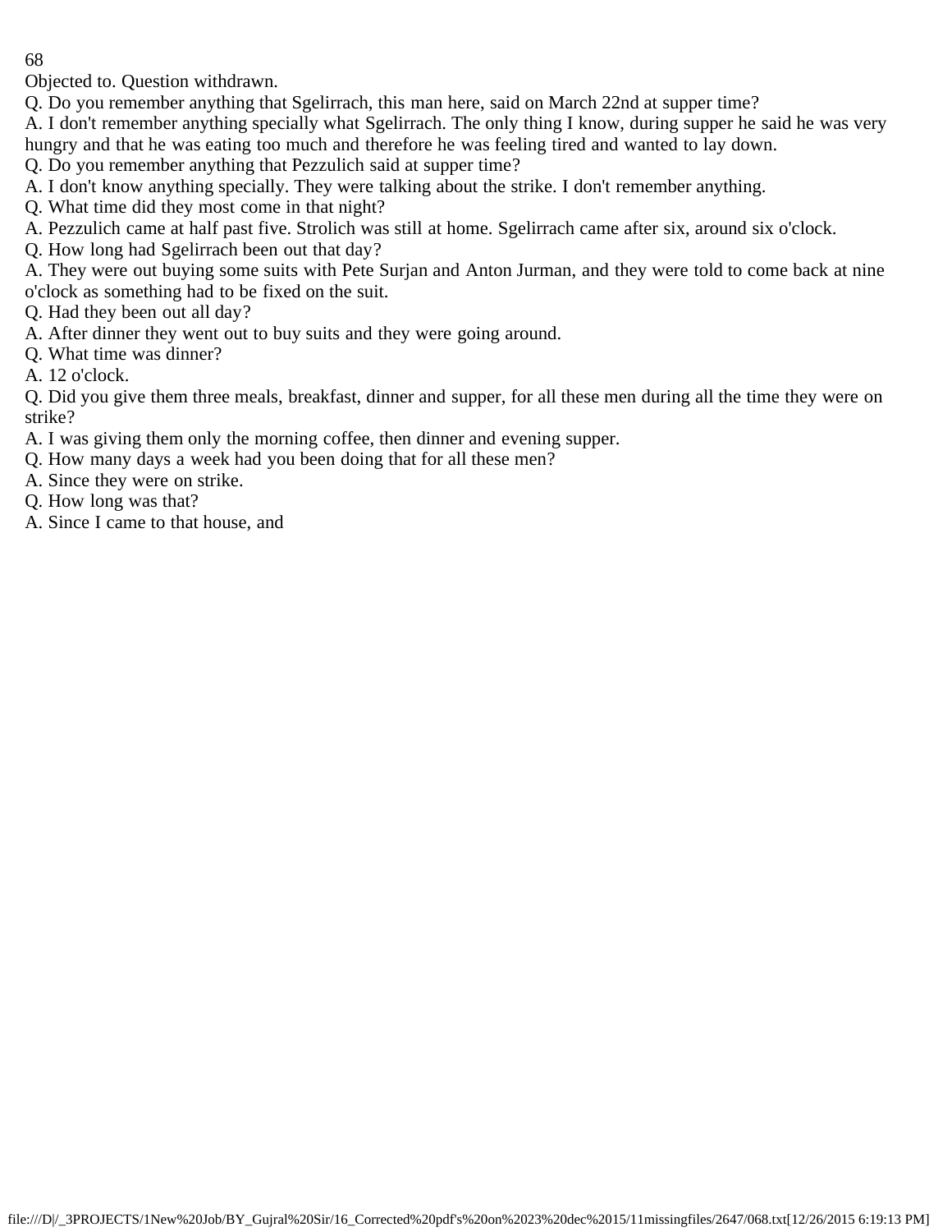Objected to. Question withdrawn.

Q. Do you remember anything that Sgelirrach, this man here, said on March 22nd at supper time?

A. I don't remember anything specially what Sgelirrach. The only thing I know, during supper he said he was very hungry and that he was eating too much and therefore he was feeling tired and wanted to lay down.

Q. Do you remember anything that Pezzulich said at supper time?

A. I don't know anything specially. They were talking about the strike. I don't remember anything.

Q. What time did they most come in that night?

A. Pezzulich came at half past five. Strolich was still at home. Sgelirrach came after six, around six o'clock.

Q. How long had Sgelirrach been out that day?

A. They were out buying some suits with Pete Surjan and Anton Jurman, and they were told to come back at nine o'clock as something had to be fixed on the suit.

Q. Had they been out all day?

A. After dinner they went out to buy suits and they were going around.

Q. What time was dinner?

A. 12 o'clock.

Q. Did you give them three meals, breakfast, dinner and supper, for all these men during all the time they were on strike?

A. I was giving them only the morning coffee, then dinner and evening supper.

Q. How many days a week had you been doing that for all these men?

A. Since they were on strike.

Q. How long was that?

A. Since I came to that house, and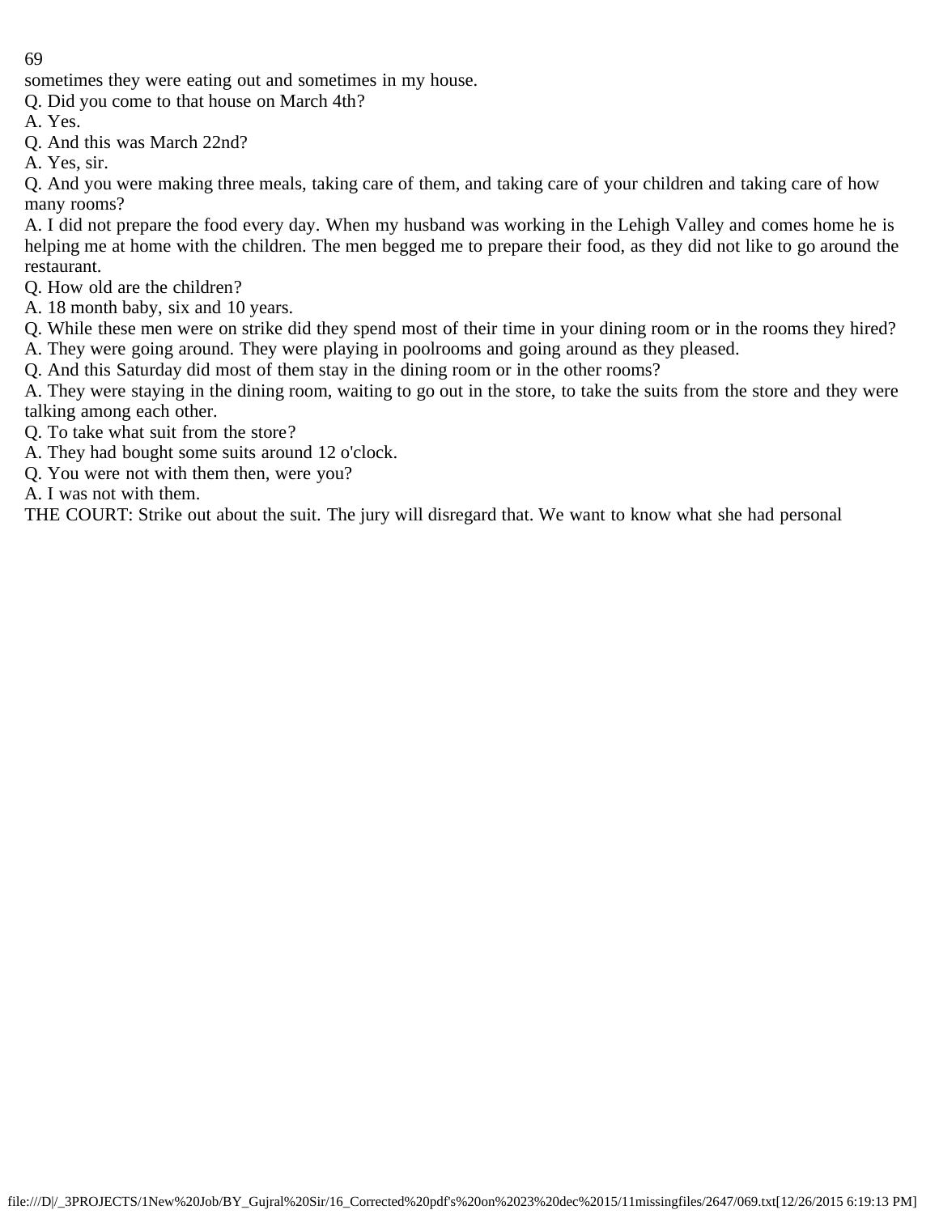sometimes they were eating out and sometimes in my house.

Q. Did you come to that house on March 4th?

A. Yes.

Q. And this was March 22nd?

A. Yes, sir.

Q. And you were making three meals, taking care of them, and taking care of your children and taking care of how many rooms?

A. I did not prepare the food every day. When my husband was working in the Lehigh Valley and comes home he is helping me at home with the children. The men begged me to prepare their food, as they did not like to go around the restaurant.

Q. How old are the children?

A. 18 month baby, six and 10 years.

Q. While these men were on strike did they spend most of their time in your dining room or in the rooms they hired?

A. They were going around. They were playing in poolrooms and going around as they pleased.

Q. And this Saturday did most of them stay in the dining room or in the other rooms?

A. They were staying in the dining room, waiting to go out in the store, to take the suits from the store and they were talking among each other.

Q. To take what suit from the store?

A. They had bought some suits around 12 o'clock.

Q. You were not with them then, were you?

A. I was not with them.

THE COURT: Strike out about the suit. The jury will disregard that. We want to know what she had personal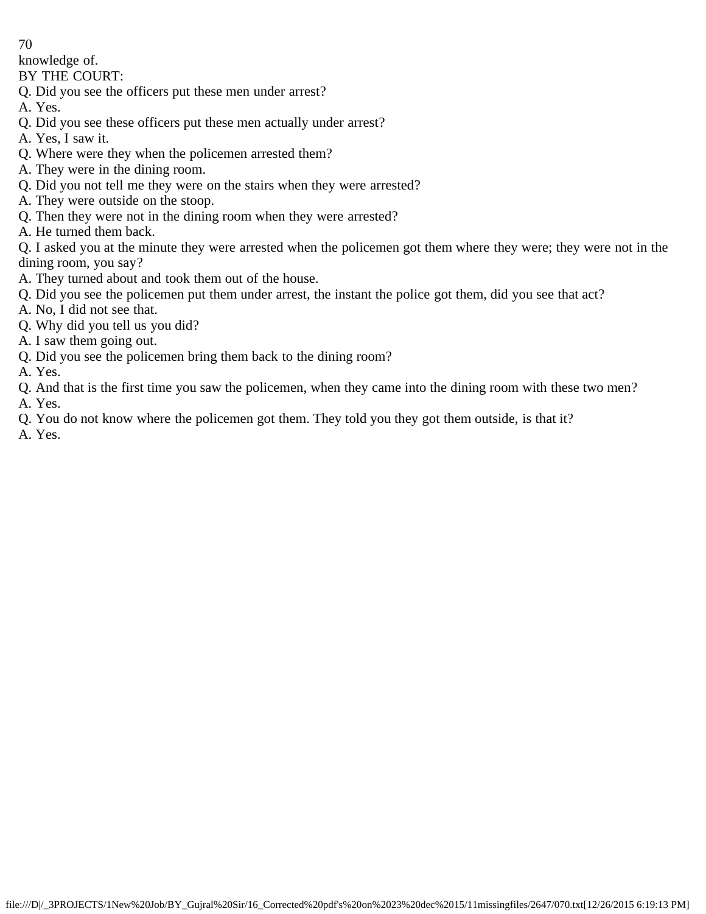knowledge of.

BY THE COURT:

Q. Did you see the officers put these men under arrest?

A. Yes.

Q. Did you see these officers put these men actually under arrest?

A. Yes, I saw it.

Q. Where were they when the policemen arrested them?

A. They were in the dining room.

Q. Did you not tell me they were on the stairs when they were arrested?

A. They were outside on the stoop.

Q. Then they were not in the dining room when they were arrested?

A. He turned them back.

Q. I asked you at the minute they were arrested when the policemen got them where they were; they were not in the dining room, you say?

A. They turned about and took them out of the house.

Q. Did you see the policemen put them under arrest, the instant the police got them, did you see that act?

A. No, I did not see that.

Q. Why did you tell us you did?

A. I saw them going out.

Q. Did you see the policemen bring them back to the dining room?

A. Yes.

Q. And that is the first time you saw the policemen, when they came into the dining room with these two men?

A. Yes.

Q. You do not know where the policemen got them. They told you they got them outside, is that it?

A. Yes.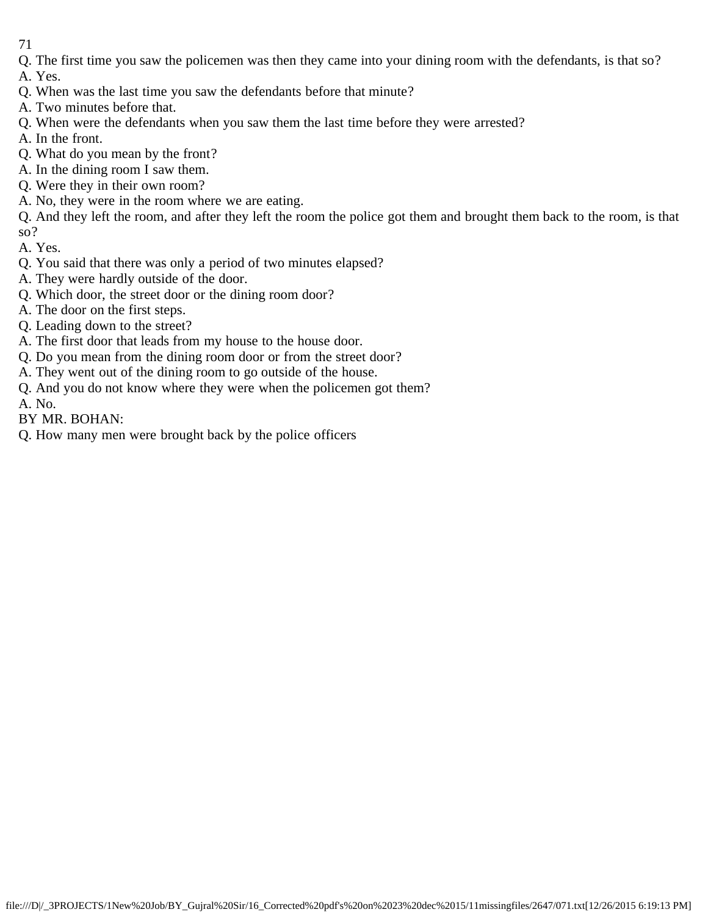Q. The first time you saw the policemen was then they came into your dining room with the defendants, is that so?

A. Yes.

Q. When was the last time you saw the defendants before that minute?

A. Two minutes before that.

Q. When were the defendants when you saw them the last time before they were arrested?

A. In the front.

Q. What do you mean by the front?

A. In the dining room I saw them.

Q. Were they in their own room?

A. No, they were in the room where we are eating.

Q. And they left the room, and after they left the room the police got them and brought them back to the room, is that so?

A. Yes.

Q. You said that there was only a period of two minutes elapsed?

A. They were hardly outside of the door.

Q. Which door, the street door or the dining room door?

A. The door on the first steps.

Q. Leading down to the street?

A. The first door that leads from my house to the house door.

Q. Do you mean from the dining room door or from the street door?

A. They went out of the dining room to go outside of the house.

Q. And you do not know where they were when the policemen got them?

A. No.

BY MR. BOHAN:

Q. How many men were brought back by the police officers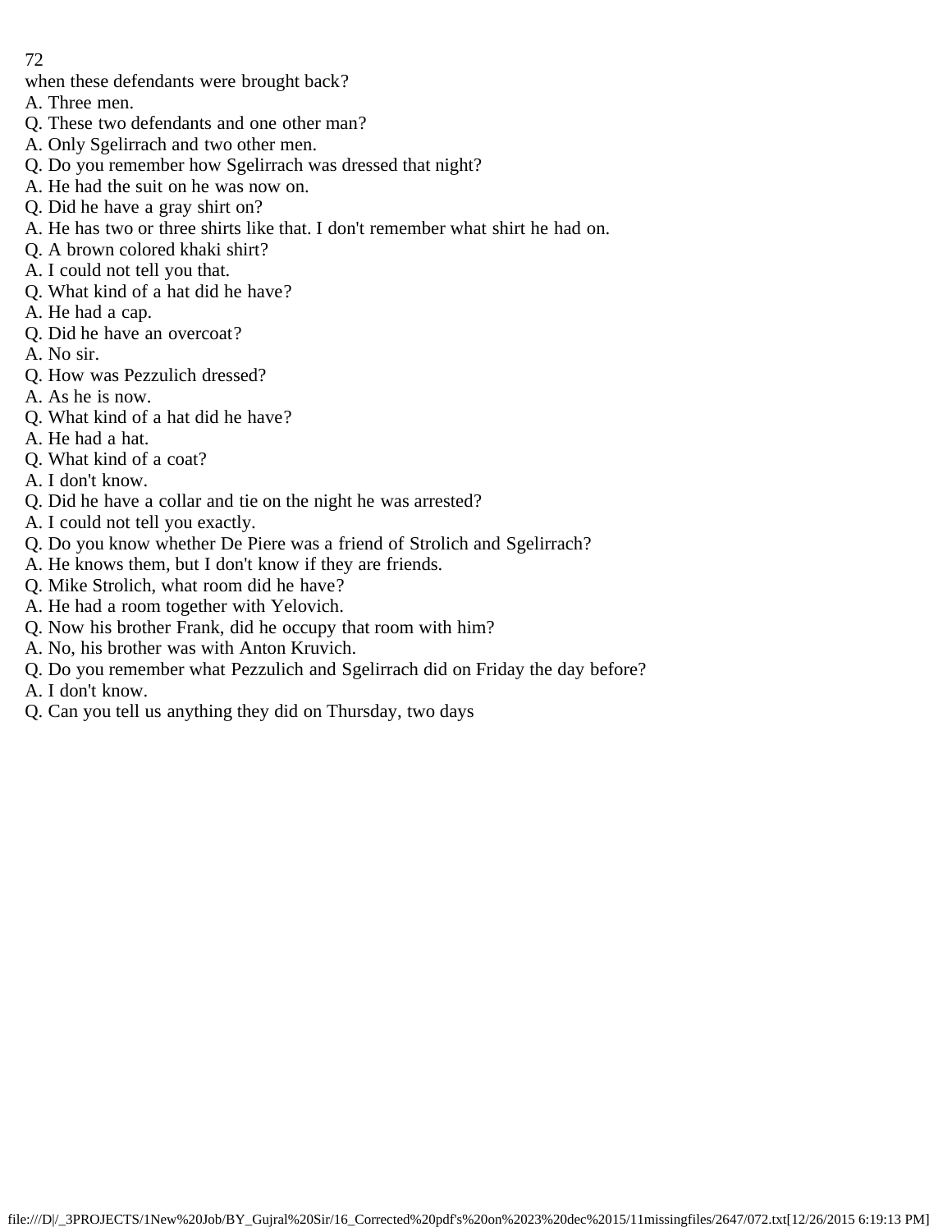when these defendants were brought back?

A. Three men.

Q. These two defendants and one other man?

A. Only Sgelirrach and two other men.

Q. Do you remember how Sgelirrach was dressed that night?

A. He had the suit on he was now on.

Q. Did he have a gray shirt on?

A. He has two or three shirts like that. I don't remember what shirt he had on.

Q. A brown colored khaki shirt?

A. I could not tell you that.

Q. What kind of a hat did he have?

A. He had a cap.

Q. Did he have an overcoat?

A. No sir.

Q. How was Pezzulich dressed?

A. As he is now.

Q. What kind of a hat did he have?

A. He had a hat.

Q. What kind of a coat?

A. I don't know.

Q. Did he have a collar and tie on the night he was arrested?

A. I could not tell you exactly.

Q. Do you know whether De Piere was a friend of Strolich and Sgelirrach?

A. He knows them, but I don't know if they are friends.

Q. Mike Strolich, what room did he have?

A. He had a room together with Yelovich.

Q. Now his brother Frank, did he occupy that room with him?

A. No, his brother was with Anton Kruvich.

Q. Do you remember what Pezzulich and Sgelirrach did on Friday the day before?

A. I don't know.

Q. Can you tell us anything they did on Thursday, two days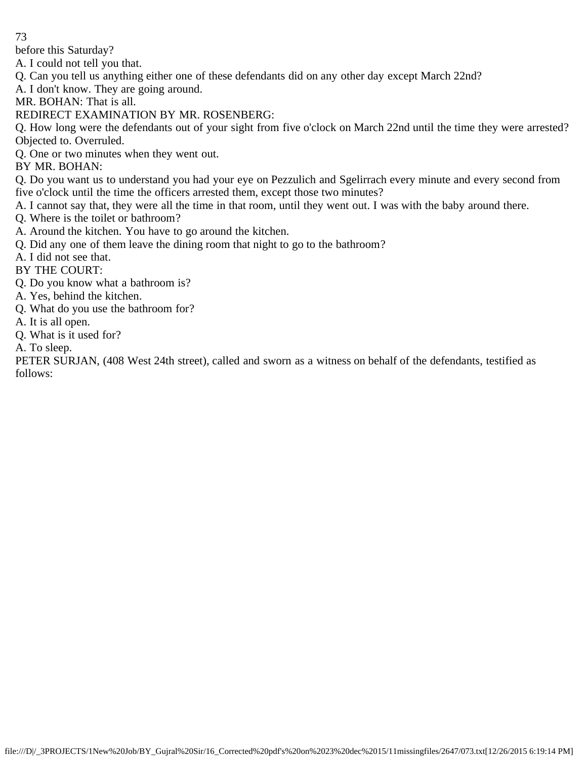before this Saturday?

A. I could not tell you that.

Q. Can you tell us anything either one of these defendants did on any other day except March 22nd?

A. I don't know. They are going around.

MR. BOHAN: That is all.

REDIRECT EXAMINATION BY MR. ROSENBERG:

Q. How long were the defendants out of your sight from five o'clock on March 22nd until the time they were arrested? Objected to. Overruled.

Q. One or two minutes when they went out.

BY MR. BOHAN:

Q. Do you want us to understand you had your eye on Pezzulich and Sgelirrach every minute and every second from five o'clock until the time the officers arrested them, except those two minutes?

A. I cannot say that, they were all the time in that room, until they went out. I was with the baby around there.

Q. Where is the toilet or bathroom?

A. Around the kitchen. You have to go around the kitchen.

Q. Did any one of them leave the dining room that night to go to the bathroom?

A. I did not see that.

BY THE COURT:

Q. Do you know what a bathroom is?

A. Yes, behind the kitchen.

Q. What do you use the bathroom for?

A. It is all open.

Q. What is it used for?

A. To sleep.

PETER SURJAN, (408 West 24th street), called and sworn as a witness on behalf of the defendants, testified as follows: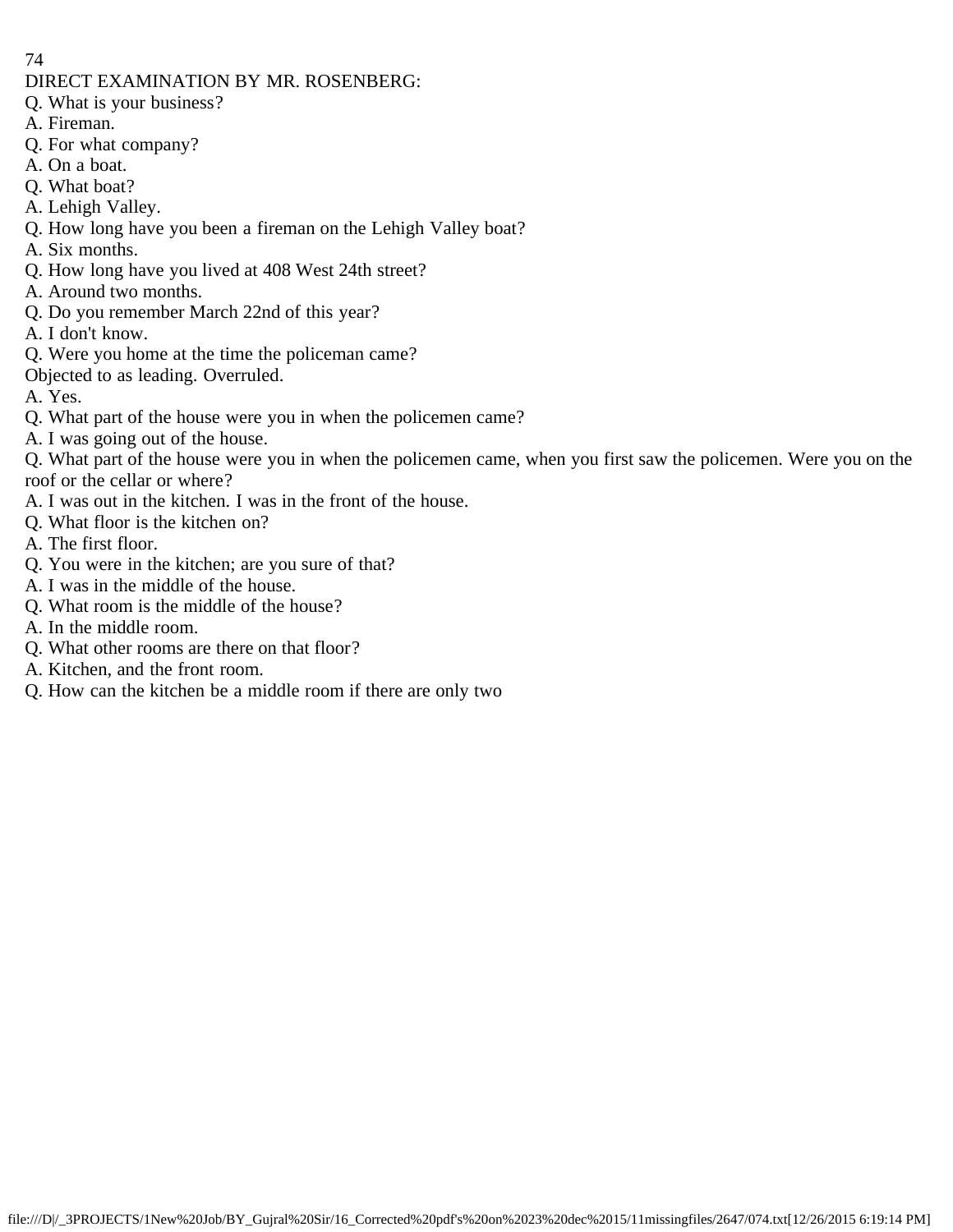DIRECT EXAMINATION BY MR. ROSENBERG:

Q. What is your business?

A. Fireman.

Q. For what company?

A. On a boat.

Q. What boat?

A. Lehigh Valley.

Q. How long have you been a fireman on the Lehigh Valley boat?

A. Six months.

Q. How long have you lived at 408 West 24th street?

A. Around two months.

Q. Do you remember March 22nd of this year?

A. I don't know.

Q. Were you home at the time the policeman came?

Objected to as leading. Overruled.

A. Yes.

Q. What part of the house were you in when the policemen came?

A. I was going out of the house.

Q. What part of the house were you in when the policemen came, when you first saw the policemen. Were you on the roof or the cellar or where?

A. I was out in the kitchen. I was in the front of the house.

Q. What floor is the kitchen on?

A. The first floor.

Q. You were in the kitchen; are you sure of that?

A. I was in the middle of the house.

Q. What room is the middle of the house?

A. In the middle room.

Q. What other rooms are there on that floor?

A. Kitchen, and the front room.

Q. How can the kitchen be a middle room if there are only two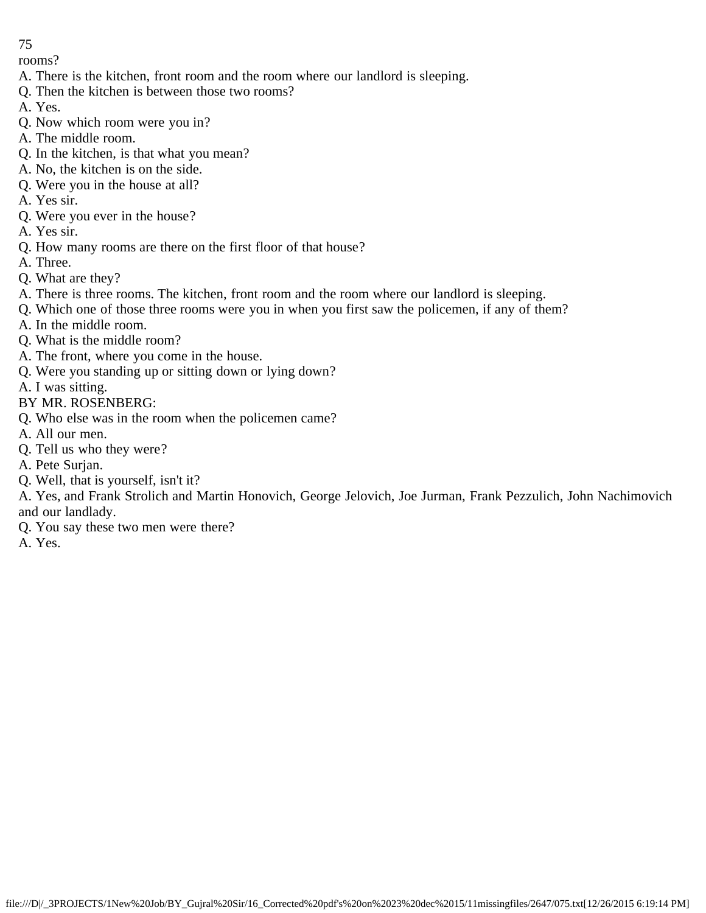rooms?

A. There is the kitchen, front room and the room where our landlord is sleeping.

Q. Then the kitchen is between those two rooms?

A. Yes.

Q. Now which room were you in?

A. The middle room.

Q. In the kitchen, is that what you mean?

A. No, the kitchen is on the side.

Q. Were you in the house at all?

A. Yes sir.

Q. Were you ever in the house?

A. Yes sir.

Q. How many rooms are there on the first floor of that house?

A. Three.

Q. What are they?

A. There is three rooms. The kitchen, front room and the room where our landlord is sleeping.

Q. Which one of those three rooms were you in when you first saw the policemen, if any of them?

A. In the middle room.

Q. What is the middle room?

A. The front, where you come in the house.

Q. Were you standing up or sitting down or lying down?

A. I was sitting.

BY MR. ROSENBERG:

Q. Who else was in the room when the policemen came?

A. All our men.

Q. Tell us who they were?

A. Pete Surjan.

Q. Well, that is yourself, isn't it?

A. Yes, and Frank Strolich and Martin Honovich, George Jelovich, Joe Jurman, Frank Pezzulich, John Nachimovich and our landlady.

Q. You say these two men were there?

A. Yes.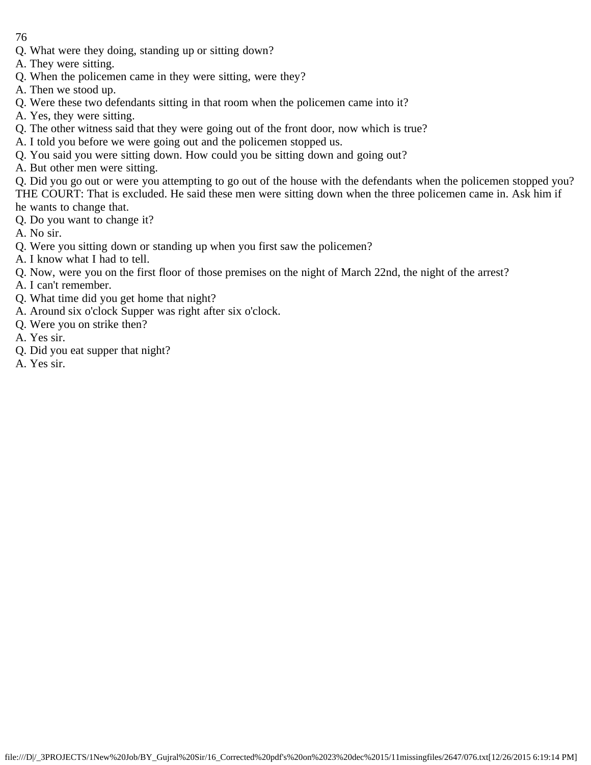Q. What were they doing, standing up or sitting down?
A. They were sitting.
Q. When the policemen came in they were sitting, were they?
A. Then we stood up.
Q. Were these two defendants sitting in that room when the policemen came into it?
A. Yes, they were sitting.
Q. The other witness said that they were going out of the front door, now which is true?
A. I told you before we were going out and the policemen stopped us.
Q. You said you were sitting down. How could you be sitting down and going out?
A. But other men were sitting.
Q. Did you go out or were you attempting to go out of the house with the defendants when the policemen stopped you?
THE COURT: That is excluded. He said these men were sitting down when the three policemen came in. Ask him if he wants to change that.
Q. Do you want to change it?
A. No sir.
Q. Were you sitting down or standing up when you first saw the policemen?
A. I know what I had to tell.
Q. Now, were you on the first floor of those premises on the night of March 22nd, the night of the arrest?
A. I can't remember.
Q. What time did you get home that night?
A. Around six o'clock Supper was right after six o'clock.
Q. Were you on strike then?
A. Yes sir.
Q. Did you eat supper that night?
A. Yes sir.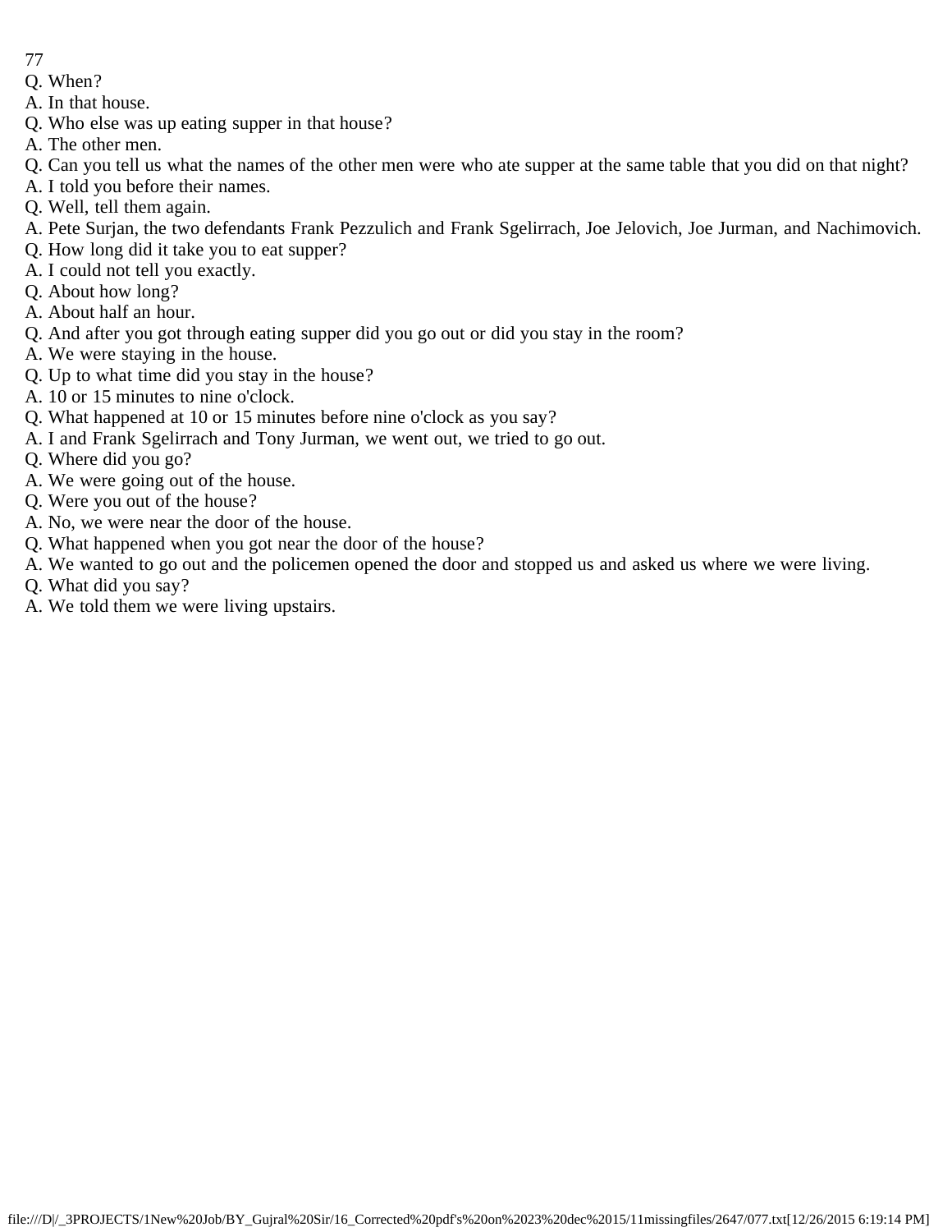Q. When?
A. In that house.
Q. Who else was up eating supper in that house?
A. The other men.
Q. Can you tell us what the names of the other men were who ate supper at the same table that you did on that night?
A. I told you before their names.
Q. Well, tell them again.
A. Pete Surjan, the two defendants Frank Pezzulich and Frank Sgelirrach, Joe Jelovich, Joe Jurman, and Nachimovich.
Q. How long did it take you to eat supper?
A. I could not tell you exactly.
Q. About how long?
A. About half an hour.
Q. And after you got through eating supper did you go out or did you stay in the room?
A. We were staying in the house.
Q. Up to what time did you stay in the house?
A. 10 or 15 minutes to nine o'clock.
Q. What happened at 10 or 15 minutes before nine o'clock as you say?
A. I and Frank Sgelirrach and Tony Jurman, we went out, we tried to go out.
Q. Where did you go?
A. We were going out of the house.
Q. Were you out of the house?
A. No, we were near the door of the house.
Q. What happened when you got near the door of the house?
A. We wanted to go out and the policemen opened the door and stopped us and asked us where we were living.
Q. What did you say?
A. We told them we were living upstairs.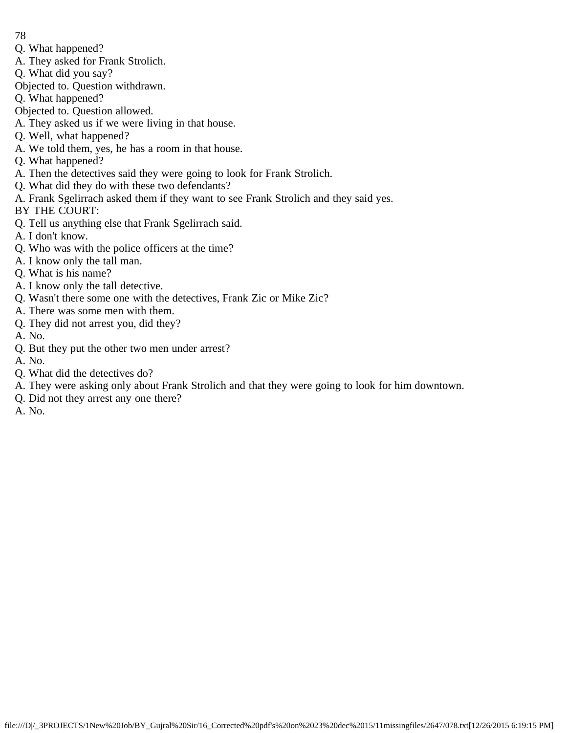Q. What happened?
A. They asked for Frank Strolich.
Q. What did you say?
Objected to. Question withdrawn.
Q. What happened?
Objected to. Question allowed.
A. They asked us if we were living in that house.
Q. Well, what happened?
A. We told them, yes, he has a room in that house.
Q. What happened?
A. Then the detectives said they were going to look for Frank Strolich.
Q. What did they do with these two defendants?
A. Frank Sgelirrach asked them if they want to see Frank Strolich and they said yes.
BY THE COURT:
Q. Tell us anything else that Frank Sgelirrach said.
A. I don't know.
Q. Who was with the police officers at the time?
A. I know only the tall man.
Q. What is his name?
A. I know only the tall detective.
Q. Wasn't there some one with the detectives, Frank Zic or Mike Zic?
A. There was some men with them.
Q. They did not arrest you, did they?
A. No.
Q. But they put the other two men under arrest?
A. No.
Q. What did the detectives do?
A. They were asking only about Frank Strolich and that they were going to look for him downtown.
Q. Did not they arrest any one there?
A. No.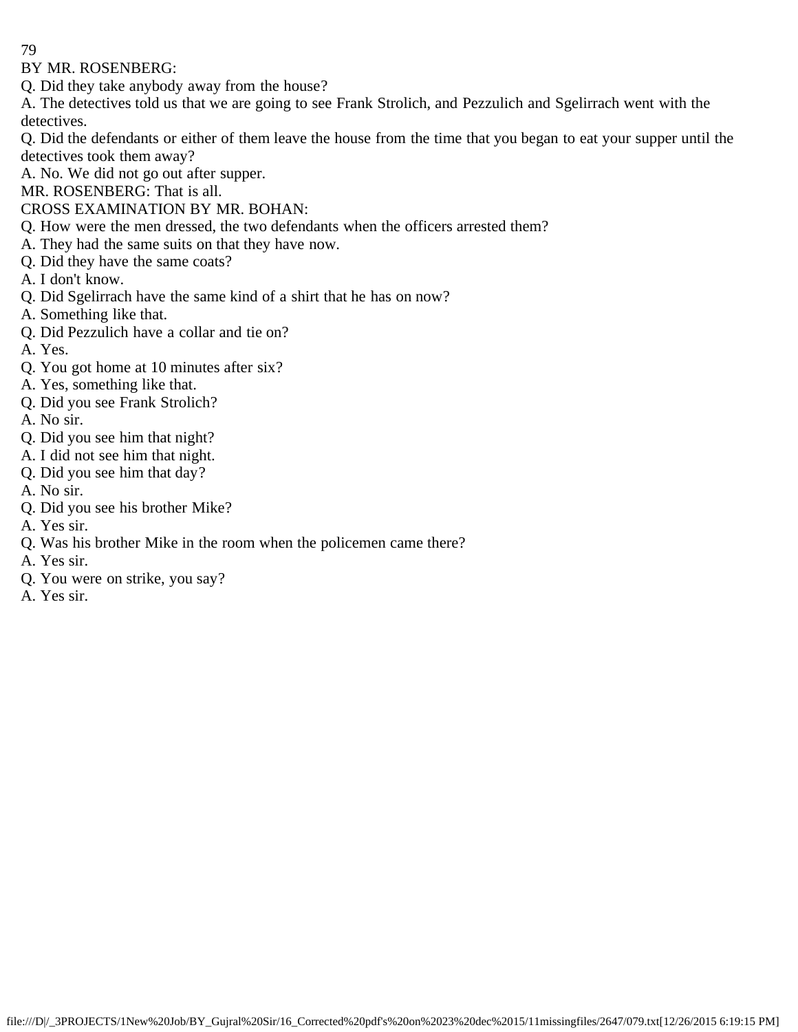BY MR. ROSENBERG:

Q. Did they take anybody away from the house?

A. The detectives told us that we are going to see Frank Strolich, and Pezzulich and Sgelirrach went with the detectives.

Q. Did the defendants or either of them leave the house from the time that you began to eat your supper until the detectives took them away?

A. No. We did not go out after supper.

MR. ROSENBERG: That is all.

CROSS EXAMINATION BY MR. BOHAN:

Q. How were the men dressed, the two defendants when the officers arrested them?

A. They had the same suits on that they have now.

Q. Did they have the same coats?

A. I don't know.

Q. Did Sgelirrach have the same kind of a shirt that he has on now?

A. Something like that.

Q. Did Pezzulich have a collar and tie on?

A. Yes.

Q. You got home at 10 minutes after six?

A. Yes, something like that.

Q. Did you see Frank Strolich?

A. No sir.

Q. Did you see him that night?

A. I did not see him that night.

Q. Did you see him that day?

A. No sir.

Q. Did you see his brother Mike?

A. Yes sir.

Q. Was his brother Mike in the room when the policemen came there?

A. Yes sir.

Q. You were on strike, you say?

A. Yes sir.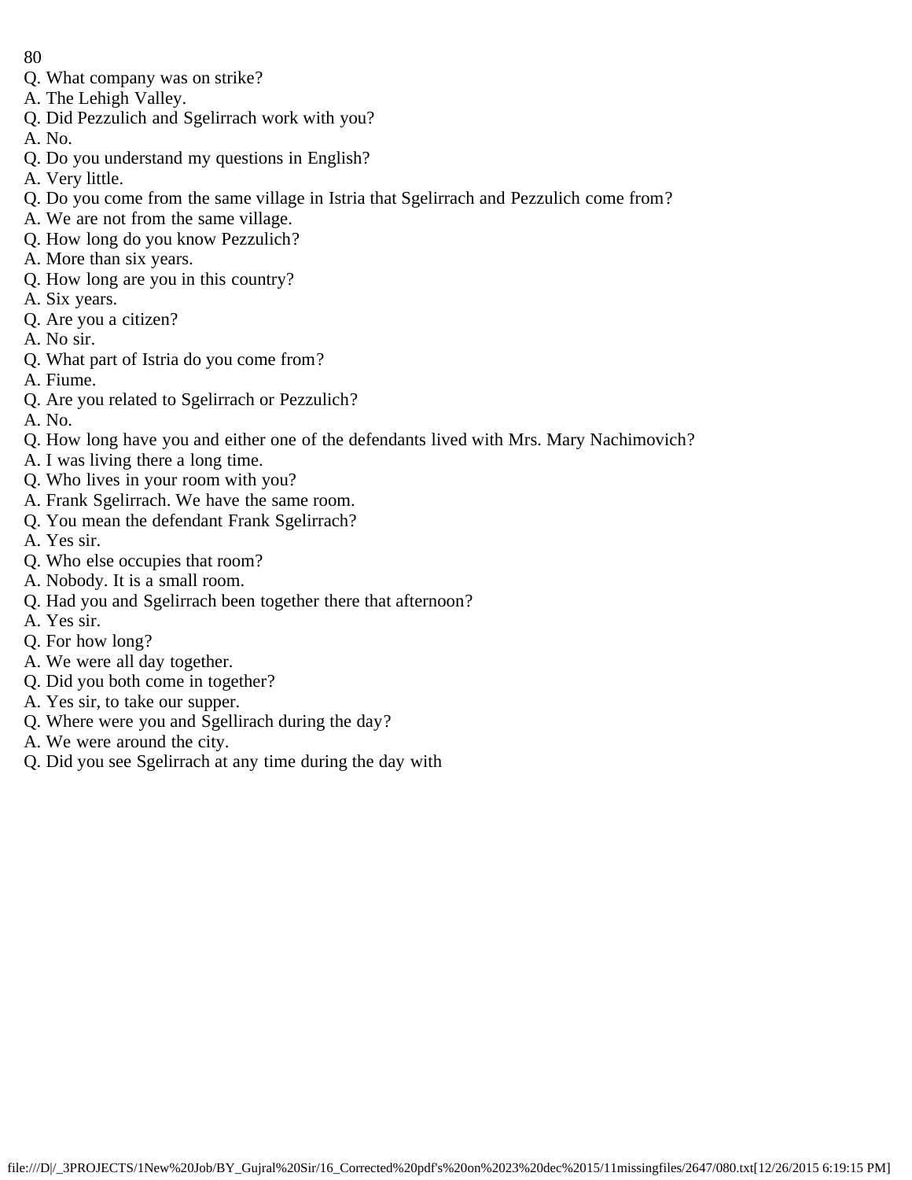Q. What company was on strike?
A. The Lehigh Valley.
Q. Did Pezzulich and Sgelirrach work with you?
A. No.
Q. Do you understand my questions in English?
A. Very little.
Q. Do you come from the same village in Istria that Sgelirrach and Pezzulich come from?
A. We are not from the same village.
Q. How long do you know Pezzulich?
A. More than six years.
Q. How long are you in this country?
A. Six years.
Q. Are you a citizen?
A. No sir.
Q. What part of Istria do you come from?
A. Fiume.
Q. Are you related to Sgelirrach or Pezzulich?
A. No.
Q. How long have you and either one of the defendants lived with Mrs. Mary Nachimovich?
A. I was living there a long time.
Q. Who lives in your room with you?
A. Frank Sgelirrach. We have the same room.
Q. You mean the defendant Frank Sgelirrach?
A. Yes sir.
Q. Who else occupies that room?
A. Nobody. It is a small room.
Q. Had you and Sgelirrach been together there that afternoon?
A. Yes sir.
Q. For how long?
A. We were all day together.
Q. Did you both come in together?
A. Yes sir, to take our supper.
Q. Where were you and Sgellirach during the day?
A. We were around the city.
Q. Did you see Sgelirrach at any time during the day with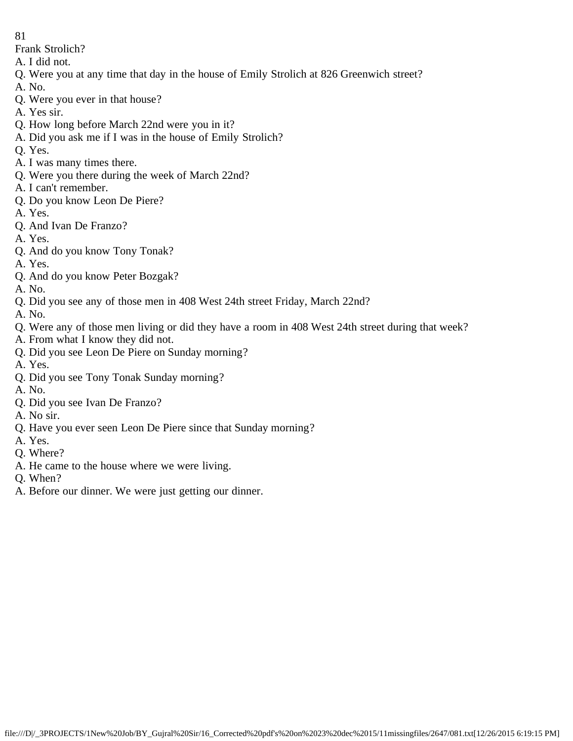Frank Strolich?

A. I did not.

Q. Were you at any time that day in the house of Emily Strolich at 826 Greenwich street?

A. No.

Q. Were you ever in that house?

A. Yes sir.

Q. How long before March 22nd were you in it?

A. Did you ask me if I was in the house of Emily Strolich?

Q. Yes.

A. I was many times there.

Q. Were you there during the week of March 22nd?

A. I can't remember.

Q. Do you know Leon De Piere?

A. Yes.

Q. And Ivan De Franzo?

A. Yes.

Q. And do you know Tony Tonak?

A. Yes.

Q. And do you know Peter Bozgak?

A. No.

Q. Did you see any of those men in 408 West 24th street Friday, March 22nd?

A. No.

Q. Were any of those men living or did they have a room in 408 West 24th street during that week?

A. From what I know they did not.

Q. Did you see Leon De Piere on Sunday morning?

A. Yes.

Q. Did you see Tony Tonak Sunday morning?

A. No.

Q. Did you see Ivan De Franzo?

A. No sir.

Q. Have you ever seen Leon De Piere since that Sunday morning?

A. Yes.

Q. Where?

A. He came to the house where we were living.

Q. When?

A. Before our dinner. We were just getting our dinner.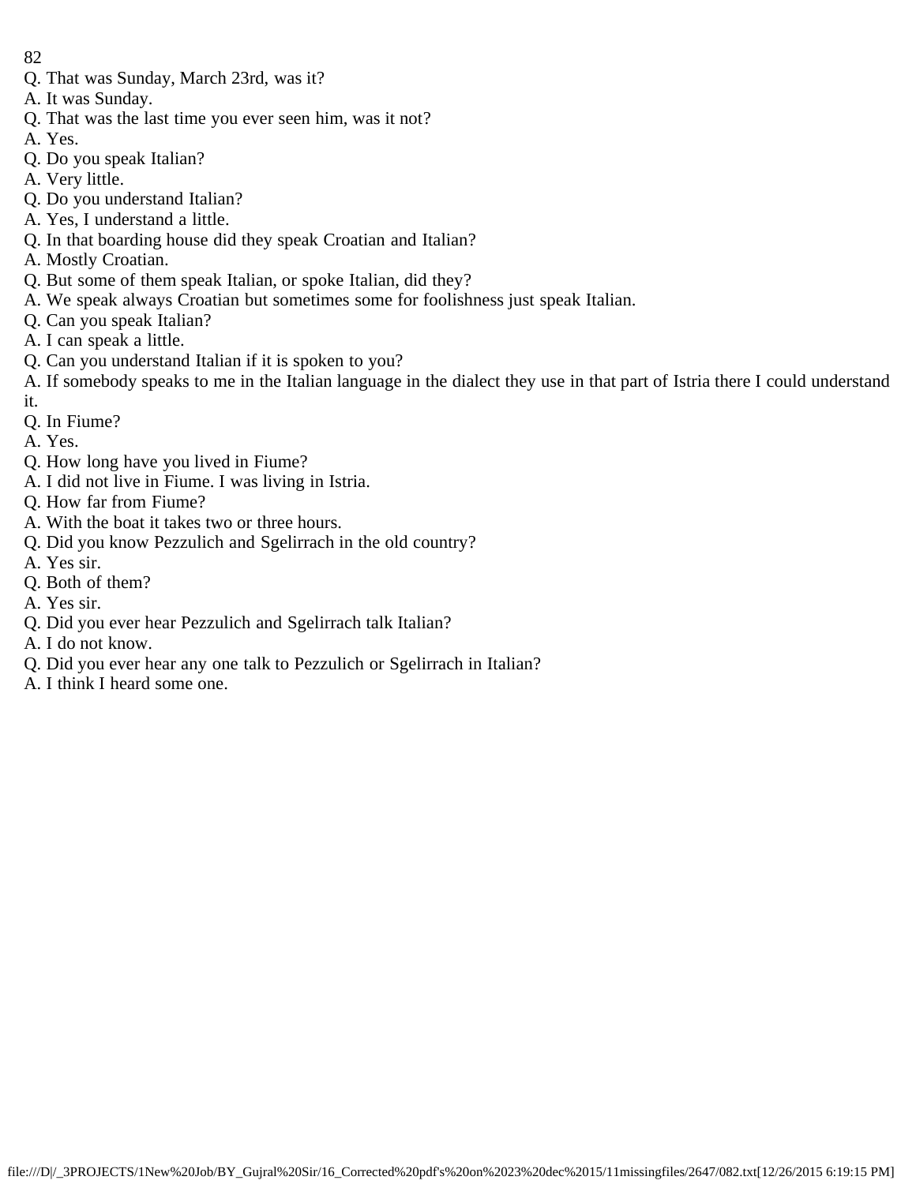Q. That was Sunday, March 23rd, was it?

A. It was Sunday.

Q. That was the last time you ever seen him, was it not?

A. Yes.

Q. Do you speak Italian?

A. Very little.

Q. Do you understand Italian?

A. Yes, I understand a little.

Q. In that boarding house did they speak Croatian and Italian?

A. Mostly Croatian.

Q. But some of them speak Italian, or spoke Italian, did they?

A. We speak always Croatian but sometimes some for foolishness just speak Italian.

Q. Can you speak Italian?

A. I can speak a little.

Q. Can you understand Italian if it is spoken to you?

A. If somebody speaks to me in the Italian language in the dialect they use in that part of Istria there I could understand it.

Q. In Fiume?

A. Yes.

Q. How long have you lived in Fiume?

A. I did not live in Fiume. I was living in Istria.

Q. How far from Fiume?

A. With the boat it takes two or three hours.

Q. Did you know Pezzulich and Sgelirrach in the old country?

A. Yes sir.

Q. Both of them?

A. Yes sir.

Q. Did you ever hear Pezzulich and Sgelirrach talk Italian?

A. I do not know.

Q. Did you ever hear any one talk to Pezzulich or Sgelirrach in Italian?

A. I think I heard some one.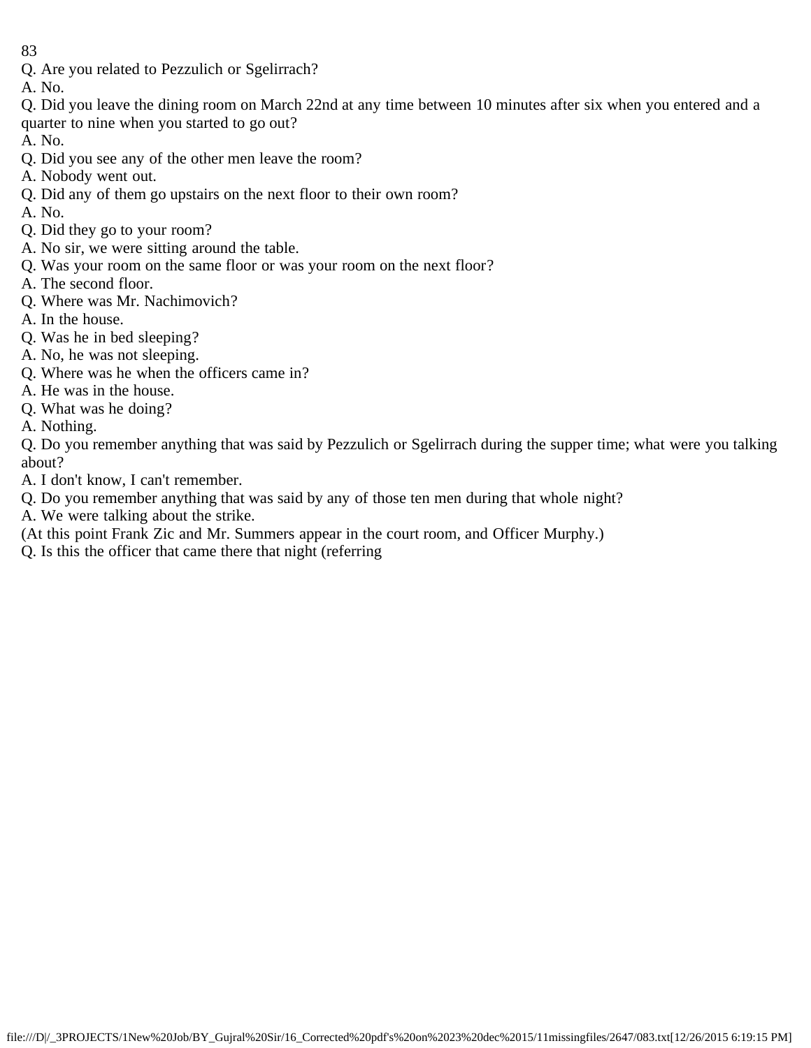Q. Are you related to Pezzulich or Sgelirrach?

A. No.

Q. Did you leave the dining room on March 22nd at any time between 10 minutes after six when you entered and a quarter to nine when you started to go out?

A. No.

Q. Did you see any of the other men leave the room?

A. Nobody went out.

Q. Did any of them go upstairs on the next floor to their own room?

A. No.

Q. Did they go to your room?

A. No sir, we were sitting around the table.

Q. Was your room on the same floor or was your room on the next floor?

A. The second floor.

Q. Where was Mr. Nachimovich?

A. In the house.

Q. Was he in bed sleeping?

A. No, he was not sleeping.

Q. Where was he when the officers came in?

A. He was in the house.

Q. What was he doing?

A. Nothing.

Q. Do you remember anything that was said by Pezzulich or Sgelirrach during the supper time; what were you talking about?

A. I don't know, I can't remember.

Q. Do you remember anything that was said by any of those ten men during that whole night?

A. We were talking about the strike.

(At this point Frank Zic and Mr. Summers appear in the court room, and Officer Murphy.)

Q. Is this the officer that came there that night (referring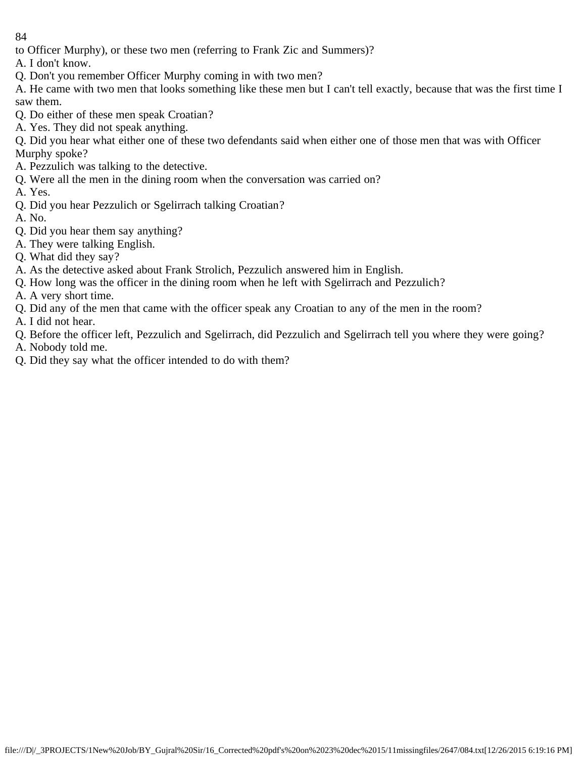to Officer Murphy), or these two men (referring to Frank Zic and Summers)?

A. I don't know.

Q. Don't you remember Officer Murphy coming in with two men?

A. He came with two men that looks something like these men but I can't tell exactly, because that was the first time I saw them.

Q. Do either of these men speak Croatian?

A. Yes. They did not speak anything.

Q. Did you hear what either one of these two defendants said when either one of those men that was with Officer Murphy spoke?

A. Pezzulich was talking to the detective.

Q. Were all the men in the dining room when the conversation was carried on?

A. Yes.

Q. Did you hear Pezzulich or Sgelirrach talking Croatian?

A. No.

Q. Did you hear them say anything?

A. They were talking English.

Q. What did they say?

A. As the detective asked about Frank Strolich, Pezzulich answered him in English.

Q. How long was the officer in the dining room when he left with Sgelirrach and Pezzulich?

A. A very short time.

Q. Did any of the men that came with the officer speak any Croatian to any of the men in the room?

A. I did not hear.

Q. Before the officer left, Pezzulich and Sgelirrach, did Pezzulich and Sgelirrach tell you where they were going?

A. Nobody told me.

Q. Did they say what the officer intended to do with them?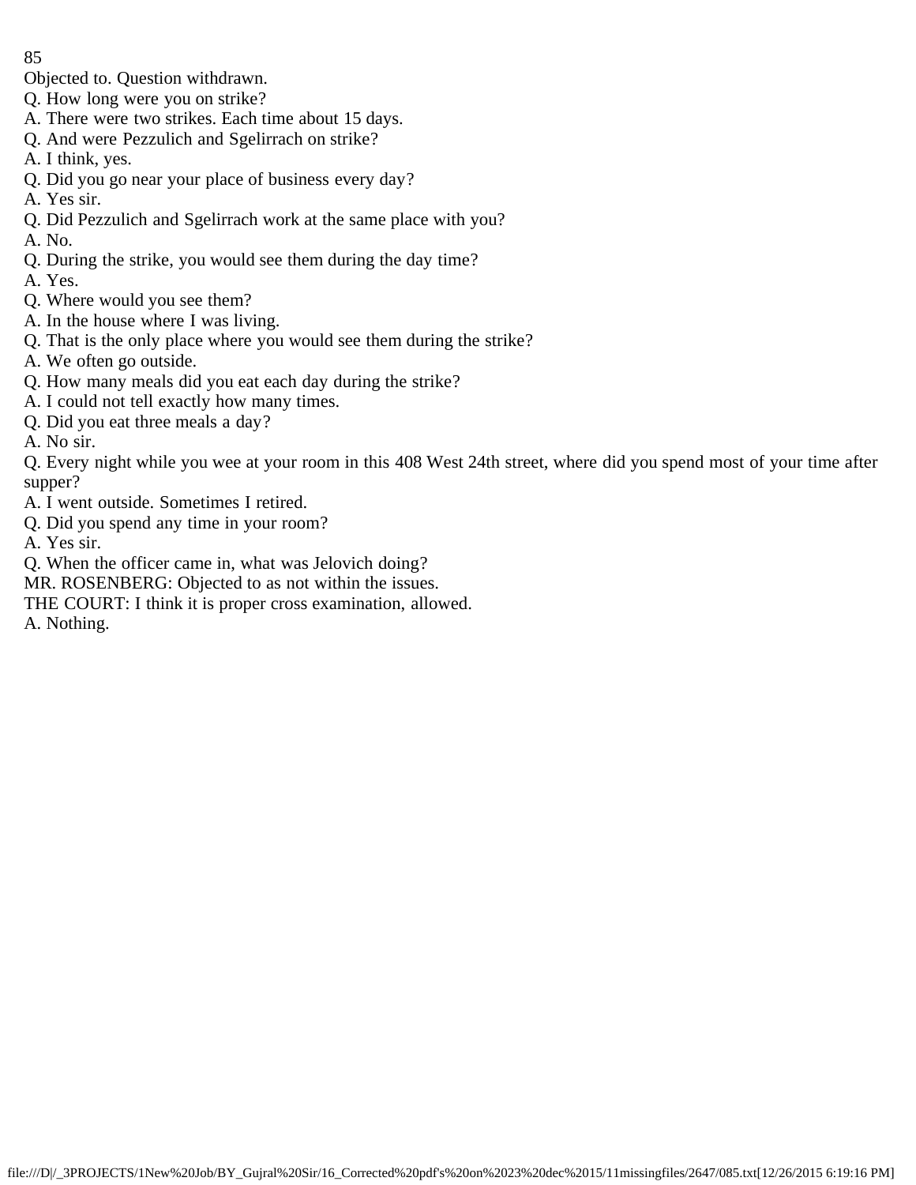Objected to. Question withdrawn.

Q. How long were you on strike?

A. There were two strikes. Each time about 15 days.

Q. And were Pezzulich and Sgelirrach on strike?

A. I think, yes.

Q. Did you go near your place of business every day?

A. Yes sir.

Q. Did Pezzulich and Sgelirrach work at the same place with you?

A. No.

Q. During the strike, you would see them during the day time?

A. Yes.

Q. Where would you see them?

A. In the house where I was living.

Q. That is the only place where you would see them during the strike?

A. We often go outside.

Q. How many meals did you eat each day during the strike?

A. I could not tell exactly how many times.

Q. Did you eat three meals a day?

A. No sir.

Q. Every night while you wee at your room in this 408 West 24th street, where did you spend most of your time after supper?

A. I went outside. Sometimes I retired.

Q. Did you spend any time in your room?

A. Yes sir.

Q. When the officer came in, what was Jelovich doing?

MR. ROSENBERG: Objected to as not within the issues.

THE COURT: I think it is proper cross examination, allowed.

A. Nothing.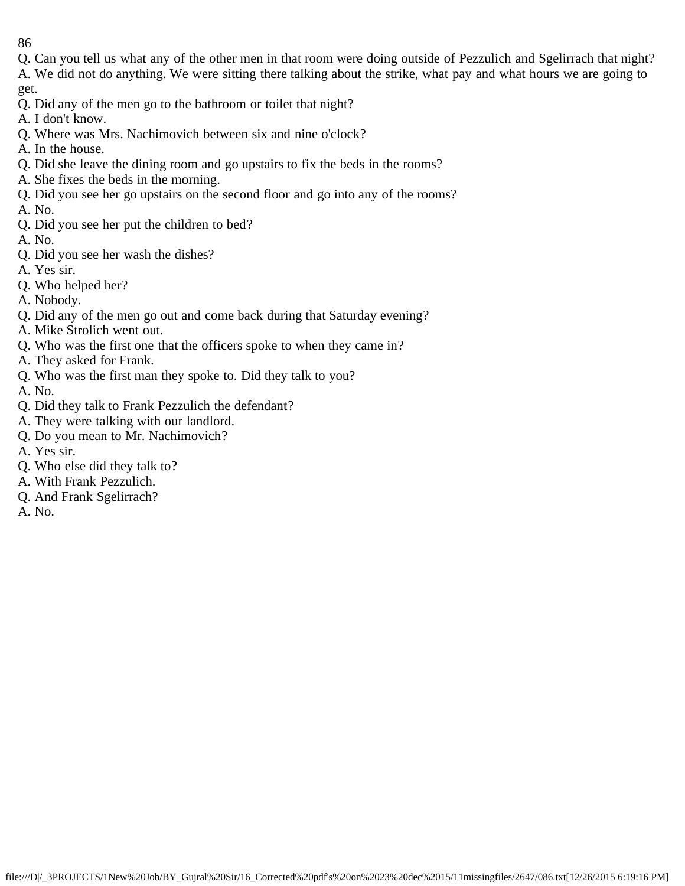Q. Can you tell us what any of the other men in that room were doing outside of Pezzulich and Sgelirrach that night?
A. We did not do anything. We were sitting there talking about the strike, what pay and what hours we are going to get.
Q. Did any of the men go to the bathroom or toilet that night?
A. I don't know.
Q. Where was Mrs. Nachimovich between six and nine o'clock?
A. In the house.
Q. Did she leave the dining room and go upstairs to fix the beds in the rooms?
A. She fixes the beds in the morning.
Q. Did you see her go upstairs on the second floor and go into any of the rooms?
A. No.
Q. Did you see her put the children to bed?
A. No.
Q. Did you see her wash the dishes?
A. Yes sir.
Q. Who helped her?
A. Nobody.
Q. Did any of the men go out and come back during that Saturday evening?
A. Mike Strolich went out.
Q. Who was the first one that the officers spoke to when they came in?
A. They asked for Frank.
Q. Who was the first man they spoke to. Did they talk to you?
A. No.
Q. Did they talk to Frank Pezzulich the defendant?
A. They were talking with our landlord.
Q. Do you mean to Mr. Nachimovich?
A. Yes sir.
Q. Who else did they talk to?
A. With Frank Pezzulich.
Q. And Frank Sgelirrach?
A. No.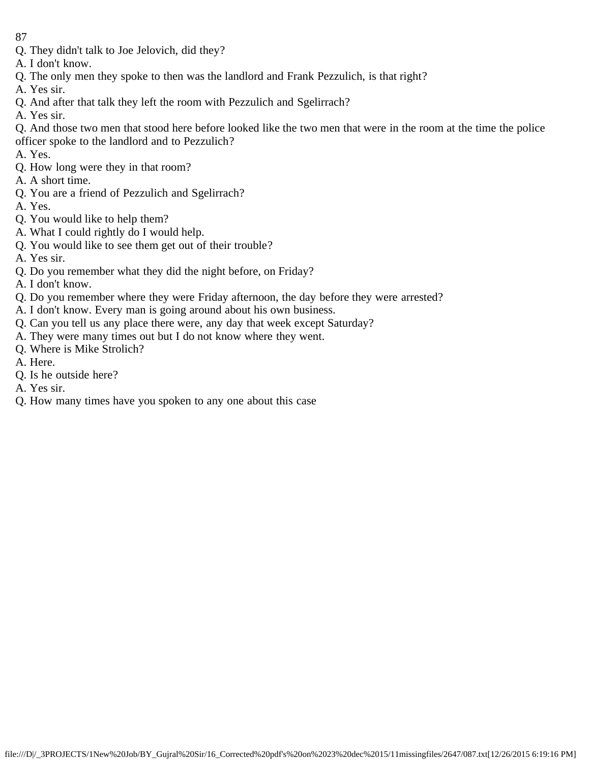Q. They didn't talk to Joe Jelovich, did they?
A. I don't know.
Q. The only men they spoke to then was the landlord and Frank Pezzulich, is that right?
A. Yes sir.
Q. And after that talk they left the room with Pezzulich and Sgelirrach?
A. Yes sir.
Q. And those two men that stood here before looked like the two men that were in the room at the time the police officer spoke to the landlord and to Pezzulich?
A. Yes.
Q. How long were they in that room?
A. A short time.
Q. You are a friend of Pezzulich and Sgelirrach?
A. Yes.
Q. You would like to help them?
A. What I could rightly do I would help.
Q. You would like to see them get out of their trouble?
A. Yes sir.
Q. Do you remember what they did the night before, on Friday?
A. I don't know.
Q. Do you remember where they were Friday afternoon, the day before they were arrested?
A. I don't know. Every man is going around about his own business.
Q. Can you tell us any place there were, any day that week except Saturday?
A. They were many times out but I do not know where they went.
Q. Where is Mike Strolich?
A. Here.
Q. Is he outside here?
A. Yes sir.
Q. How many times have you spoken to any one about this case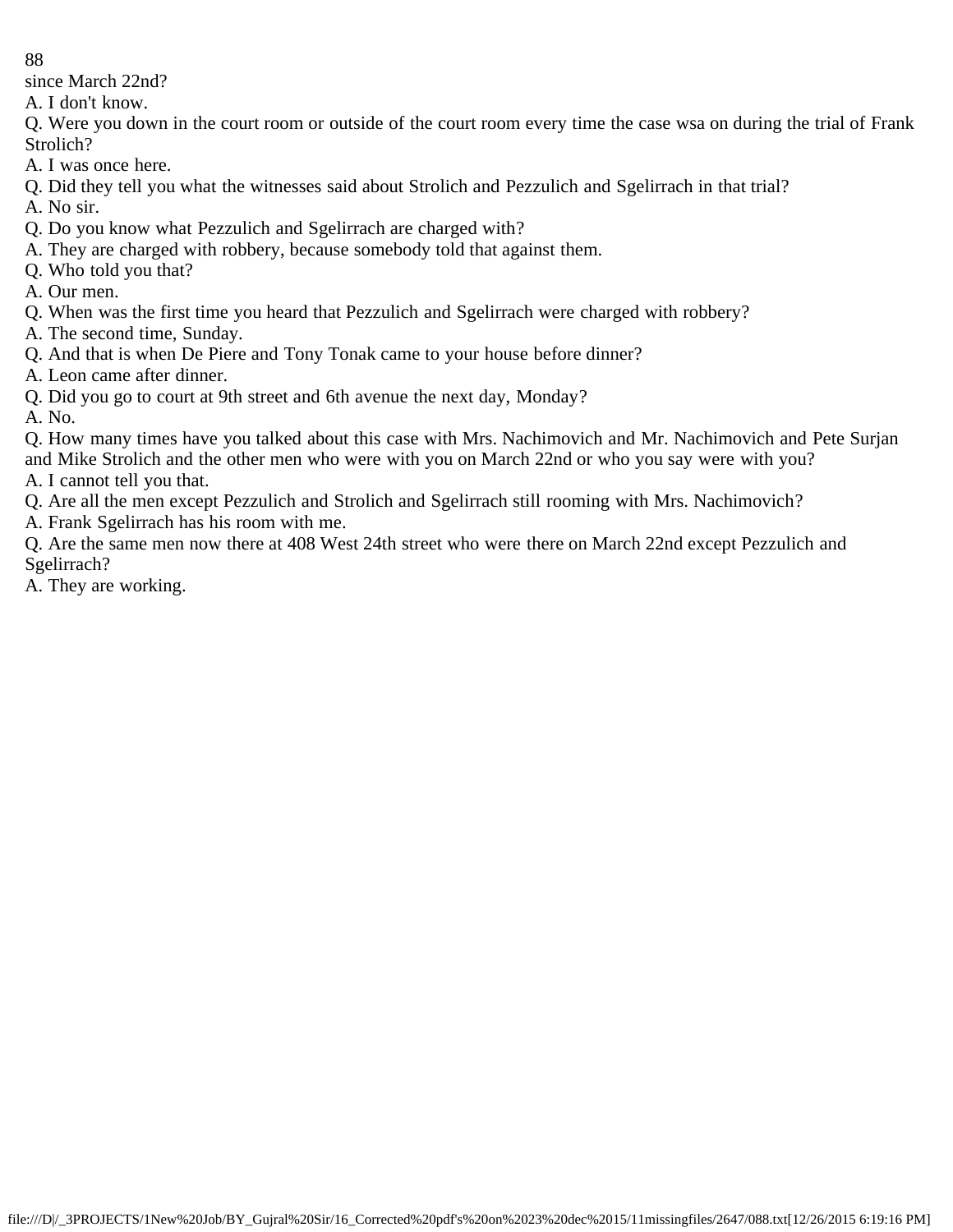since March 22nd?

A. I don't know.

Q. Were you down in the court room or outside of the court room every time the case wsa on during the trial of Frank Strolich?

A. I was once here.

Q. Did they tell you what the witnesses said about Strolich and Pezzulich and Sgelirrach in that trial?

A. No sir.

Q. Do you know what Pezzulich and Sgelirrach are charged with?

A. They are charged with robbery, because somebody told that against them.

Q. Who told you that?

A. Our men.

Q. When was the first time you heard that Pezzulich and Sgelirrach were charged with robbery?

A. The second time, Sunday.

Q. And that is when De Piere and Tony Tonak came to your house before dinner?

A. Leon came after dinner.

Q. Did you go to court at 9th street and 6th avenue the next day, Monday?

A. No.

Q. How many times have you talked about this case with Mrs. Nachimovich and Mr. Nachimovich and Pete Surjan and Mike Strolich and the other men who were with you on March 22nd or who you say were with you?

A. I cannot tell you that.

Q. Are all the men except Pezzulich and Strolich and Sgelirrach still rooming with Mrs. Nachimovich?

A. Frank Sgelirrach has his room with me.

Q. Are the same men now there at 408 West 24th street who were there on March 22nd except Pezzulich and Sgelirrach?

A. They are working.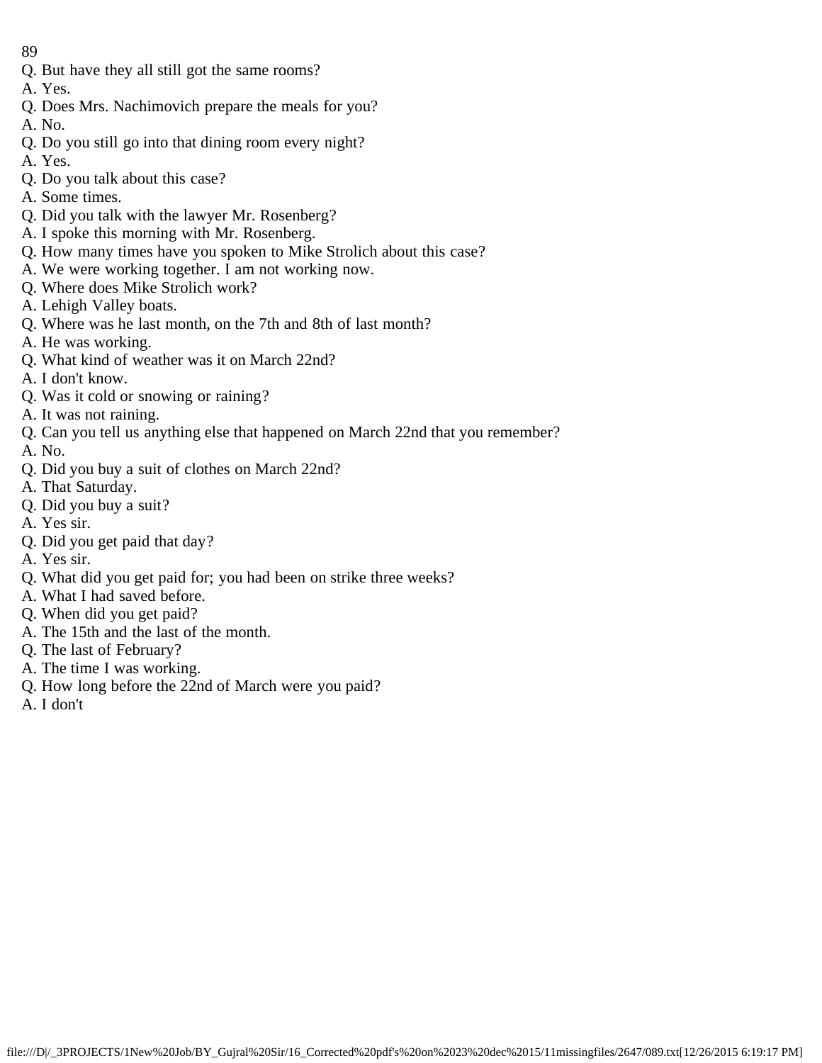Q. But have they all still got the same rooms?
A. Yes.
Q. Does Mrs. Nachimovich prepare the meals for you?
A. No.
Q. Do you still go into that dining room every night?
A. Yes.
Q. Do you talk about this case?
A. Some times.
Q. Did you talk with the lawyer Mr. Rosenberg?
A. I spoke this morning with Mr. Rosenberg.
Q. How many times have you spoken to Mike Strolich about this case?
A. We were working together. I am not working now.
Q. Where does Mike Strolich work?
A. Lehigh Valley boats.
Q. Where was he last month, on the 7th and 8th of last month?
A. He was working.
Q. What kind of weather was it on March 22nd?
A. I don't know.
Q. Was it cold or snowing or raining?
A. It was not raining.
Q. Can you tell us anything else that happened on March 22nd that you remember?
A. No.
Q. Did you buy a suit of clothes on March 22nd?
A. That Saturday.
Q. Did you buy a suit?
A. Yes sir.
Q. Did you get paid that day?
A. Yes sir.
Q. What did you get paid for; you had been on strike three weeks?
A. What I had saved before.
Q. When did you get paid?
A. The 15th and the last of the month.
Q. The last of February?
A. The time I was working.
Q. How long before the 22nd of March were you paid?
A. I don't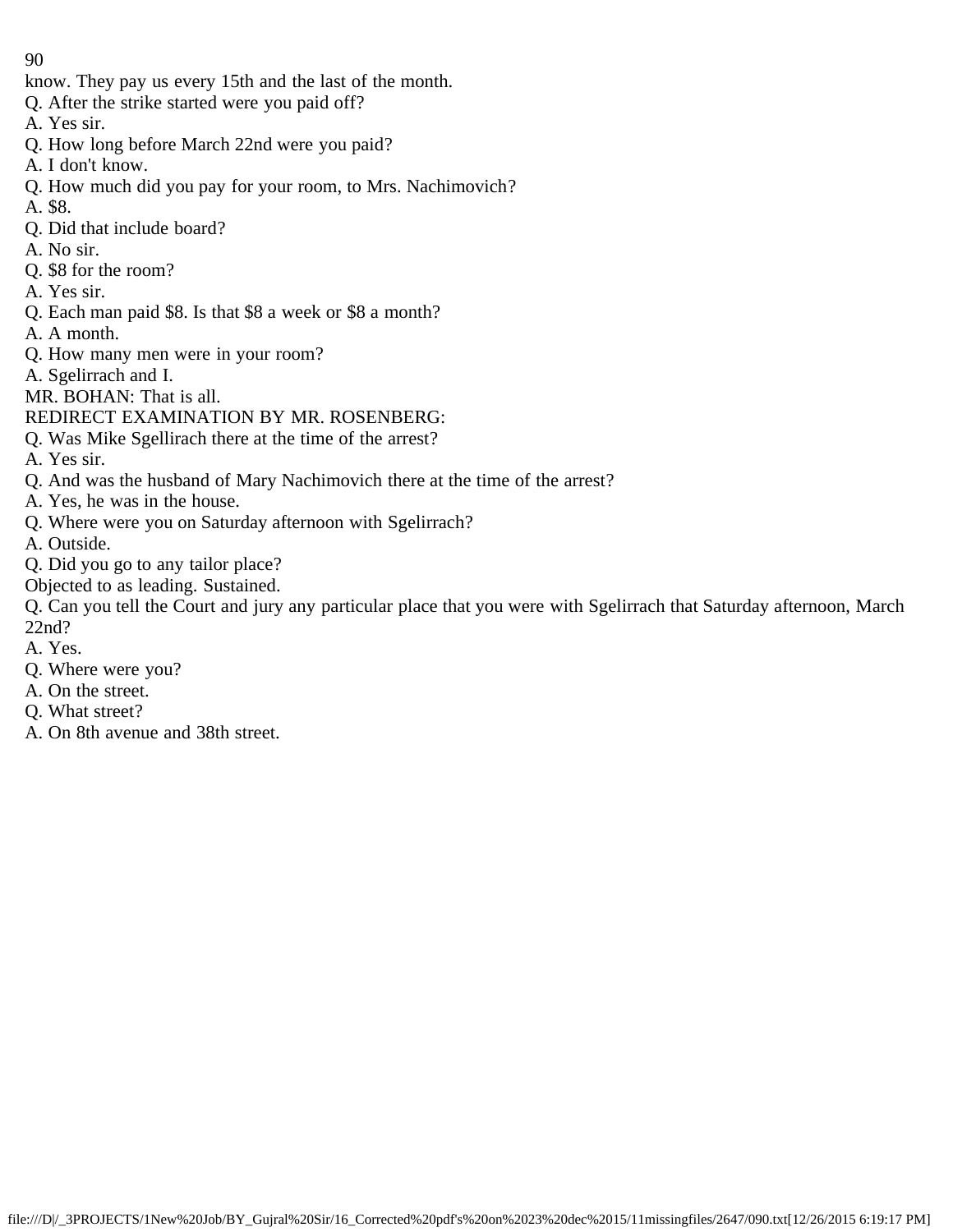know. They pay us every 15th and the last of the month.

Q. After the strike started were you paid off?

A. Yes sir.

Q. How long before March 22nd were you paid?

A. I don't know.

Q. How much did you pay for your room, to Mrs. Nachimovich?

A. $8.

Q. Did that include board?

A. No sir.

Q. $8 for the room?

A. Yes sir.

Q. Each man paid $8. Is that $8 a week or $8 a month?

A. A month.

Q. How many men were in your room?

A. Sgelirrach and I.

MR. BOHAN: That is all.

REDIRECT EXAMINATION BY MR. ROSENBERG:

Q. Was Mike Sgellirach there at the time of the arrest?

A. Yes sir.

Q. And was the husband of Mary Nachimovich there at the time of the arrest?

A. Yes, he was in the house.

Q. Where were you on Saturday afternoon with Sgelirrach?

A. Outside.

Q. Did you go to any tailor place?

Objected to as leading. Sustained.

Q. Can you tell the Court and jury any particular place that you were with Sgelirrach that Saturday afternoon, March 22nd?

A. Yes.

Q. Where were you?

A. On the street.

Q. What street?

A. On 8th avenue and 38th street.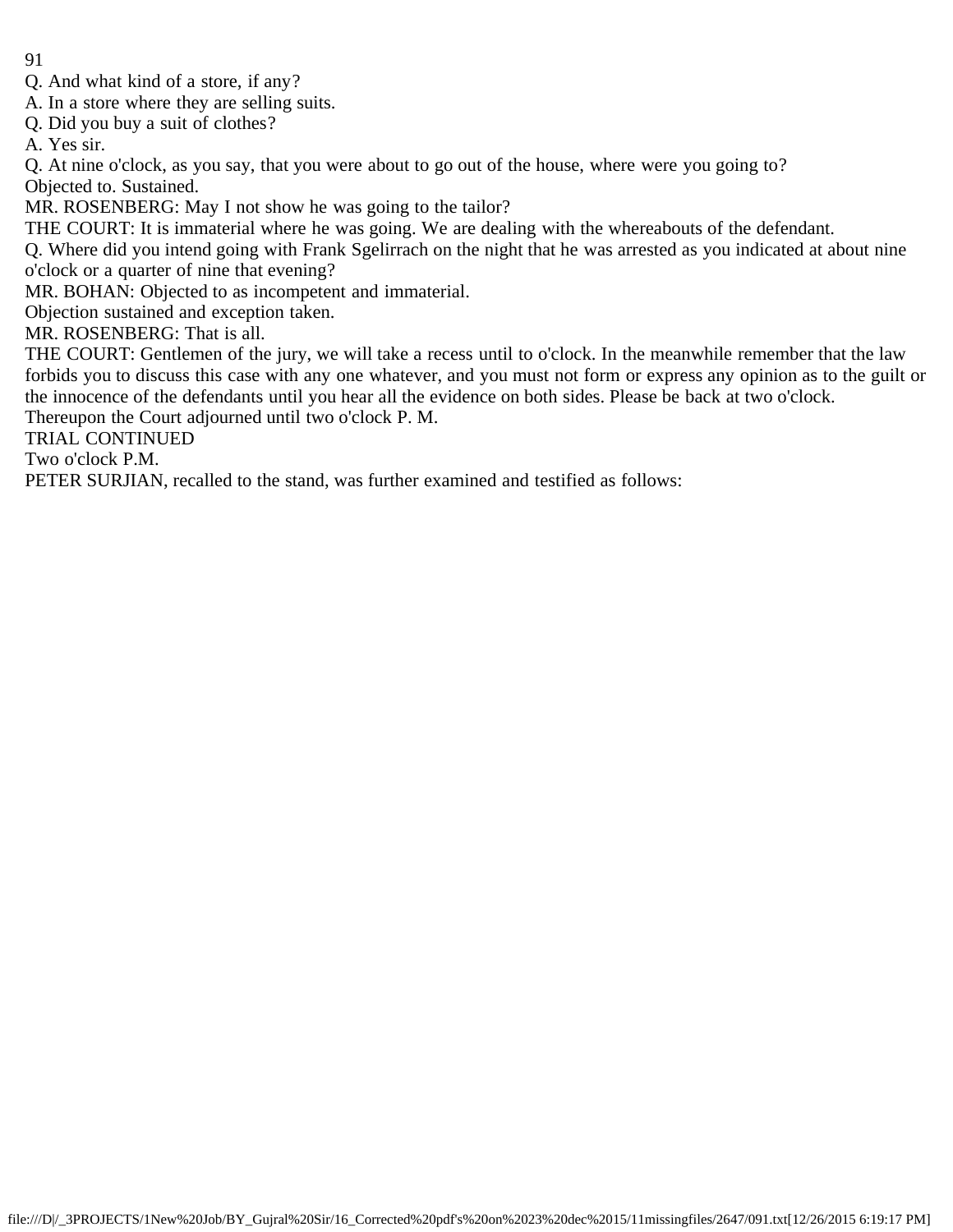Q. And what kind of a store, if any?

A. In a store where they are selling suits.

Q. Did you buy a suit of clothes?

A. Yes sir.

Q. At nine o'clock, as you say, that you were about to go out of the house, where were you going to?

Objected to. Sustained.

MR. ROSENBERG: May I not show he was going to the tailor?

THE COURT: It is immaterial where he was going. We are dealing with the whereabouts of the defendant.

Q. Where did you intend going with Frank Sgelirrach on the night that he was arrested as you indicated at about nine o'clock or a quarter of nine that evening?

MR. BOHAN: Objected to as incompetent and immaterial.

Objection sustained and exception taken.

MR. ROSENBERG: That is all.

THE COURT: Gentlemen of the jury, we will take a recess until to o'clock. In the meanwhile remember that the law forbids you to discuss this case with any one whatever, and you must not form or express any opinion as to the guilt or the innocence of the defendants until you hear all the evidence on both sides. Please be back at two o'clock.

Thereupon the Court adjourned until two o'clock P. M.

TRIAL CONTINUED

Two o'clock P.M.

PETER SURJIAN, recalled to the stand, was further examined and testified as follows: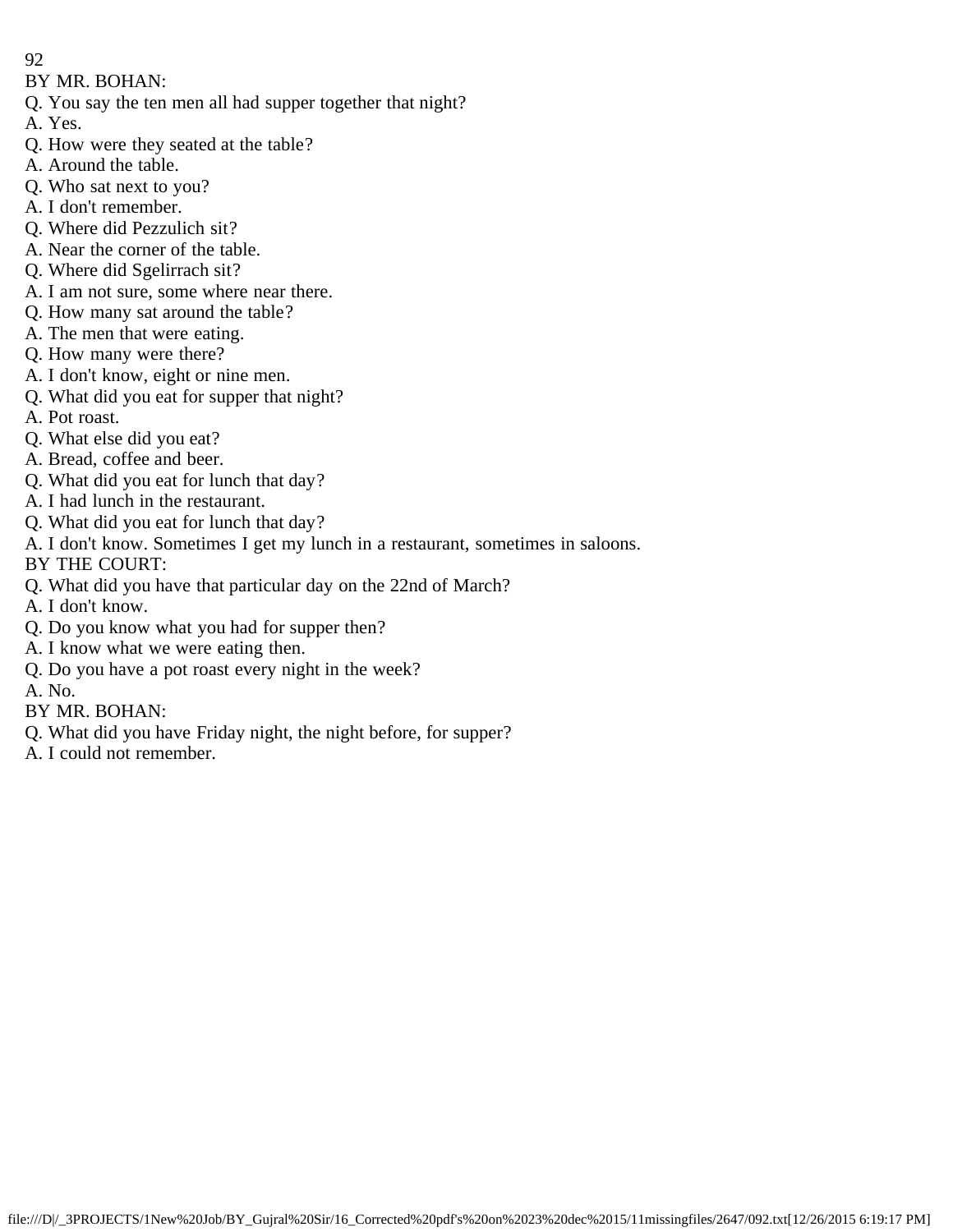BY MR. BOHAN:

Q. You say the ten men all had supper together that night?

A. Yes.

Q. How were they seated at the table?

A. Around the table.

Q. Who sat next to you?

A. I don't remember.

Q. Where did Pezzulich sit?

A. Near the corner of the table.

Q. Where did Sgelirrach sit?

A. I am not sure, some where near there.

Q. How many sat around the table?

A. The men that were eating.

Q. How many were there?

A. I don't know, eight or nine men.

Q. What did you eat for supper that night?

A. Pot roast.

Q. What else did you eat?

A. Bread, coffee and beer.

Q. What did you eat for lunch that day?

A. I had lunch in the restaurant.

Q. What did you eat for lunch that day?

A. I don't know. Sometimes I get my lunch in a restaurant, sometimes in saloons.

BY THE COURT:

Q. What did you have that particular day on the 22nd of March?

A. I don't know.

Q. Do you know what you had for supper then?

A. I know what we were eating then.

Q. Do you have a pot roast every night in the week?

A. No.

BY MR. BOHAN:

Q. What did you have Friday night, the night before, for supper?

A. I could not remember.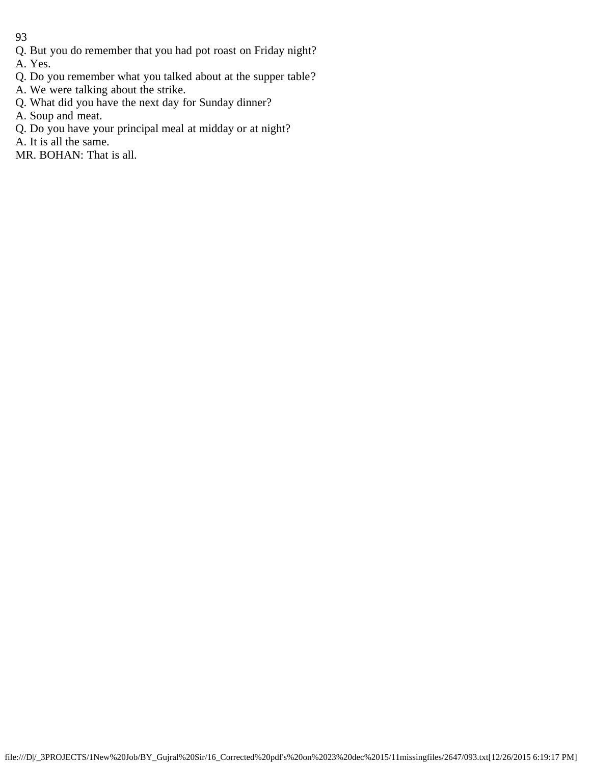Q. But you do remember that you had pot roast on Friday night?

A. Yes.

Q. Do you remember what you talked about at the supper table?

A. We were talking about the strike.

Q. What did you have the next day for Sunday dinner?

A. Soup and meat.

Q. Do you have your principal meal at midday or at night?

A. It is all the same.

MR. BOHAN: That is all.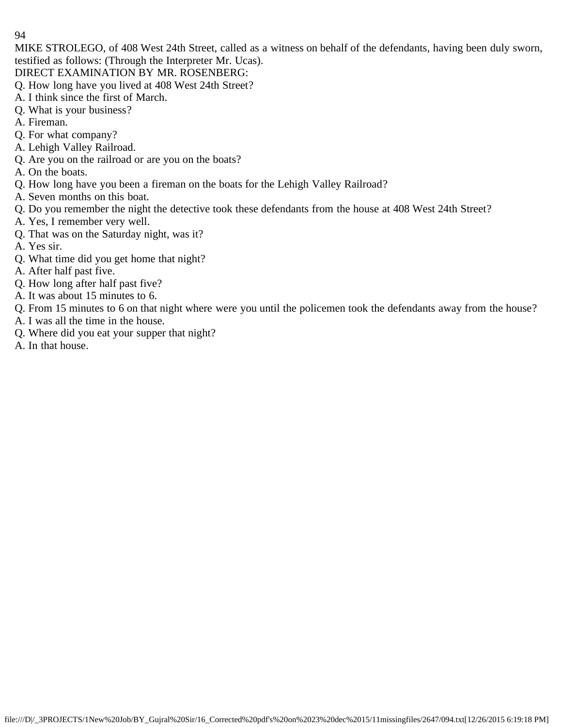MIKE STROLEGO, of 408 West 24th Street, called as a witness on behalf of the defendants, having been duly sworn, testified as follows: (Through the Interpreter Mr. Ucas).

DIRECT EXAMINATION BY MR. ROSENBERG:

Q. How long have you lived at 408 West 24th Street?

A. I think since the first of March.

Q. What is your business?

A. Fireman.

Q. For what company?

A. Lehigh Valley Railroad.

Q. Are you on the railroad or are you on the boats?

A. On the boats.

Q. How long have you been a fireman on the boats for the Lehigh Valley Railroad?

A. Seven months on this boat.

Q. Do you remember the night the detective took these defendants from the house at 408 West 24th Street?

A. Yes, I remember very well.

Q. That was on the Saturday night, was it?

A. Yes sir.

Q. What time did you get home that night?

A. After half past five.

Q. How long after half past five?

A. It was about 15 minutes to 6.

Q. From 15 minutes to 6 on that night where were you until the policemen took the defendants away from the house?

A. I was all the time in the house.

Q. Where did you eat your supper that night?

A. In that house.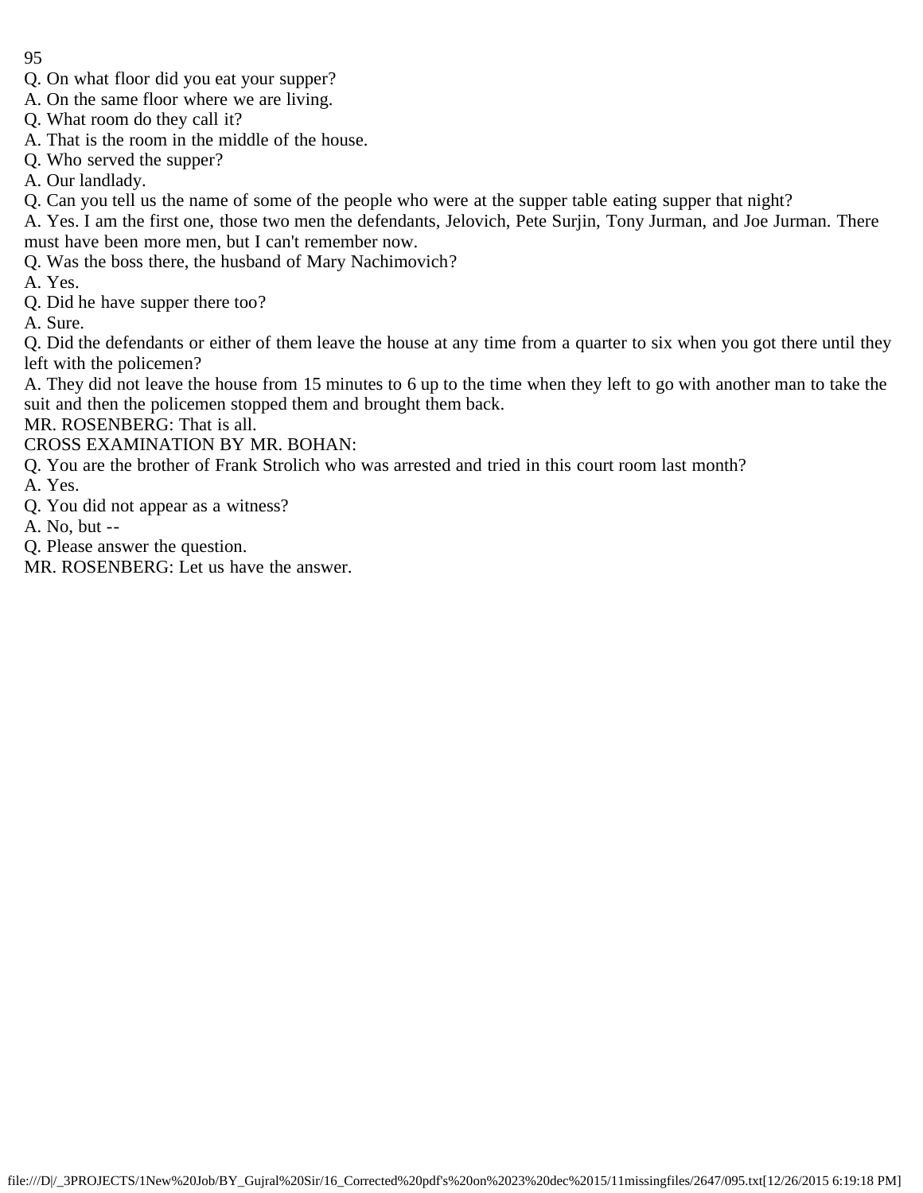Q. On what floor did you eat your supper?
A. On the same floor where we are living.
Q. What room do they call it?
A. That is the room in the middle of the house.
Q. Who served the supper?
A. Our landlady.
Q. Can you tell us the name of some of the people who were at the supper table eating supper that night?
A. Yes. I am the first one, those two men the defendants, Jelovich, Pete Surjin, Tony Jurman, and Joe Jurman. There must have been more men, but I can't remember now.
Q. Was the boss there, the husband of Mary Nachimovich?
A. Yes.
Q. Did he have supper there too?
A. Sure.
Q. Did the defendants or either of them leave the house at any time from a quarter to six when you got there until they left with the policemen?
A. They did not leave the house from 15 minutes to 6 up to the time when they left to go with another man to take the suit and then the policemen stopped them and brought them back.
MR. ROSENBERG: That is all.
CROSS EXAMINATION BY MR. BOHAN:
Q. You are the brother of Frank Strolich who was arrested and tried in this court room last month?
A. Yes.
Q. You did not appear as a witness?
A. No, but --
Q. Please answer the question.
MR. ROSENBERG: Let us have the answer.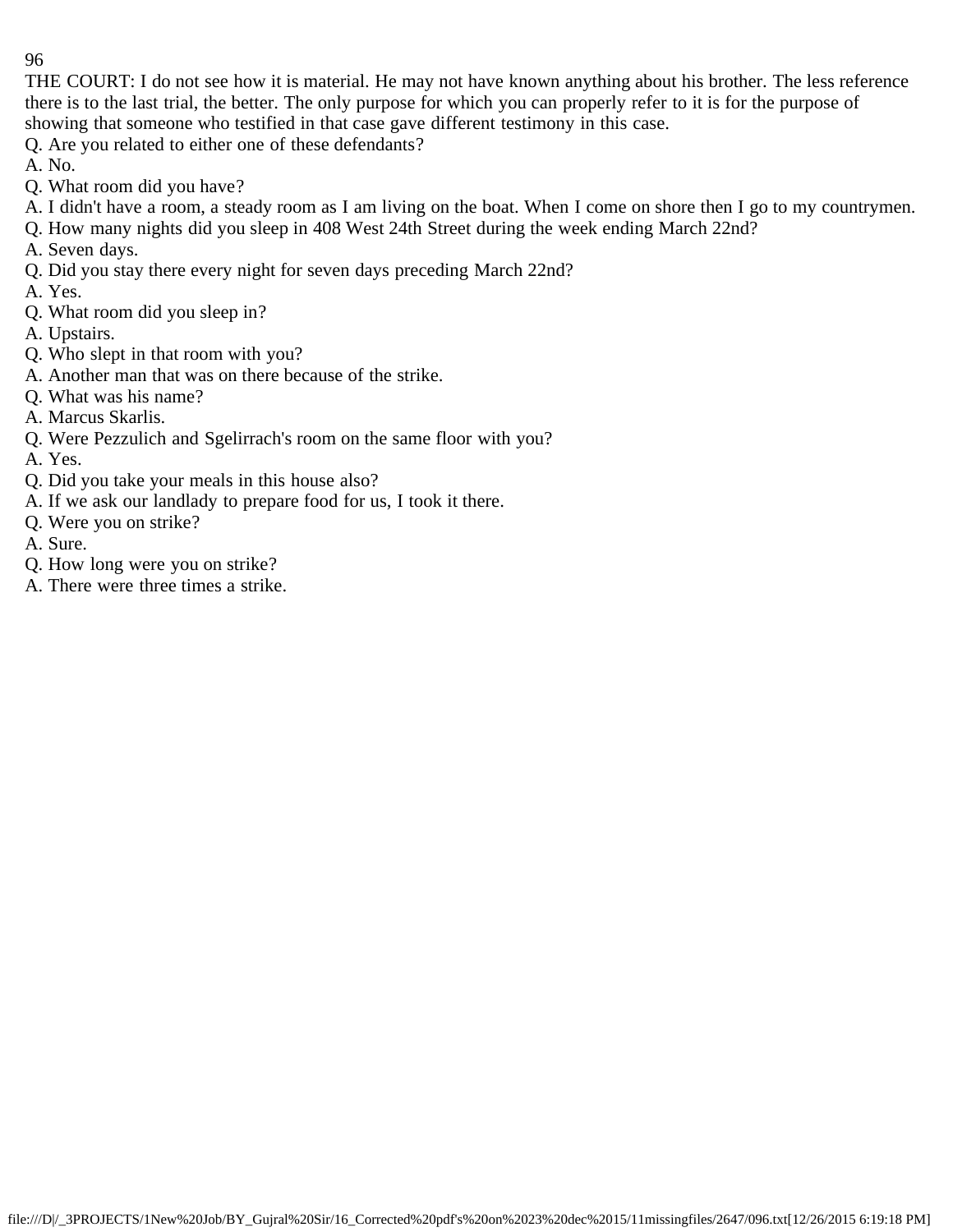THE COURT: I do not see how it is material. He may not have known anything about his brother. The less reference there is to the last trial, the better. The only purpose for which you can properly refer to it is for the purpose of showing that someone who testified in that case gave different testimony in this case.

Q. Are you related to either one of these defendants?

A. No.

Q. What room did you have?

A. I didn't have a room, a steady room as I am living on the boat. When I come on shore then I go to my countrymen.

Q. How many nights did you sleep in 408 West 24th Street during the week ending March 22nd?

A. Seven days.

Q. Did you stay there every night for seven days preceding March 22nd?

A. Yes.

Q. What room did you sleep in?

A. Upstairs.

Q. Who slept in that room with you?

A. Another man that was on there because of the strike.

Q. What was his name?

A. Marcus Skarlis.

Q. Were Pezzulich and Sgelirrach's room on the same floor with you?

A. Yes.

Q. Did you take your meals in this house also?

A. If we ask our landlady to prepare food for us, I took it there.

Q. Were you on strike?

A. Sure.

Q. How long were you on strike?

A. There were three times a strike.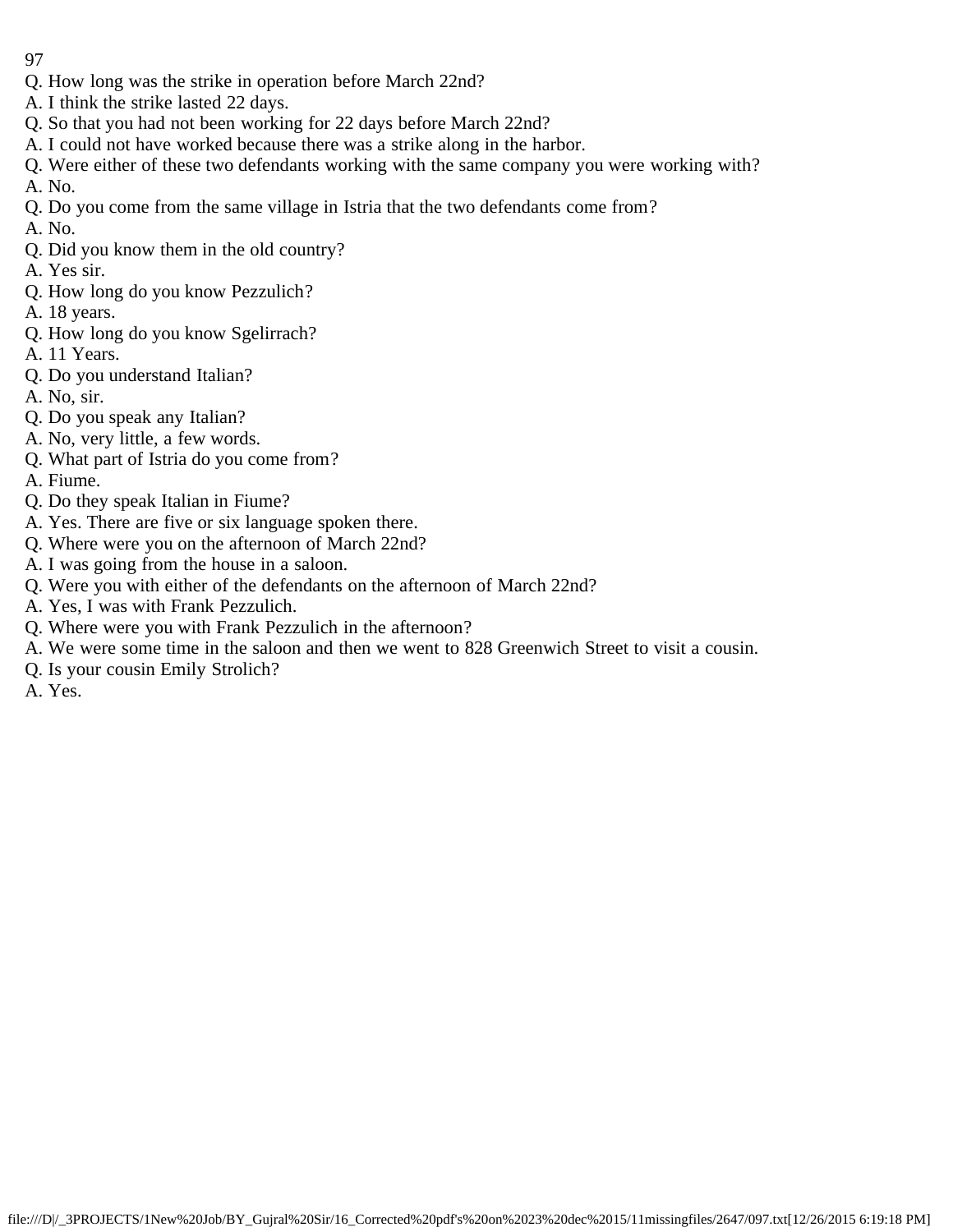Q. How long was the strike in operation before March 22nd?
A. I think the strike lasted 22 days.
Q. So that you had not been working for 22 days before March 22nd?
A. I could not have worked because there was a strike along in the harbor.
Q. Were either of these two defendants working with the same company you were working with?
A. No.
Q. Do you come from the same village in Istria that the two defendants come from?
A. No.
Q. Did you know them in the old country?
A. Yes sir.
Q. How long do you know Pezzulich?
A. 18 years.
Q. How long do you know Sgelirrach?
A. 11 Years.
Q. Do you understand Italian?
A. No, sir.
Q. Do you speak any Italian?
A. No, very little, a few words.
Q. What part of Istria do you come from?
A. Fiume.
Q. Do they speak Italian in Fiume?
A. Yes. There are five or six language spoken there.
Q. Where were you on the afternoon of March 22nd?
A. I was going from the house in a saloon.
Q. Were you with either of the defendants on the afternoon of March 22nd?
A. Yes, I was with Frank Pezzulich.
Q. Where were you with Frank Pezzulich in the afternoon?
A. We were some time in the saloon and then we went to 828 Greenwich Street to visit a cousin.
Q. Is your cousin Emily Strolich?
A. Yes.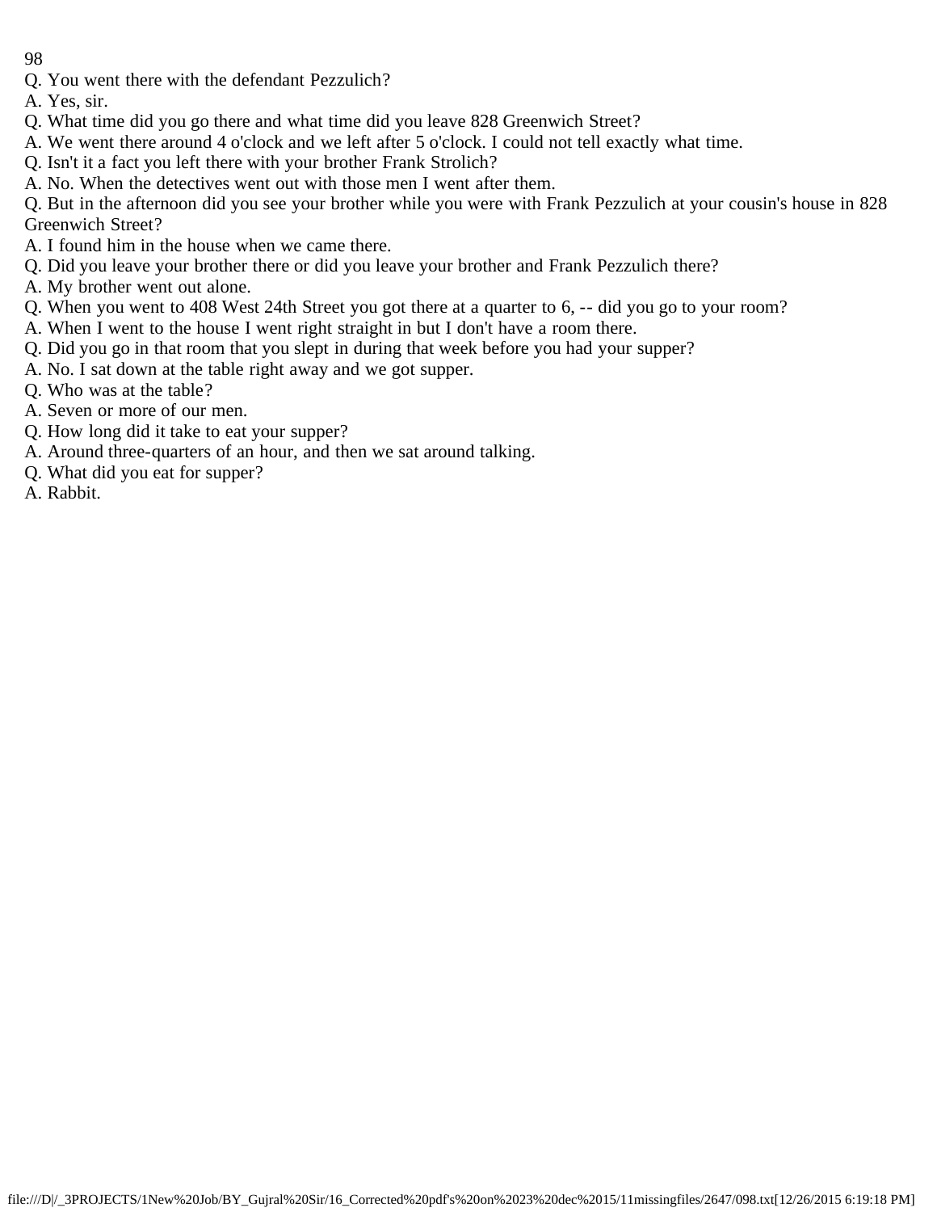Q. You went there with the defendant Pezzulich?

A. Yes, sir.

Q. What time did you go there and what time did you leave 828 Greenwich Street?

A. We went there around 4 o'clock and we left after 5 o'clock. I could not tell exactly what time.

Q. Isn't it a fact you left there with your brother Frank Strolich?

A. No. When the detectives went out with those men I went after them.

Q. But in the afternoon did you see your brother while you were with Frank Pezzulich at your cousin's house in 828 Greenwich Street?

A. I found him in the house when we came there.

Q. Did you leave your brother there or did you leave your brother and Frank Pezzulich there?

A. My brother went out alone.

Q. When you went to 408 West 24th Street you got there at a quarter to 6, -- did you go to your room?

A. When I went to the house I went right straight in but I don't have a room there.

Q. Did you go in that room that you slept in during that week before you had your supper?

A. No. I sat down at the table right away and we got supper.

Q. Who was at the table?

A. Seven or more of our men.

Q. How long did it take to eat your supper?

A. Around three-quarters of an hour, and then we sat around talking.

Q. What did you eat for supper?

A. Rabbit.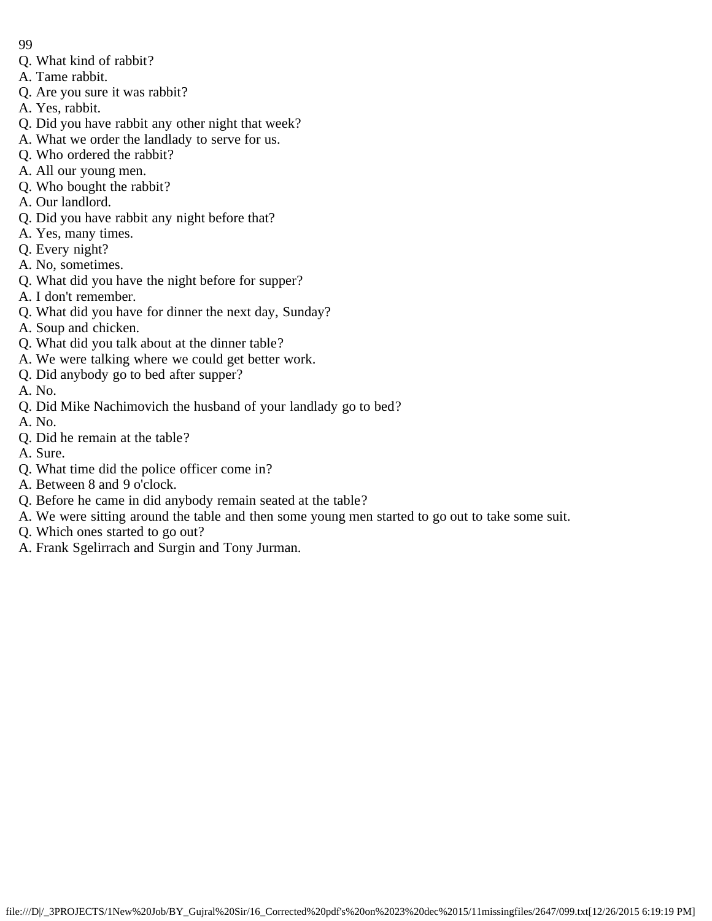Q. What kind of rabbit?
A. Tame rabbit.
Q. Are you sure it was rabbit?
A. Yes, rabbit.
Q. Did you have rabbit any other night that week?
A. What we order the landlady to serve for us.
Q. Who ordered the rabbit?
A. All our young men.
Q. Who bought the rabbit?
A. Our landlord.
Q. Did you have rabbit any night before that?
A. Yes, many times.
Q. Every night?
A. No, sometimes.
Q. What did you have the night before for supper?
A. I don't remember.
Q. What did you have for dinner the next day, Sunday?
A. Soup and chicken.
Q. What did you talk about at the dinner table?
A. We were talking where we could get better work.
Q. Did anybody go to bed after supper?
A. No.
Q. Did Mike Nachimovich the husband of your landlady go to bed?
A. No.
Q. Did he remain at the table?
A. Sure.
Q. What time did the police officer come in?
A. Between 8 and 9 o'clock.
Q. Before he came in did anybody remain seated at the table?
A. We were sitting around the table and then some young men started to go out to take some suit.
Q. Which ones started to go out?
A. Frank Sgelirrach and Surgin and Tony Jurman.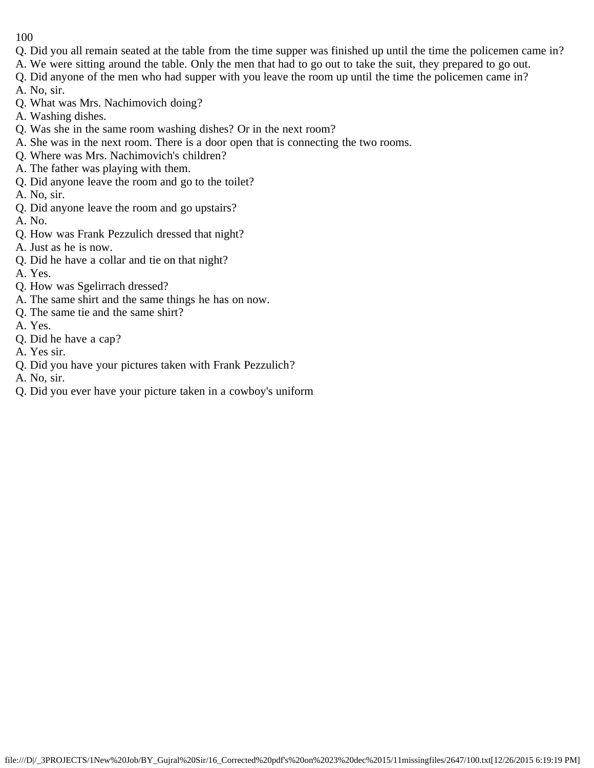Q. Did you all remain seated at the table from the time supper was finished up until the time the policemen came in?
A. We were sitting around the table. Only the men that had to go out to take the suit, they prepared to go out.
Q. Did anyone of the men who had supper with you leave the room up until the time the policemen came in?
A. No, sir.
Q. What was Mrs. Nachimovich doing?
A. Washing dishes.
Q. Was she in the same room washing dishes? Or in the next room?
A. She was in the next room. There is a door open that is connecting the two rooms.
Q. Where was Mrs. Nachimovich's children?
A. The father was playing with them.
Q. Did anyone leave the room and go to the toilet?
A. No, sir.
Q. Did anyone leave the room and go upstairs?
A. No.
Q. How was Frank Pezzulich dressed that night?
A. Just as he is now.
Q. Did he have a collar and tie on that night?
A. Yes.
Q. How was Sgelirrach dressed?
A. The same shirt and the same things he has on now.
Q. The same tie and the same shirt?
A. Yes.
Q. Did he have a cap?
A. Yes sir.
Q. Did you have your pictures taken with Frank Pezzulich?
A. No, sir.
Q. Did you ever have your picture taken in a cowboy's uniform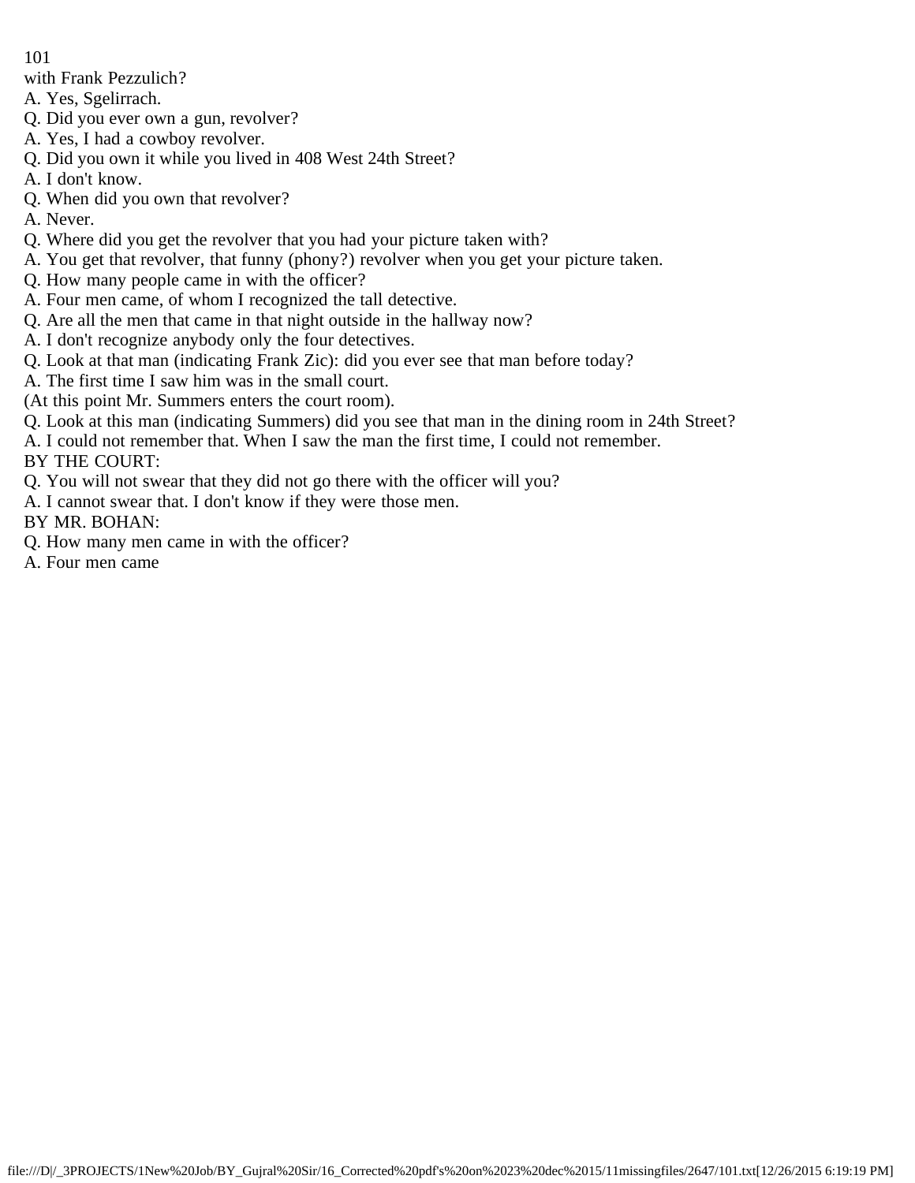with Frank Pezzulich?

A. Yes, Sgelirrach.

Q. Did you ever own a gun, revolver?

A. Yes, I had a cowboy revolver.

Q. Did you own it while you lived in 408 West 24th Street?

A. I don't know.

Q. When did you own that revolver?

A. Never.

Q. Where did you get the revolver that you had your picture taken with?

A. You get that revolver, that funny (phony?) revolver when you get your picture taken.

Q. How many people came in with the officer?

A. Four men came, of whom I recognized the tall detective.

Q. Are all the men that came in that night outside in the hallway now?

A. I don't recognize anybody only the four detectives.

Q. Look at that man (indicating Frank Zic): did you ever see that man before today?

A. The first time I saw him was in the small court.

(At this point Mr. Summers enters the court room).

Q. Look at this man (indicating Summers) did you see that man in the dining room in 24th Street?

A. I could not remember that. When I saw the man the first time, I could not remember.

BY THE COURT:

Q. You will not swear that they did not go there with the officer will you?

A. I cannot swear that. I don't know if they were those men.

BY MR. BOHAN:

Q. How many men came in with the officer?

A. Four men came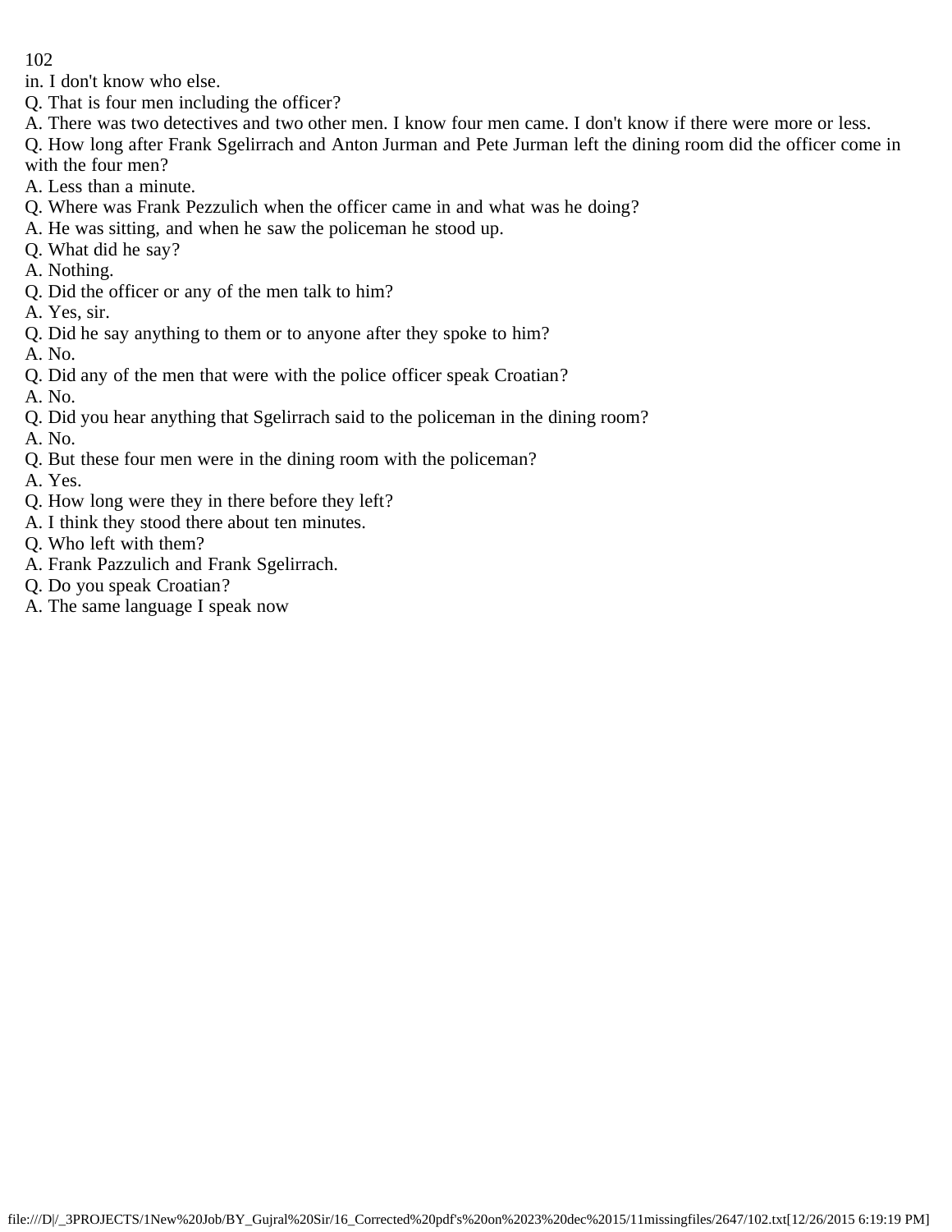in. I don't know who else.

Q. That is four men including the officer?

A. There was two detectives and two other men. I know four men came. I don't know if there were more or less.

Q. How long after Frank Sgelirrach and Anton Jurman and Pete Jurman left the dining room did the officer come in with the four men?

A. Less than a minute.

Q. Where was Frank Pezzulich when the officer came in and what was he doing?

A. He was sitting, and when he saw the policeman he stood up.

Q. What did he say?

A. Nothing.

Q. Did the officer or any of the men talk to him?

A. Yes, sir.

Q. Did he say anything to them or to anyone after they spoke to him?

A. No.

Q. Did any of the men that were with the police officer speak Croatian?

A. No.

Q. Did you hear anything that Sgelirrach said to the policeman in the dining room?

A. No.

Q. But these four men were in the dining room with the policeman?

A. Yes.

Q. How long were they in there before they left?

A. I think they stood there about ten minutes.

Q. Who left with them?

A. Frank Pazzulich and Frank Sgelirrach.

Q. Do you speak Croatian?

A. The same language I speak now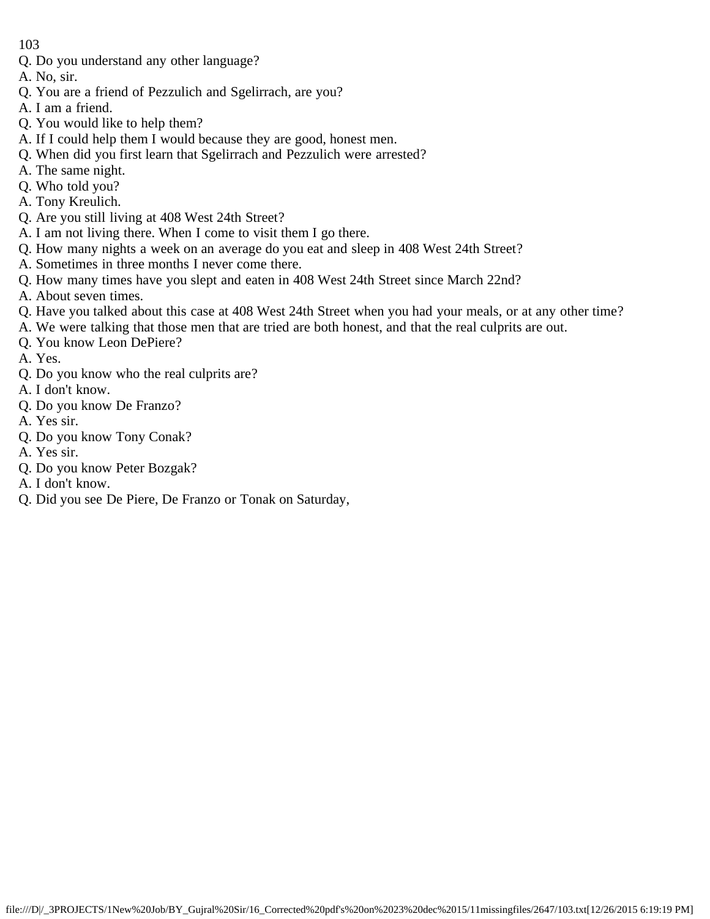Q. Do you understand any other language?

A. No, sir.

Q. You are a friend of Pezzulich and Sgelirrach, are you?

A. I am a friend.

Q. You would like to help them?

A. If I could help them I would because they are good, honest men.

Q. When did you first learn that Sgelirrach and Pezzulich were arrested?

A. The same night.

Q. Who told you?

A. Tony Kreulich.

Q. Are you still living at 408 West 24th Street?

A. I am not living there. When I come to visit them I go there.

Q. How many nights a week on an average do you eat and sleep in 408 West 24th Street?

A. Sometimes in three months I never come there.

Q. How many times have you slept and eaten in 408 West 24th Street since March 22nd?

A. About seven times.

Q. Have you talked about this case at 408 West 24th Street when you had your meals, or at any other time?

A. We were talking that those men that are tried are both honest, and that the real culprits are out.

Q. You know Leon DePiere?

A. Yes.

Q. Do you know who the real culprits are?

A. I don't know.

Q. Do you know De Franzo?

A. Yes sir.

Q. Do you know Tony Conak?

A. Yes sir.

Q. Do you know Peter Bozgak?

A. I don't know.

Q. Did you see De Piere, De Franzo or Tonak on Saturday,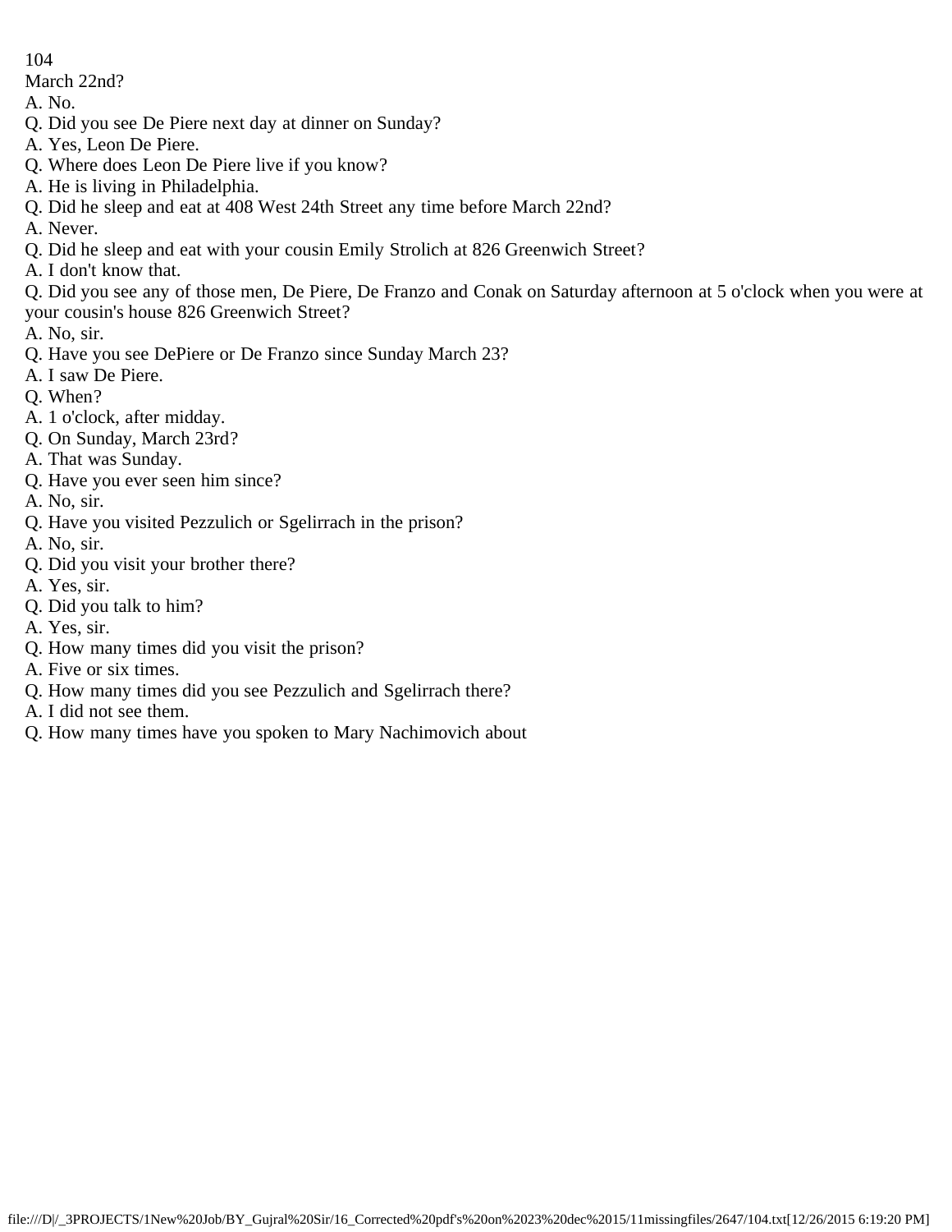March 22nd?

A. No.

Q. Did you see De Piere next day at dinner on Sunday?

A. Yes, Leon De Piere.

Q. Where does Leon De Piere live if you know?

A. He is living in Philadelphia.

Q. Did he sleep and eat at 408 West 24th Street any time before March 22nd?

A. Never.

Q. Did he sleep and eat with your cousin Emily Strolich at 826 Greenwich Street?

A. I don't know that.

Q. Did you see any of those men, De Piere, De Franzo and Conak on Saturday afternoon at 5 o'clock when you were at your cousin's house 826 Greenwich Street?

A. No, sir.

Q. Have you see DePiere or De Franzo since Sunday March 23?

A. I saw De Piere.

Q. When?

A. 1 o'clock, after midday.

Q. On Sunday, March 23rd?

A. That was Sunday.

Q. Have you ever seen him since?

A. No, sir.

Q. Have you visited Pezzulich or Sgelirrach in the prison?

A. No, sir.

Q. Did you visit your brother there?

A. Yes, sir.

Q. Did you talk to him?

A. Yes, sir.

Q. How many times did you visit the prison?

A. Five or six times.

Q. How many times did you see Pezzulich and Sgelirrach there?

A. I did not see them.

Q. How many times have you spoken to Mary Nachimovich about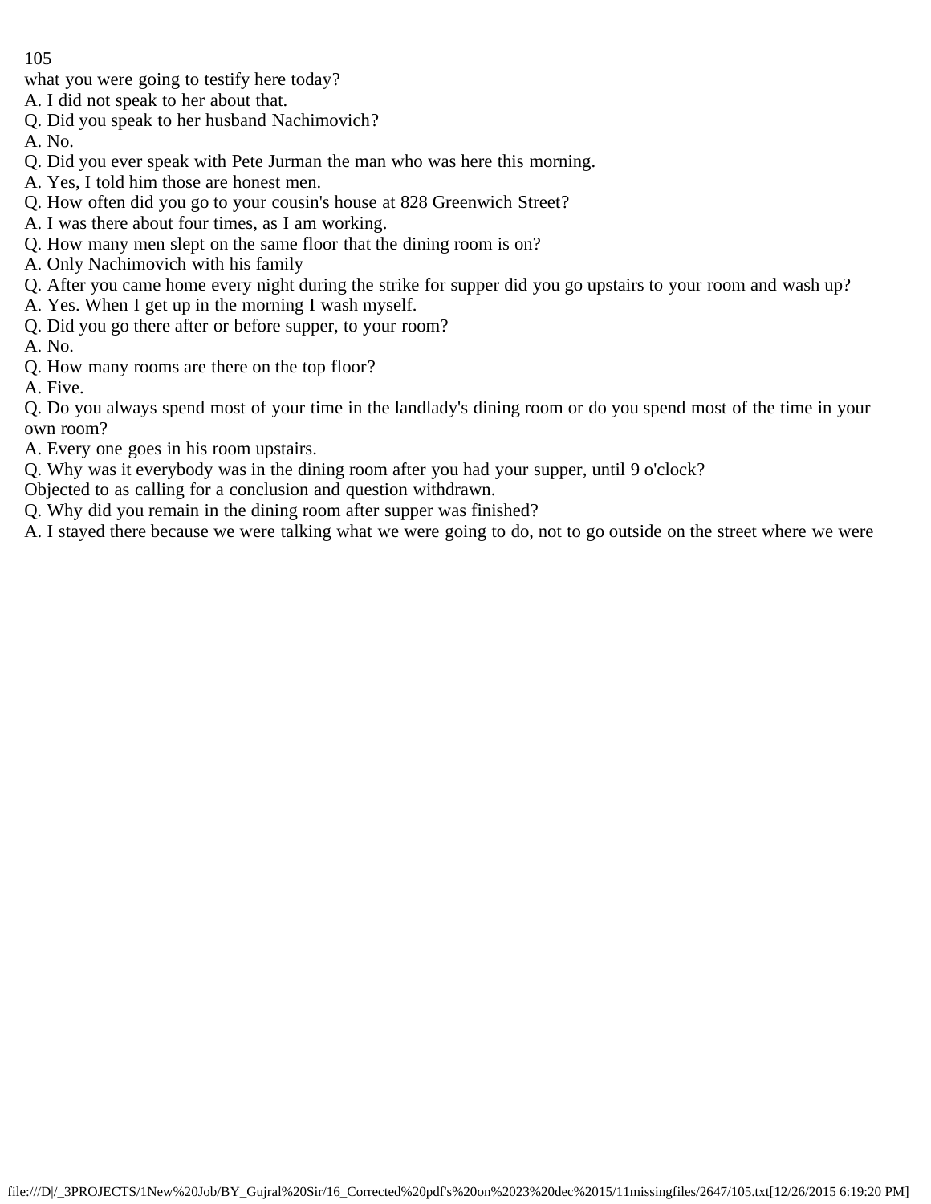what you were going to testify here today?

A. I did not speak to her about that.

Q. Did you speak to her husband Nachimovich?

A. No.

Q. Did you ever speak with Pete Jurman the man who was here this morning.

A. Yes, I told him those are honest men.

Q. How often did you go to your cousin's house at 828 Greenwich Street?

A. I was there about four times, as I am working.

Q. How many men slept on the same floor that the dining room is on?

A. Only Nachimovich with his family

Q. After you came home every night during the strike for supper did you go upstairs to your room and wash up?

A. Yes. When I get up in the morning I wash myself.

Q. Did you go there after or before supper, to your room?

A. No.

Q. How many rooms are there on the top floor?

A. Five.

Q. Do you always spend most of your time in the landlady's dining room or do you spend most of the time in your own room?

A. Every one goes in his room upstairs.

Q. Why was it everybody was in the dining room after you had your supper, until 9 o'clock?

Objected to as calling for a conclusion and question withdrawn.

Q. Why did you remain in the dining room after supper was finished?

A. I stayed there because we were talking what we were going to do, not to go outside on the street where we were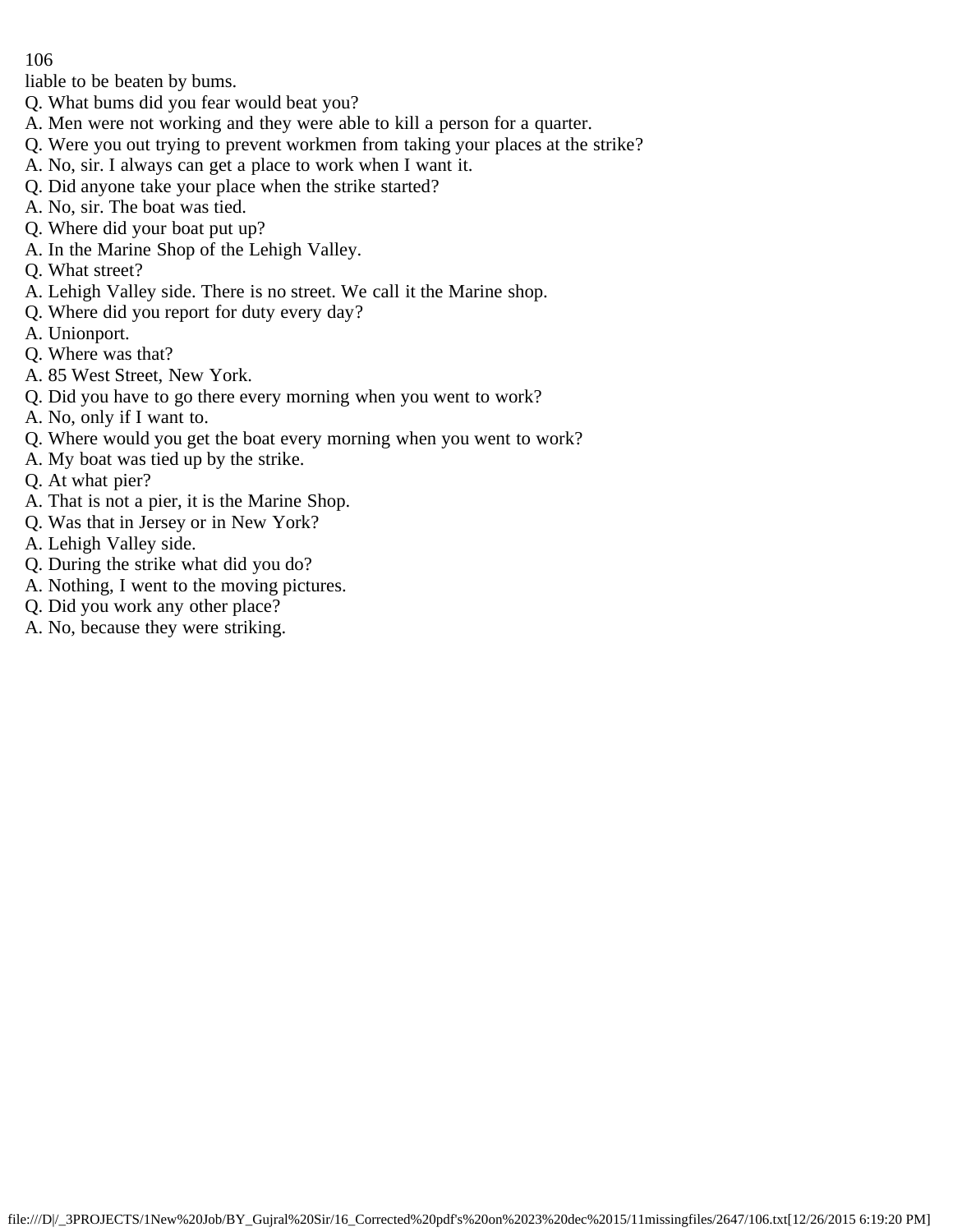liable to be beaten by bums.

Q. What bums did you fear would beat you?

A. Men were not working and they were able to kill a person for a quarter.

Q. Were you out trying to prevent workmen from taking your places at the strike?

A. No, sir. I always can get a place to work when I want it.

Q. Did anyone take your place when the strike started?

A. No, sir. The boat was tied.

Q. Where did your boat put up?

A. In the Marine Shop of the Lehigh Valley.

Q. What street?

A. Lehigh Valley side. There is no street. We call it the Marine shop.

Q. Where did you report for duty every day?

A. Unionport.

Q. Where was that?

A. 85 West Street, New York.

Q. Did you have to go there every morning when you went to work?

A. No, only if I want to.

Q. Where would you get the boat every morning when you went to work?

A. My boat was tied up by the strike.

Q. At what pier?

A. That is not a pier, it is the Marine Shop.

Q. Was that in Jersey or in New York?

A. Lehigh Valley side.

Q. During the strike what did you do?

A. Nothing, I went to the moving pictures.

Q. Did you work any other place?

A. No, because they were striking.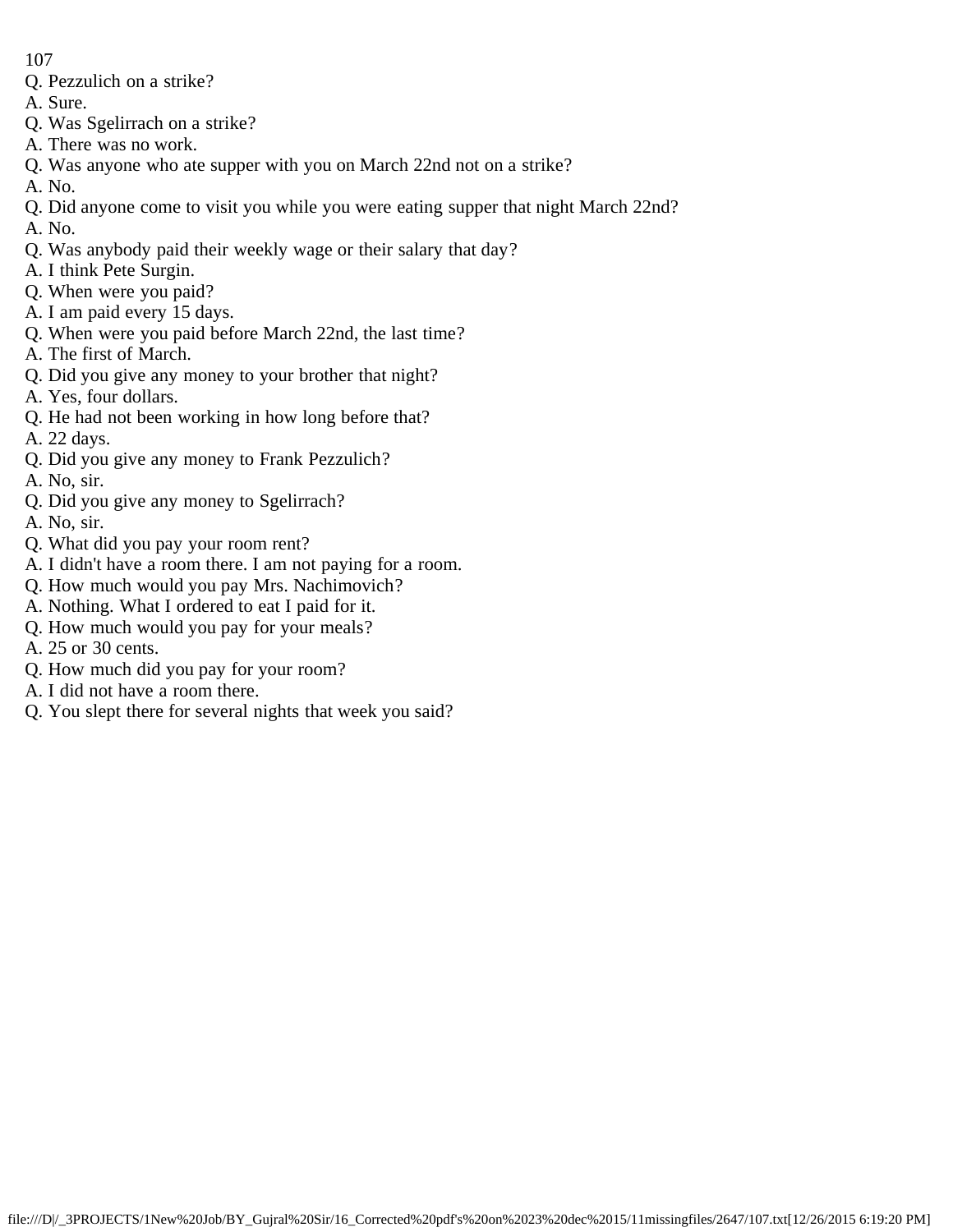Q. Pezzulich on a strike?
A. Sure.
Q. Was Sgelirrach on a strike?
A. There was no work.
Q. Was anyone who ate supper with you on March 22nd not on a strike?
A. No.
Q. Did anyone come to visit you while you were eating supper that night March 22nd?
A. No.
Q. Was anybody paid their weekly wage or their salary that day?
A. I think Pete Surgin.
Q. When were you paid?
A. I am paid every 15 days.
Q. When were you paid before March 22nd, the last time?
A. The first of March.
Q. Did you give any money to your brother that night?
A. Yes, four dollars.
Q. He had not been working in how long before that?
A. 22 days.
Q. Did you give any money to Frank Pezzulich?
A. No, sir.
Q. Did you give any money to Sgelirrach?
A. No, sir.
Q. What did you pay your room rent?
A. I didn't have a room there. I am not paying for a room.
Q. How much would you pay Mrs. Nachimovich?
A. Nothing. What I ordered to eat I paid for it.
Q. How much would you pay for your meals?
A. 25 or 30 cents.
Q. How much did you pay for your room?
A. I did not have a room there.
Q. You slept there for several nights that week you said?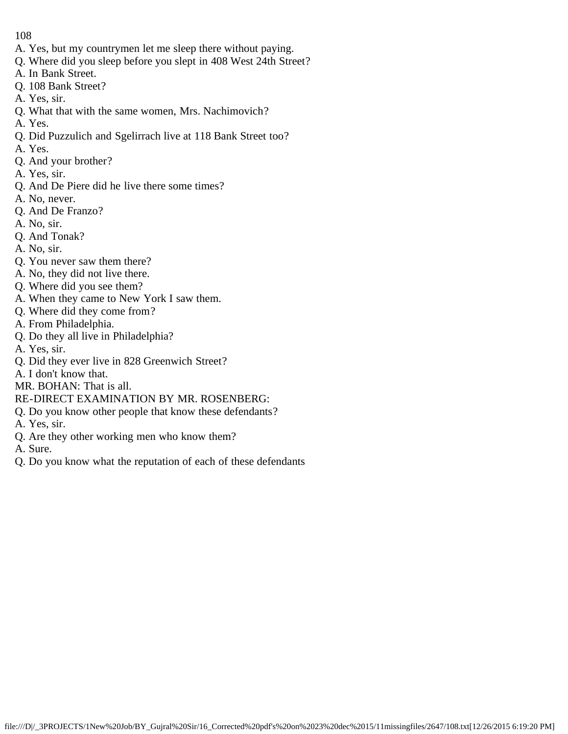A. Yes, but my countrymen let me sleep there without paying.
Q. Where did you sleep before you slept in 408 West 24th Street?
A. In Bank Street.
Q. 108 Bank Street?
A. Yes, sir.
Q. What that with the same women, Mrs. Nachimovich?
A. Yes.
Q. Did Puzzulich and Sgelirrach live at 118 Bank Street too?
A. Yes.
Q. And your brother?
A. Yes, sir.
Q. And De Piere did he live there some times?
A. No, never.
Q. And De Franzo?
A. No, sir.
Q. And Tonak?
A. No, sir.
Q. You never saw them there?
A. No, they did not live there.
Q. Where did you see them?
A. When they came to New York I saw them.
Q. Where did they come from?
A. From Philadelphia.
Q. Do they all live in Philadelphia?
A. Yes, sir.
Q. Did they ever live in 828 Greenwich Street?
A. I don't know that.
MR. BOHAN: That is all.
RE-DIRECT EXAMINATION BY MR. ROSENBERG:
Q. Do you know other people that know these defendants?
A. Yes, sir.
Q. Are they other working men who know them?
A. Sure.
Q. Do you know what the reputation of each of these defendants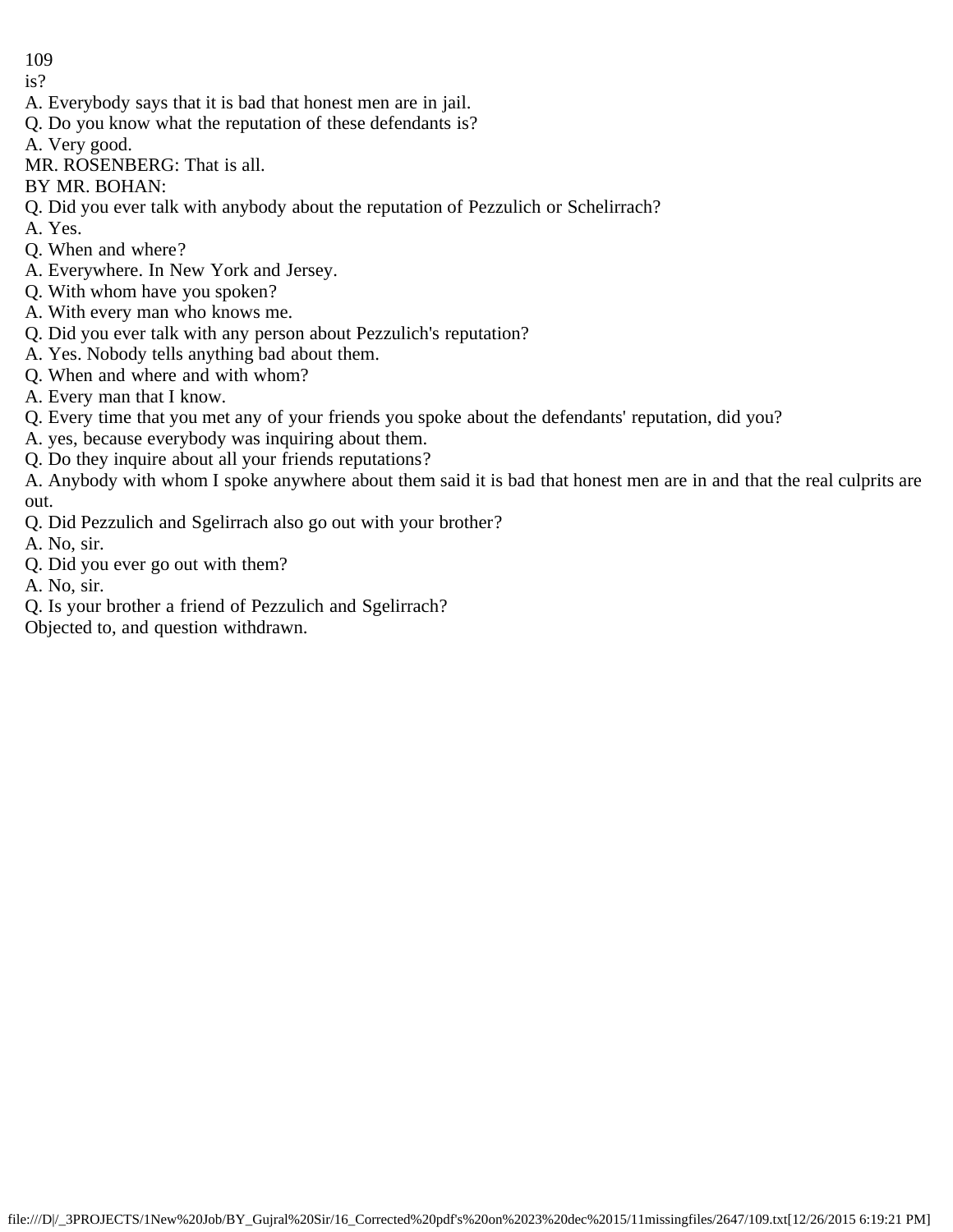is?

A. Everybody says that it is bad that honest men are in jail.

Q. Do you know what the reputation of these defendants is?

A. Very good.

MR. ROSENBERG: That is all.

BY MR. BOHAN:

Q. Did you ever talk with anybody about the reputation of Pezzulich or Schelirrach?

A. Yes.

Q. When and where?

A. Everywhere. In New York and Jersey.

Q. With whom have you spoken?

A. With every man who knows me.

Q. Did you ever talk with any person about Pezzulich's reputation?

A. Yes. Nobody tells anything bad about them.

Q. When and where and with whom?

A. Every man that I know.

Q. Every time that you met any of your friends you spoke about the defendants' reputation, did you?

A. yes, because everybody was inquiring about them.

Q. Do they inquire about all your friends reputations?

A. Anybody with whom I spoke anywhere about them said it is bad that honest men are in and that the real culprits are out.

Q. Did Pezzulich and Sgelirrach also go out with your brother?

A. No, sir.

Q. Did you ever go out with them?

A. No, sir.

Q. Is your brother a friend of Pezzulich and Sgelirrach?

Objected to, and question withdrawn.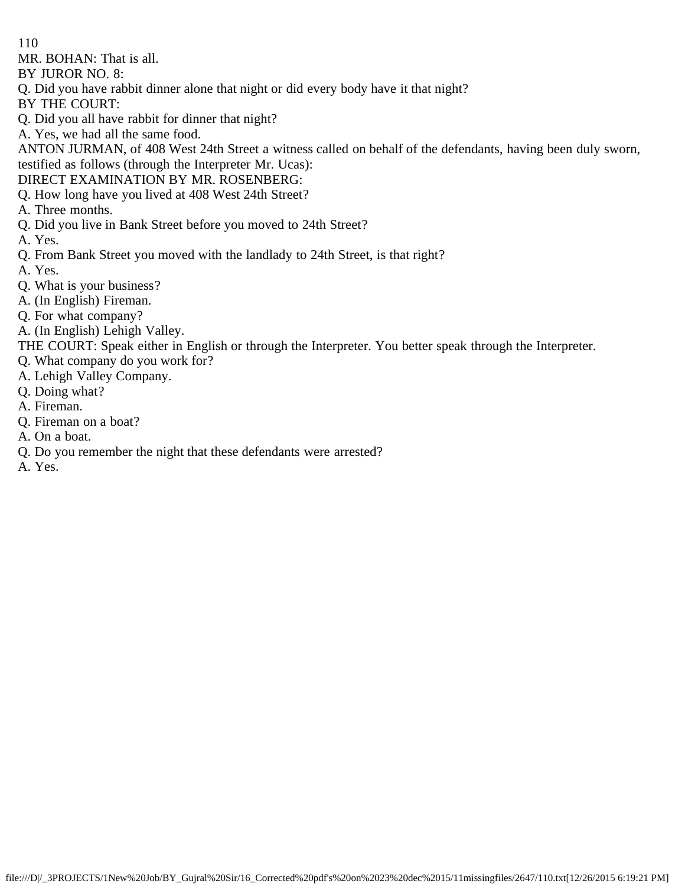MR. BOHAN: That is all.

BY JUROR NO. 8:

Q. Did you have rabbit dinner alone that night or did every body have it that night?

BY THE COURT:

Q. Did you all have rabbit for dinner that night?

A. Yes, we had all the same food.

ANTON JURMAN, of 408 West 24th Street a witness called on behalf of the defendants, having been duly sworn, testified as follows (through the Interpreter Mr. Ucas):

DIRECT EXAMINATION BY MR. ROSENBERG:

Q. How long have you lived at 408 West 24th Street?

A. Three months.

Q. Did you live in Bank Street before you moved to 24th Street?

A. Yes.

Q. From Bank Street you moved with the landlady to 24th Street, is that right?

A. Yes.

Q. What is your business?

A. (In English) Fireman.

Q. For what company?

A. (In English) Lehigh Valley.

THE COURT: Speak either in English or through the Interpreter. You better speak through the Interpreter.

Q. What company do you work for?

A. Lehigh Valley Company.

Q. Doing what?

A. Fireman.

Q. Fireman on a boat?

A. On a boat.

Q. Do you remember the night that these defendants were arrested?

A. Yes.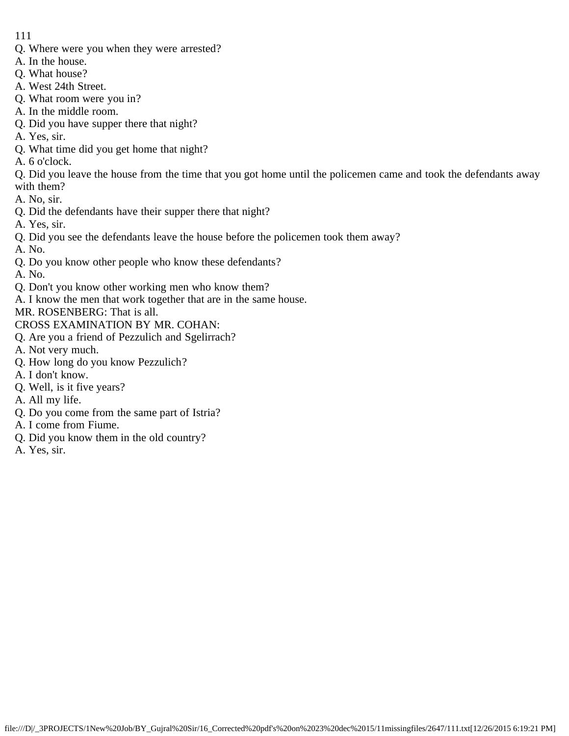Q. Where were you when they were arrested?
A. In the house.
Q. What house?
A. West 24th Street.
Q. What room were you in?
A. In the middle room.
Q. Did you have supper there that night?
A. Yes, sir.
Q. What time did you get home that night?
A. 6 o'clock.
Q. Did you leave the house from the time that you got home until the policemen came and took the defendants away with them?
A. No, sir.
Q. Did the defendants have their supper there that night?
A. Yes, sir.
Q. Did you see the defendants leave the house before the policemen took them away?
A. No.
Q. Do you know other people who know these defendants?
A. No.
Q. Don't you know other working men who know them?
A. I know the men that work together that are in the same house.
MR. ROSENBERG: That is all.
CROSS EXAMINATION BY MR. COHAN:
Q. Are you a friend of Pezzulich and Sgelirrach?
A. Not very much.
Q. How long do you know Pezzulich?
A. I don't know.
Q. Well, is it five years?
A. All my life.
Q. Do you come from the same part of Istria?
A. I come from Fiume.
Q. Did you know them in the old country?
A. Yes, sir.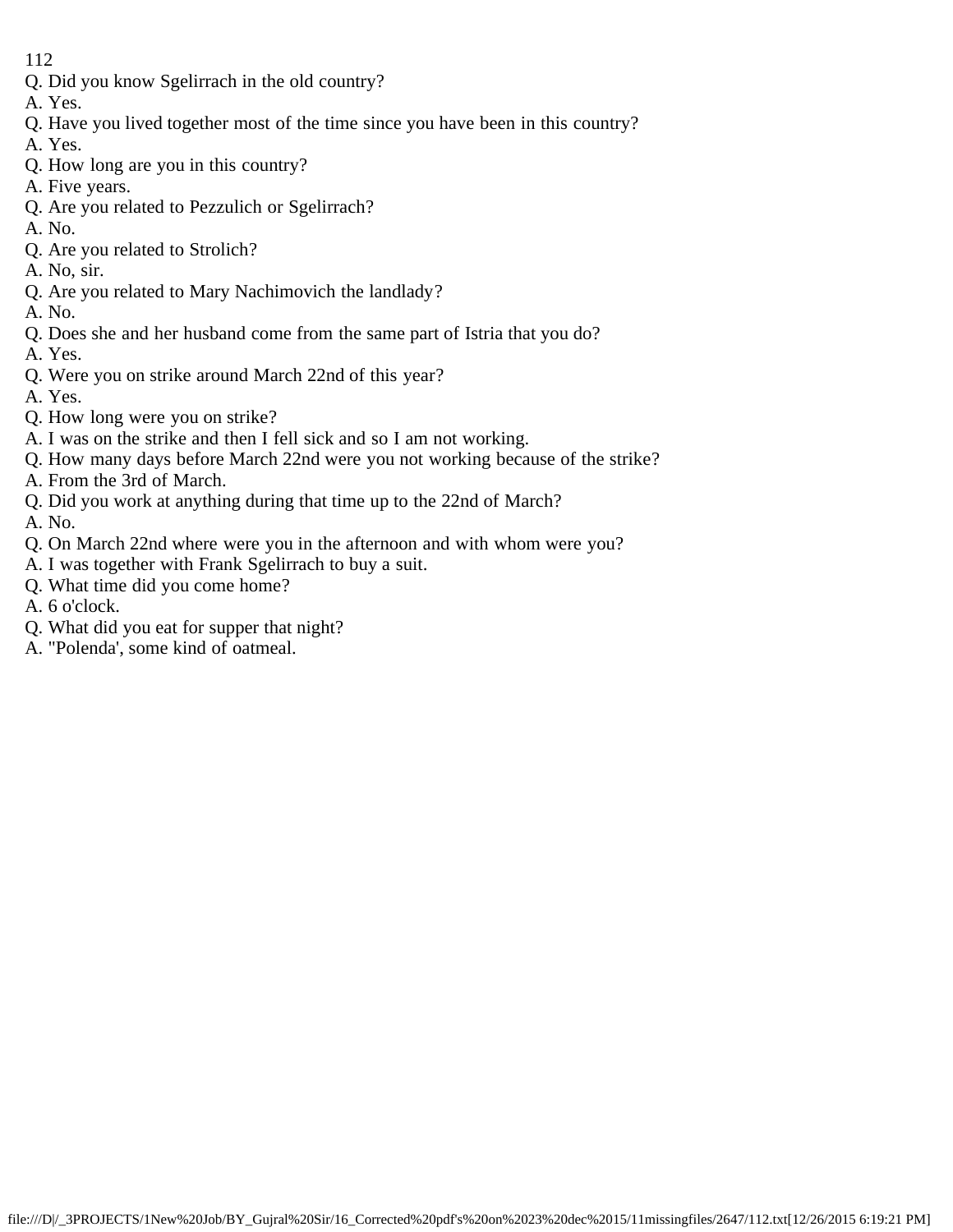Q. Did you know Sgelirrach in the old country?
A. Yes.
Q. Have you lived together most of the time since you have been in this country?
A. Yes.
Q. How long are you in this country?
A. Five years.
Q. Are you related to Pezzulich or Sgelirrach?
A. No.
Q. Are you related to Strolich?
A. No, sir.
Q. Are you related to Mary Nachimovich the landlady?
A. No.
Q. Does she and her husband come from the same part of Istria that you do?
A. Yes.
Q. Were you on strike around March 22nd of this year?
A. Yes.
Q. How long were you on strike?
A. I was on the strike and then I fell sick and so I am not working.
Q. How many days before March 22nd were you not working because of the strike?
A. From the 3rd of March.
Q. Did you work at anything during that time up to the 22nd of March?
A. No.
Q. On March 22nd where were you in the afternoon and with whom were you?
A. I was together with Frank Sgelirrach to buy a suit.
Q. What time did you come home?
A. 6 o'clock.
Q. What did you eat for supper that night?
A. "Polenda', some kind of oatmeal.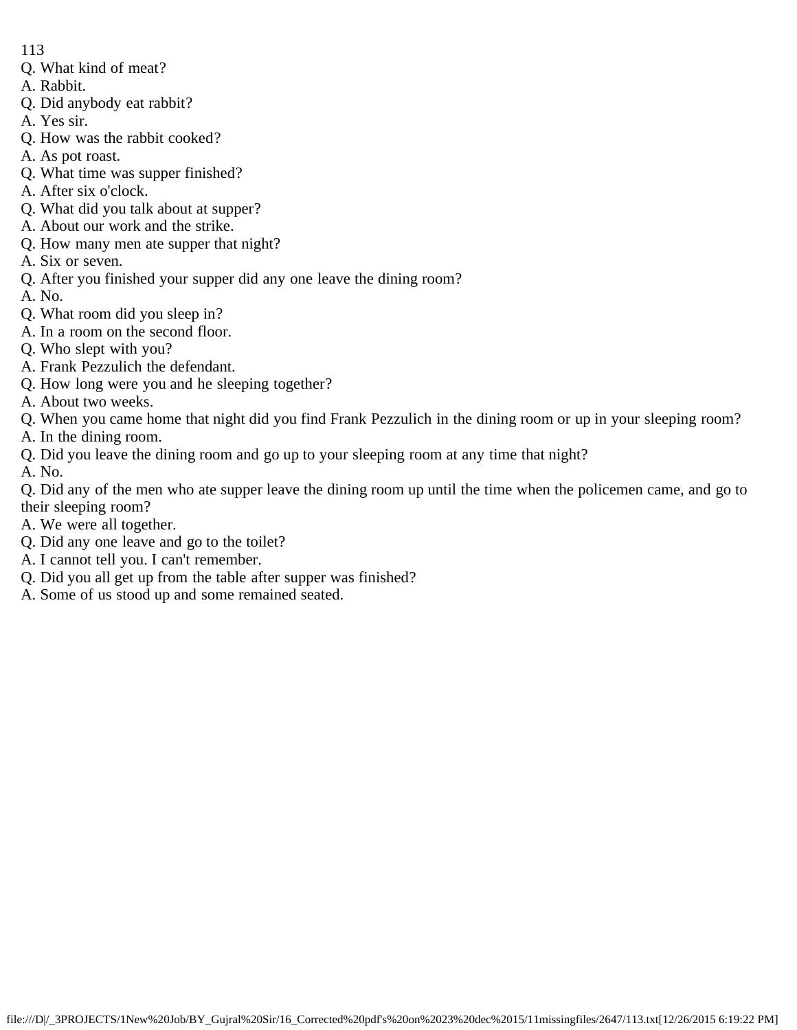Q. What kind of meat?
A. Rabbit.
Q. Did anybody eat rabbit?
A. Yes sir.
Q. How was the rabbit cooked?
A. As pot roast.
Q. What time was supper finished?
A. After six o'clock.
Q. What did you talk about at supper?
A. About our work and the strike.
Q. How many men ate supper that night?
A. Six or seven.
Q. After you finished your supper did any one leave the dining room?
A. No.
Q. What room did you sleep in?
A. In a room on the second floor.
Q. Who slept with you?
A. Frank Pezzulich the defendant.
Q. How long were you and he sleeping together?
A. About two weeks.
Q. When you came home that night did you find Frank Pezzulich in the dining room or up in your sleeping room?
A. In the dining room.
Q. Did you leave the dining room and go up to your sleeping room at any time that night?
A. No.
Q. Did any of the men who ate supper leave the dining room up until the time when the policemen came, and go to their sleeping room?
A. We were all together.
Q. Did any one leave and go to the toilet?
A. I cannot tell you. I can't remember.
Q. Did you all get up from the table after supper was finished?
A. Some of us stood up and some remained seated.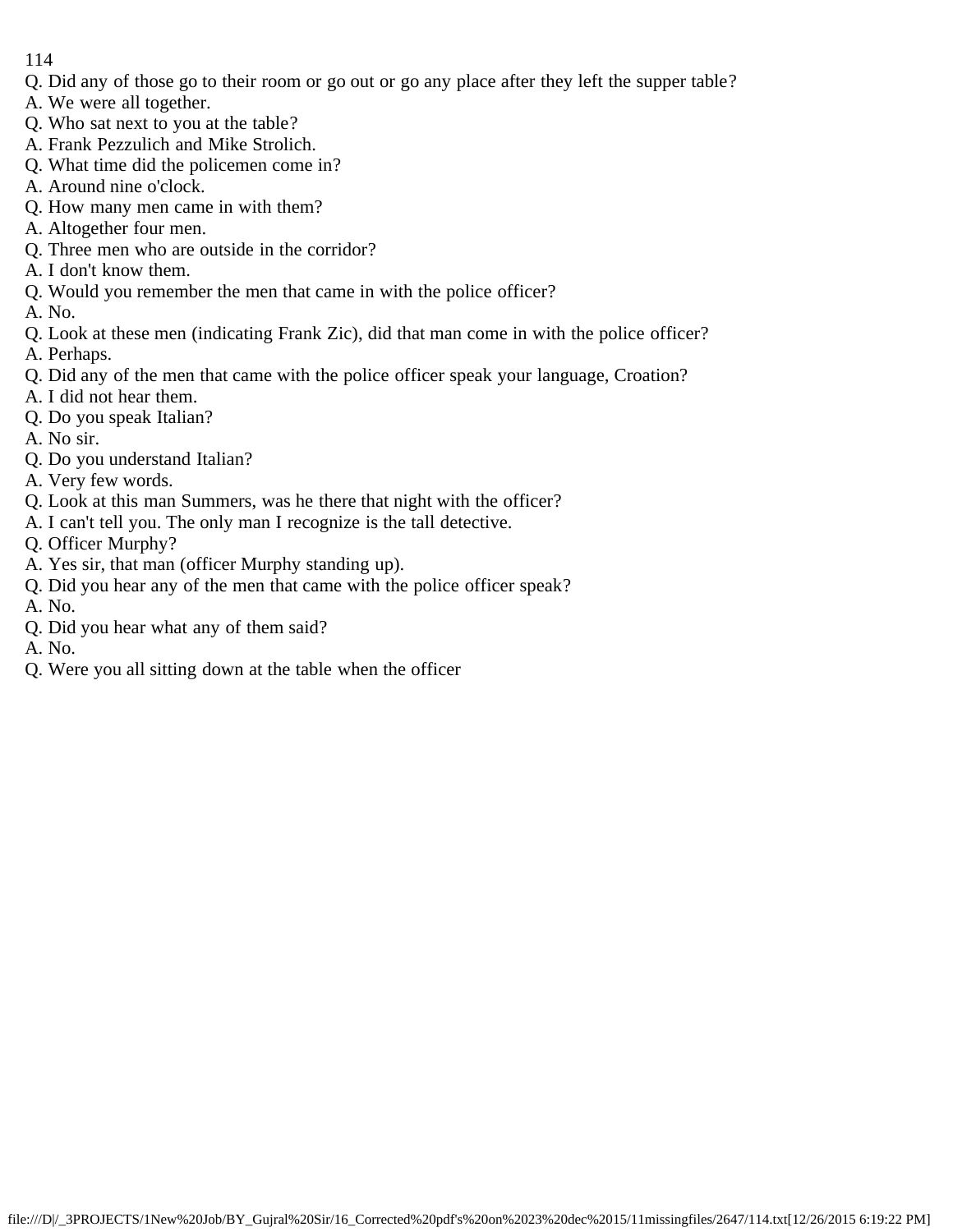Q. Did any of those go to their room or go out or go any place after they left the supper table?
A. We were all together.
Q. Who sat next to you at the table?
A. Frank Pezzulich and Mike Strolich.
Q. What time did the policemen come in?
A. Around nine o'clock.
Q. How many men came in with them?
A. Altogether four men.
Q. Three men who are outside in the corridor?
A. I don't know them.
Q. Would you remember the men that came in with the police officer?
A. No.
Q. Look at these men (indicating Frank Zic), did that man come in with the police officer?
A. Perhaps.
Q. Did any of the men that came with the police officer speak your language, Croation?
A. I did not hear them.
Q. Do you speak Italian?
A. No sir.
Q. Do you understand Italian?
A. Very few words.
Q. Look at this man Summers, was he there that night with the officer?
A. I can't tell you. The only man I recognize is the tall detective.
Q. Officer Murphy?
A. Yes sir, that man (officer Murphy standing up).
Q. Did you hear any of the men that came with the police officer speak?
A. No.
Q. Did you hear what any of them said?
A. No.
Q. Were you all sitting down at the table when the officer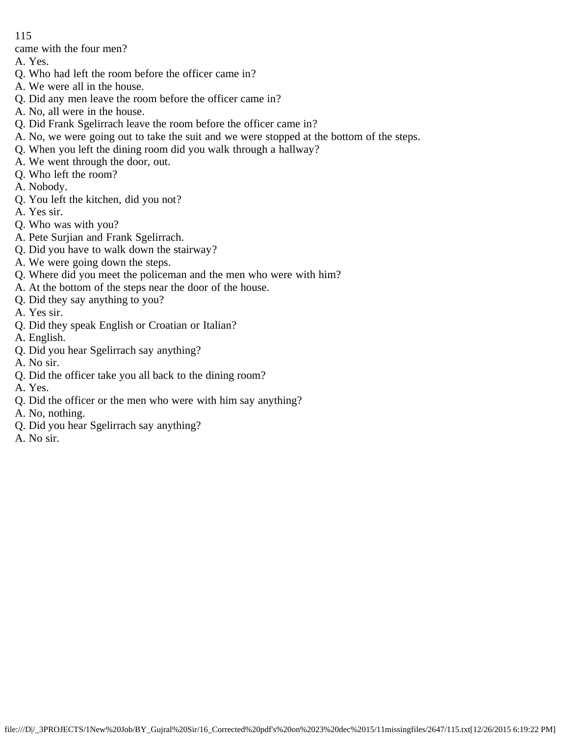came with the four men?
A. Yes.
Q. Who had left the room before the officer came in?
A. We were all in the house.
Q. Did any men leave the room before the officer came in?
A. No, all were in the house.
Q. Did Frank Sgelirrach leave the room before the officer came in?
A. No, we were going out to take the suit and we were stopped at the bottom of the steps.
Q. When you left the dining room did you walk through a hallway?
A. We went through the door, out.
Q. Who left the room?
A. Nobody.
Q. You left the kitchen, did you not?
A. Yes sir.
Q. Who was with you?
A. Pete Surjian and Frank Sgelirrach.
Q. Did you have to walk down the stairway?
A. We were going down the steps.
Q. Where did you meet the policeman and the men who were with him?
A. At the bottom of the steps near the door of the house.
Q. Did they say anything to you?
A. Yes sir.
Q. Did they speak English or Croatian or Italian?
A. English.
Q. Did you hear Sgelirrach say anything?
A. No sir.
Q. Did the officer take you all back to the dining room?
A. Yes.
Q. Did the officer or the men who were with him say anything?
A. No, nothing.
Q. Did you hear Sgelirrach say anything?
A. No sir.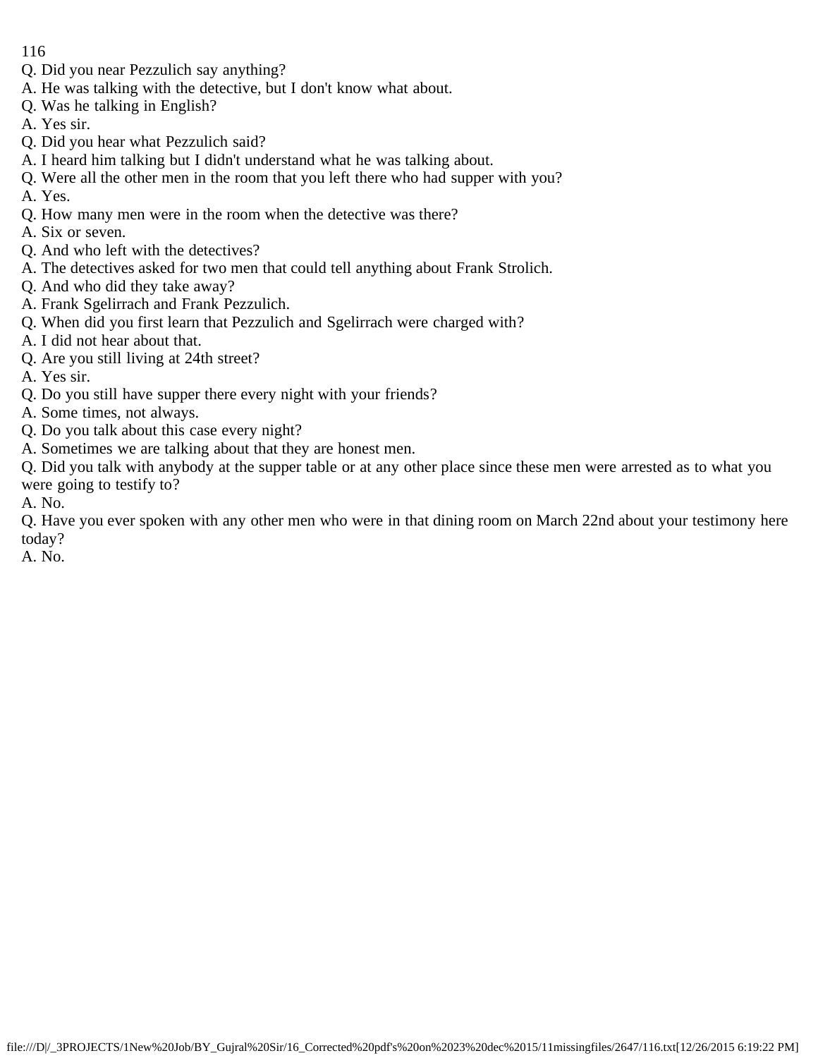Q. Did you near Pezzulich say anything?

A. He was talking with the detective, but I don't know what about.

Q. Was he talking in English?

A. Yes sir.

Q. Did you hear what Pezzulich said?

A. I heard him talking but I didn't understand what he was talking about.

Q. Were all the other men in the room that you left there who had supper with you?

A. Yes.

Q. How many men were in the room when the detective was there?

A. Six or seven.

Q. And who left with the detectives?

A. The detectives asked for two men that could tell anything about Frank Strolich.

Q. And who did they take away?

A. Frank Sgelirrach and Frank Pezzulich.

Q. When did you first learn that Pezzulich and Sgelirrach were charged with?

A. I did not hear about that.

Q. Are you still living at 24th street?

A. Yes sir.

Q. Do you still have supper there every night with your friends?

A. Some times, not always.

Q. Do you talk about this case every night?

A. Sometimes we are talking about that they are honest men.

Q. Did you talk with anybody at the supper table or at any other place since these men were arrested as to what you were going to testify to?

A. No.

Q. Have you ever spoken with any other men who were in that dining room on March 22nd about your testimony here today?

A. No.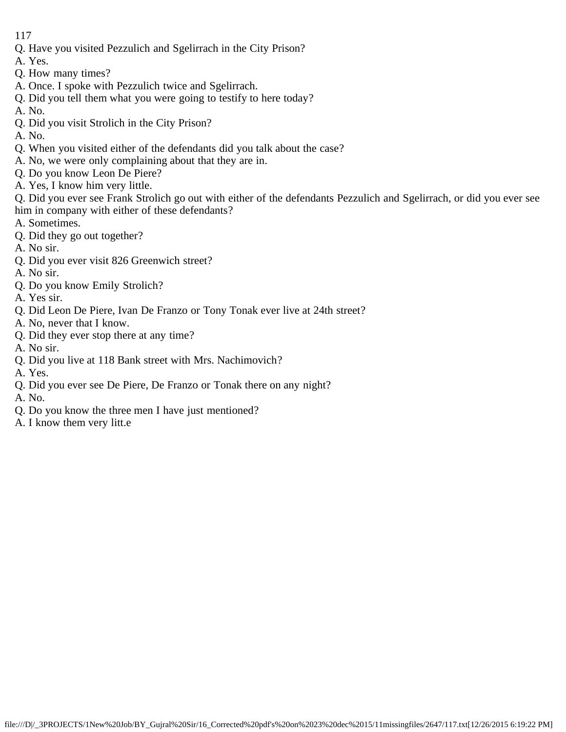Q. Have you visited Pezzulich and Sgelirrach in the City Prison?

A. Yes.

Q. How many times?

A. Once. I spoke with Pezzulich twice and Sgelirrach.

Q. Did you tell them what you were going to testify to here today?

A. No.

Q. Did you visit Strolich in the City Prison?

A. No.

Q. When you visited either of the defendants did you talk about the case?

A. No, we were only complaining about that they are in.

Q. Do you know Leon De Piere?

A. Yes, I know him very little.

Q. Did you ever see Frank Strolich go out with either of the defendants Pezzulich and Sgelirrach, or did you ever see him in company with either of these defendants?

A. Sometimes.

Q. Did they go out together?

A. No sir.

Q. Did you ever visit 826 Greenwich street?

A. No sir.

Q. Do you know Emily Strolich?

A. Yes sir.

Q. Did Leon De Piere, Ivan De Franzo or Tony Tonak ever live at 24th street?

A. No, never that I know.

Q. Did they ever stop there at any time?

A. No sir.

Q. Did you live at 118 Bank street with Mrs. Nachimovich?

A. Yes.

Q. Did you ever see De Piere, De Franzo or Tonak there on any night?

A. No.

Q. Do you know the three men I have just mentioned?

A. I know them very litt.e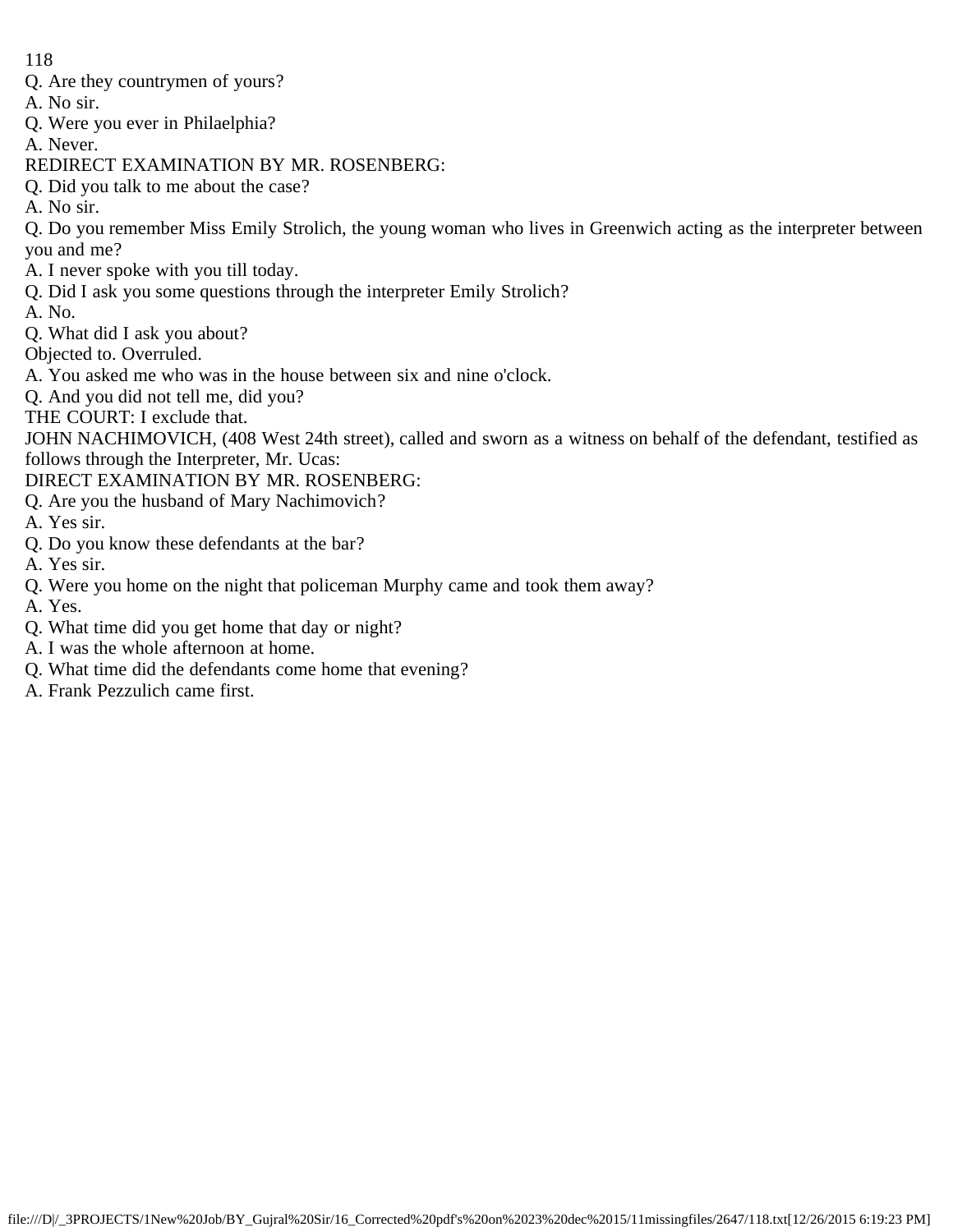Q. Are they countrymen of yours?

A. No sir.

Q. Were you ever in Philaelphia?

A. Never.

REDIRECT EXAMINATION BY MR. ROSENBERG:

Q. Did you talk to me about the case?

A. No sir.

Q. Do you remember Miss Emily Strolich, the young woman who lives in Greenwich acting as the interpreter between you and me?

A. I never spoke with you till today.

Q. Did I ask you some questions through the interpreter Emily Strolich?

A. No.

Q. What did I ask you about?

Objected to. Overruled.

A. You asked me who was in the house between six and nine o'clock.

Q. And you did not tell me, did you?

THE COURT: I exclude that.

JOHN NACHIMOVICH, (408 West 24th street), called and sworn as a witness on behalf of the defendant, testified as follows through the Interpreter, Mr. Ucas:

DIRECT EXAMINATION BY MR. ROSENBERG:

Q. Are you the husband of Mary Nachimovich?

A. Yes sir.

Q. Do you know these defendants at the bar?

A. Yes sir.

Q. Were you home on the night that policeman Murphy came and took them away?

A. Yes.

Q. What time did you get home that day or night?

A. I was the whole afternoon at home.

Q. What time did the defendants come home that evening?

A. Frank Pezzulich came first.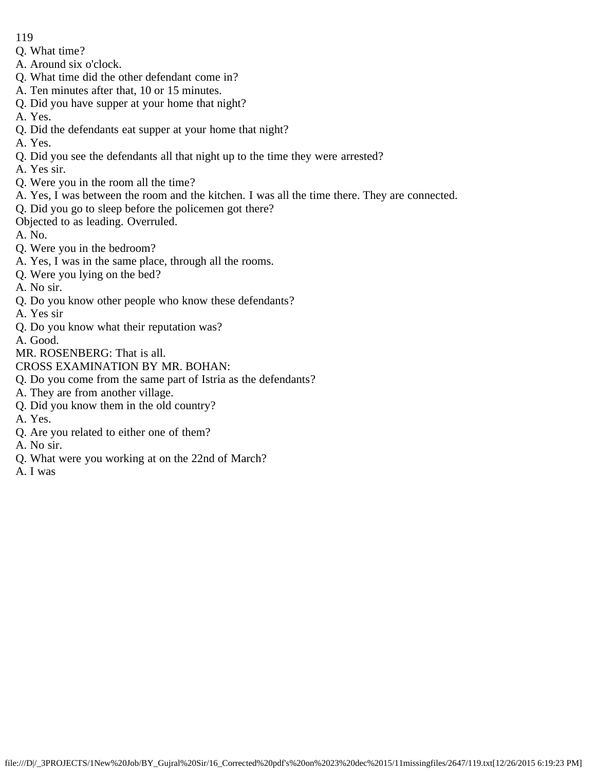Q. What time?
A. Around six o'clock.
Q. What time did the other defendant come in?
A. Ten minutes after that, 10 or 15 minutes.
Q. Did you have supper at your home that night?
A. Yes.
Q. Did the defendants eat supper at your home that night?
A. Yes.
Q. Did you see the defendants all that night up to the time they were arrested?
A. Yes sir.
Q. Were you in the room all the time?
A. Yes, I was between the room and the kitchen. I was all the time there. They are connected.
Q. Did you go to sleep before the policemen got there?
Objected to as leading. Overruled.
A. No.
Q. Were you in the bedroom?
A. Yes, I was in the same place, through all the rooms.
Q. Were you lying on the bed?
A. No sir.
Q. Do you know other people who know these defendants?
A. Yes sir
Q. Do you know what their reputation was?
A. Good.
MR. ROSENBERG: That is all.
CROSS EXAMINATION BY MR. BOHAN:
Q. Do you come from the same part of Istria as the defendants?
A. They are from another village.
Q. Did you know them in the old country?
A. Yes.
Q. Are you related to either one of them?
A. No sir.
Q. What were you working at on the 22nd of March?
A. I was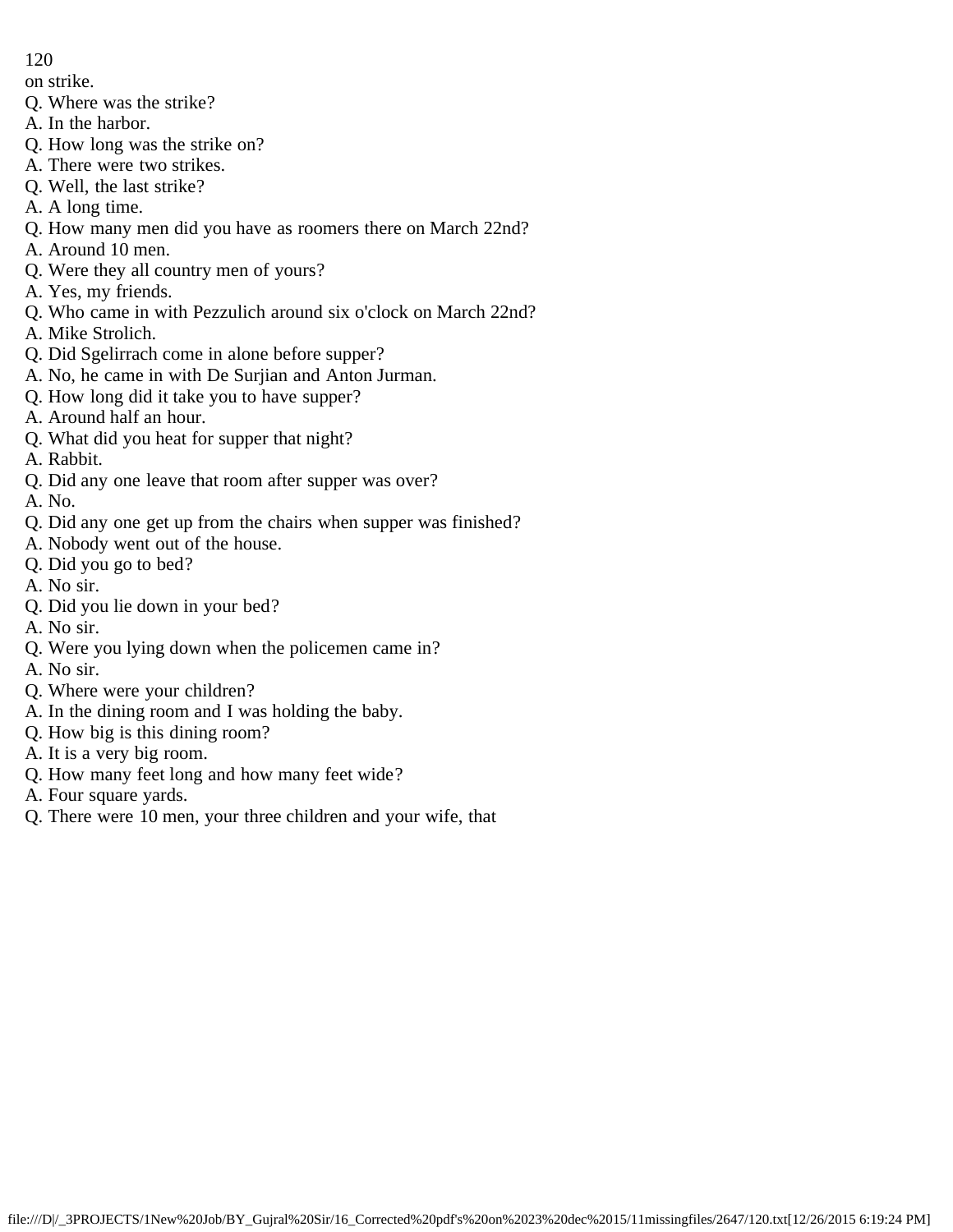on strike.

Q. Where was the strike?

A. In the harbor.

Q. How long was the strike on?

A. There were two strikes.

Q. Well, the last strike?

A. A long time.

Q. How many men did you have as roomers there on March 22nd?

A. Around 10 men.

Q. Were they all country men of yours?

A. Yes, my friends.

Q. Who came in with Pezzulich around six o'clock on March 22nd?

A. Mike Strolich.

Q. Did Sgelirrach come in alone before supper?

A. No, he came in with De Surjian and Anton Jurman.

Q. How long did it take you to have supper?

A. Around half an hour.

Q. What did you heat for supper that night?

A. Rabbit.

Q. Did any one leave that room after supper was over?

A. No.

Q. Did any one get up from the chairs when supper was finished?

A. Nobody went out of the house.

Q. Did you go to bed?

A. No sir.

Q. Did you lie down in your bed?

A. No sir.

Q. Were you lying down when the policemen came in?

A. No sir.

Q. Where were your children?

A. In the dining room and I was holding the baby.

Q. How big is this dining room?

A. It is a very big room.

Q. How many feet long and how many feet wide?

A. Four square yards.

Q. There were 10 men, your three children and your wife, that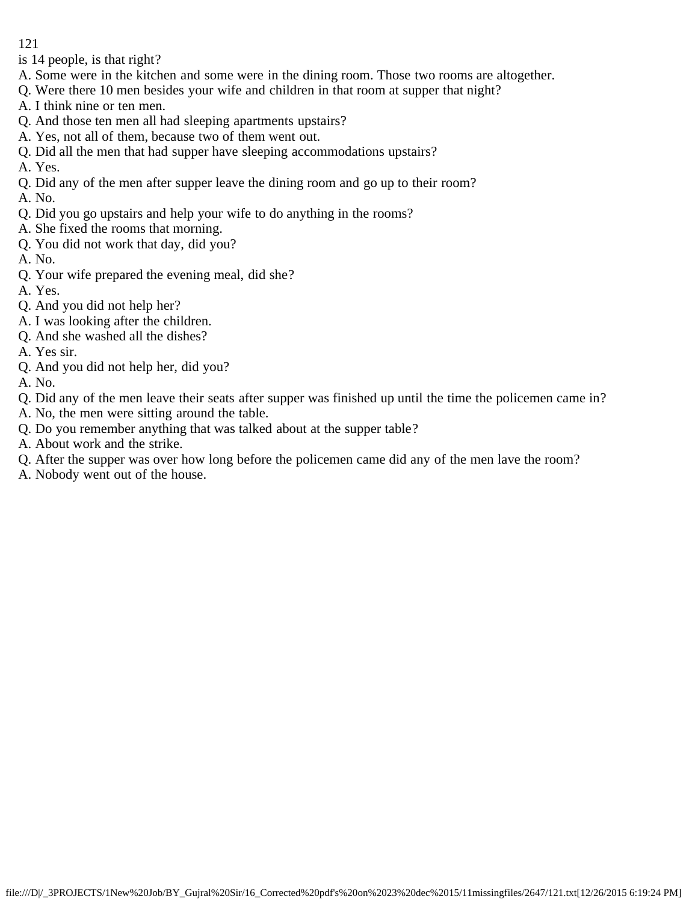is 14 people, is that right?
A. Some were in the kitchen and some were in the dining room. Those two rooms are altogether.
Q. Were there 10 men besides your wife and children in that room at supper that night?
A. I think nine or ten men.
Q. And those ten men all had sleeping apartments upstairs?
A. Yes, not all of them, because two of them went out.
Q. Did all the men that had supper have sleeping accommodations upstairs?
A. Yes.
Q. Did any of the men after supper leave the dining room and go up to their room?
A. No.
Q. Did you go upstairs and help your wife to do anything in the rooms?
A. She fixed the rooms that morning.
Q. You did not work that day, did you?
A. No.
Q. Your wife prepared the evening meal, did she?
A. Yes.
Q. And you did not help her?
A. I was looking after the children.
Q. And she washed all the dishes?
A. Yes sir.
Q. And you did not help her, did you?
A. No.
Q. Did any of the men leave their seats after supper was finished up until the time the policemen came in?
A. No, the men were sitting around the table.
Q. Do you remember anything that was talked about at the supper table?
A. About work and the strike.
Q. After the supper was over how long before the policemen came did any of the men lave the room?
A. Nobody went out of the house.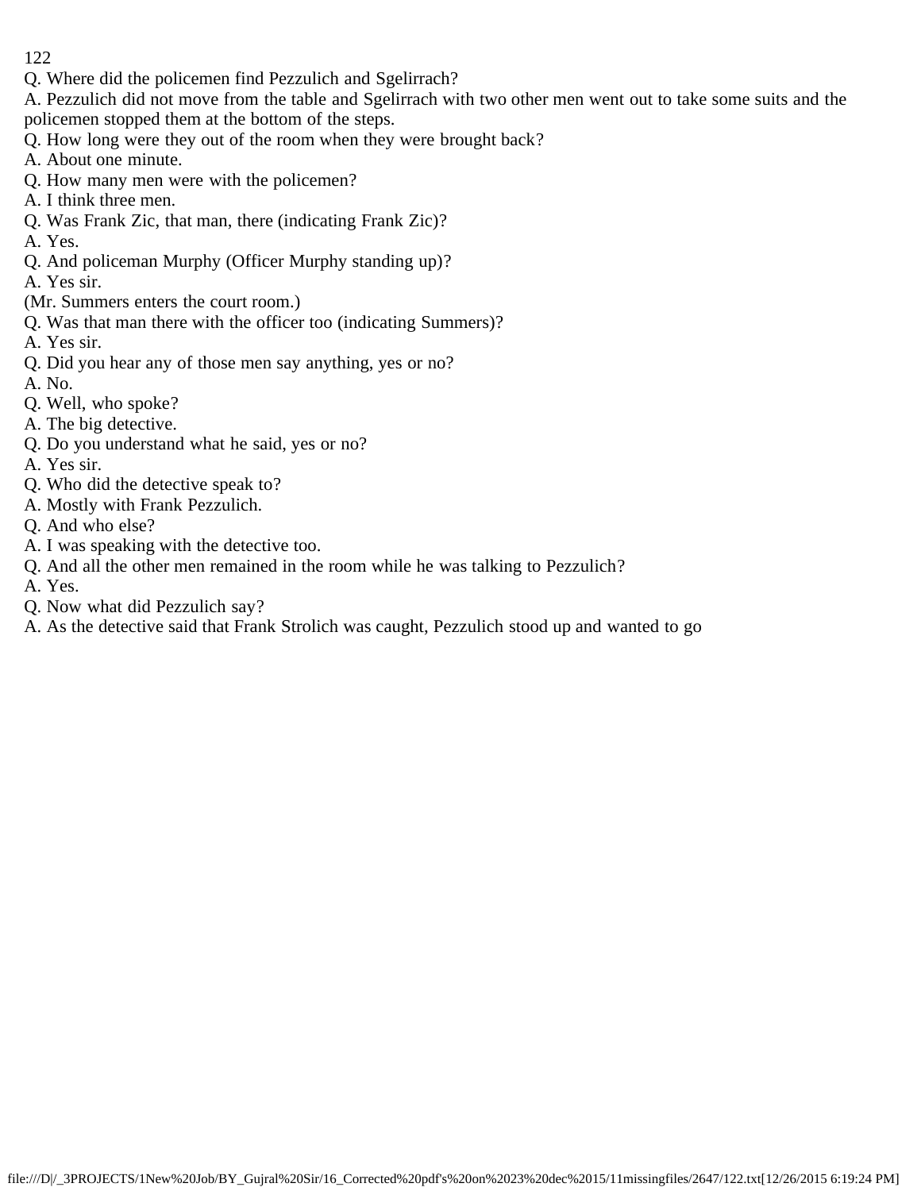Q. Where did the policemen find Pezzulich and Sgelirrach?

A. Pezzulich did not move from the table and Sgelirrach with two other men went out to take some suits and the policemen stopped them at the bottom of the steps.

Q. How long were they out of the room when they were brought back?

A. About one minute.

Q. How many men were with the policemen?

A. I think three men.

Q. Was Frank Zic, that man, there (indicating Frank Zic)?

A. Yes.

Q. And policeman Murphy (Officer Murphy standing up)?

A. Yes sir.

(Mr. Summers enters the court room.)

Q. Was that man there with the officer too (indicating Summers)?

A. Yes sir.

Q. Did you hear any of those men say anything, yes or no?

A. No.

Q. Well, who spoke?

A. The big detective.

Q. Do you understand what he said, yes or no?

A. Yes sir.

Q. Who did the detective speak to?

A. Mostly with Frank Pezzulich.

Q. And who else?

A. I was speaking with the detective too.

Q. And all the other men remained in the room while he was talking to Pezzulich?

A. Yes.

Q. Now what did Pezzulich say?

A. As the detective said that Frank Strolich was caught, Pezzulich stood up and wanted to go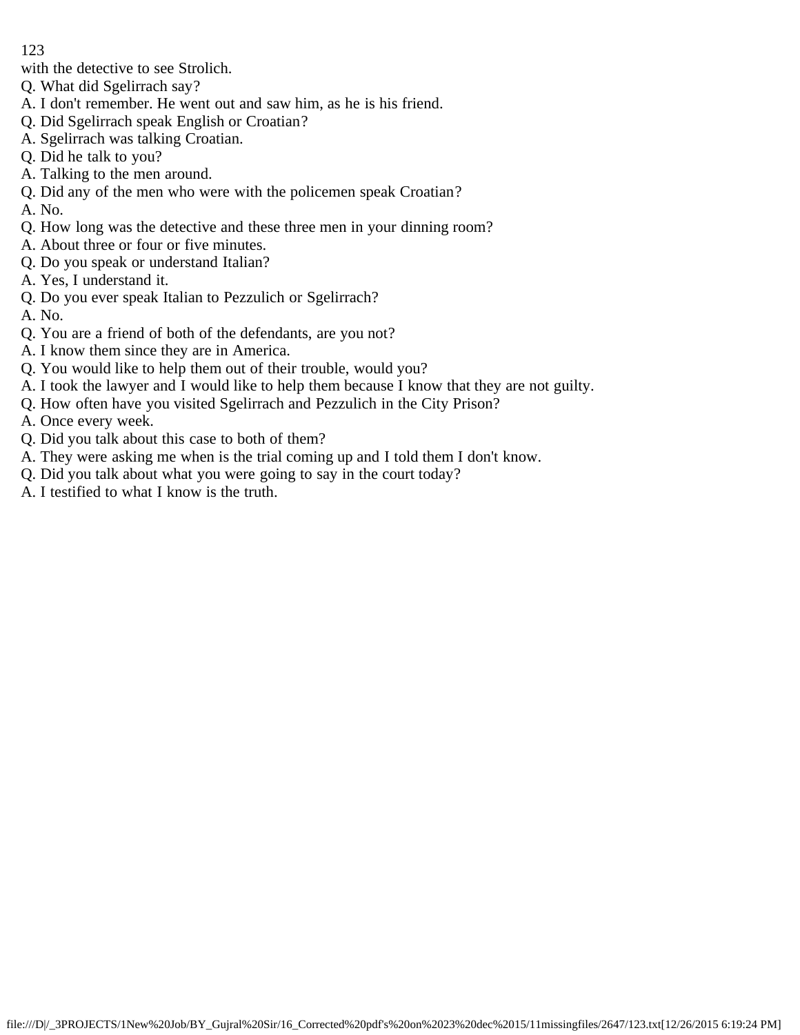with the detective to see Strolich.

Q. What did Sgelirrach say?

A. I don't remember. He went out and saw him, as he is his friend.

Q. Did Sgelirrach speak English or Croatian?

A. Sgelirrach was talking Croatian.

Q. Did he talk to you?

A. Talking to the men around.

Q. Did any of the men who were with the policemen speak Croatian?

A. No.

Q. How long was the detective and these three men in your dinning room?

A. About three or four or five minutes.

Q. Do you speak or understand Italian?

A. Yes, I understand it.

Q. Do you ever speak Italian to Pezzulich or Sgelirrach?

A. No.

Q. You are a friend of both of the defendants, are you not?

A. I know them since they are in America.

Q. You would like to help them out of their trouble, would you?

A. I took the lawyer and I would like to help them because I know that they are not guilty.

Q. How often have you visited Sgelirrach and Pezzulich in the City Prison?

A. Once every week.

Q. Did you talk about this case to both of them?

A. They were asking me when is the trial coming up and I told them I don't know.

Q. Did you talk about what you were going to say in the court today?

A. I testified to what I know is the truth.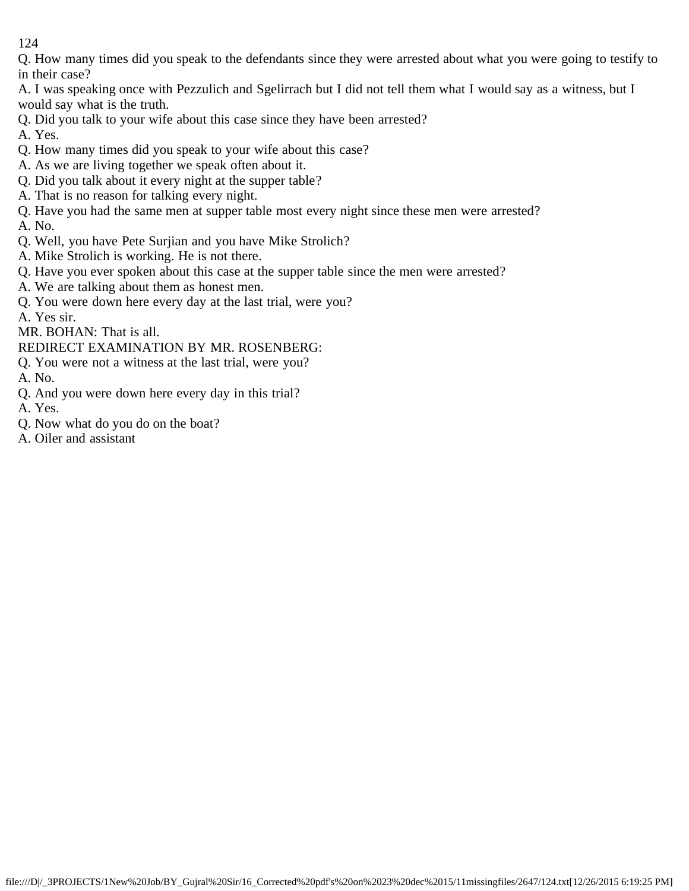Q. How many times did you speak to the defendants since they were arrested about what you were going to testify to in their case?

A. I was speaking once with Pezzulich and Sgelirrach but I did not tell them what I would say as a witness, but I would say what is the truth.

Q. Did you talk to your wife about this case since they have been arrested?

A. Yes.

Q. How many times did you speak to your wife about this case?

A. As we are living together we speak often about it.

Q. Did you talk about it every night at the supper table?

A. That is no reason for talking every night.

Q. Have you had the same men at supper table most every night since these men were arrested?

A. No.

Q. Well, you have Pete Surjian and you have Mike Strolich?

A. Mike Strolich is working. He is not there.

Q. Have you ever spoken about this case at the supper table since the men were arrested?

A. We are talking about them as honest men.

Q. You were down here every day at the last trial, were you?

A. Yes sir.

MR. BOHAN: That is all.

REDIRECT EXAMINATION BY MR. ROSENBERG:

Q. You were not a witness at the last trial, were you?

A. No.

Q. And you were down here every day in this trial?

A. Yes.

Q. Now what do you do on the boat?

A. Oiler and assistant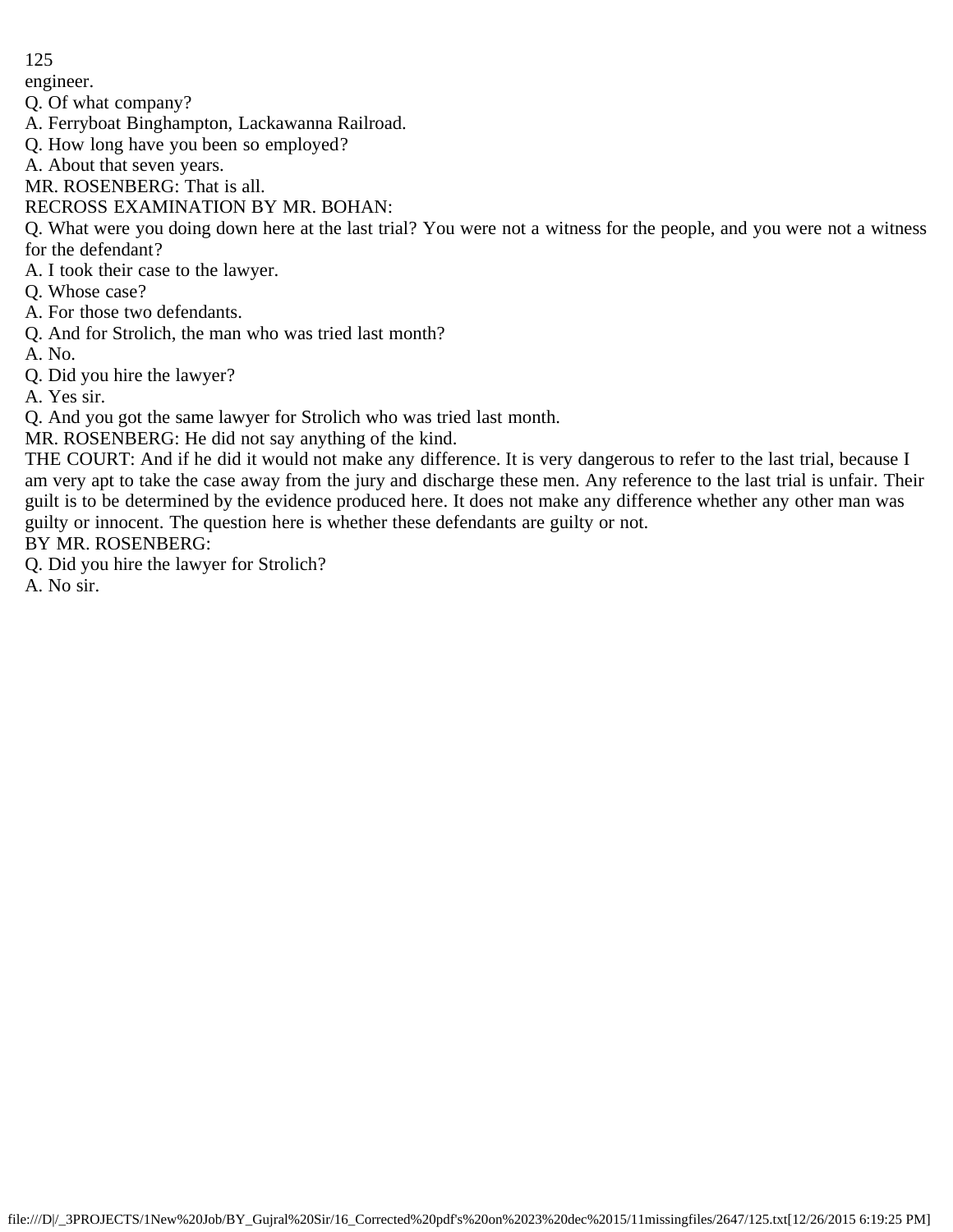engineer.

Q. Of what company?

A. Ferryboat Binghampton, Lackawanna Railroad.

Q. How long have you been so employed?

A. About that seven years.

MR. ROSENBERG: That is all.

RECROSS EXAMINATION BY MR. BOHAN:

Q. What were you doing down here at the last trial? You were not a witness for the people, and you were not a witness for the defendant?

A. I took their case to the lawyer.

Q. Whose case?

A. For those two defendants.

Q. And for Strolich, the man who was tried last month?

A. No.

Q. Did you hire the lawyer?

A. Yes sir.

Q. And you got the same lawyer for Strolich who was tried last month.

MR. ROSENBERG: He did not say anything of the kind.

THE COURT: And if he did it would not make any difference. It is very dangerous to refer to the last trial, because I am very apt to take the case away from the jury and discharge these men. Any reference to the last trial is unfair. Their guilt is to be determined by the evidence produced here. It does not make any difference whether any other man was guilty or innocent. The question here is whether these defendants are guilty or not.

BY MR. ROSENBERG:

Q. Did you hire the lawyer for Strolich?

A. No sir.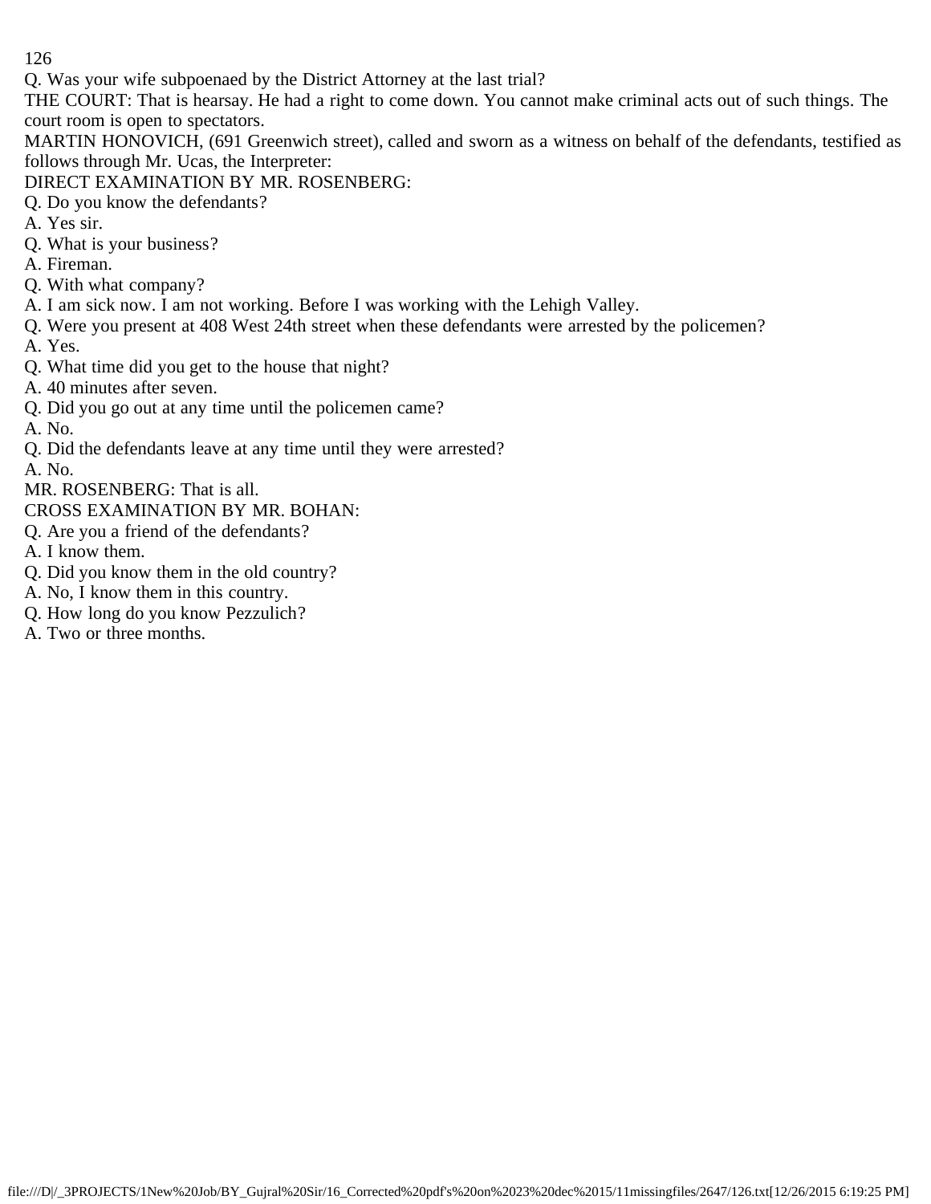Q. Was your wife subpoenaed by the District Attorney at the last trial?

THE COURT: That is hearsay. He had a right to come down. You cannot make criminal acts out of such things. The court room is open to spectators.

MARTIN HONOVICH, (691 Greenwich street), called and sworn as a witness on behalf of the defendants, testified as follows through Mr. Ucas, the Interpreter:

DIRECT EXAMINATION BY MR. ROSENBERG:

Q. Do you know the defendants?

A. Yes sir.

Q. What is your business?

A. Fireman.

Q. With what company?

A. I am sick now. I am not working. Before I was working with the Lehigh Valley.

Q. Were you present at 408 West 24th street when these defendants were arrested by the policemen?

A. Yes.

Q. What time did you get to the house that night?

A. 40 minutes after seven.

Q. Did you go out at any time until the policemen came?

A. No.

Q. Did the defendants leave at any time until they were arrested?

A. No.

MR. ROSENBERG: That is all.

CROSS EXAMINATION BY MR. BOHAN:

Q. Are you a friend of the defendants?

A. I know them.

Q. Did you know them in the old country?

A. No, I know them in this country.

Q. How long do you know Pezzulich?

A. Two or three months.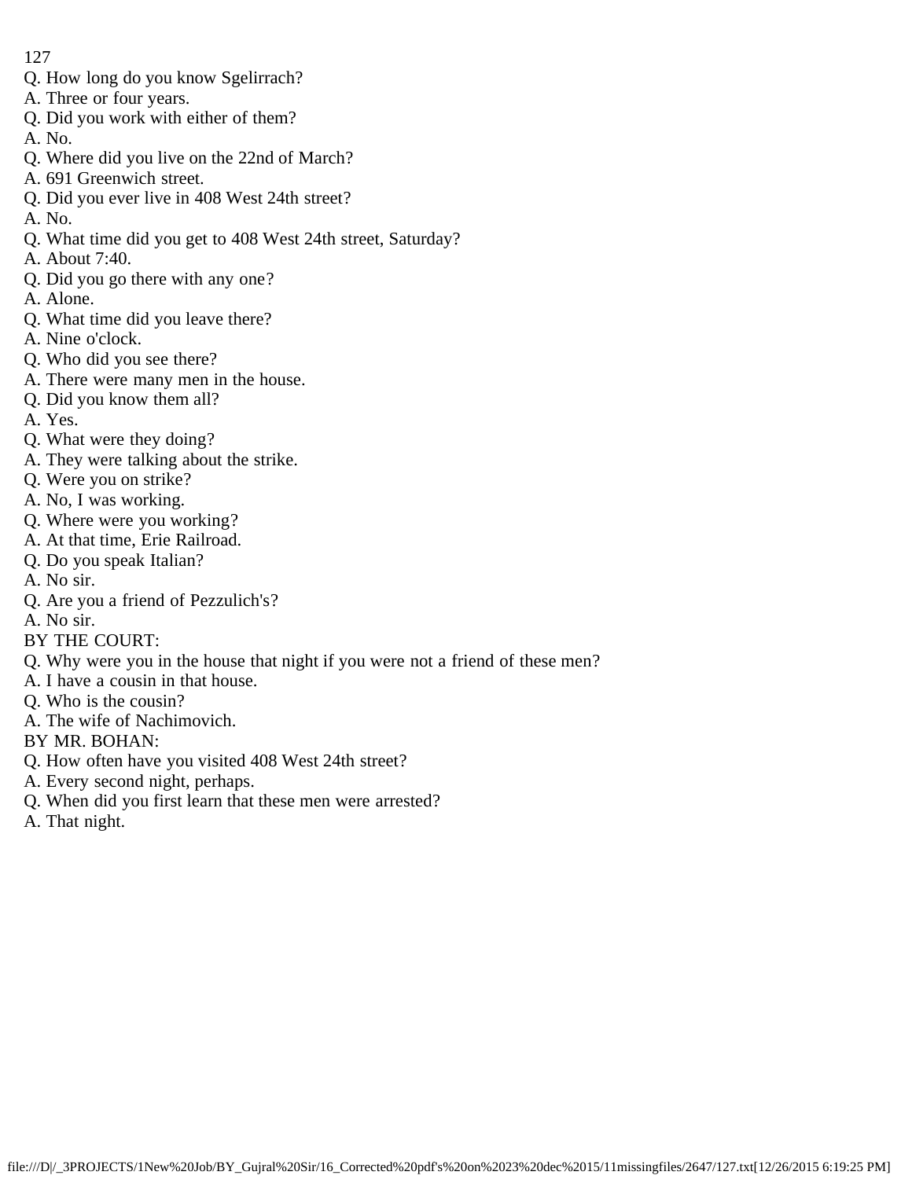Q. How long do you know Sgelirrach?
A. Three or four years.
Q. Did you work with either of them?
A. No.
Q. Where did you live on the 22nd of March?
A. 691 Greenwich street.
Q. Did you ever live in 408 West 24th street?
A. No.
Q. What time did you get to 408 West 24th street, Saturday?
A. About 7:40.
Q. Did you go there with any one?
A. Alone.
Q. What time did you leave there?
A. Nine o'clock.
Q. Who did you see there?
A. There were many men in the house.
Q. Did you know them all?
A. Yes.
Q. What were they doing?
A. They were talking about the strike.
Q. Were you on strike?
A. No, I was working.
Q. Where were you working?
A. At that time, Erie Railroad.
Q. Do you speak Italian?
A. No sir.
Q. Are you a friend of Pezzulich's?
A. No sir.
BY THE COURT:
Q. Why were you in the house that night if you were not a friend of these men?
A. I have a cousin in that house.
Q. Who is the cousin?
A. The wife of Nachimovich.
BY MR. BOHAN:
Q. How often have you visited 408 West 24th street?
A. Every second night, perhaps.
Q. When did you first learn that these men were arrested?
A. That night.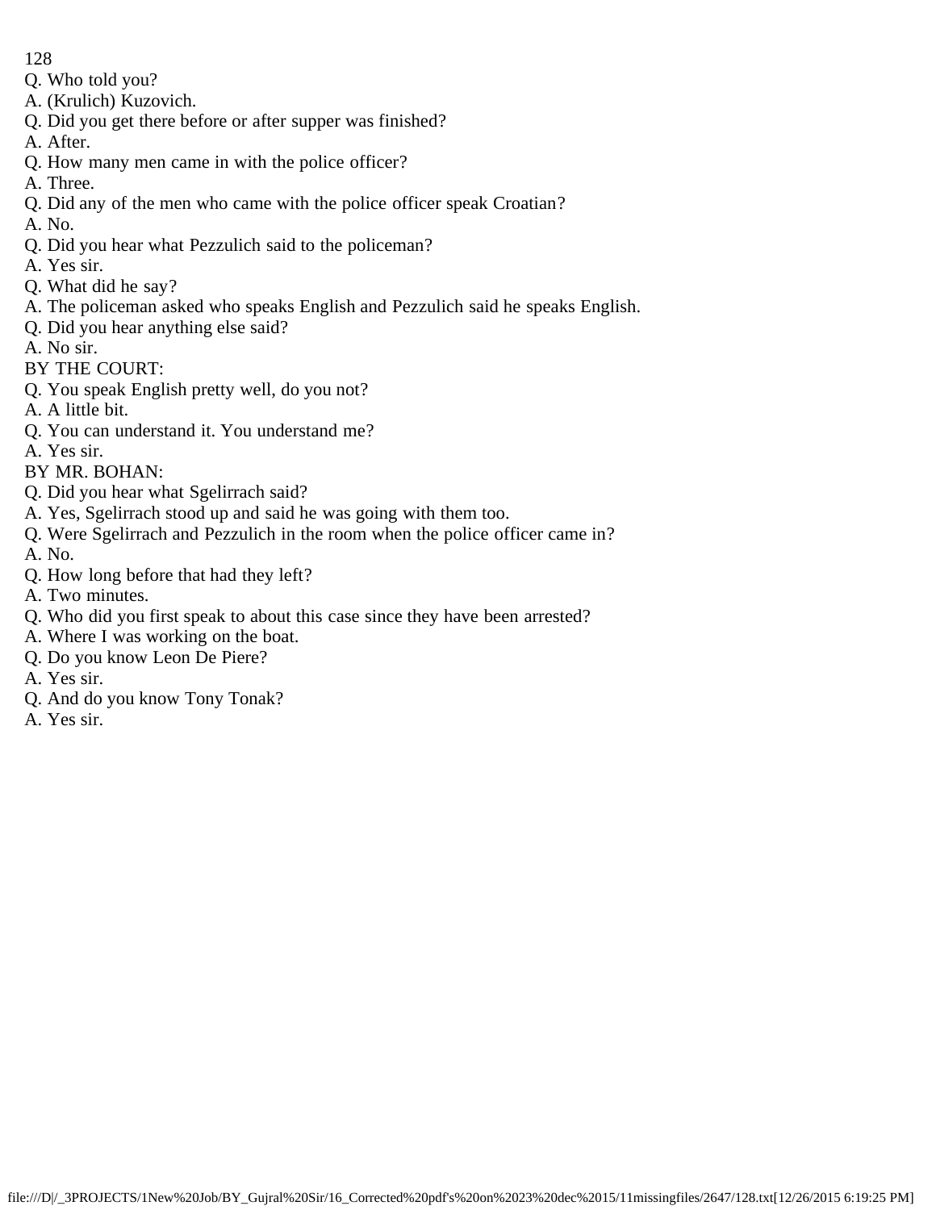Q. Who told you?
A. (Krulich) Kuzovich.
Q. Did you get there before or after supper was finished?
A. After.
Q. How many men came in with the police officer?
A. Three.
Q. Did any of the men who came with the police officer speak Croatian?
A. No.
Q. Did you hear what Pezzulich said to the policeman?
A. Yes sir.
Q. What did he say?
A. The policeman asked who speaks English and Pezzulich said he speaks English.
Q. Did you hear anything else said?
A. No sir.
BY THE COURT:
Q. You speak English pretty well, do you not?
A. A little bit.
Q. You can understand it. You understand me?
A. Yes sir.
BY MR. BOHAN:
Q. Did you hear what Sgelirrach said?
A. Yes, Sgelirrach stood up and said he was going with them too.
Q. Were Sgelirrach and Pezzulich in the room when the police officer came in?
A. No.
Q. How long before that had they left?
A. Two minutes.
Q. Who did you first speak to about this case since they have been arrested?
A. Where I was working on the boat.
Q. Do you know Leon De Piere?
A. Yes sir.
Q. And do you know Tony Tonak?
A. Yes sir.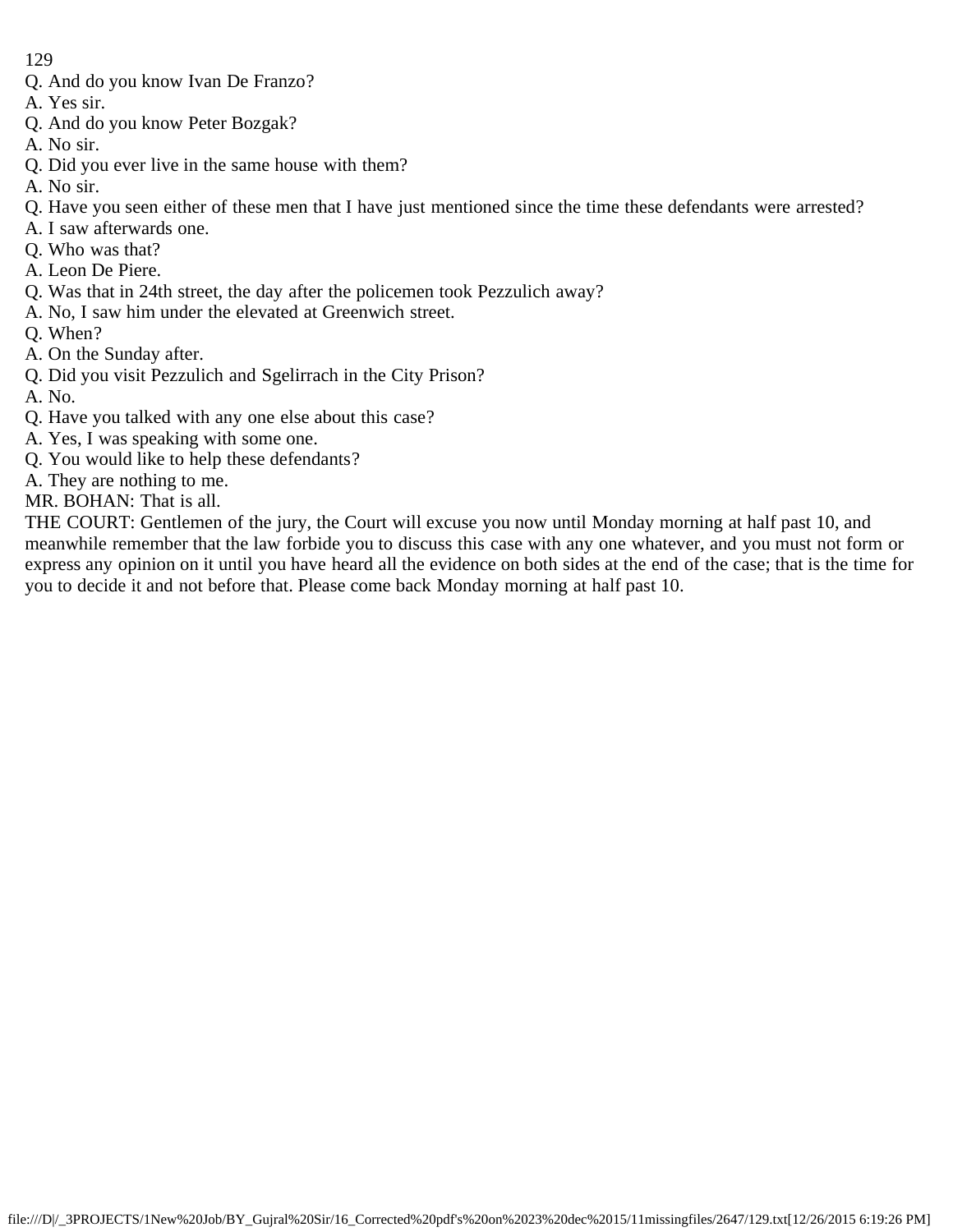Q. And do you know Ivan De Franzo?

A. Yes sir.

Q. And do you know Peter Bozgak?

A. No sir.

Q. Did you ever live in the same house with them?

A. No sir.

Q. Have you seen either of these men that I have just mentioned since the time these defendants were arrested?

A. I saw afterwards one.

Q. Who was that?

A. Leon De Piere.

Q. Was that in 24th street, the day after the policemen took Pezzulich away?

A. No, I saw him under the elevated at Greenwich street.

Q. When?

A. On the Sunday after.

Q. Did you visit Pezzulich and Sgelirrach in the City Prison?

A. No.

Q. Have you talked with any one else about this case?

A. Yes, I was speaking with some one.

Q. You would like to help these defendants?

A. They are nothing to me.

MR. BOHAN: That is all.

THE COURT: Gentlemen of the jury, the Court will excuse you now until Monday morning at half past 10, and meanwhile remember that the law forbide you to discuss this case with any one whatever, and you must not form or express any opinion on it until you have heard all the evidence on both sides at the end of the case; that is the time for you to decide it and not before that. Please come back Monday morning at half past 10.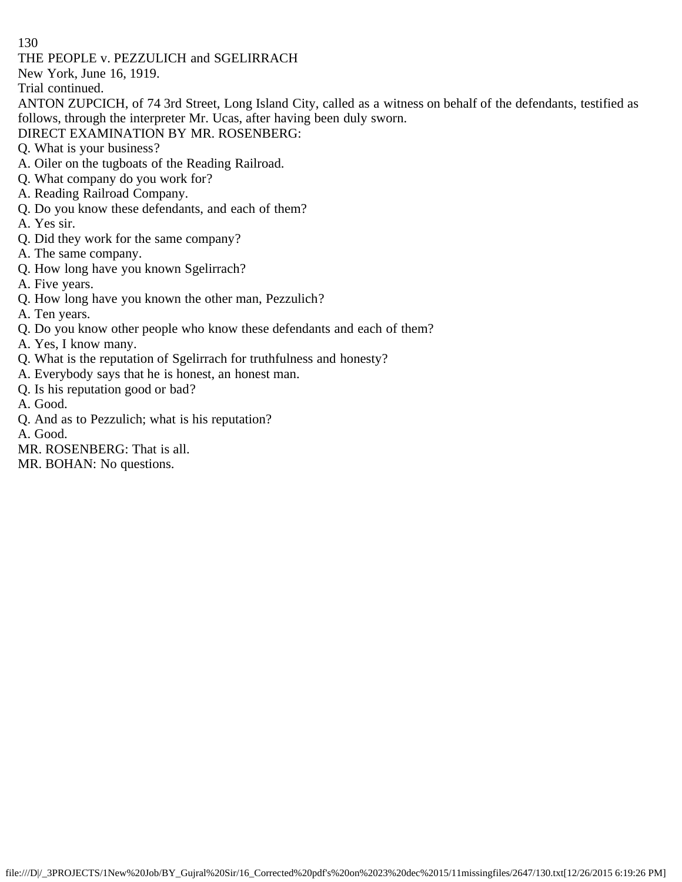THE PEOPLE v. PEZZULICH and SGELIRRACH

New York, June 16, 1919.

Trial continued.

ANTON ZUPCICH, of 74 3rd Street, Long Island City, called as a witness on behalf of the defendants, testified as follows, through the interpreter Mr. Ucas, after having been duly sworn.

DIRECT EXAMINATION BY MR. ROSENBERG:

Q. What is your business?

A. Oiler on the tugboats of the Reading Railroad.

Q. What company do you work for?

A. Reading Railroad Company.

Q. Do you know these defendants, and each of them?

A. Yes sir.

Q. Did they work for the same company?

A. The same company.

Q. How long have you known Sgelirrach?

A. Five years.

Q. How long have you known the other man, Pezzulich?

A. Ten years.

Q. Do you know other people who know these defendants and each of them?

A. Yes, I know many.

Q. What is the reputation of Sgelirrach for truthfulness and honesty?

A. Everybody says that he is honest, an honest man.

Q. Is his reputation good or bad?

A. Good.

Q. And as to Pezzulich; what is his reputation?

A. Good.

MR. ROSENBERG: That is all.

MR. BOHAN: No questions.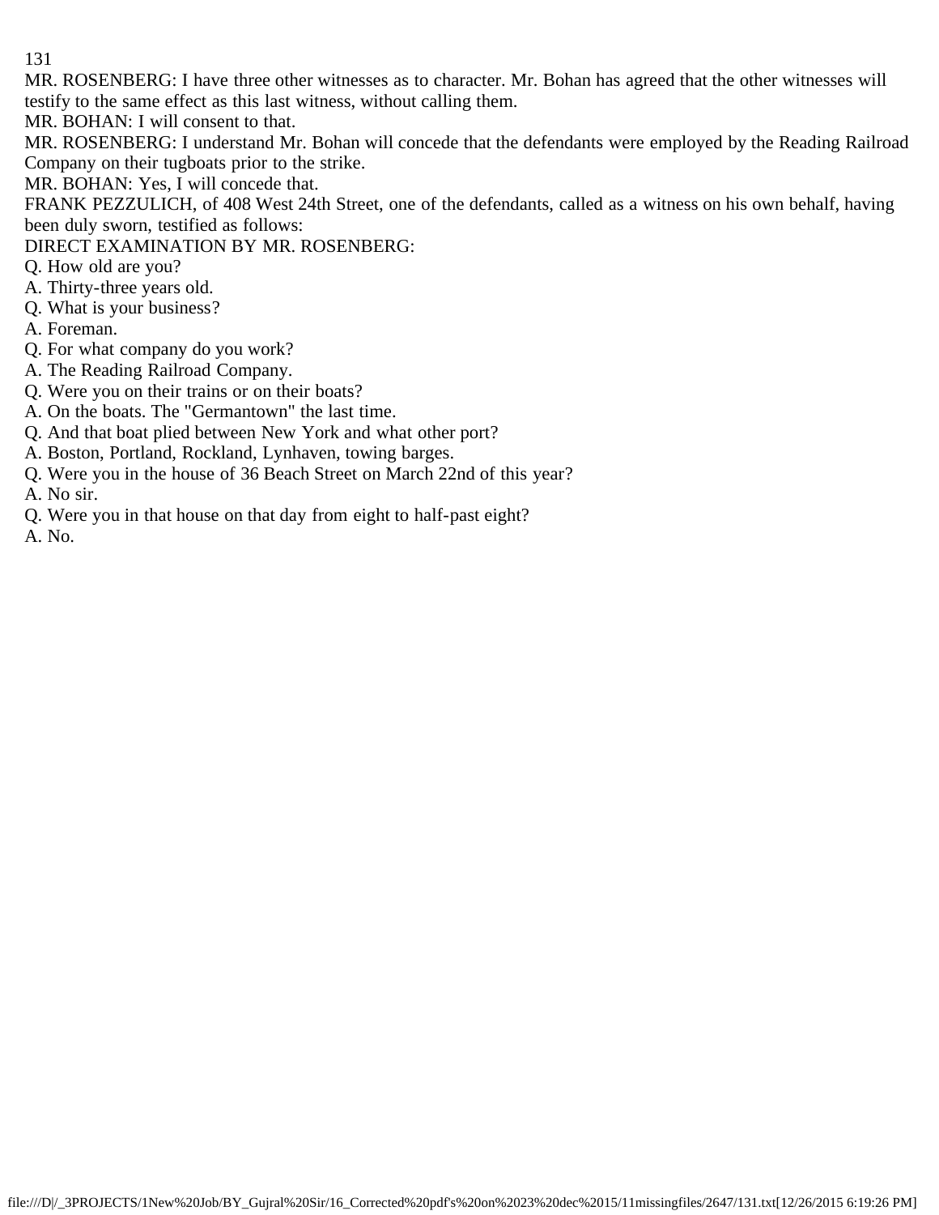MR. ROSENBERG: I have three other witnesses as to character. Mr. Bohan has agreed that the other witnesses will testify to the same effect as this last witness, without calling them.

MR. BOHAN: I will consent to that.

MR. ROSENBERG: I understand Mr. Bohan will concede that the defendants were employed by the Reading Railroad Company on their tugboats prior to the strike.

MR. BOHAN: Yes, I will concede that.

FRANK PEZZULICH, of 408 West 24th Street, one of the defendants, called as a witness on his own behalf, having been duly sworn, testified as follows:

DIRECT EXAMINATION BY MR. ROSENBERG:

Q. How old are you?

A. Thirty-three years old.

Q. What is your business?

A. Foreman.

Q. For what company do you work?

A. The Reading Railroad Company.

Q. Were you on their trains or on their boats?

A. On the boats. The "Germantown" the last time.

Q. And that boat plied between New York and what other port?

A. Boston, Portland, Rockland, Lynhaven, towing barges.

Q. Were you in the house of 36 Beach Street on March 22nd of this year?

A. No sir.

Q. Were you in that house on that day from eight to half-past eight?

A. No.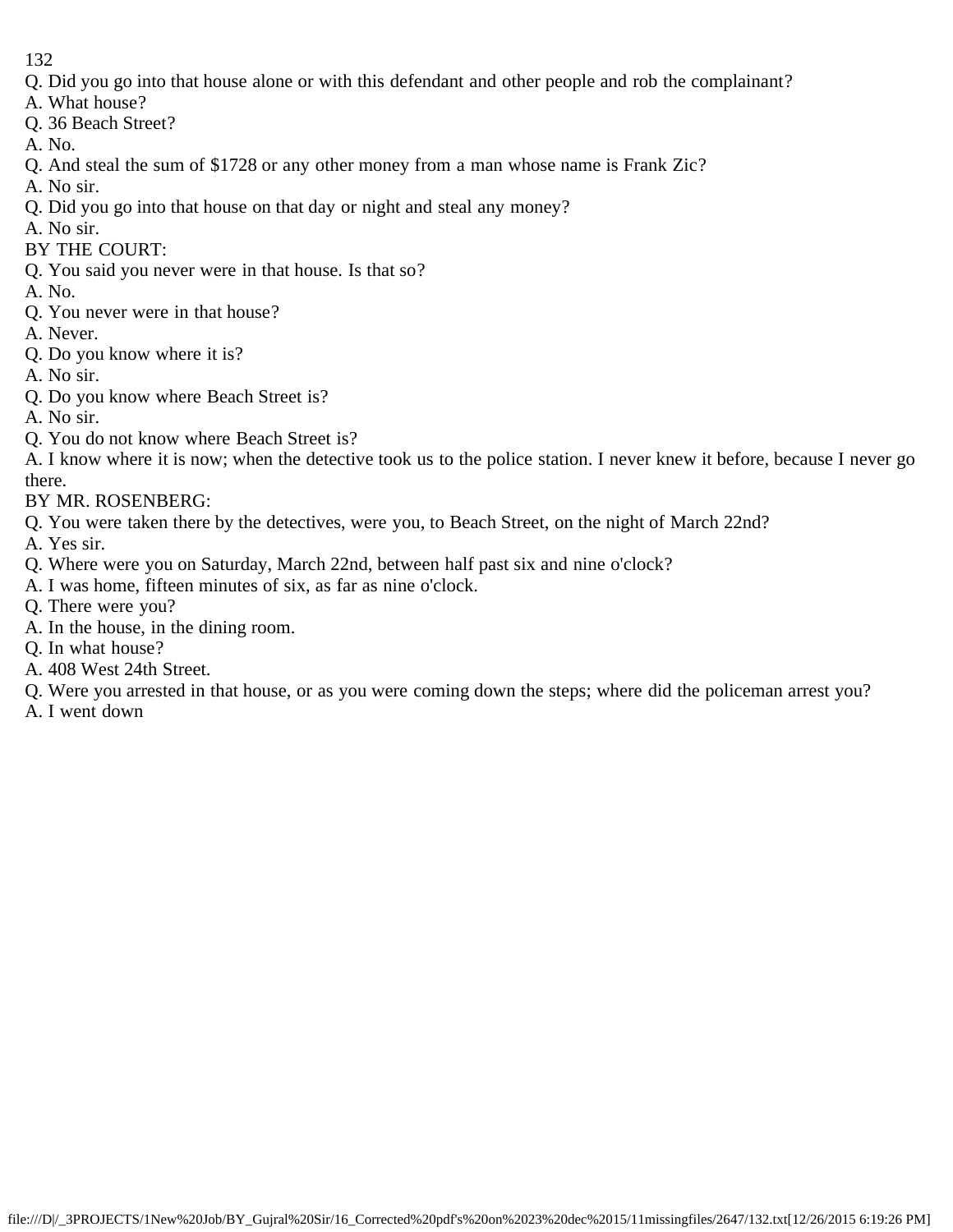Q. Did you go into that house alone or with this defendant and other people and rob the complainant?
A. What house?
Q. 36 Beach Street?
A. No.
Q. And steal the sum of $1728 or any other money from a man whose name is Frank Zic?
A. No sir.
Q. Did you go into that house on that day or night and steal any money?
A. No sir.
BY THE COURT:
Q. You said you never were in that house. Is that so?
A. No.
Q. You never were in that house?
A. Never.
Q. Do you know where it is?
A. No sir.
Q. Do you know where Beach Street is?
A. No sir.
Q. You do not know where Beach Street is?
A. I know where it is now; when the detective took us to the police station. I never knew it before, because I never go there.
BY MR. ROSENBERG:
Q. You were taken there by the detectives, were you, to Beach Street, on the night of March 22nd?
A. Yes sir.
Q. Where were you on Saturday, March 22nd, between half past six and nine o'clock?
A. I was home, fifteen minutes of six, as far as nine o'clock.
Q. There were you?
A. In the house, in the dining room.
Q. In what house?
A. 408 West 24th Street.
Q. Were you arrested in that house, or as you were coming down the steps; where did the policeman arrest you?
A. I went down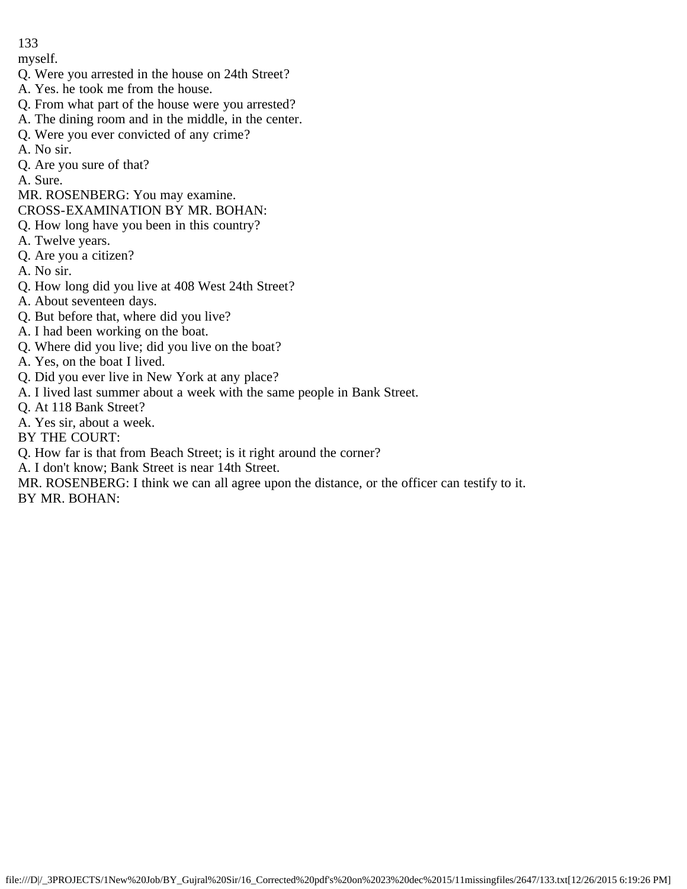myself.

Q. Were you arrested in the house on 24th Street?

A. Yes. he took me from the house.

Q. From what part of the house were you arrested?

A. The dining room and in the middle, in the center.

Q. Were you ever convicted of any crime?

A. No sir.

Q. Are you sure of that?

A. Sure.

MR. ROSENBERG: You may examine.

CROSS-EXAMINATION BY MR. BOHAN:

Q. How long have you been in this country?

A. Twelve years.

Q. Are you a citizen?

A. No sir.

Q. How long did you live at 408 West 24th Street?

A. About seventeen days.

Q. But before that, where did you live?

A. I had been working on the boat.

Q. Where did you live; did you live on the boat?

A. Yes, on the boat I lived.

Q. Did you ever live in New York at any place?

A. I lived last summer about a week with the same people in Bank Street.

Q. At 118 Bank Street?

A. Yes sir, about a week.

BY THE COURT:

Q. How far is that from Beach Street; is it right around the corner?

A. I don't know; Bank Street is near 14th Street.

MR. ROSENBERG: I think we can all agree upon the distance, or the officer can testify to it.

BY MR. BOHAN: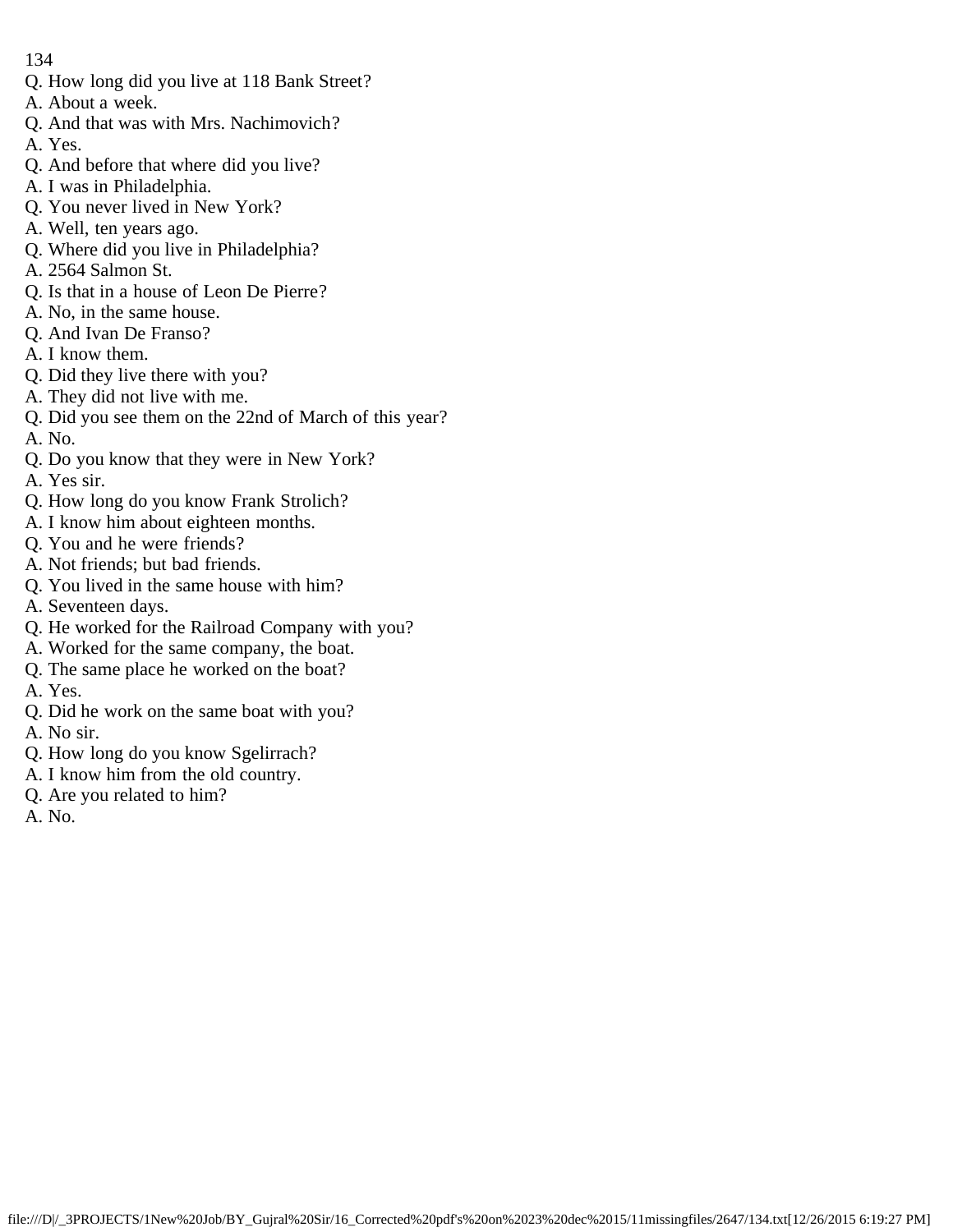Q. How long did you live at 118 Bank Street?
A. About a week.
Q. And that was with Mrs. Nachimovich?
A. Yes.
Q. And before that where did you live?
A. I was in Philadelphia.
Q. You never lived in New York?
A. Well, ten years ago.
Q. Where did you live in Philadelphia?
A. 2564 Salmon St.
Q. Is that in a house of Leon De Pierre?
A. No, in the same house.
Q. And Ivan De Franso?
A. I know them.
Q. Did they live there with you?
A. They did not live with me.
Q. Did you see them on the 22nd of March of this year?
A. No.
Q. Do you know that they were in New York?
A. Yes sir.
Q. How long do you know Frank Strolich?
A. I know him about eighteen months.
Q. You and he were friends?
A. Not friends; but bad friends.
Q. You lived in the same house with him?
A. Seventeen days.
Q. He worked for the Railroad Company with you?
A. Worked for the same company, the boat.
Q. The same place he worked on the boat?
A. Yes.
Q. Did he work on the same boat with you?
A. No sir.
Q. How long do you know Sgelirrach?
A. I know him from the old country.
Q. Are you related to him?
A. No.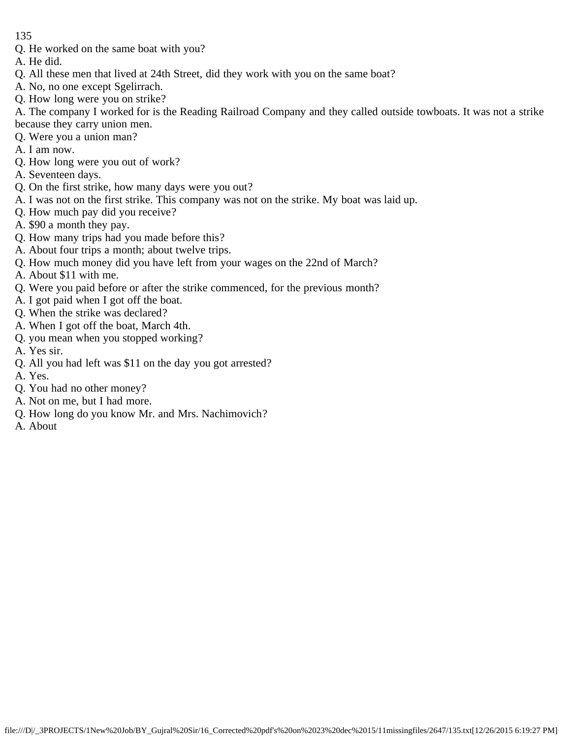Q. He worked on the same boat with you?

A. He did.

Q. All these men that lived at 24th Street, did they work with you on the same boat?

A. No, no one except Sgelirrach.

Q. How long were you on strike?

A. The company I worked for is the Reading Railroad Company and they called outside towboats. It was not a strike because they carry union men.

Q. Were you a union man?

A. I am now.

Q. How long were you out of work?

A. Seventeen days.

Q. On the first strike, how many days were you out?

A. I was not on the first strike. This company was not on the strike. My boat was laid up.

Q. How much pay did you receive?

A. $90 a month they pay.

Q. How many trips had you made before this?

A. About four trips a month; about twelve trips.

Q. How much money did you have left from your wages on the 22nd of March?

A. About $11 with me.

Q. Were you paid before or after the strike commenced, for the previous month?

A. I got paid when I got off the boat.

Q. When the strike was declared?

A. When I got off the boat, March 4th.

Q. you mean when you stopped working?

A. Yes sir.

Q. All you had left was $11 on the day you got arrested?

A. Yes.

Q. You had no other money?

A. Not on me, but I had more.

Q. How long do you know Mr. and Mrs. Nachimovich?

A. About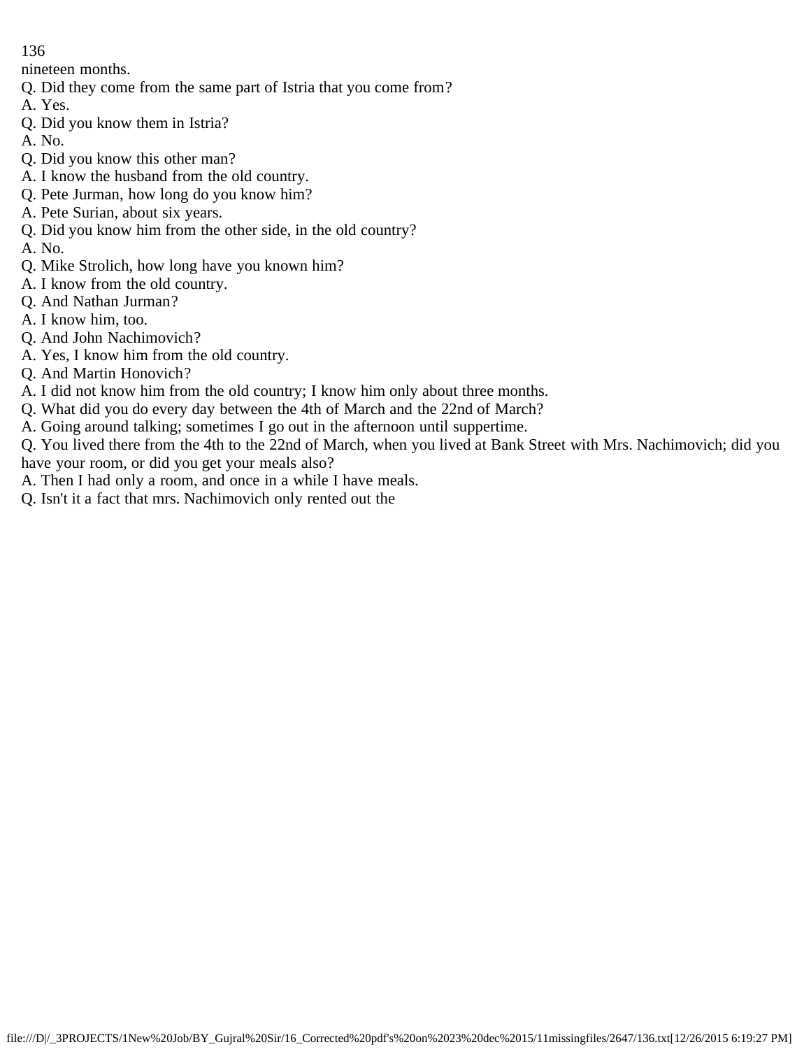nineteen months.

Q. Did they come from the same part of Istria that you come from?

A. Yes.

Q. Did you know them in Istria?

A. No.

Q. Did you know this other man?

A. I know the husband from the old country.

Q. Pete Jurman, how long do you know him?

A. Pete Surian, about six years.

Q. Did you know him from the other side, in the old country?

A. No.

Q. Mike Strolich, how long have you known him?

A. I know from the old country.

Q. And Nathan Jurman?

A. I know him, too.

Q. And John Nachimovich?

A. Yes, I know him from the old country.

Q. And Martin Honovich?

A. I did not know him from the old country; I know him only about three months.

Q. What did you do every day between the 4th of March and the 22nd of March?

A. Going around talking; sometimes I go out in the afternoon until suppertime.

Q. You lived there from the 4th to the 22nd of March, when you lived at Bank Street with Mrs. Nachimovich; did you have your room, or did you get your meals also?

A. Then I had only a room, and once in a while I have meals.

Q. Isn't it a fact that mrs. Nachimovich only rented out the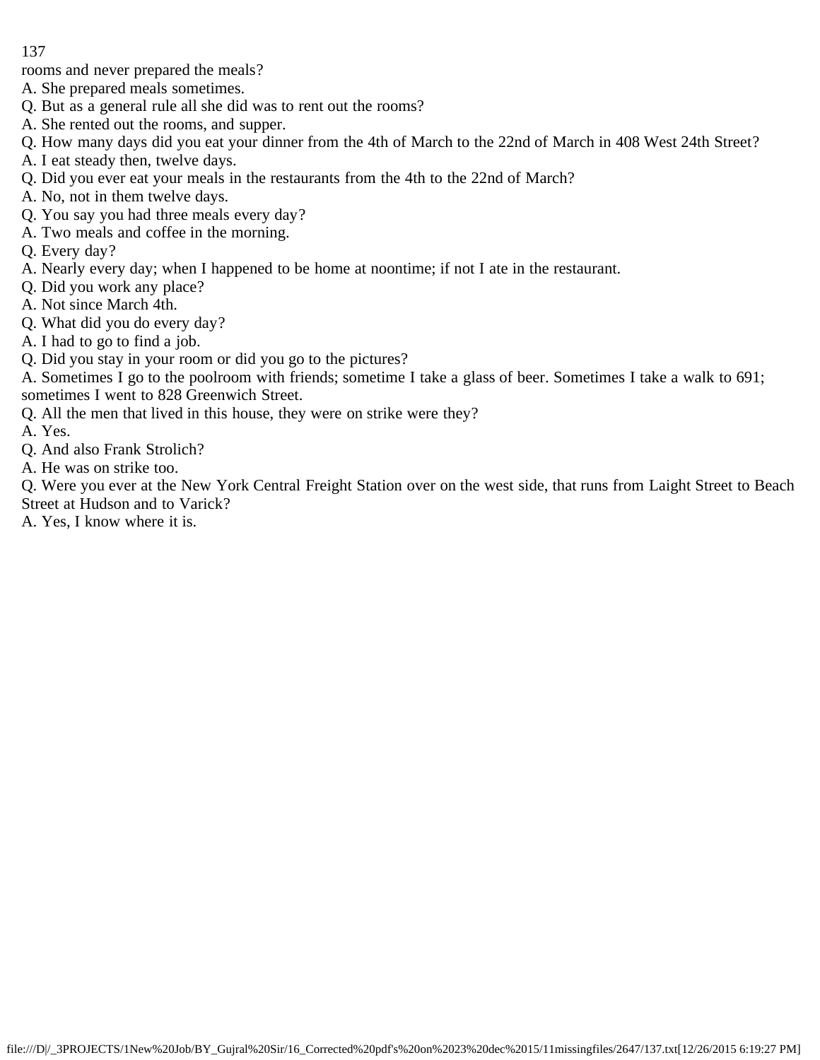rooms and never prepared the meals?

A. She prepared meals sometimes.

Q. But as a general rule all she did was to rent out the rooms?

A. She rented out the rooms, and supper.

Q. How many days did you eat your dinner from the 4th of March to the 22nd of March in 408 West 24th Street?

A. I eat steady then, twelve days.

Q. Did you ever eat your meals in the restaurants from the 4th to the 22nd of March?

A. No, not in them twelve days.

Q. You say you had three meals every day?

A. Two meals and coffee in the morning.

Q. Every day?

A. Nearly every day; when I happened to be home at noontime; if not I ate in the restaurant.

Q. Did you work any place?

A. Not since March 4th.

Q. What did you do every day?

A. I had to go to find a job.

Q. Did you stay in your room or did you go to the pictures?

A. Sometimes I go to the poolroom with friends; sometime I take a glass of beer. Sometimes I take a walk to 691; sometimes I went to 828 Greenwich Street.

Q. All the men that lived in this house, they were on strike were they?

A. Yes.

Q. And also Frank Strolich?

A. He was on strike too.

Q. Were you ever at the New York Central Freight Station over on the west side, that runs from Laight Street to Beach Street at Hudson and to Varick?

A. Yes, I know where it is.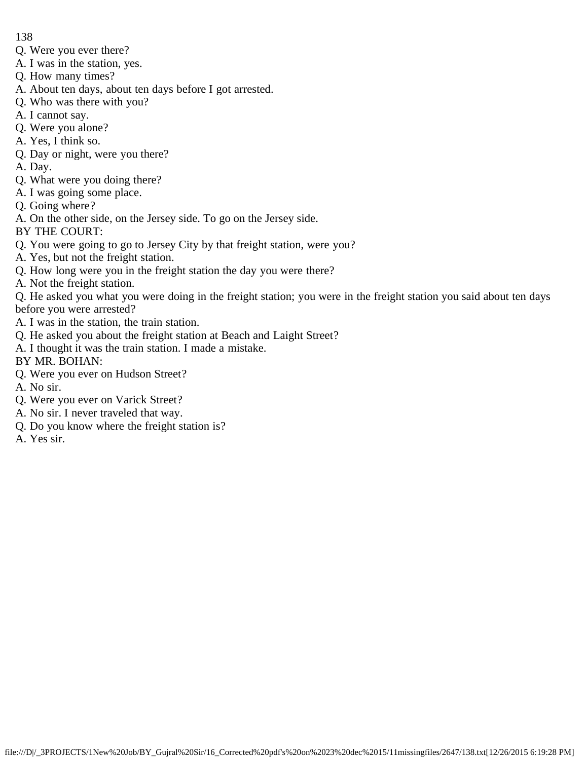Q. Were you ever there?
A. I was in the station, yes.
Q. How many times?
A. About ten days, about ten days before I got arrested.
Q. Who was there with you?
A. I cannot say.
Q. Were you alone?
A. Yes, I think so.
Q. Day or night, were you there?
A. Day.
Q. What were you doing there?
A. I was going some place.
Q. Going where?
A. On the other side, on the Jersey side. To go on the Jersey side.

BY THE COURT:

Q. You were going to go to Jersey City by that freight station, were you?
A. Yes, but not the freight station.
Q. How long were you in the freight station the day you were there?
A. Not the freight station.
Q. He asked you what you were doing in the freight station; you were in the freight station you said about ten days before you were arrested?
A. I was in the station, the train station.
Q. He asked you about the freight station at Beach and Laight Street?
A. I thought it was the train station. I made a mistake.

BY MR. BOHAN:

Q. Were you ever on Hudson Street?
A. No sir.
Q. Were you ever on Varick Street?
A. No sir. I never traveled that way.
Q. Do you know where the freight station is?
A. Yes sir.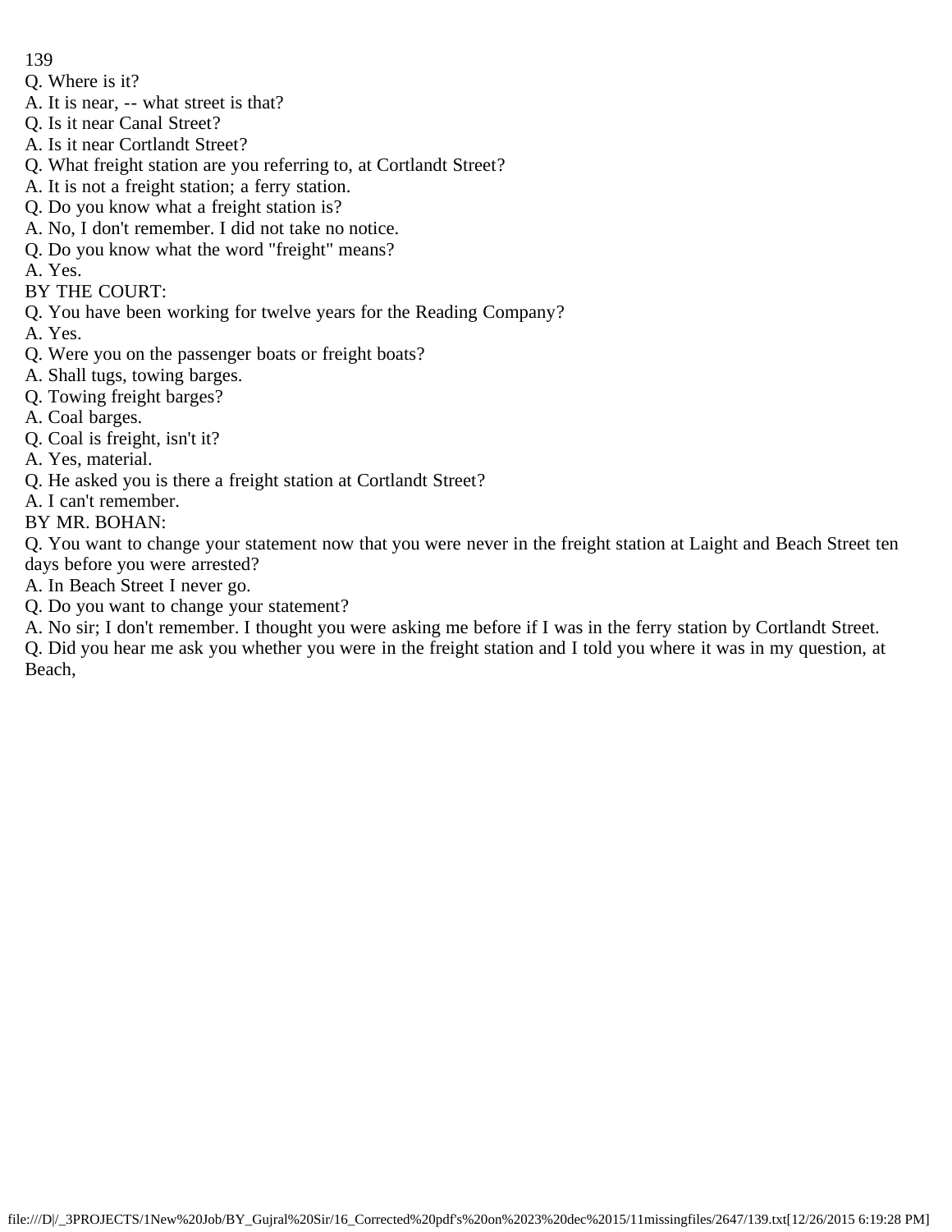Q. Where is it?

A. It is near, -- what street is that?

Q. Is it near Canal Street?

A. Is it near Cortlandt Street?

Q. What freight station are you referring to, at Cortlandt Street?

A. It is not a freight station; a ferry station.

Q. Do you know what a freight station is?

A. No, I don't remember. I did not take no notice.

Q. Do you know what the word "freight" means?

A. Yes.

BY THE COURT:

Q. You have been working for twelve years for the Reading Company?

A. Yes.

Q. Were you on the passenger boats or freight boats?

A. Shall tugs, towing barges.

Q. Towing freight barges?

A. Coal barges.

Q. Coal is freight, isn't it?

A. Yes, material.

Q. He asked you is there a freight station at Cortlandt Street?

A. I can't remember.

BY MR. BOHAN:

Q. You want to change your statement now that you were never in the freight station at Laight and Beach Street ten days before you were arrested?

A. In Beach Street I never go.

Q. Do you want to change your statement?

A. No sir; I don't remember. I thought you were asking me before if I was in the ferry station by Cortlandt Street.

Q. Did you hear me ask you whether you were in the freight station and I told you where it was in my question, at Beach,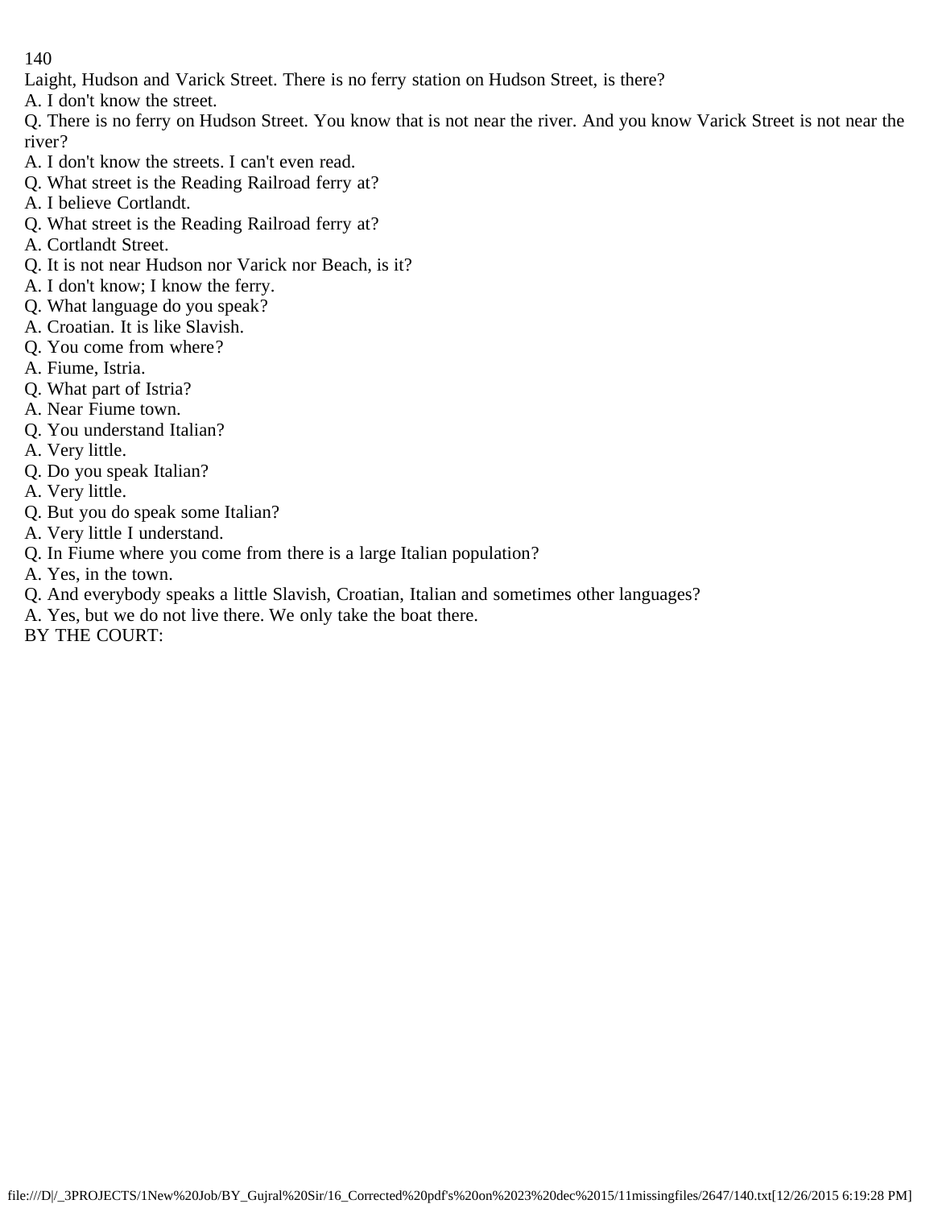Laight, Hudson and Varick Street. There is no ferry station on Hudson Street, is there?

A. I don't know the street.

Q. There is no ferry on Hudson Street. You know that is not near the river. And you know Varick Street is not near the river?

A. I don't know the streets. I can't even read.

Q. What street is the Reading Railroad ferry at?

A. I believe Cortlandt.

Q. What street is the Reading Railroad ferry at?

A. Cortlandt Street.

Q. It is not near Hudson nor Varick nor Beach, is it?

A. I don't know; I know the ferry.

Q. What language do you speak?

A. Croatian. It is like Slavish.

Q. You come from where?

A. Fiume, Istria.

Q. What part of Istria?

A. Near Fiume town.

Q. You understand Italian?

A. Very little.

Q. Do you speak Italian?

A. Very little.

Q. But you do speak some Italian?

A. Very little I understand.

Q. In Fiume where you come from there is a large Italian population?

A. Yes, in the town.

Q. And everybody speaks a little Slavish, Croatian, Italian and sometimes other languages?

A. Yes, but we do not live there. We only take the boat there.

BY THE COURT: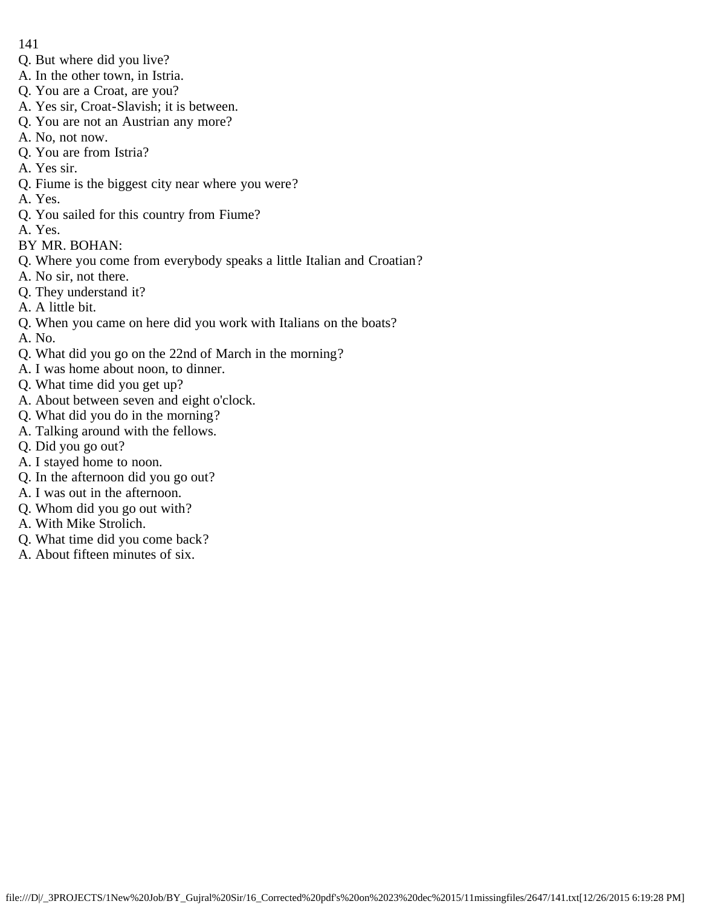Q. But where did you live?
A. In the other town, in Istria.
Q. You are a Croat, are you?
A. Yes sir, Croat-Slavish; it is between.
Q. You are not an Austrian any more?
A. No, not now.
Q. You are from Istria?
A. Yes sir.
Q. Fiume is the biggest city near where you were?
A. Yes.
Q. You sailed for this country from Fiume?
A. Yes.
BY MR. BOHAN:
Q. Where you come from everybody speaks a little Italian and Croatian?
A. No sir, not there.
Q. They understand it?
A. A little bit.
Q. When you came on here did you work with Italians on the boats?
A. No.
Q. What did you go on the 22nd of March in the morning?
A. I was home about noon, to dinner.
Q. What time did you get up?
A. About between seven and eight o'clock.
Q. What did you do in the morning?
A. Talking around with the fellows.
Q. Did you go out?
A. I stayed home to noon.
Q. In the afternoon did you go out?
A. I was out in the afternoon.
Q. Whom did you go out with?
A. With Mike Strolich.
Q. What time did you come back?
A. About fifteen minutes of six.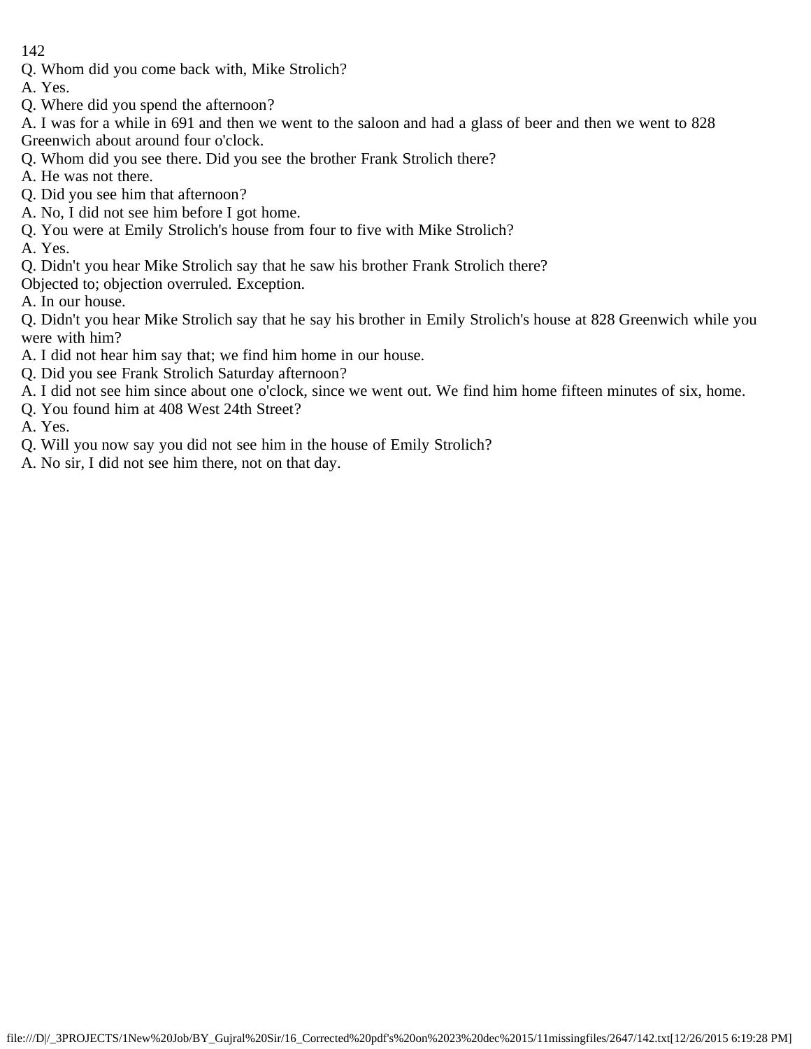Q. Whom did you come back with, Mike Strolich?
A. Yes.
Q. Where did you spend the afternoon?
A. I was for a while in 691 and then we went to the saloon and had a glass of beer and then we went to 828 Greenwich about around four o'clock.
Q. Whom did you see there. Did you see the brother Frank Strolich there?
A. He was not there.
Q. Did you see him that afternoon?
A. No, I did not see him before I got home.
Q. You were at Emily Strolich's house from four to five with Mike Strolich?
A. Yes.
Q. Didn't you hear Mike Strolich say that he saw his brother Frank Strolich there?
Objected to; objection overruled. Exception.
A. In our house.
Q. Didn't you hear Mike Strolich say that he say his brother in Emily Strolich's house at 828 Greenwich while you were with him?
A. I did not hear him say that; we find him home in our house.
Q. Did you see Frank Strolich Saturday afternoon?
A. I did not see him since about one o'clock, since we went out. We find him home fifteen minutes of six, home.
Q. You found him at 408 West 24th Street?
A. Yes.
Q. Will you now say you did not see him in the house of Emily Strolich?
A. No sir, I did not see him there, not on that day.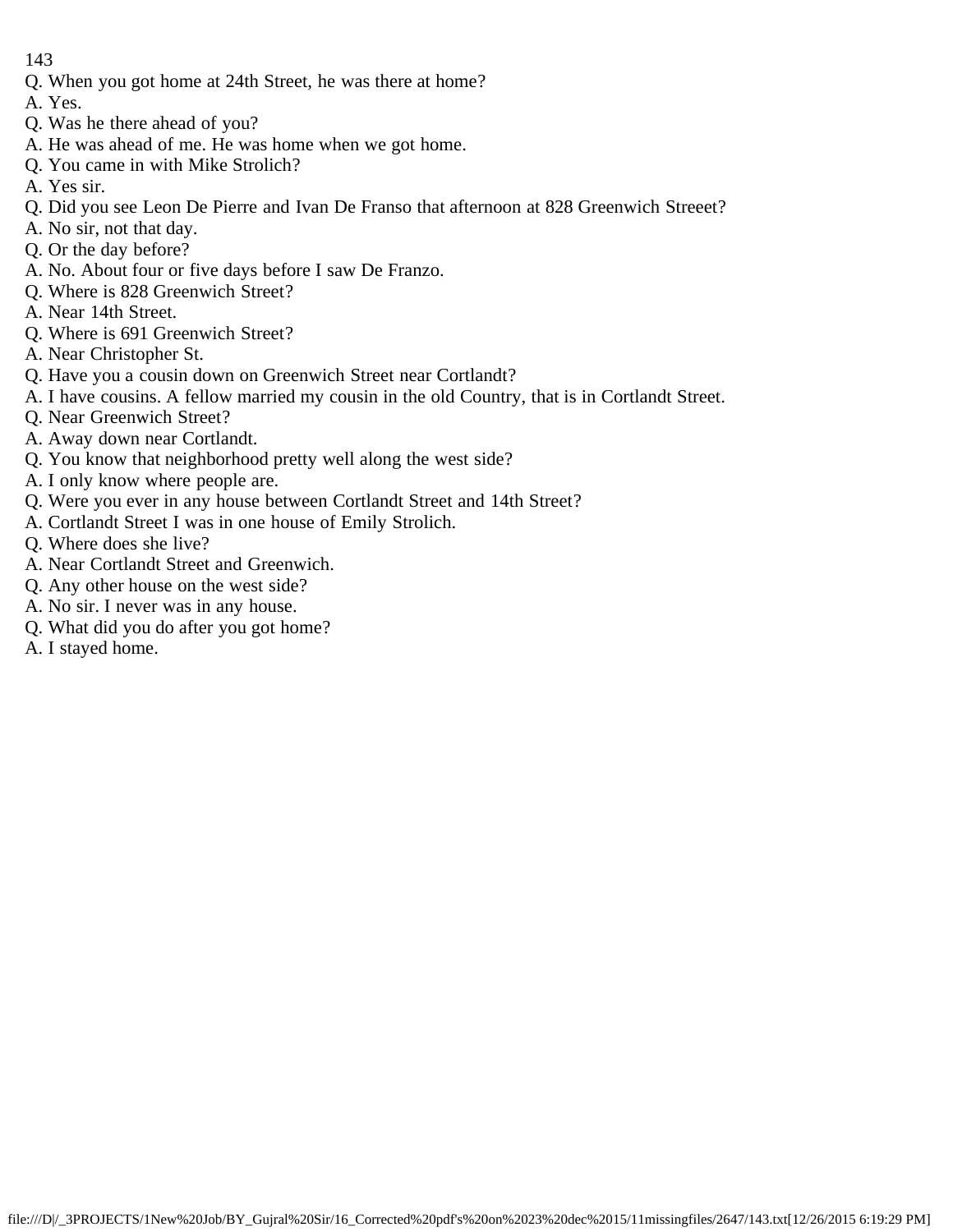Q. When you got home at 24th Street, he was there at home?
A. Yes.
Q. Was he there ahead of you?
A. He was ahead of me. He was home when we got home.
Q. You came in with Mike Strolich?
A. Yes sir.
Q. Did you see Leon De Pierre and Ivan De Franso that afternoon at 828 Greenwich Streeet?
A. No sir, not that day.
Q. Or the day before?
A. No. About four or five days before I saw De Franzo.
Q. Where is 828 Greenwich Street?
A. Near 14th Street.
Q. Where is 691 Greenwich Street?
A. Near Christopher St.
Q. Have you a cousin down on Greenwich Street near Cortlandt?
A. I have cousins. A fellow married my cousin in the old Country, that is in Cortlandt Street.
Q. Near Greenwich Street?
A. Away down near Cortlandt.
Q. You know that neighborhood pretty well along the west side?
A. I only know where people are.
Q. Were you ever in any house between Cortlandt Street and 14th Street?
A. Cortlandt Street I was in one house of Emily Strolich.
Q. Where does she live?
A. Near Cortlandt Street and Greenwich.
Q. Any other house on the west side?
A. No sir. I never was in any house.
Q. What did you do after you got home?
A. I stayed home.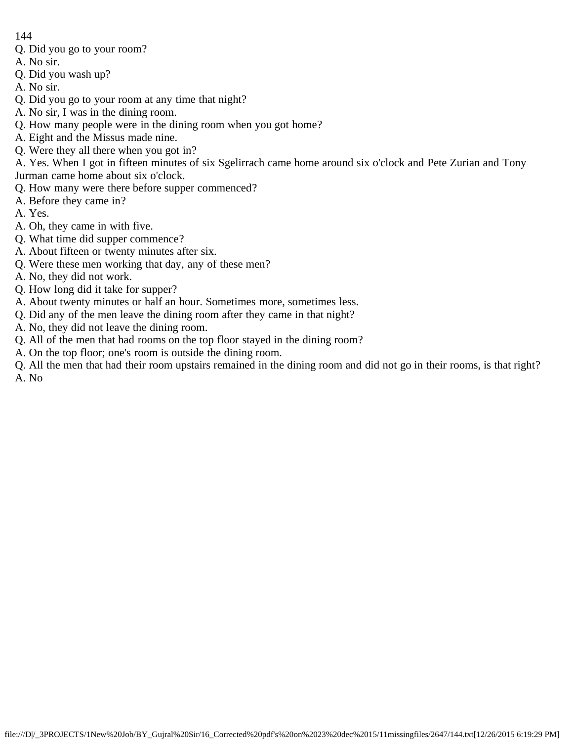Q. Did you go to your room?
A. No sir.
Q. Did you wash up?
A. No sir.
Q. Did you go to your room at any time that night?
A. No sir, I was in the dining room.
Q. How many people were in the dining room when you got home?
A. Eight and the Missus made nine.
Q. Were they all there when you got in?
A. Yes. When I got in fifteen minutes of six Sgelirrach came home around six o'clock and Pete Zurian and Tony Jurman came home about six o'clock.
Q. How many were there before supper commenced?
A. Before they came in?
A. Yes.
A. Oh, they came in with five.
Q. What time did supper commence?
A. About fifteen or twenty minutes after six.
Q. Were these men working that day, any of these men?
A. No, they did not work.
Q. How long did it take for supper?
A. About twenty minutes or half an hour. Sometimes more, sometimes less.
Q. Did any of the men leave the dining room after they came in that night?
A. No, they did not leave the dining room.
Q. All of the men that had rooms on the top floor stayed in the dining room?
A. On the top floor; one's room is outside the dining room.
Q. All the men that had their room upstairs remained in the dining room and did not go in their rooms, is that right?
A. No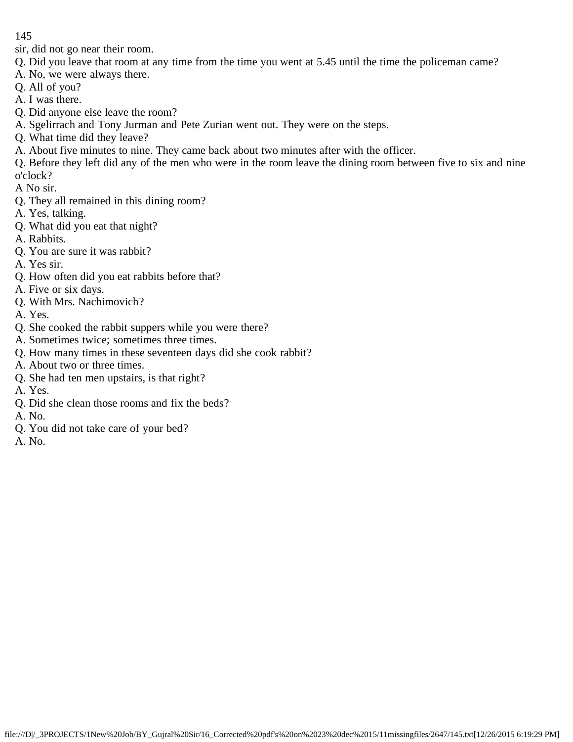sir, did not go near their room.

Q. Did you leave that room at any time from the time you went at 5.45 until the time the policeman came?

A. No, we were always there.

Q. All of you?

A. I was there.

Q. Did anyone else leave the room?

A. Sgelirrach and Tony Jurman and Pete Zurian went out. They were on the steps.

Q. What time did they leave?

A. About five minutes to nine. They came back about two minutes after with the officer.

Q. Before they left did any of the men who were in the room leave the dining room between five to six and nine o'clock?

A No sir.

Q. They all remained in this dining room?

A. Yes, talking.

Q. What did you eat that night?

A. Rabbits.

Q. You are sure it was rabbit?

A. Yes sir.

Q. How often did you eat rabbits before that?

A. Five or six days.

Q. With Mrs. Nachimovich?

A. Yes.

Q. She cooked the rabbit suppers while you were there?

A. Sometimes twice; sometimes three times.

Q. How many times in these seventeen days did she cook rabbit?

A. About two or three times.

Q. She had ten men upstairs, is that right?

A. Yes.

Q. Did she clean those rooms and fix the beds?

A. No.

Q. You did not take care of your bed?

A. No.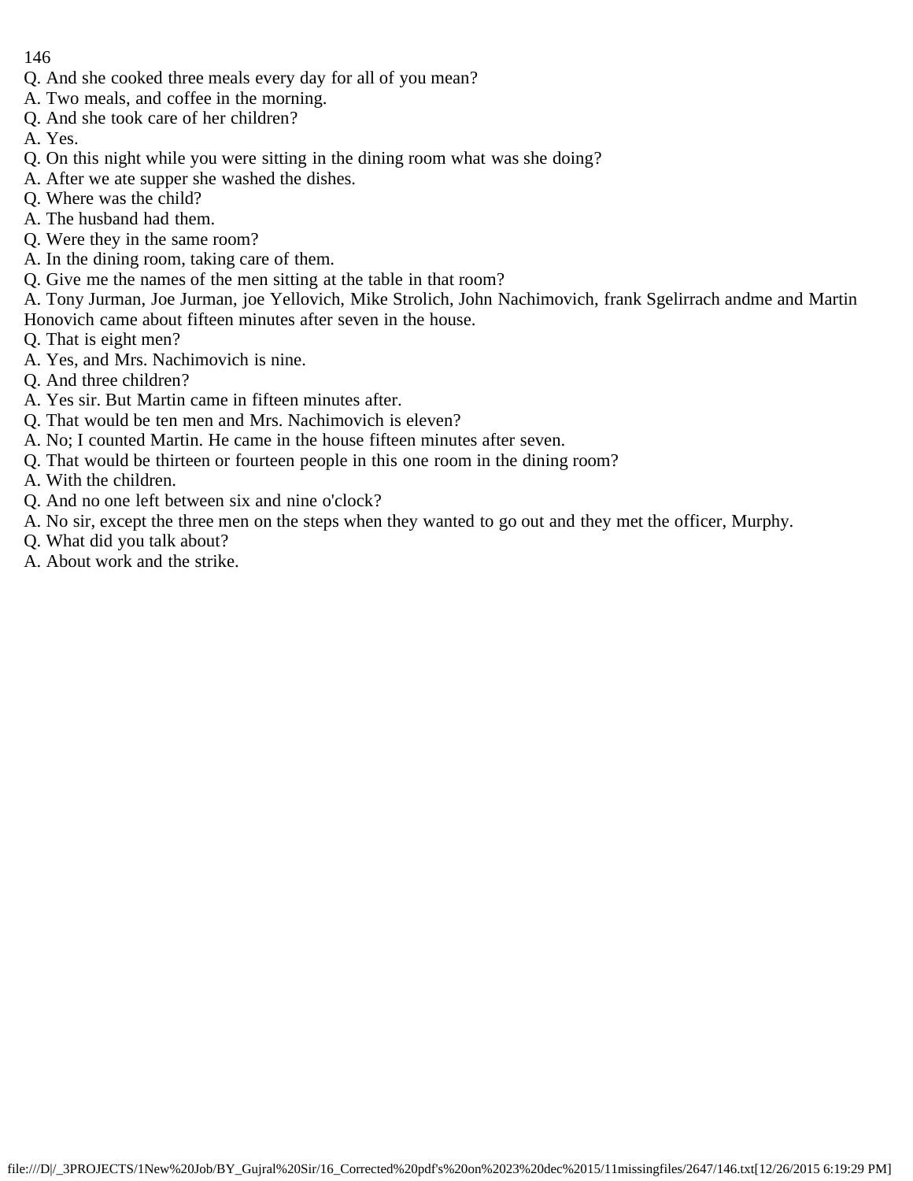Q. And she cooked three meals every day for all of you mean?
A. Two meals, and coffee in the morning.
Q. And she took care of her children?
A. Yes.
Q. On this night while you were sitting in the dining room what was she doing?
A. After we ate supper she washed the dishes.
Q. Where was the child?
A. The husband had them.
Q. Were they in the same room?
A. In the dining room, taking care of them.
Q. Give me the names of the men sitting at the table in that room?
A. Tony Jurman, Joe Jurman, joe Yellovich, Mike Strolich, John Nachimovich, frank Sgelirrach andme and Martin Honovich came about fifteen minutes after seven in the house.
Q. That is eight men?
A. Yes, and Mrs. Nachimovich is nine.
Q. And three children?
A. Yes sir. But Martin came in fifteen minutes after.
Q. That would be ten men and Mrs. Nachimovich is eleven?
A. No; I counted Martin. He came in the house fifteen minutes after seven.
Q. That would be thirteen or fourteen people in this one room in the dining room?
A. With the children.
Q. And no one left between six and nine o'clock?
A. No sir, except the three men on the steps when they wanted to go out and they met the officer, Murphy.
Q. What did you talk about?
A. About work and the strike.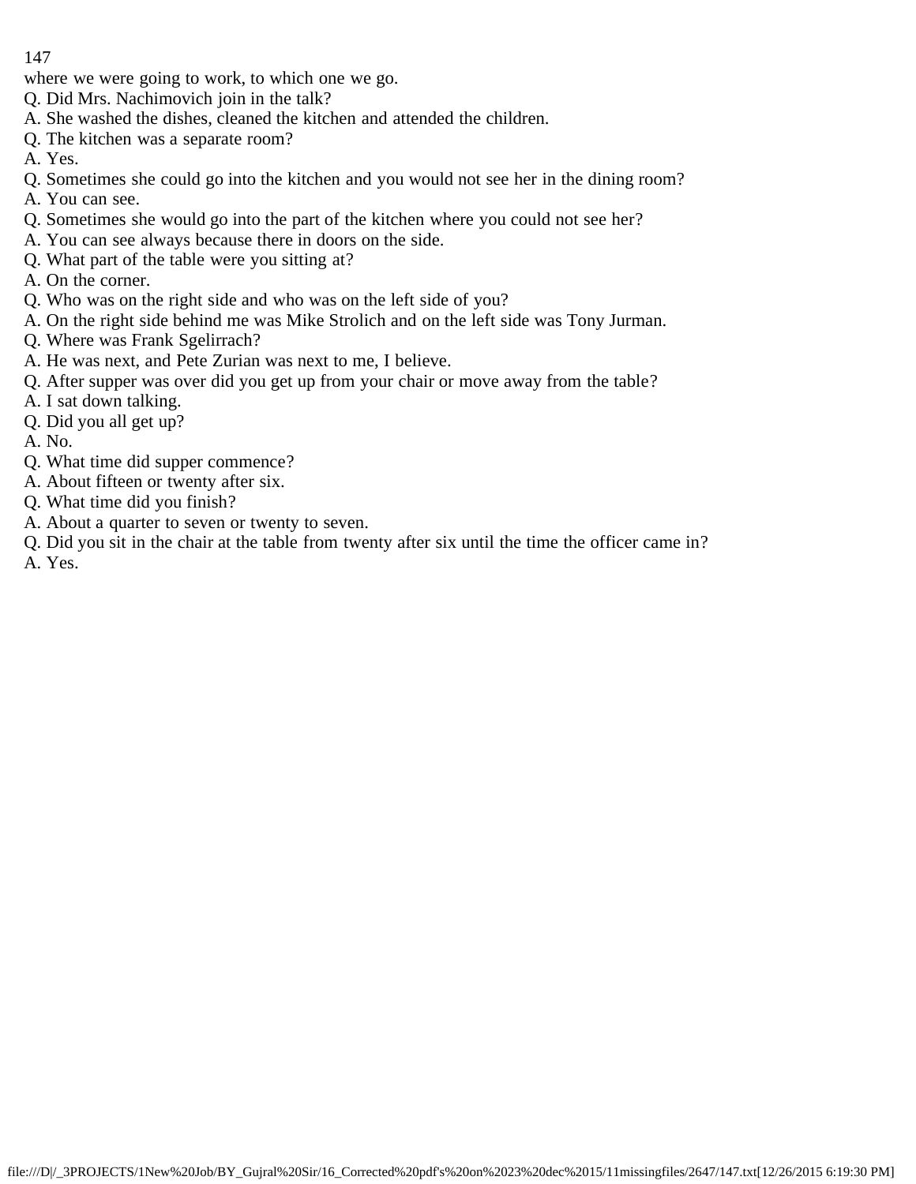where we were going to work, to which one we go.

Q. Did Mrs. Nachimovich join in the talk?

A. She washed the dishes, cleaned the kitchen and attended the children.

Q. The kitchen was a separate room?

A. Yes.

Q. Sometimes she could go into the kitchen and you would not see her in the dining room?

A. You can see.

Q. Sometimes she would go into the part of the kitchen where you could not see her?

A. You can see always because there in doors on the side.

Q. What part of the table were you sitting at?

A. On the corner.

Q. Who was on the right side and who was on the left side of you?

A. On the right side behind me was Mike Strolich and on the left side was Tony Jurman.

Q. Where was Frank Sgelirrach?

A. He was next, and Pete Zurian was next to me, I believe.

Q. After supper was over did you get up from your chair or move away from the table?

A. I sat down talking.

Q. Did you all get up?

A. No.

Q. What time did supper commence?

A. About fifteen or twenty after six.

Q. What time did you finish?

A. About a quarter to seven or twenty to seven.

Q. Did you sit in the chair at the table from twenty after six until the time the officer came in?

A. Yes.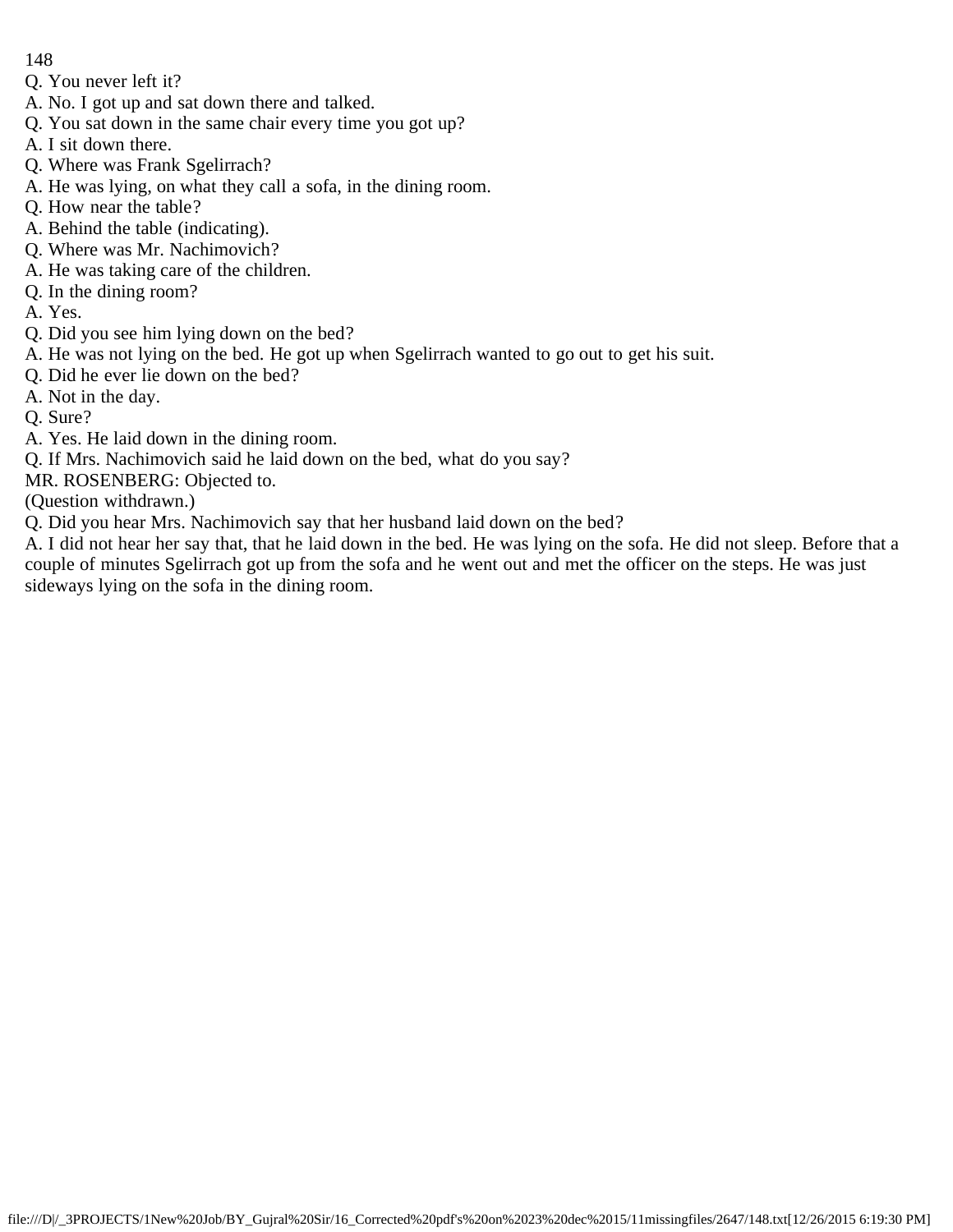Q. You never left it?
A. No. I got up and sat down there and talked.
Q. You sat down in the same chair every time you got up?
A. I sit down there.
Q. Where was Frank Sgelirrach?
A. He was lying, on what they call a sofa, in the dining room.
Q. How near the table?
A. Behind the table (indicating).
Q. Where was Mr. Nachimovich?
A. He was taking care of the children.
Q. In the dining room?
A. Yes.
Q. Did you see him lying down on the bed?
A. He was not lying on the bed. He got up when Sgelirrach wanted to go out to get his suit.
Q. Did he ever lie down on the bed?
A. Not in the day.
Q. Sure?
A. Yes. He laid down in the dining room.
Q. If Mrs. Nachimovich said he laid down on the bed, what do you say?
MR. ROSENBERG: Objected to.
(Question withdrawn.)
Q. Did you hear Mrs. Nachimovich say that her husband laid down on the bed?
A. I did not hear her say that, that he laid down in the bed. He was lying on the sofa. He did not sleep. Before that a couple of minutes Sgelirrach got up from the sofa and he went out and met the officer on the steps. He was just sideways lying on the sofa in the dining room.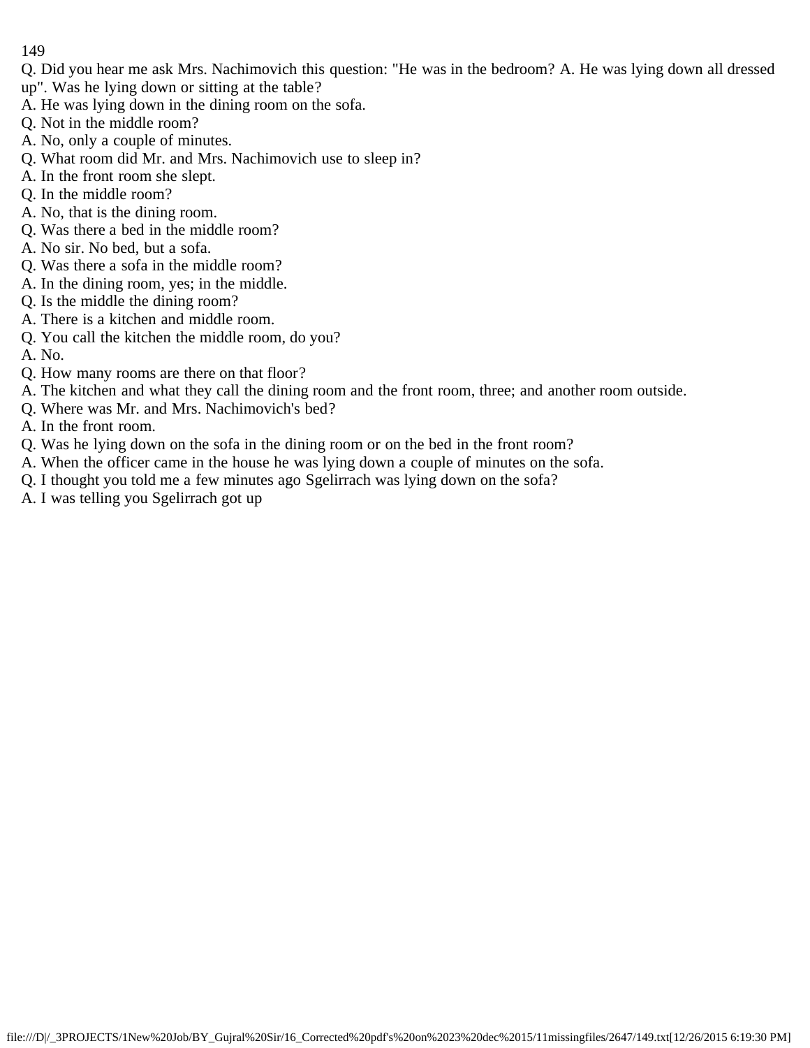Q. Did you hear me ask Mrs. Nachimovich this question: "He was in the bedroom? A. He was lying down all dressed up". Was he lying down or sitting at the table?
A. He was lying down in the dining room on the sofa.
Q. Not in the middle room?
A. No, only a couple of minutes.
Q. What room did Mr. and Mrs. Nachimovich use to sleep in?
A. In the front room she slept.
Q. In the middle room?
A. No, that is the dining room.
Q. Was there a bed in the middle room?
A. No sir. No bed, but a sofa.
Q. Was there a sofa in the middle room?
A. In the dining room, yes; in the middle.
Q. Is the middle the dining room?
A. There is a kitchen and middle room.
Q. You call the kitchen the middle room, do you?
A. No.
Q. How many rooms are there on that floor?
A. The kitchen and what they call the dining room and the front room, three; and another room outside.
Q. Where was Mr. and Mrs. Nachimovich's bed?
A. In the front room.
Q. Was he lying down on the sofa in the dining room or on the bed in the front room?
A. When the officer came in the house he was lying down a couple of minutes on the sofa.
Q. I thought you told me a few minutes ago Sgelirrach was lying down on the sofa?
A. I was telling you Sgelirrach got up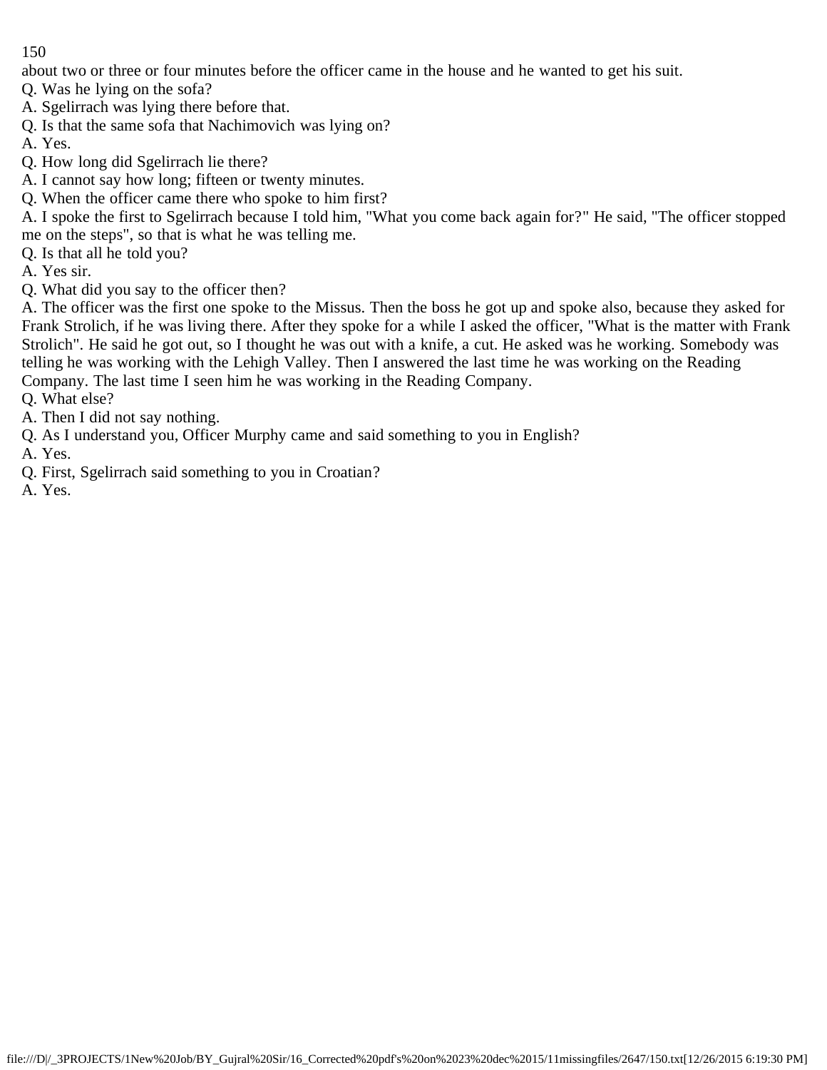about two or three or four minutes before the officer came in the house and he wanted to get his suit.

Q. Was he lying on the sofa?

A. Sgelirrach was lying there before that.

Q. Is that the same sofa that Nachimovich was lying on?

A. Yes.

Q. How long did Sgelirrach lie there?

A. I cannot say how long; fifteen or twenty minutes.

Q. When the officer came there who spoke to him first?

A. I spoke the first to Sgelirrach because I told him, "What you come back again for?" He said, "The officer stopped me on the steps", so that is what he was telling me.

Q. Is that all he told you?

A. Yes sir.

Q. What did you say to the officer then?

A. The officer was the first one spoke to the Missus. Then the boss he got up and spoke also, because they asked for Frank Strolich, if he was living there. After they spoke for a while I asked the officer, "What is the matter with Frank Strolich". He said he got out, so I thought he was out with a knife, a cut. He asked was he working. Somebody was telling he was working with the Lehigh Valley. Then I answered the last time he was working on the Reading Company. The last time I seen him he was working in the Reading Company.

Q. What else?

A. Then I did not say nothing.

Q. As I understand you, Officer Murphy came and said something to you in English?

A. Yes.

Q. First, Sgelirrach said something to you in Croatian?

A. Yes.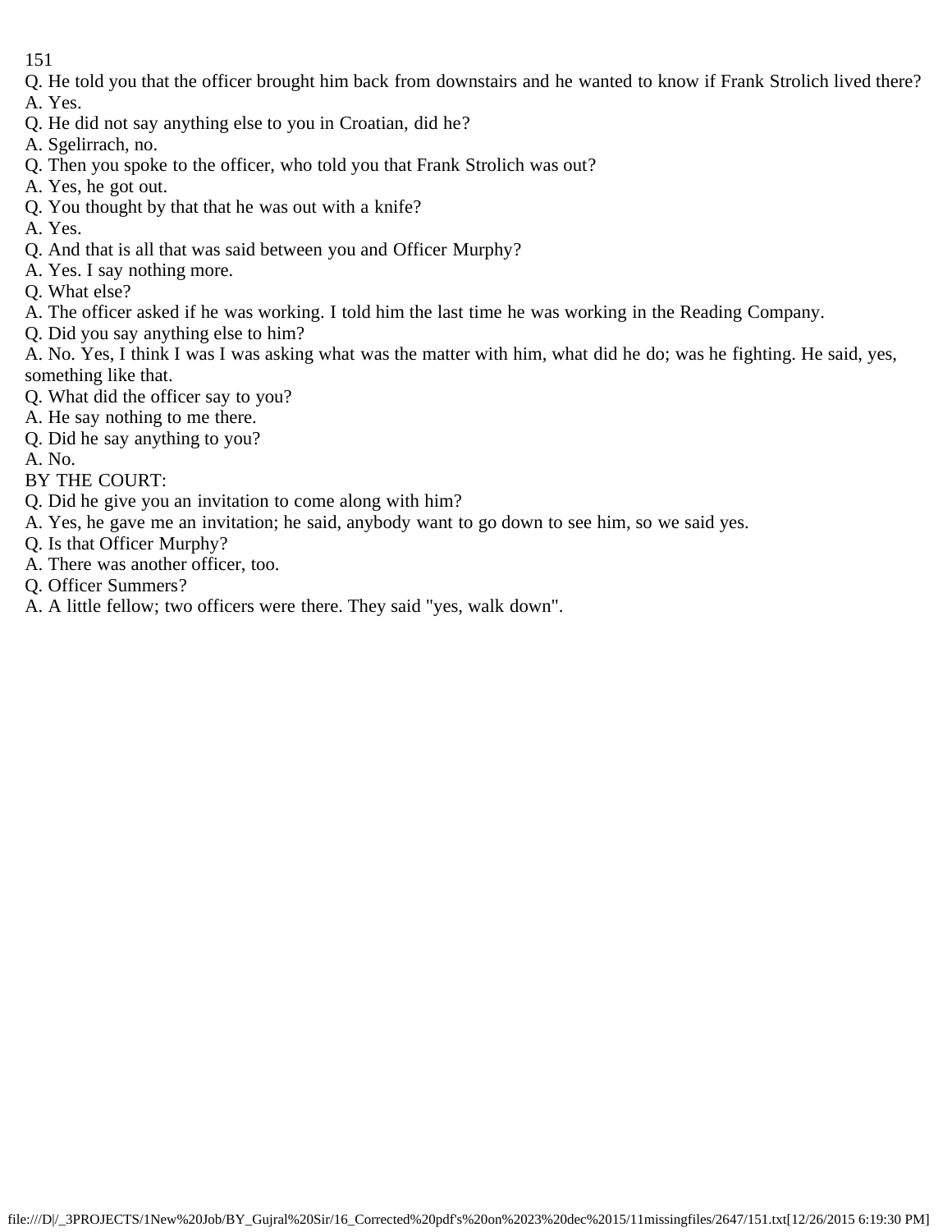Q. He told you that the officer brought him back from downstairs and he wanted to know if Frank Strolich lived there?
A. Yes.
Q. He did not say anything else to you in Croatian, did he?
A. Sgelirrach, no.
Q. Then you spoke to the officer, who told you that Frank Strolich was out?
A. Yes, he got out.
Q. You thought by that that he was out with a knife?
A. Yes.
Q. And that is all that was said between you and Officer Murphy?
A. Yes. I say nothing more.
Q. What else?
A. The officer asked if he was working. I told him the last time he was working in the Reading Company.
Q. Did you say anything else to him?
A. No. Yes, I think I was I was asking what was the matter with him, what did he do; was he fighting. He said, yes, something like that.
Q. What did the officer say to you?
A. He say nothing to me there.
Q. Did he say anything to you?
A. No.
BY THE COURT:
Q. Did he give you an invitation to come along with him?
A. Yes, he gave me an invitation; he said, anybody want to go down to see him, so we said yes.
Q. Is that Officer Murphy?
A. There was another officer, too.
Q. Officer Summers?
A. A little fellow; two officers were there. They said "yes, walk down".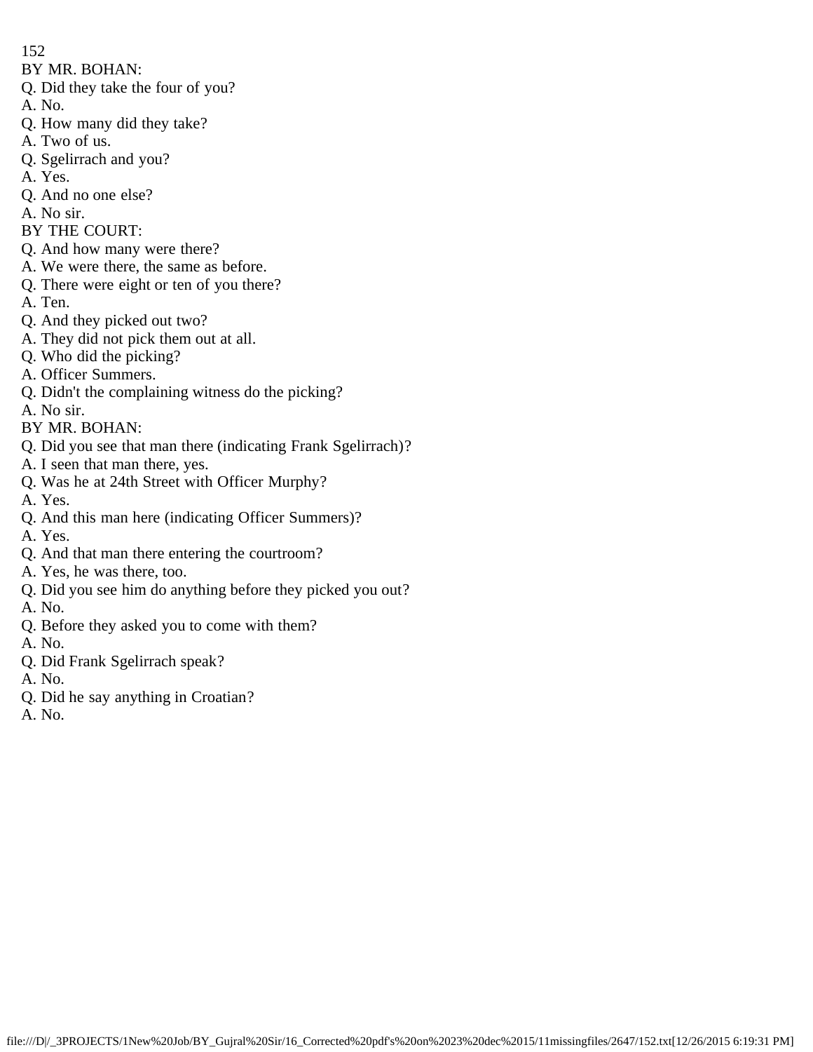BY MR. BOHAN:

Q. Did they take the four of you?

A. No.

Q. How many did they take?

A. Two of us.

Q. Sgelirrach and you?

A. Yes.

Q. And no one else?

A. No sir.

BY THE COURT:

Q. And how many were there?

A. We were there, the same as before.

Q. There were eight or ten of you there?

A. Ten.

Q. And they picked out two?

A. They did not pick them out at all.

Q. Who did the picking?

A. Officer Summers.

Q. Didn't the complaining witness do the picking?

A. No sir.

BY MR. BOHAN:

Q. Did you see that man there (indicating Frank Sgelirrach)?

A. I seen that man there, yes.

Q. Was he at 24th Street with Officer Murphy?

A. Yes.

Q. And this man here (indicating Officer Summers)?

A. Yes.

Q. And that man there entering the courtroom?

A. Yes, he was there, too.

Q. Did you see him do anything before they picked you out?

A. No.

Q. Before they asked you to come with them?

A. No.

Q. Did Frank Sgelirrach speak?

A. No.

Q. Did he say anything in Croatian?

A. No.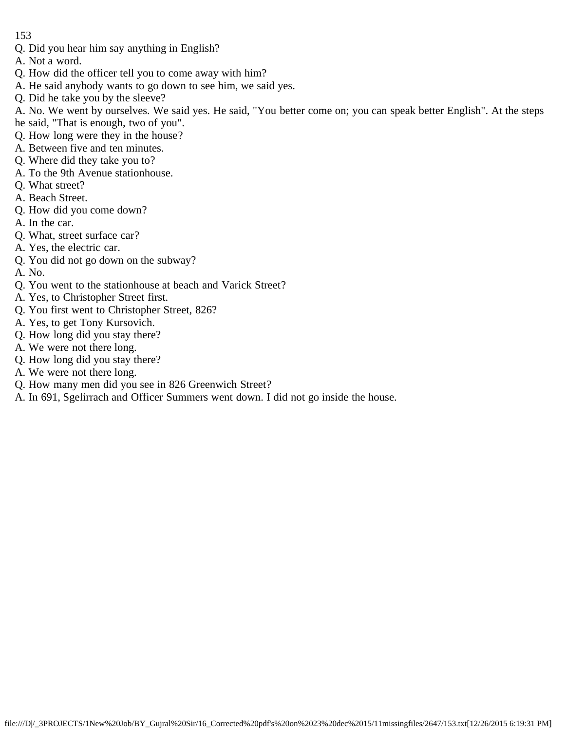Q. Did you hear him say anything in English?
A. Not a word.
Q. How did the officer tell you to come away with him?
A. He said anybody wants to go down to see him, we said yes.
Q. Did he take you by the sleeve?
A. No. We went by ourselves. We said yes. He said, "You better come on; you can speak better English". At the steps he said, "That is enough, two of you".
Q. How long were they in the house?
A. Between five and ten minutes.
Q. Where did they take you to?
A. To the 9th Avenue stationhouse.
Q. What street?
A. Beach Street.
Q. How did you come down?
A. In the car.
Q. What, street surface car?
A. Yes, the electric car.
Q. You did not go down on the subway?
A. No.
Q. You went to the stationhouse at beach and Varick Street?
A. Yes, to Christopher Street first.
Q. You first went to Christopher Street, 826?
A. Yes, to get Tony Kursovich.
Q. How long did you stay there?
A. We were not there long.
Q. How long did you stay there?
A. We were not there long.
Q. How many men did you see in 826 Greenwich Street?
A. In 691, Sgelirrach and Officer Summers went down. I did not go inside the house.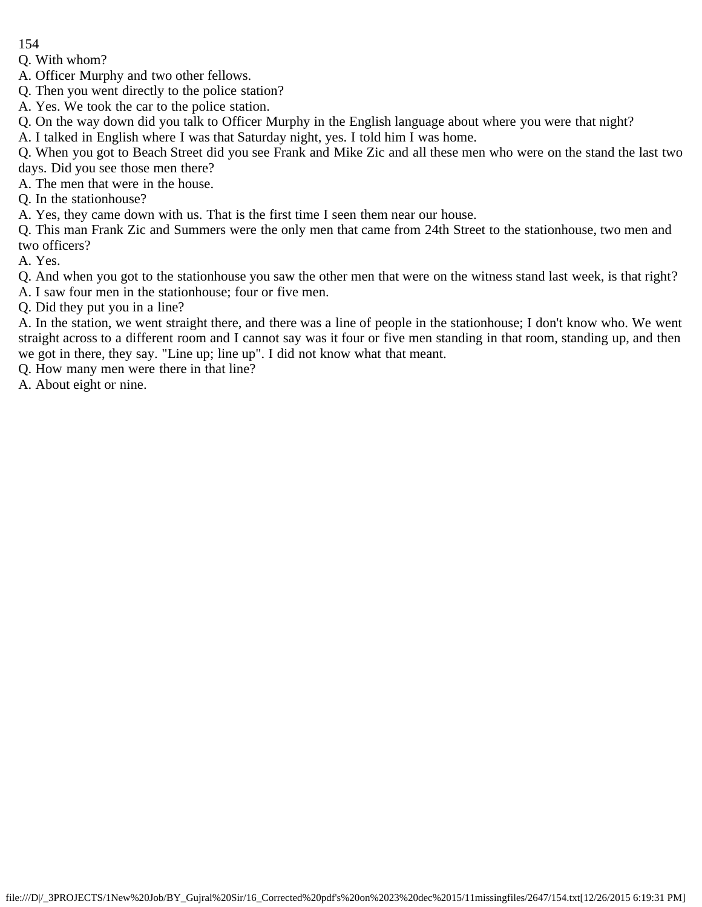Q. With whom?

A. Officer Murphy and two other fellows.

Q. Then you went directly to the police station?

A. Yes. We took the car to the police station.

Q. On the way down did you talk to Officer Murphy in the English language about where you were that night?

A. I talked in English where I was that Saturday night, yes. I told him I was home.

Q. When you got to Beach Street did you see Frank and Mike Zic and all these men who were on the stand the last two days. Did you see those men there?

A. The men that were in the house.

Q. In the stationhouse?

A. Yes, they came down with us. That is the first time I seen them near our house.

Q. This man Frank Zic and Summers were the only men that came from 24th Street to the stationhouse, two men and two officers?

A. Yes.

Q. And when you got to the stationhouse you saw the other men that were on the witness stand last week, is that right?

A. I saw four men in the stationhouse; four or five men.

Q. Did they put you in a line?

A. In the station, we went straight there, and there was a line of people in the stationhouse; I don't know who. We went straight across to a different room and I cannot say was it four or five men standing in that room, standing up, and then we got in there, they say. "Line up; line up". I did not know what that meant.

Q. How many men were there in that line?

A. About eight or nine.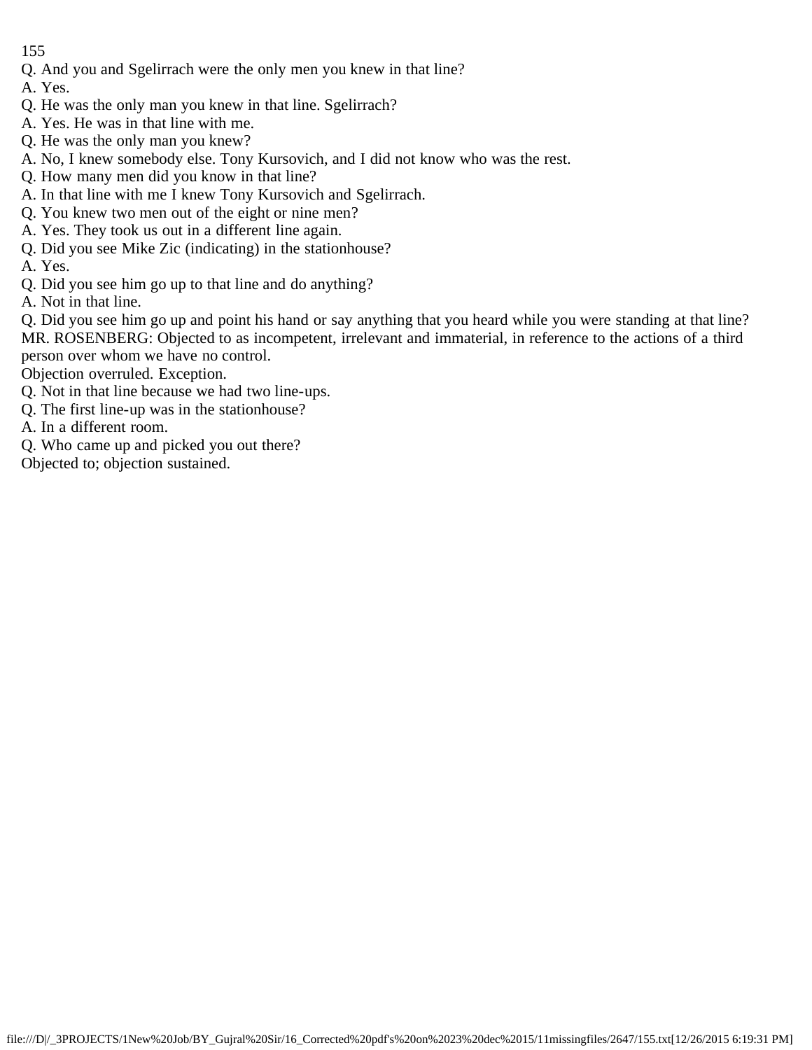Q. And you and Sgelirrach were the only men you knew in that line?

A. Yes.

Q. He was the only man you knew in that line. Sgelirrach?

A. Yes. He was in that line with me.

Q. He was the only man you knew?

A. No, I knew somebody else. Tony Kursovich, and I did not know who was the rest.

Q. How many men did you know in that line?

A. In that line with me I knew Tony Kursovich and Sgelirrach.

Q. You knew two men out of the eight or nine men?

A. Yes. They took us out in a different line again.

Q. Did you see Mike Zic (indicating) in the stationhouse?

A. Yes.

Q. Did you see him go up to that line and do anything?

A. Not in that line.

Q. Did you see him go up and point his hand or say anything that you heard while you were standing at that line?

MR. ROSENBERG: Objected to as incompetent, irrelevant and immaterial, in reference to the actions of a third person over whom we have no control.

Objection overruled. Exception.

Q. Not in that line because we had two line-ups.

Q. The first line-up was in the stationhouse?

A. In a different room.

Q. Who came up and picked you out there?

Objected to; objection sustained.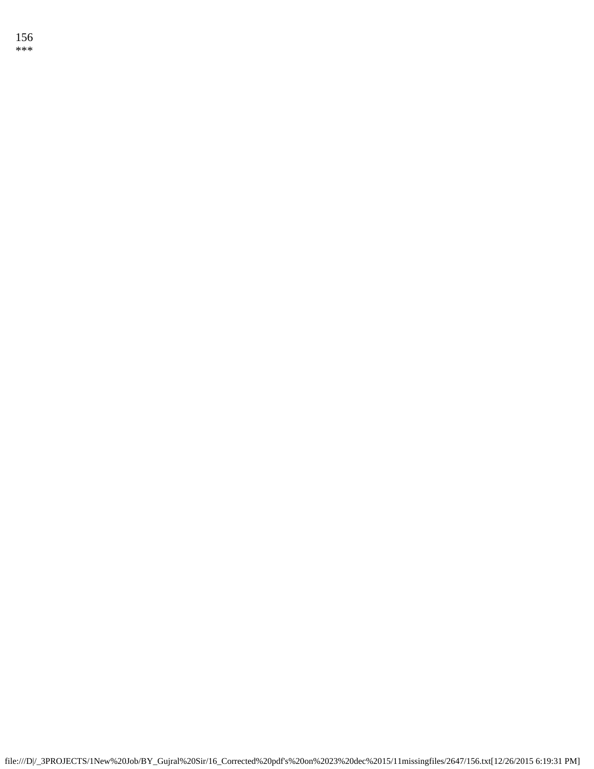156

***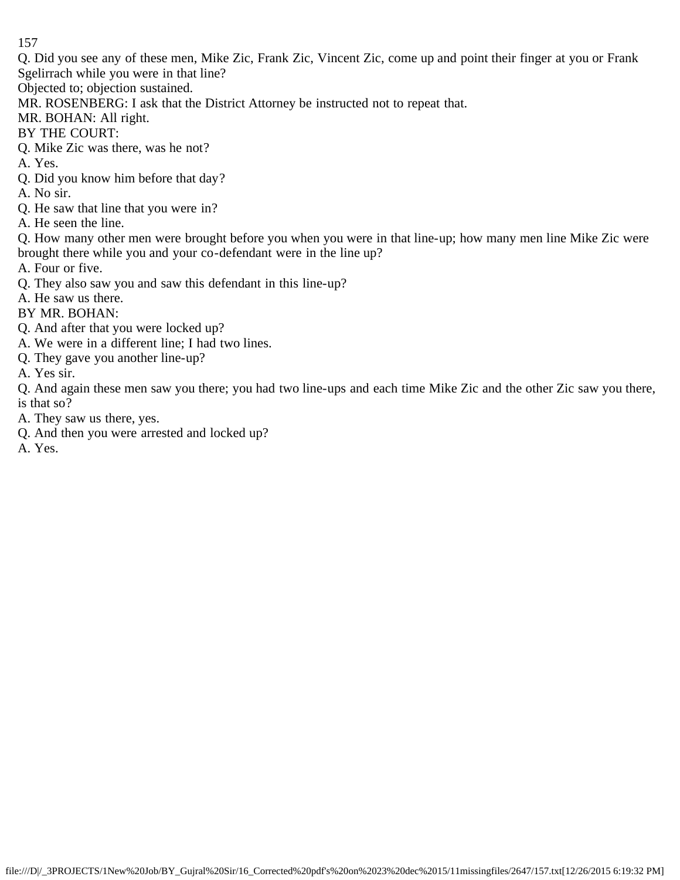Q. Did you see any of these men, Mike Zic, Frank Zic, Vincent Zic, come up and point their finger at you or Frank Sgelirrach while you were in that line?

Objected to; objection sustained.

MR. ROSENBERG: I ask that the District Attorney be instructed not to repeat that.

MR. BOHAN: All right.

BY THE COURT:

Q. Mike Zic was there, was he not?

A. Yes.

Q. Did you know him before that day?

A. No sir.

Q. He saw that line that you were in?

A. He seen the line.

Q. How many other men were brought before you when you were in that line-up; how many men line Mike Zic were brought there while you and your co-defendant were in the line up?

A. Four or five.

Q. They also saw you and saw this defendant in this line-up?

A. He saw us there.

BY MR. BOHAN:

Q. And after that you were locked up?

A. We were in a different line; I had two lines.

Q. They gave you another line-up?

A. Yes sir.

Q. And again these men saw you there; you had two line-ups and each time Mike Zic and the other Zic saw you there, is that so?

A. They saw us there, yes.

Q. And then you were arrested and locked up?

A. Yes.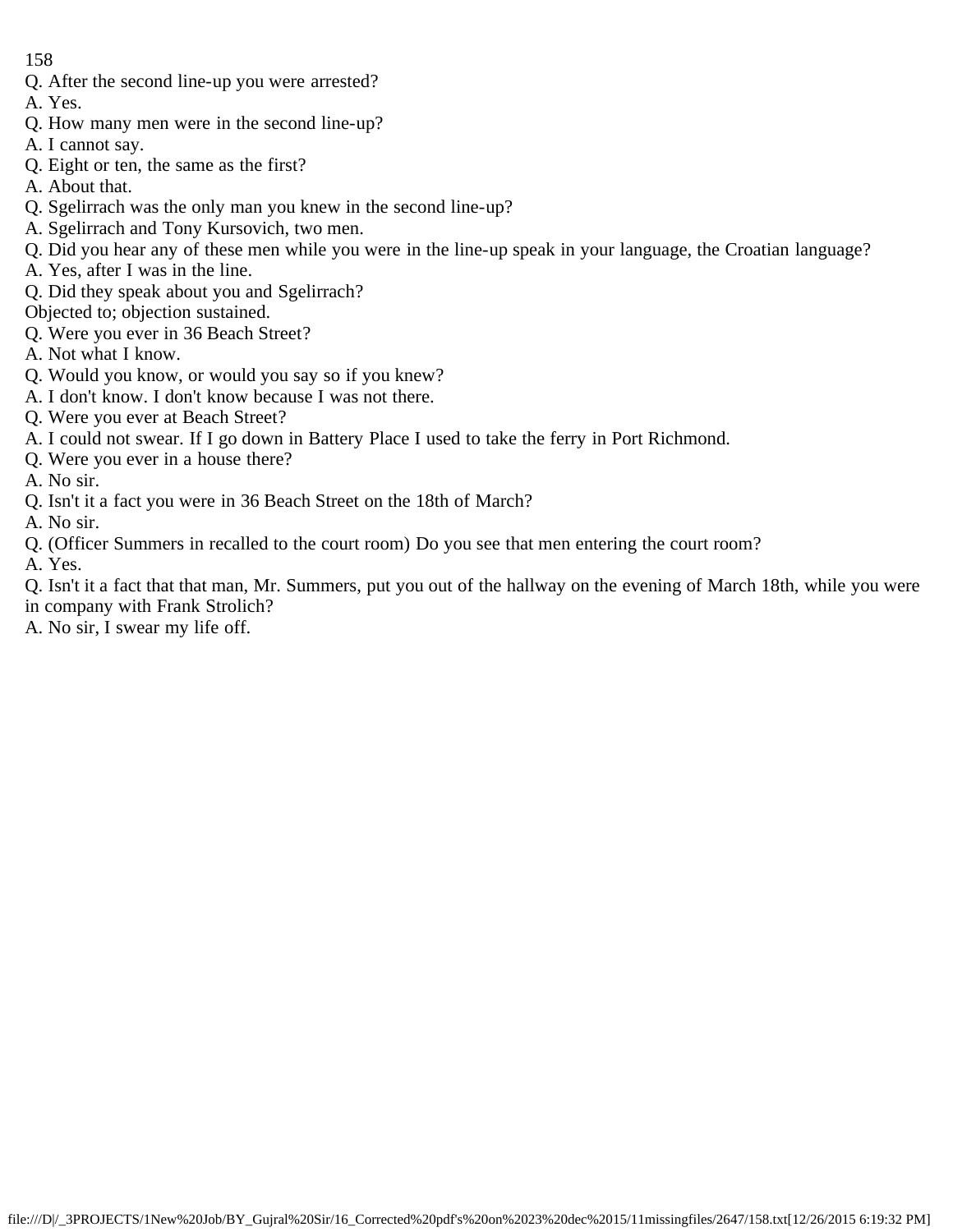Q. After the second line-up you were arrested?

A. Yes.

Q. How many men were in the second line-up?

A. I cannot say.

Q. Eight or ten, the same as the first?

A. About that.

Q. Sgelirrach was the only man you knew in the second line-up?

A. Sgelirrach and Tony Kursovich, two men.

Q. Did you hear any of these men while you were in the line-up speak in your language, the Croatian language?

A. Yes, after I was in the line.

Q. Did they speak about you and Sgelirrach?

Objected to; objection sustained.

Q. Were you ever in 36 Beach Street?

A. Not what I know.

Q. Would you know, or would you say so if you knew?

A. I don't know. I don't know because I was not there.

Q. Were you ever at Beach Street?

A. I could not swear. If I go down in Battery Place I used to take the ferry in Port Richmond.

Q. Were you ever in a house there?

A. No sir.

Q. Isn't it a fact you were in 36 Beach Street on the 18th of March?

A. No sir.

Q. (Officer Summers in recalled to the court room) Do you see that men entering the court room?

A. Yes.

Q. Isn't it a fact that that man, Mr. Summers, put you out of the hallway on the evening of March 18th, while you were in company with Frank Strolich?

A. No sir, I swear my life off.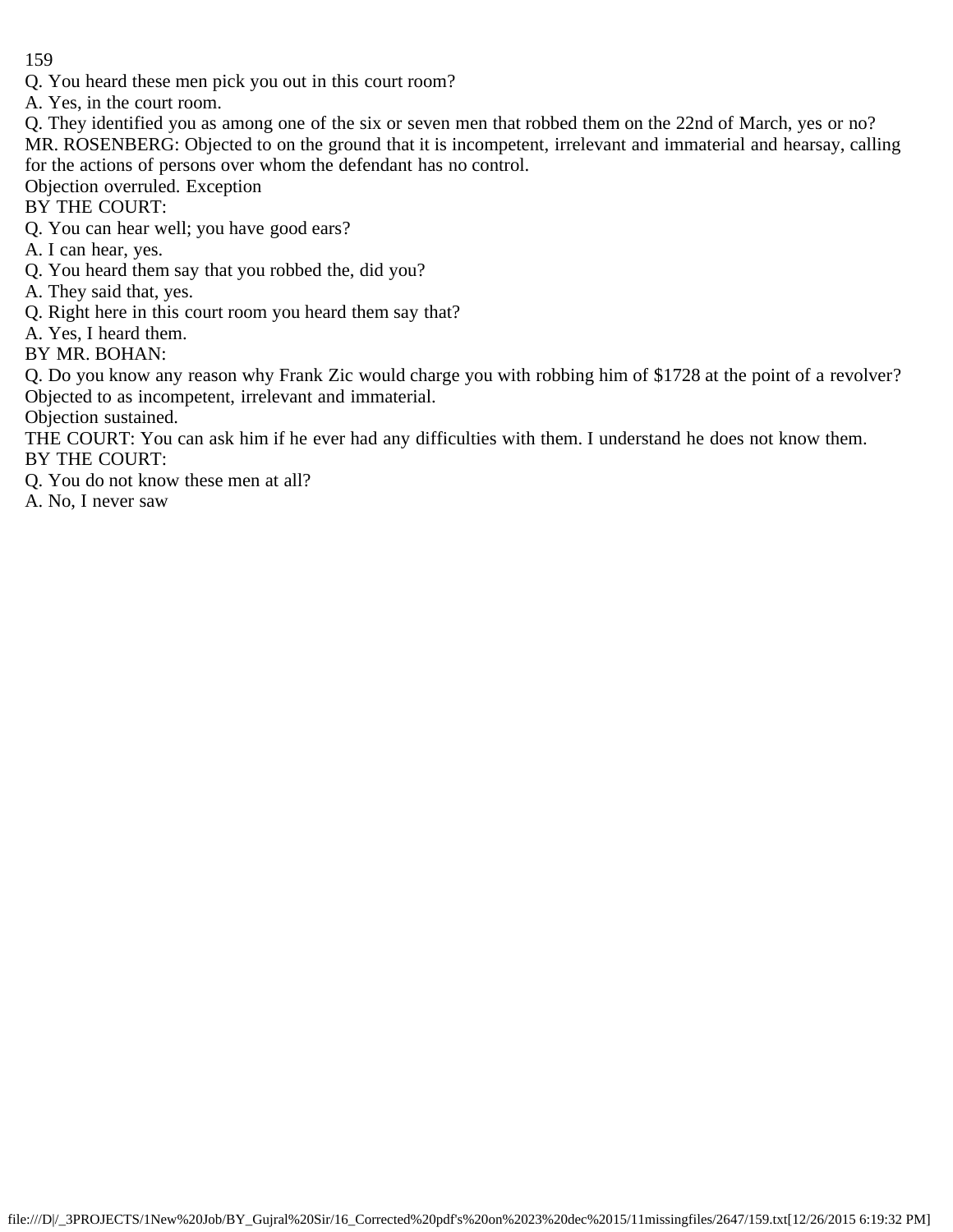Q. You heard these men pick you out in this court room?

A. Yes, in the court room.

Q. They identified you as among one of the six or seven men that robbed them on the 22nd of March, yes or no?

MR. ROSENBERG: Objected to on the ground that it is incompetent, irrelevant and immaterial and hearsay, calling for the actions of persons over whom the defendant has no control.

Objection overruled. Exception

BY THE COURT:

Q. You can hear well; you have good ears?

A. I can hear, yes.

Q. You heard them say that you robbed the, did you?

A. They said that, yes.

Q. Right here in this court room you heard them say that?

A. Yes, I heard them.

BY MR. BOHAN:

Q. Do you know any reason why Frank Zic would charge you with robbing him of $1728 at the point of a revolver?

Objected to as incompetent, irrelevant and immaterial.

Objection sustained.

THE COURT: You can ask him if he ever had any difficulties with them. I understand he does not know them.

BY THE COURT:

Q. You do not know these men at all?

A. No, I never saw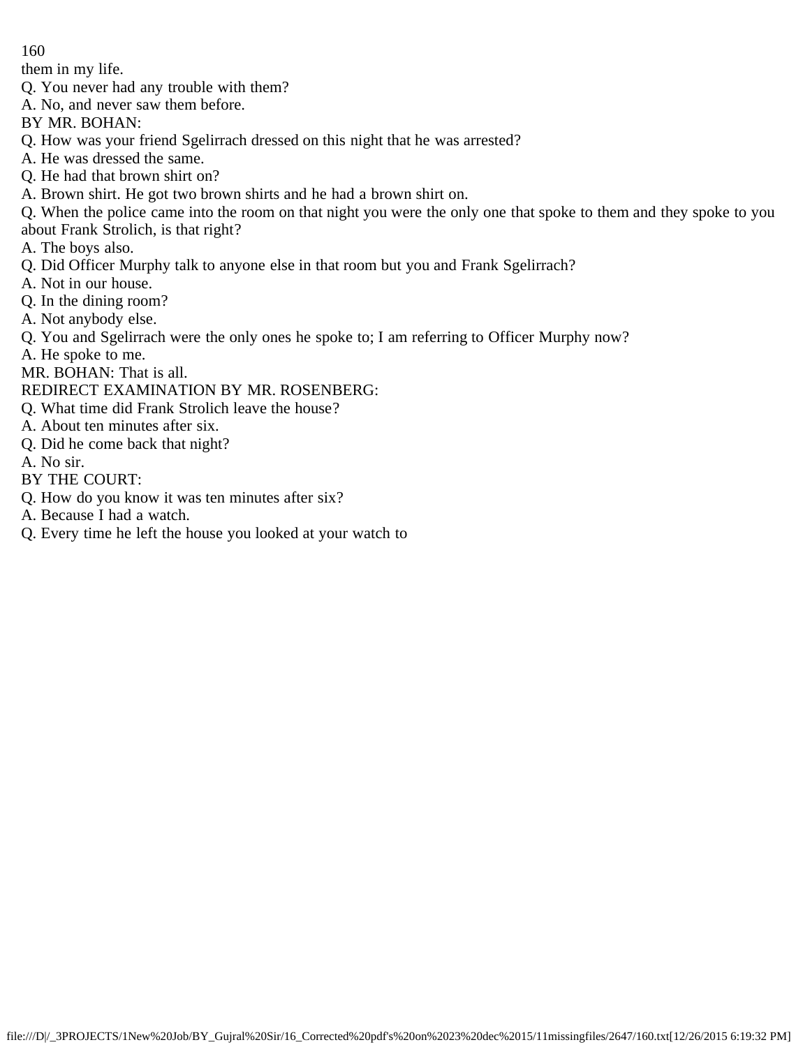them in my life.

Q. You never had any trouble with them?

A. No, and never saw them before.

BY MR. BOHAN:

Q. How was your friend Sgelirrach dressed on this night that he was arrested?

A. He was dressed the same.

Q. He had that brown shirt on?

A. Brown shirt. He got two brown shirts and he had a brown shirt on.

Q. When the police came into the room on that night you were the only one that spoke to them and they spoke to you about Frank Strolich, is that right?

A. The boys also.

Q. Did Officer Murphy talk to anyone else in that room but you and Frank Sgelirrach?

A. Not in our house.

Q. In the dining room?

A. Not anybody else.

Q. You and Sgelirrach were the only ones he spoke to; I am referring to Officer Murphy now?

A. He spoke to me.

MR. BOHAN: That is all.

REDIRECT EXAMINATION BY MR. ROSENBERG:

Q. What time did Frank Strolich leave the house?

A. About ten minutes after six.

Q. Did he come back that night?

A. No sir.

BY THE COURT:

Q. How do you know it was ten minutes after six?

A. Because I had a watch.

Q. Every time he left the house you looked at your watch to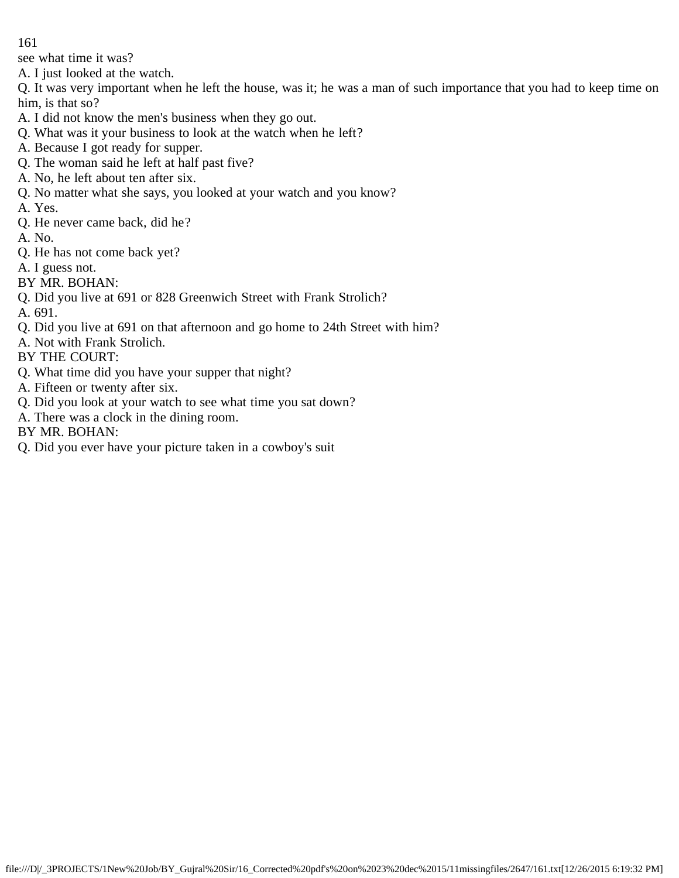see what time it was?

A. I just looked at the watch.

Q. It was very important when he left the house, was it; he was a man of such importance that you had to keep time on him, is that so?

A. I did not know the men's business when they go out.

Q. What was it your business to look at the watch when he left?

A. Because I got ready for supper.

Q. The woman said he left at half past five?

A. No, he left about ten after six.

Q. No matter what she says, you looked at your watch and you know?

A. Yes.

Q. He never came back, did he?

A. No.

Q. He has not come back yet?

A. I guess not.

BY MR. BOHAN:

Q. Did you live at 691 or 828 Greenwich Street with Frank Strolich?

A. 691.

Q. Did you live at 691 on that afternoon and go home to 24th Street with him?

A. Not with Frank Strolich.

BY THE COURT:

Q. What time did you have your supper that night?

A. Fifteen or twenty after six.

Q. Did you look at your watch to see what time you sat down?

A. There was a clock in the dining room.

BY MR. BOHAN:

Q. Did you ever have your picture taken in a cowboy's suit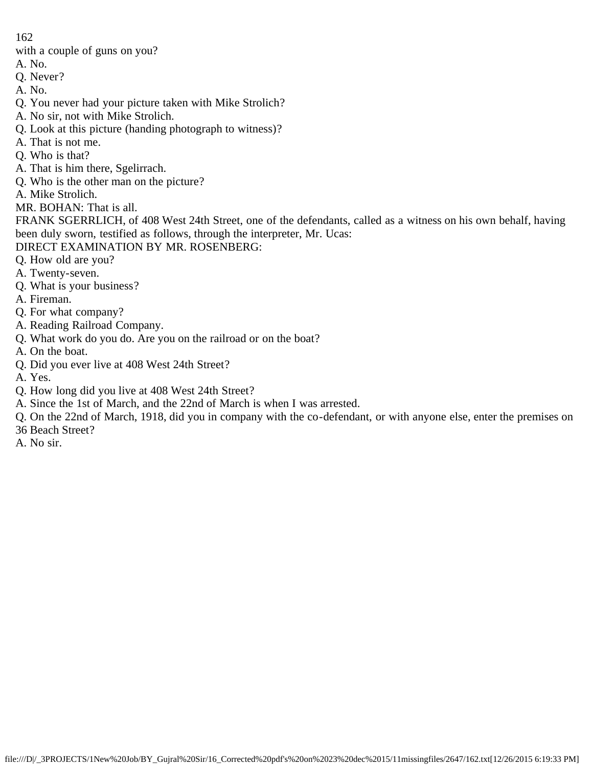with a couple of guns on you?

A. No.

Q. Never?

A. No.

Q. You never had your picture taken with Mike Strolich?

A. No sir, not with Mike Strolich.

Q. Look at this picture (handing photograph to witness)?

A. That is not me.

Q. Who is that?

A. That is him there, Sgelirrach.

Q. Who is the other man on the picture?

A. Mike Strolich.

MR. BOHAN: That is all.

FRANK SGERRLICH, of 408 West 24th Street, one of the defendants, called as a witness on his own behalf, having been duly sworn, testified as follows, through the interpreter, Mr. Ucas:

DIRECT EXAMINATION BY MR. ROSENBERG:

Q. How old are you?

A. Twenty-seven.

Q. What is your business?

A. Fireman.

Q. For what company?

A. Reading Railroad Company.

Q. What work do you do. Are you on the railroad or on the boat?

A. On the boat.

Q. Did you ever live at 408 West 24th Street?

A. Yes.

Q. How long did you live at 408 West 24th Street?

A. Since the 1st of March, and the 22nd of March is when I was arrested.

Q. On the 22nd of March, 1918, did you in company with the co-defendant, or with anyone else, enter the premises on 36 Beach Street?

A. No sir.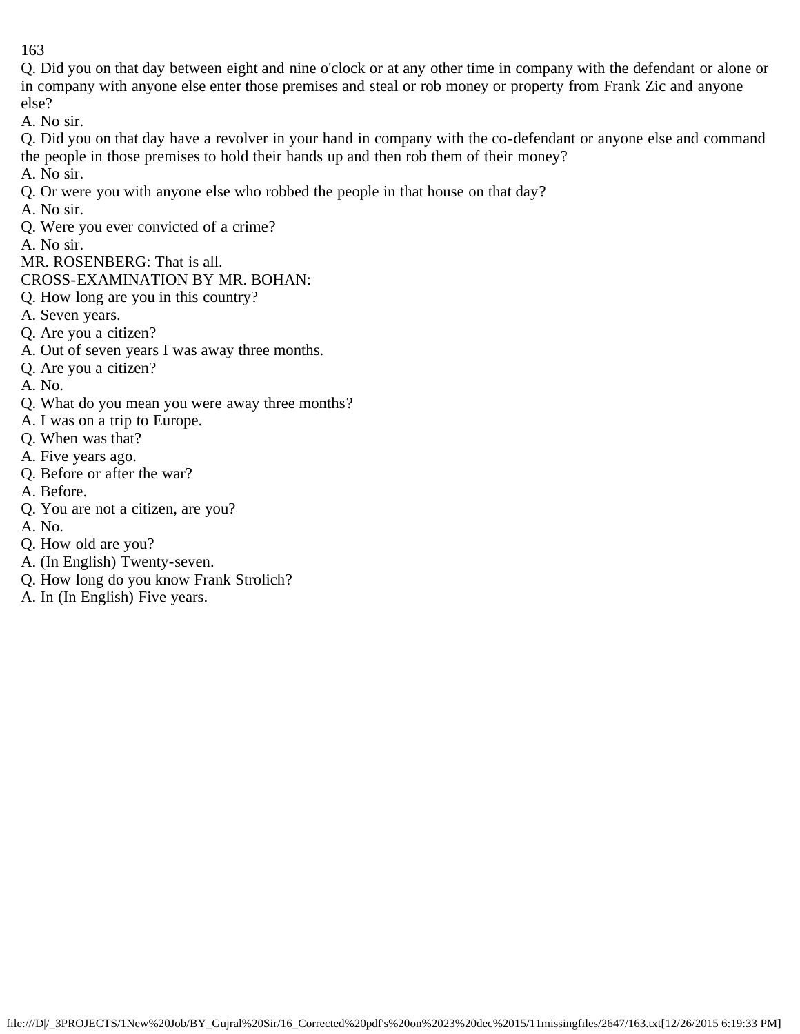Q. Did you on that day between eight and nine o'clock or at any other time in company with the defendant or alone or in company with anyone else enter those premises and steal or rob money or property from Frank Zic and anyone else?

A. No sir.

Q. Did you on that day have a revolver in your hand in company with the co-defendant or anyone else and command the people in those premises to hold their hands up and then rob them of their money?

A. No sir.

Q. Or were you with anyone else who robbed the people in that house on that day?

A. No sir.

Q. Were you ever convicted of a crime?

A. No sir.

MR. ROSENBERG: That is all.

CROSS-EXAMINATION BY MR. BOHAN:

Q. How long are you in this country?

A. Seven years.

Q. Are you a citizen?

A. Out of seven years I was away three months.

Q. Are you a citizen?

A. No.

Q. What do you mean you were away three months?

A. I was on a trip to Europe.

Q. When was that?

A. Five years ago.

Q. Before or after the war?

A. Before.

Q. You are not a citizen, are you?

A. No.

Q. How old are you?

A. (In English) Twenty-seven.

Q. How long do you know Frank Strolich?

A. In (In English) Five years.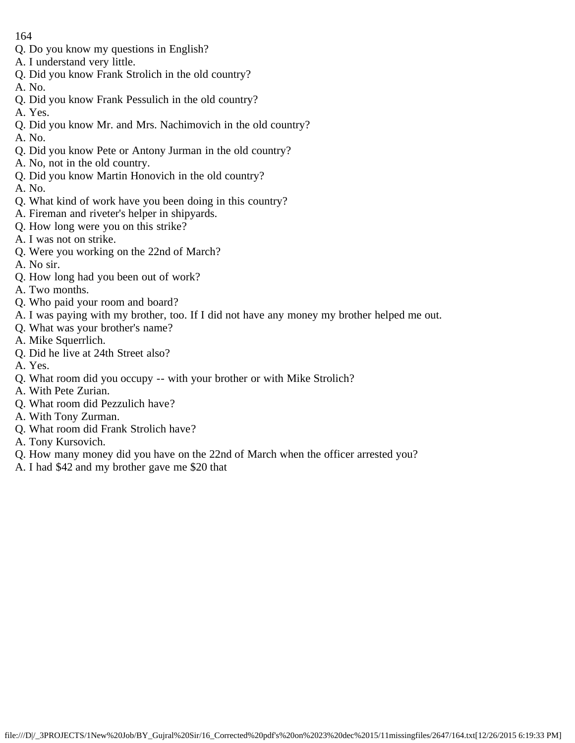Q. Do you know my questions in English?
A. I understand very little.
Q. Did you know Frank Strolich in the old country?
A. No.
Q. Did you know Frank Pessulich in the old country?
A. Yes.
Q. Did you know Mr. and Mrs. Nachimovich in the old country?
A. No.
Q. Did you know Pete or Antony Jurman in the old country?
A. No, not in the old country.
Q. Did you know Martin Honovich in the old country?
A. No.
Q. What kind of work have you been doing in this country?
A. Fireman and riveter's helper in shipyards.
Q. How long were you on this strike?
A. I was not on strike.
Q. Were you working on the 22nd of March?
A. No sir.
Q. How long had you been out of work?
A. Two months.
Q. Who paid your room and board?
A. I was paying with my brother, too. If I did not have any money my brother helped me out.
Q. What was your brother's name?
A. Mike Squerrlich.
Q. Did he live at 24th Street also?
A. Yes.
Q. What room did you occupy -- with your brother or with Mike Strolich?
A. With Pete Zurian.
Q. What room did Pezzulich have?
A. With Tony Zurman.
Q. What room did Frank Strolich have?
A. Tony Kursovich.
Q. How many money did you have on the 22nd of March when the officer arrested you?
A. I had $42 and my brother gave me $20 that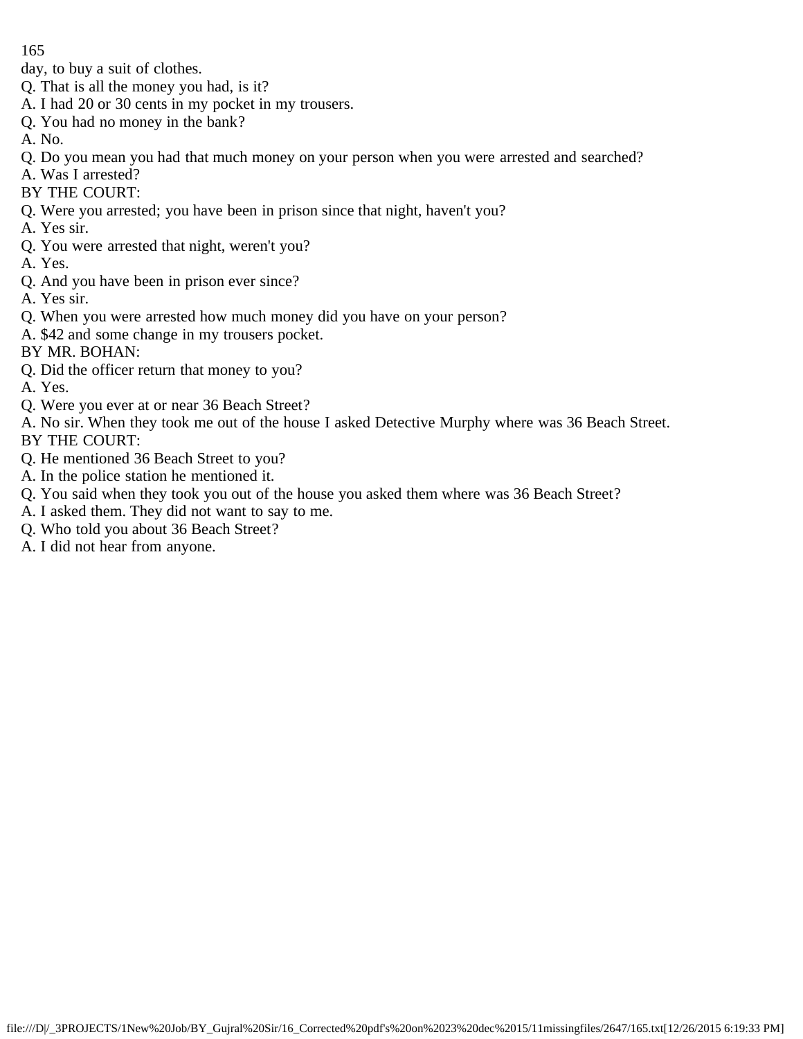day, to buy a suit of clothes.

Q. That is all the money you had, is it?

A. I had 20 or 30 cents in my pocket in my trousers.

Q. You had no money in the bank?

A. No.

Q. Do you mean you had that much money on your person when you were arrested and searched?

A. Was I arrested?

BY THE COURT:

Q. Were you arrested; you have been in prison since that night, haven't you?

A. Yes sir.

Q. You were arrested that night, weren't you?

A. Yes.

Q. And you have been in prison ever since?

A. Yes sir.

Q. When you were arrested how much money did you have on your person?

A. $42 and some change in my trousers pocket.

BY MR. BOHAN:

Q. Did the officer return that money to you?

A. Yes.

Q. Were you ever at or near 36 Beach Street?

A. No sir. When they took me out of the house I asked Detective Murphy where was 36 Beach Street.

BY THE COURT:

Q. He mentioned 36 Beach Street to you?

A. In the police station he mentioned it.

Q. You said when they took you out of the house you asked them where was 36 Beach Street?

A. I asked them. They did not want to say to me.

Q. Who told you about 36 Beach Street?

A. I did not hear from anyone.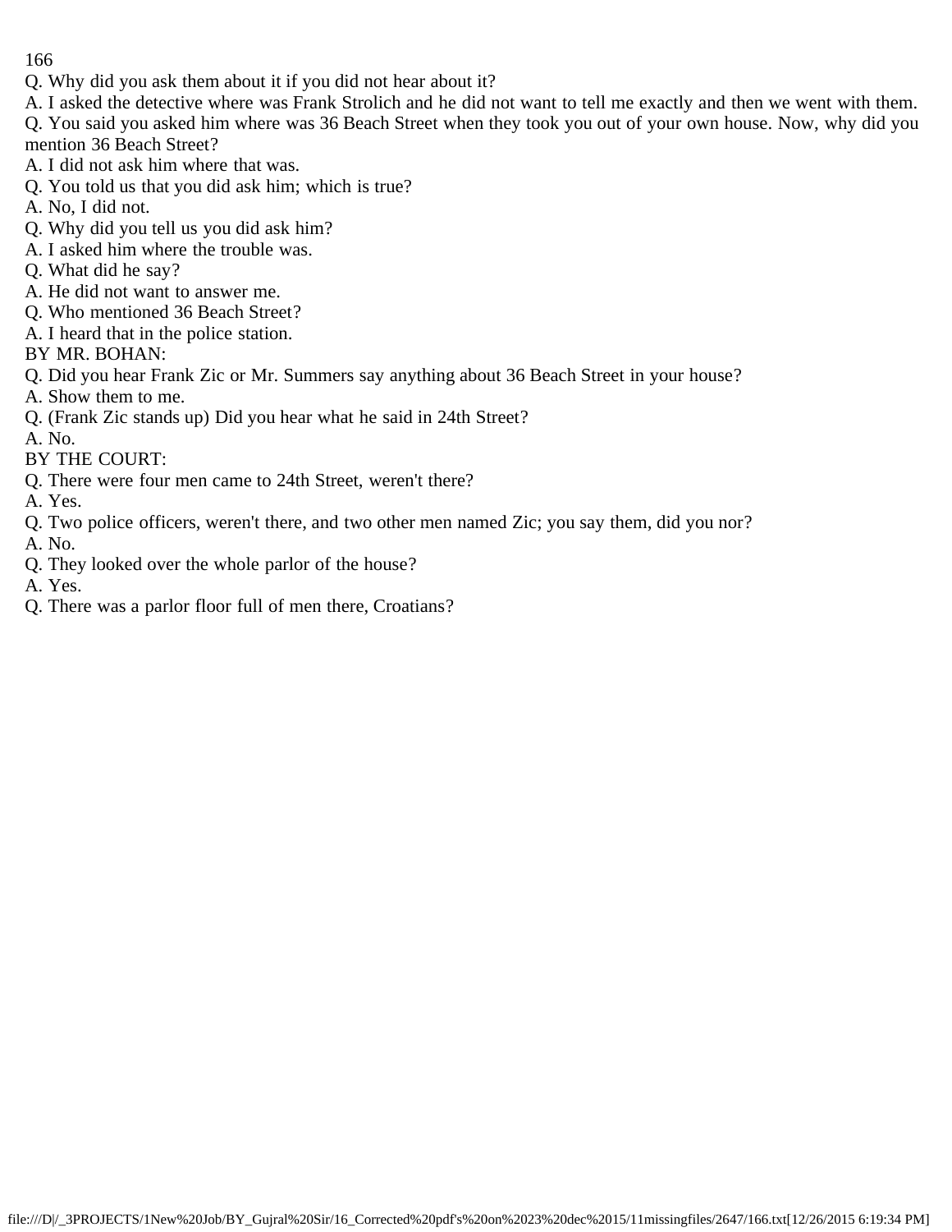Q. Why did you ask them about it if you did not hear about it?

A. I asked the detective where was Frank Strolich and he did not want to tell me exactly and then we went with them.

Q. You said you asked him where was 36 Beach Street when they took you out of your own house. Now, why did you mention 36 Beach Street?

A. I did not ask him where that was.

Q. You told us that you did ask him; which is true?

A. No, I did not.

Q. Why did you tell us you did ask him?

A. I asked him where the trouble was.

Q. What did he say?

A. He did not want to answer me.

Q. Who mentioned 36 Beach Street?

A. I heard that in the police station.

BY MR. BOHAN:

Q. Did you hear Frank Zic or Mr. Summers say anything about 36 Beach Street in your house?

A. Show them to me.

Q. (Frank Zic stands up) Did you hear what he said in 24th Street?

A. No.

BY THE COURT:

Q. There were four men came to 24th Street, weren't there?

A. Yes.

Q. Two police officers, weren't there, and two other men named Zic; you say them, did you nor?

A. No.

Q. They looked over the whole parlor of the house?

A. Yes.

Q. There was a parlor floor full of men there, Croatians?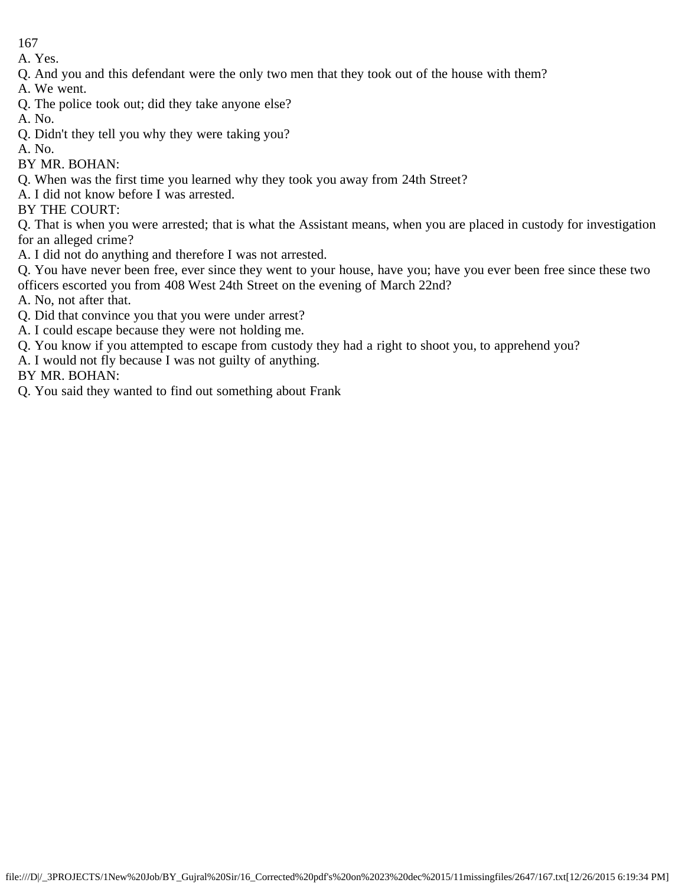A. Yes.

Q. And you and this defendant were the only two men that they took out of the house with them?

A. We went.

Q. The police took out; did they take anyone else?

A. No.

Q. Didn't they tell you why they were taking you?

A. No.

BY MR. BOHAN:

Q. When was the first time you learned why they took you away from 24th Street?

A. I did not know before I was arrested.

BY THE COURT:

Q. That is when you were arrested; that is what the Assistant means, when you are placed in custody for investigation for an alleged crime?

A. I did not do anything and therefore I was not arrested.

Q. You have never been free, ever since they went to your house, have you; have you ever been free since these two officers escorted you from 408 West 24th Street on the evening of March 22nd?

A. No, not after that.

Q. Did that convince you that you were under arrest?

A. I could escape because they were not holding me.

Q. You know if you attempted to escape from custody they had a right to shoot you, to apprehend you?

A. I would not fly because I was not guilty of anything.

BY MR. BOHAN:

Q. You said they wanted to find out something about Frank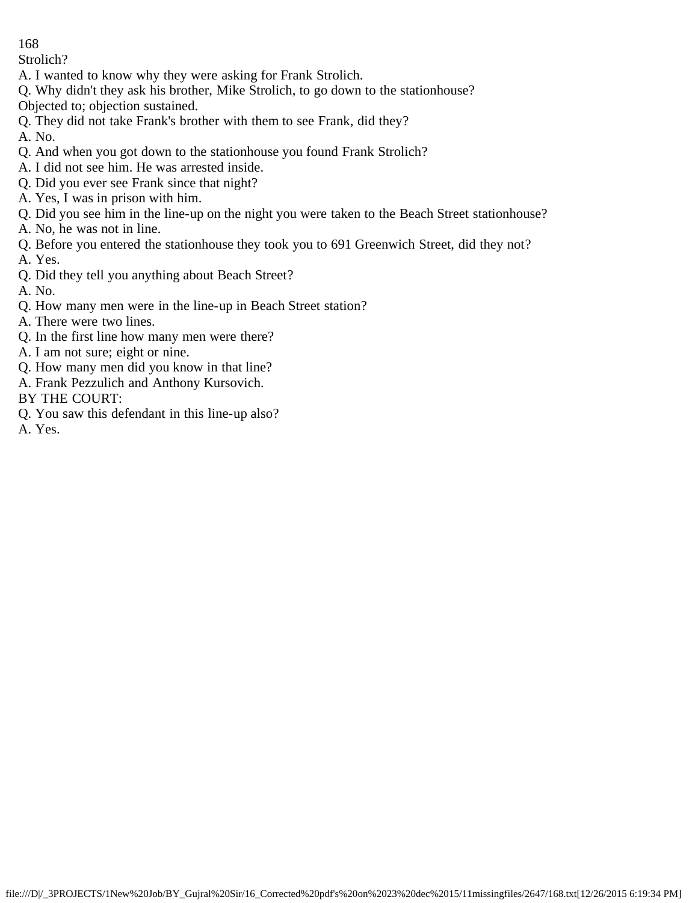Strolich?

A. I wanted to know why they were asking for Frank Strolich.

Q. Why didn't they ask his brother, Mike Strolich, to go down to the stationhouse?

Objected to; objection sustained.

Q. They did not take Frank's brother with them to see Frank, did they?

A. No.

Q. And when you got down to the stationhouse you found Frank Strolich?

A. I did not see him. He was arrested inside.

Q. Did you ever see Frank since that night?

A. Yes, I was in prison with him.

Q. Did you see him in the line-up on the night you were taken to the Beach Street stationhouse?

A. No, he was not in line.

Q. Before you entered the stationhouse they took you to 691 Greenwich Street, did they not?

A. Yes.

Q. Did they tell you anything about Beach Street?

A. No.

Q. How many men were in the line-up in Beach Street station?

A. There were two lines.

Q. In the first line how many men were there?

A. I am not sure; eight or nine.

Q. How many men did you know in that line?

A. Frank Pezzulich and Anthony Kursovich.

BY THE COURT:

Q. You saw this defendant in this line-up also?

A. Yes.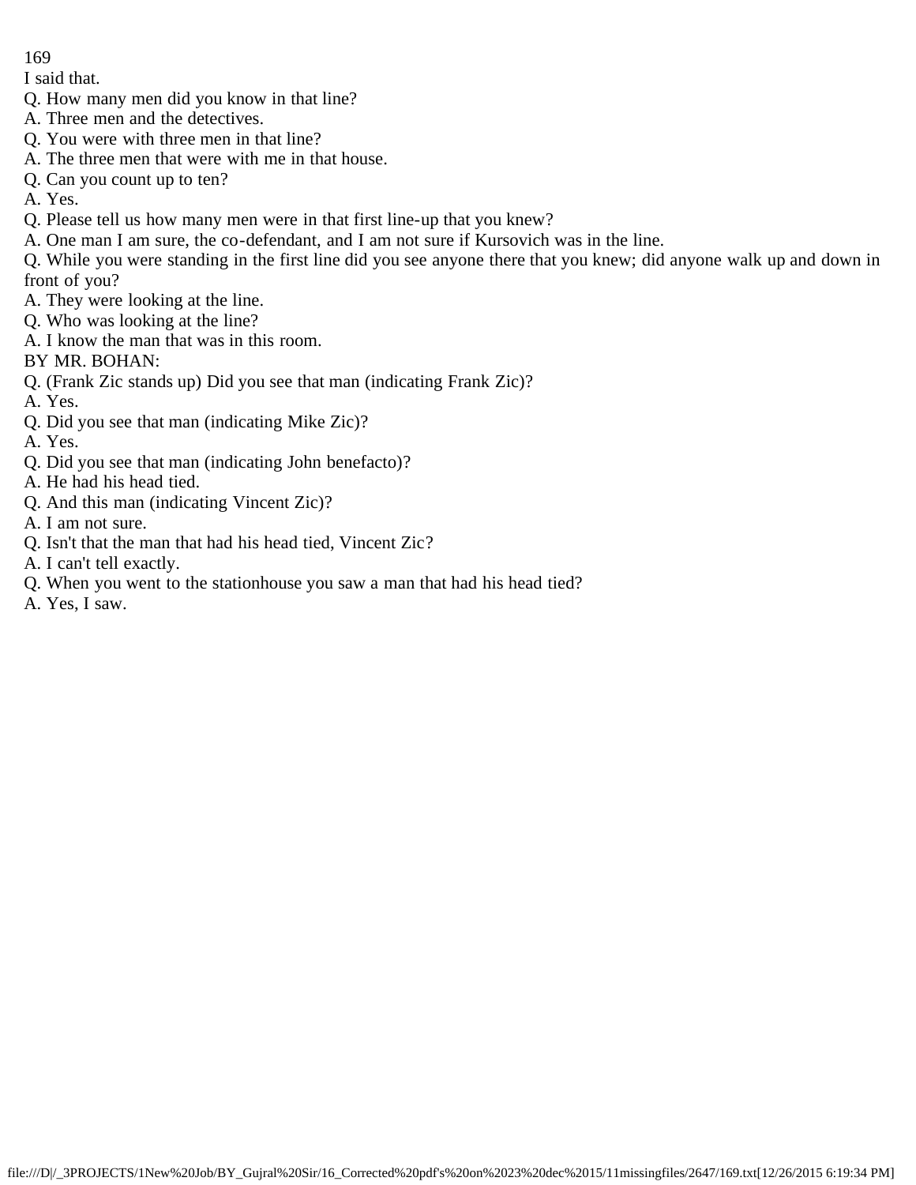I said that.

Q. How many men did you know in that line?

A. Three men and the detectives.

Q. You were with three men in that line?

A. The three men that were with me in that house.

Q. Can you count up to ten?

A. Yes.

Q. Please tell us how many men were in that first line-up that you knew?

A. One man I am sure, the co-defendant, and I am not sure if Kursovich was in the line.

Q. While you were standing in the first line did you see anyone there that you knew; did anyone walk up and down in front of you?

A. They were looking at the line.

Q. Who was looking at the line?

A. I know the man that was in this room.

BY MR. BOHAN:

Q. (Frank Zic stands up) Did you see that man (indicating Frank Zic)?

A. Yes.

Q. Did you see that man (indicating Mike Zic)?

A. Yes.

Q. Did you see that man (indicating John benefacto)?

A. He had his head tied.

Q. And this man (indicating Vincent Zic)?

A. I am not sure.

Q. Isn't that the man that had his head tied, Vincent Zic?

A. I can't tell exactly.

Q. When you went to the stationhouse you saw a man that had his head tied?

A. Yes, I saw.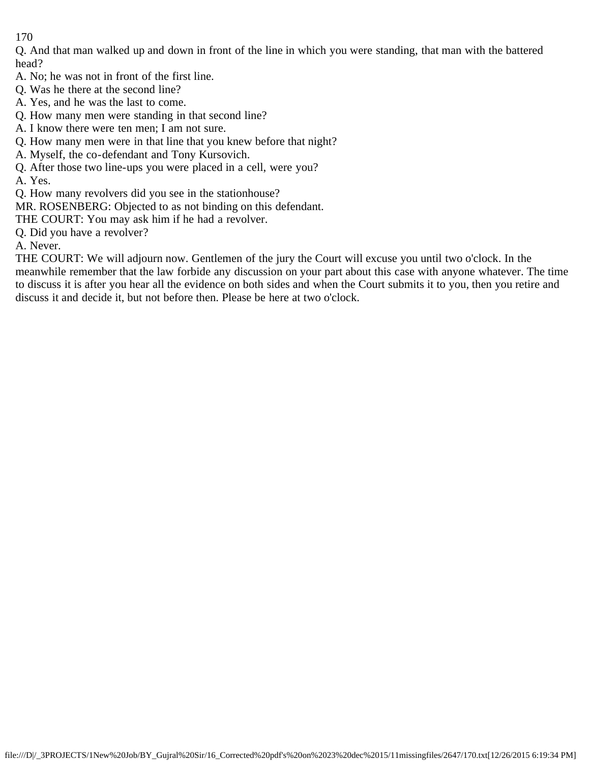Q. And that man walked up and down in front of the line in which you were standing, that man with the battered head?

A. No; he was not in front of the first line.

Q. Was he there at the second line?

A. Yes, and he was the last to come.

Q. How many men were standing in that second line?

A. I know there were ten men; I am not sure.

Q. How many men were in that line that you knew before that night?

A. Myself, the co-defendant and Tony Kursovich.

Q. After those two line-ups you were placed in a cell, were you?

A. Yes.

Q. How many revolvers did you see in the stationhouse?

MR. ROSENBERG: Objected to as not binding on this defendant.

THE COURT: You may ask him if he had a revolver.

Q. Did you have a revolver?

A. Never.

THE COURT: We will adjourn now. Gentlemen of the jury the Court will excuse you until two o'clock. In the meanwhile remember that the law forbide any discussion on your part about this case with anyone whatever. The time to discuss it is after you hear all the evidence on both sides and when the Court submits it to you, then you retire and discuss it and decide it, but not before then. Please be here at two o'clock.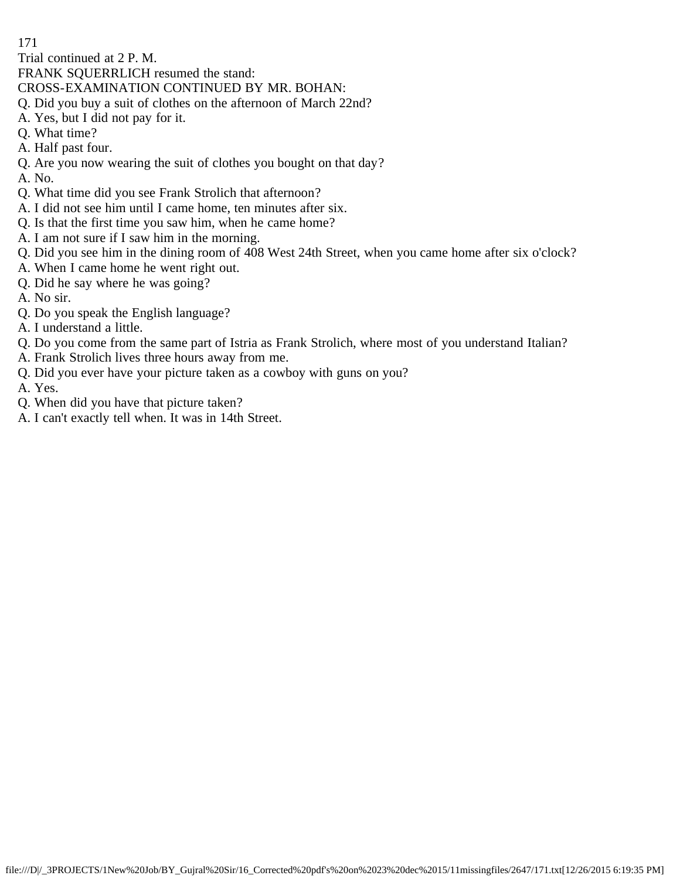Trial continued at 2 P. M.

FRANK SQUERRLICH resumed the stand:

CROSS-EXAMINATION CONTINUED BY MR. BOHAN:

Q. Did you buy a suit of clothes on the afternoon of March 22nd?

A. Yes, but I did not pay for it.

Q. What time?

A. Half past four.

Q. Are you now wearing the suit of clothes you bought on that day?

A. No.

Q. What time did you see Frank Strolich that afternoon?

A. I did not see him until I came home, ten minutes after six.

Q. Is that the first time you saw him, when he came home?

A. I am not sure if I saw him in the morning.

Q. Did you see him in the dining room of 408 West 24th Street, when you came home after six o'clock?

A. When I came home he went right out.

Q. Did he say where he was going?

A. No sir.

Q. Do you speak the English language?

A. I understand a little.

Q. Do you come from the same part of Istria as Frank Strolich, where most of you understand Italian?

A. Frank Strolich lives three hours away from me.

Q. Did you ever have your picture taken as a cowboy with guns on you?

A. Yes.

Q. When did you have that picture taken?

A. I can't exactly tell when. It was in 14th Street.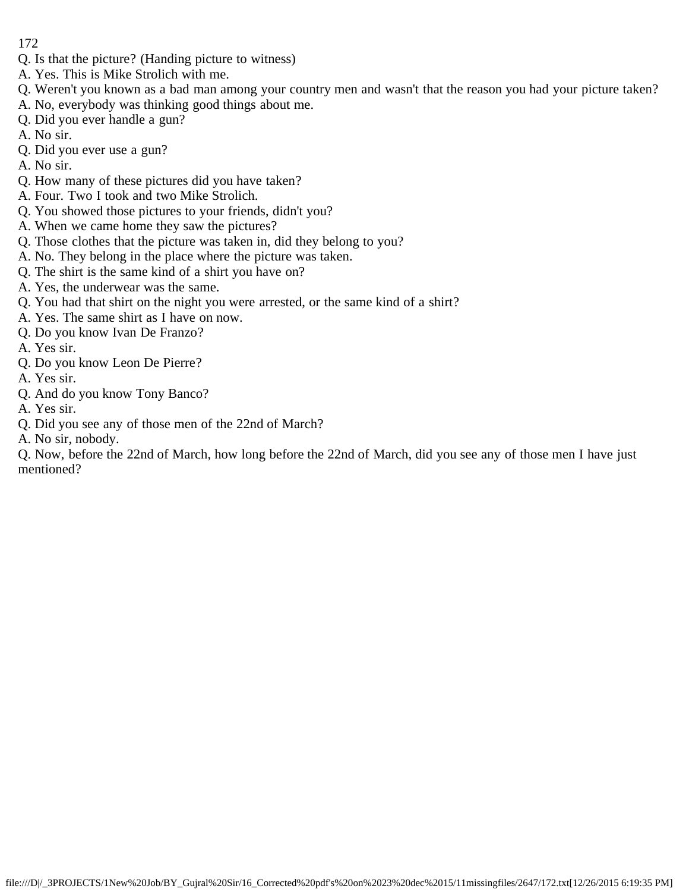Q. Is that the picture? (Handing picture to witness)
A. Yes. This is Mike Strolich with me.
Q. Weren't you known as a bad man among your country men and wasn't that the reason you had your picture taken?
A. No, everybody was thinking good things about me.
Q. Did you ever handle a gun?
A. No sir.
Q. Did you ever use a gun?
A. No sir.
Q. How many of these pictures did you have taken?
A. Four. Two I took and two Mike Strolich.
Q. You showed those pictures to your friends, didn't you?
A. When we came home they saw the pictures?
Q. Those clothes that the picture was taken in, did they belong to you?
A. No. They belong in the place where the picture was taken.
Q. The shirt is the same kind of a shirt you have on?
A. Yes, the underwear was the same.
Q. You had that shirt on the night you were arrested, or the same kind of a shirt?
A. Yes. The same shirt as I have on now.
Q. Do you know Ivan De Franzo?
A. Yes sir.
Q. Do you know Leon De Pierre?
A. Yes sir.
Q. And do you know Tony Banco?
A. Yes sir.
Q. Did you see any of those men of the 22nd of March?
A. No sir, nobody.
Q. Now, before the 22nd of March, how long before the 22nd of March, did you see any of those men I have just mentioned?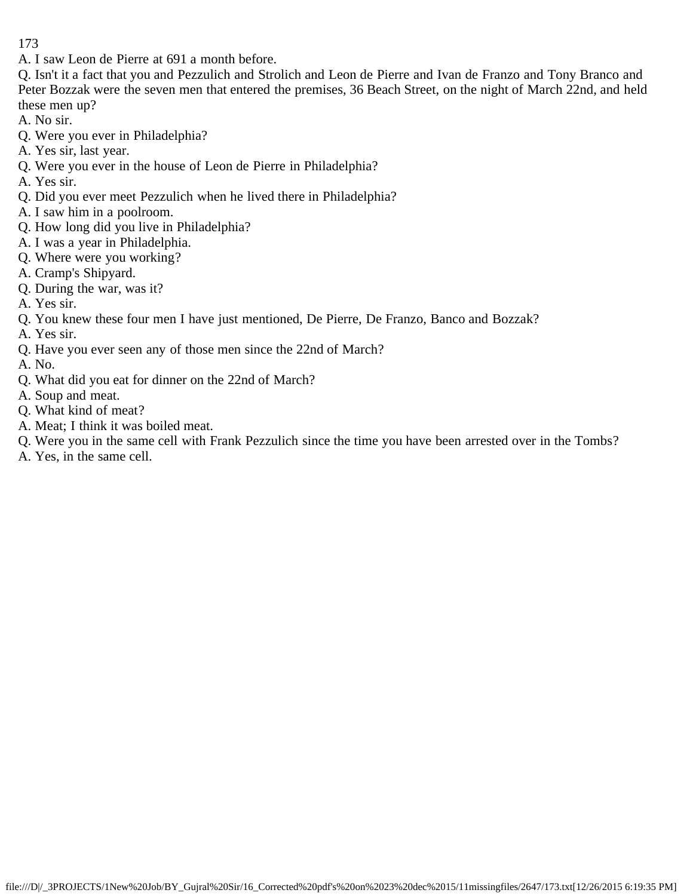A. I saw Leon de Pierre at 691 a month before.

Q. Isn't it a fact that you and Pezzulich and Strolich and Leon de Pierre and Ivan de Franzo and Tony Branco and Peter Bozzak were the seven men that entered the premises, 36 Beach Street, on the night of March 22nd, and held these men up?

A. No sir.

Q. Were you ever in Philadelphia?

A. Yes sir, last year.

Q. Were you ever in the house of Leon de Pierre in Philadelphia?

A. Yes sir.

Q. Did you ever meet Pezzulich when he lived there in Philadelphia?

A. I saw him in a poolroom.

Q. How long did you live in Philadelphia?

A. I was a year in Philadelphia.

Q. Where were you working?

A. Cramp's Shipyard.

Q. During the war, was it?

A. Yes sir.

Q. You knew these four men I have just mentioned, De Pierre, De Franzo, Banco and Bozzak?

A. Yes sir.

Q. Have you ever seen any of those men since the 22nd of March?

A. No.

Q. What did you eat for dinner on the 22nd of March?

A. Soup and meat.

Q. What kind of meat?

A. Meat; I think it was boiled meat.

Q. Were you in the same cell with Frank Pezzulich since the time you have been arrested over in the Tombs?

A. Yes, in the same cell.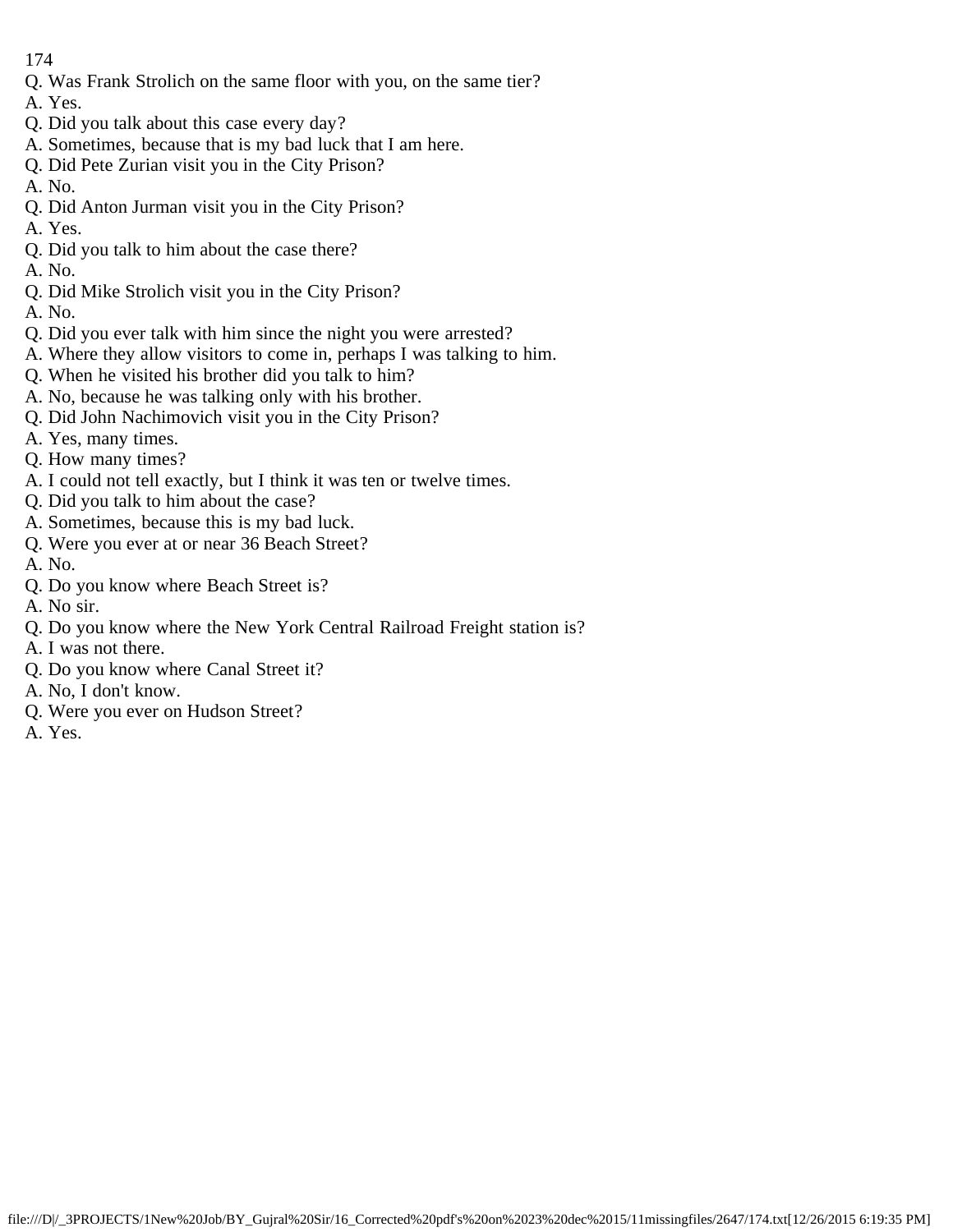Q. Was Frank Strolich on the same floor with you, on the same tier?

A. Yes.

Q. Did you talk about this case every day?

A. Sometimes, because that is my bad luck that I am here.

Q. Did Pete Zurian visit you in the City Prison?

A. No.

Q. Did Anton Jurman visit you in the City Prison?

A. Yes.

Q. Did you talk to him about the case there?

A. No.

Q. Did Mike Strolich visit you in the City Prison?

A. No.

Q. Did you ever talk with him since the night you were arrested?

A. Where they allow visitors to come in, perhaps I was talking to him.

Q. When he visited his brother did you talk to him?

A. No, because he was talking only with his brother.

Q. Did John Nachimovich visit you in the City Prison?

A. Yes, many times.

Q. How many times?

A. I could not tell exactly, but I think it was ten or twelve times.

Q. Did you talk to him about the case?

A. Sometimes, because this is my bad luck.

Q. Were you ever at or near 36 Beach Street?

A. No.

Q. Do you know where Beach Street is?

A. No sir.

Q. Do you know where the New York Central Railroad Freight station is?

A. I was not there.

Q. Do you know where Canal Street it?

A. No, I don't know.

Q. Were you ever on Hudson Street?

A. Yes.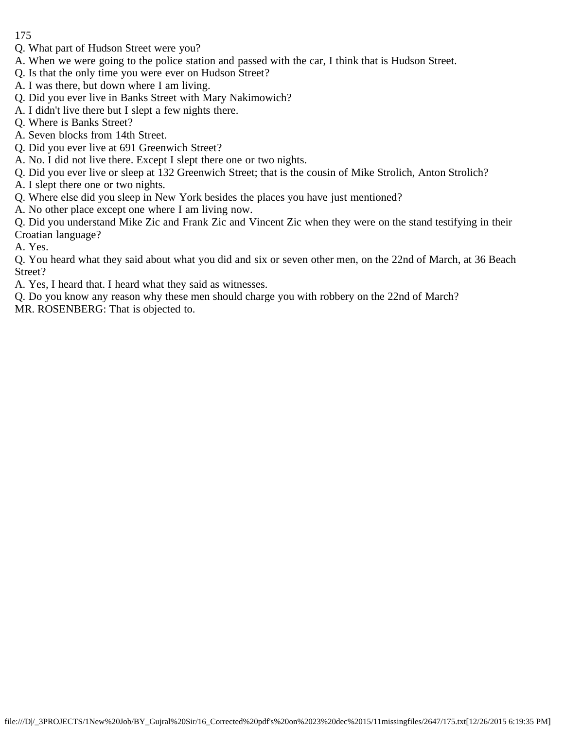Q. What part of Hudson Street were you?

A. When we were going to the police station and passed with the car, I think that is Hudson Street.

Q. Is that the only time you were ever on Hudson Street?

A. I was there, but down where I am living.

Q. Did you ever live in Banks Street with Mary Nakimowich?

A. I didn't live there but I slept a few nights there.

Q. Where is Banks Street?

A. Seven blocks from 14th Street.

Q. Did you ever live at 691 Greenwich Street?

A. No. I did not live there. Except I slept there one or two nights.

Q. Did you ever live or sleep at 132 Greenwich Street; that is the cousin of Mike Strolich, Anton Strolich?

A. I slept there one or two nights.

Q. Where else did you sleep in New York besides the places you have just mentioned?

A. No other place except one where I am living now.

Q. Did you understand Mike Zic and Frank Zic and Vincent Zic when they were on the stand testifying in their Croatian language?

A. Yes.

Q. You heard what they said about what you did and six or seven other men, on the 22nd of March, at 36 Beach Street?

A. Yes, I heard that. I heard what they said as witnesses.

Q. Do you know any reason why these men should charge you with robbery on the 22nd of March?

MR. ROSENBERG: That is objected to.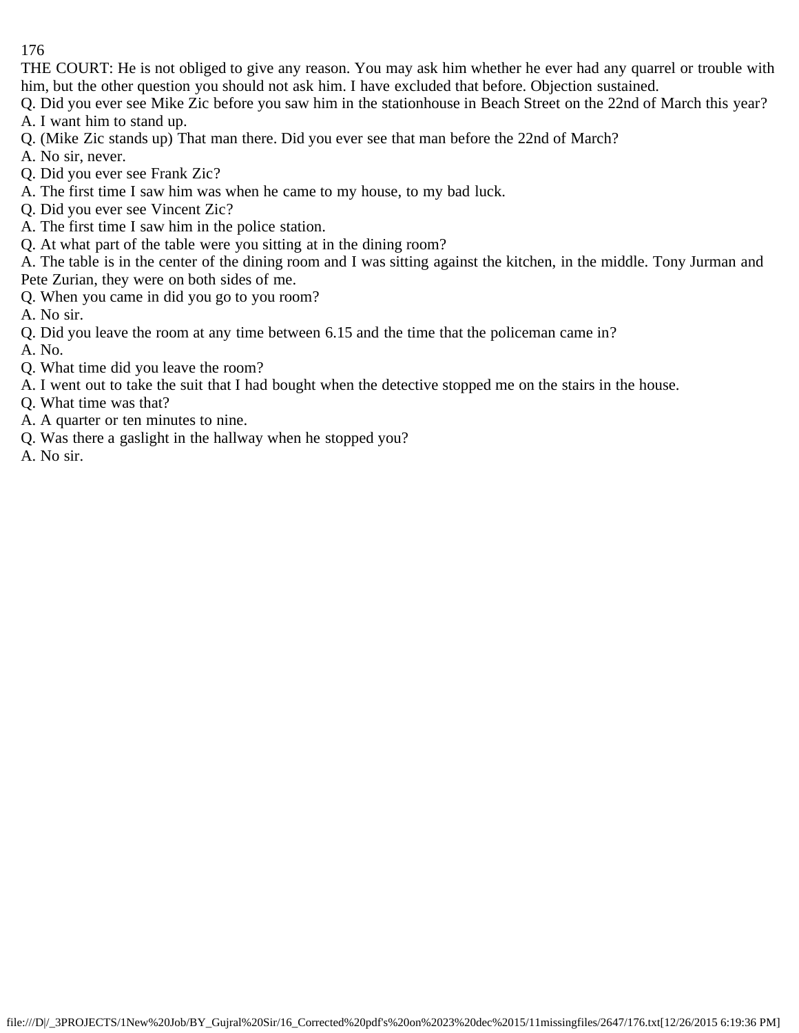THE COURT: He is not obliged to give any reason. You may ask him whether he ever had any quarrel or trouble with him, but the other question you should not ask him. I have excluded that before. Objection sustained.

Q. Did you ever see Mike Zic before you saw him in the stationhouse in Beach Street on the 22nd of March this year?

A. I want him to stand up.

Q. (Mike Zic stands up) That man there. Did you ever see that man before the 22nd of March?

A. No sir, never.

Q. Did you ever see Frank Zic?

A. The first time I saw him was when he came to my house, to my bad luck.

Q. Did you ever see Vincent Zic?

A. The first time I saw him in the police station.

Q. At what part of the table were you sitting at in the dining room?

A. The table is in the center of the dining room and I was sitting against the kitchen, in the middle. Tony Jurman and Pete Zurian, they were on both sides of me.

Q. When you came in did you go to you room?

A. No sir.

Q. Did you leave the room at any time between 6.15 and the time that the policeman came in?

A. No.

Q. What time did you leave the room?

A. I went out to take the suit that I had bought when the detective stopped me on the stairs in the house.

Q. What time was that?

A. A quarter or ten minutes to nine.

Q. Was there a gaslight in the hallway when he stopped you?

A. No sir.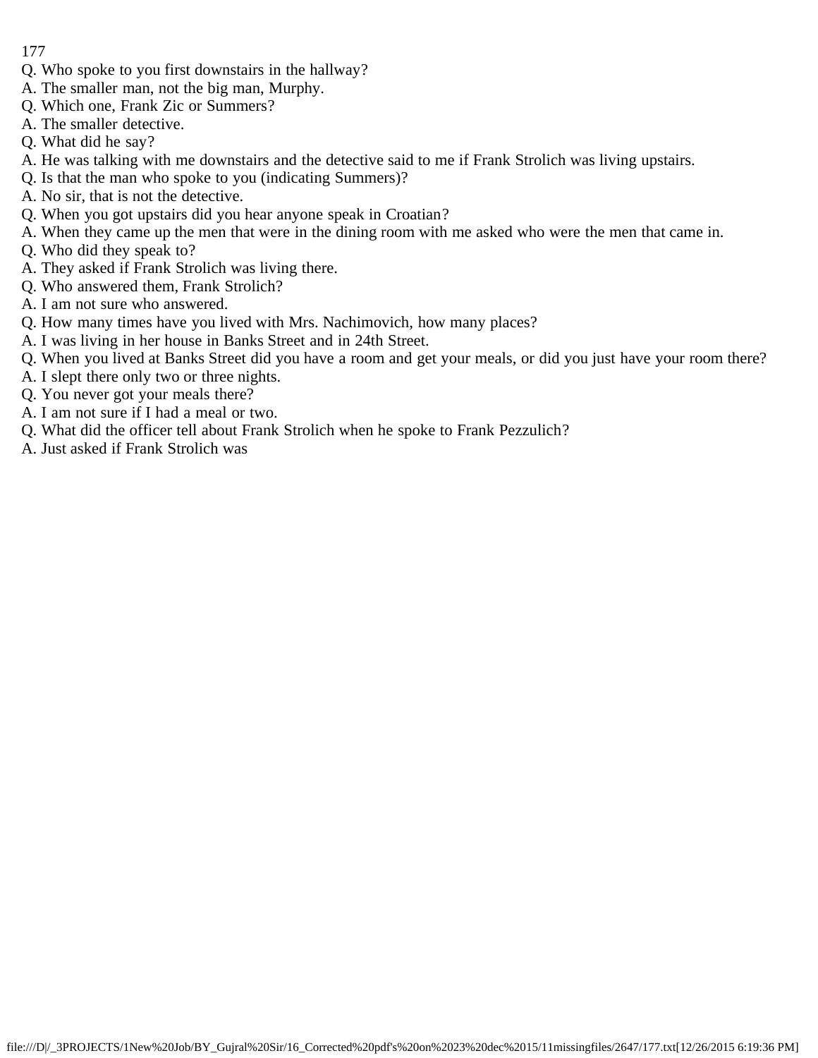Q. Who spoke to you first downstairs in the hallway?
A. The smaller man, not the big man, Murphy.
Q. Which one, Frank Zic or Summers?
A. The smaller detective.
Q. What did he say?
A. He was talking with me downstairs and the detective said to me if Frank Strolich was living upstairs.
Q. Is that the man who spoke to you (indicating Summers)?
A. No sir, that is not the detective.
Q. When you got upstairs did you hear anyone speak in Croatian?
A. When they came up the men that were in the dining room with me asked who were the men that came in.
Q. Who did they speak to?
A. They asked if Frank Strolich was living there.
Q. Who answered them, Frank Strolich?
A. I am not sure who answered.
Q. How many times have you lived with Mrs. Nachimovich, how many places?
A. I was living in her house in Banks Street and in 24th Street.
Q. When you lived at Banks Street did you have a room and get your meals, or did you just have your room there?
A. I slept there only two or three nights.
Q. You never got your meals there?
A. I am not sure if I had a meal or two.
Q. What did the officer tell about Frank Strolich when he spoke to Frank Pezzulich?
A. Just asked if Frank Strolich was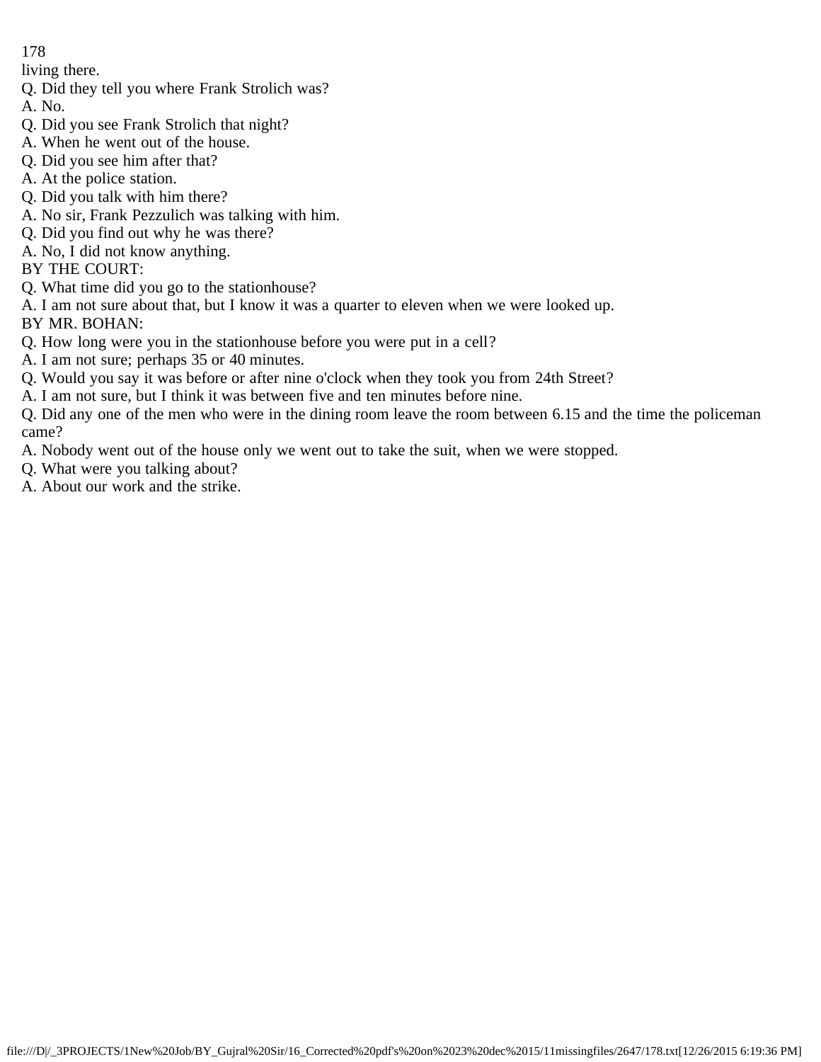living there.

Q. Did they tell you where Frank Strolich was?

A. No.

Q. Did you see Frank Strolich that night?

A. When he went out of the house.

Q. Did you see him after that?

A. At the police station.

Q. Did you talk with him there?

A. No sir, Frank Pezzulich was talking with him.

Q. Did you find out why he was there?

A. No, I did not know anything.

BY THE COURT:

Q. What time did you go to the stationhouse?

A. I am not sure about that, but I know it was a quarter to eleven when we were looked up.

BY MR. BOHAN:

Q. How long were you in the stationhouse before you were put in a cell?

A. I am not sure; perhaps 35 or 40 minutes.

Q. Would you say it was before or after nine o'clock when they took you from 24th Street?

A. I am not sure, but I think it was between five and ten minutes before nine.

Q. Did any one of the men who were in the dining room leave the room between 6.15 and the time the policeman came?

A. Nobody went out of the house only we went out to take the suit, when we were stopped.

Q. What were you talking about?

A. About our work and the strike.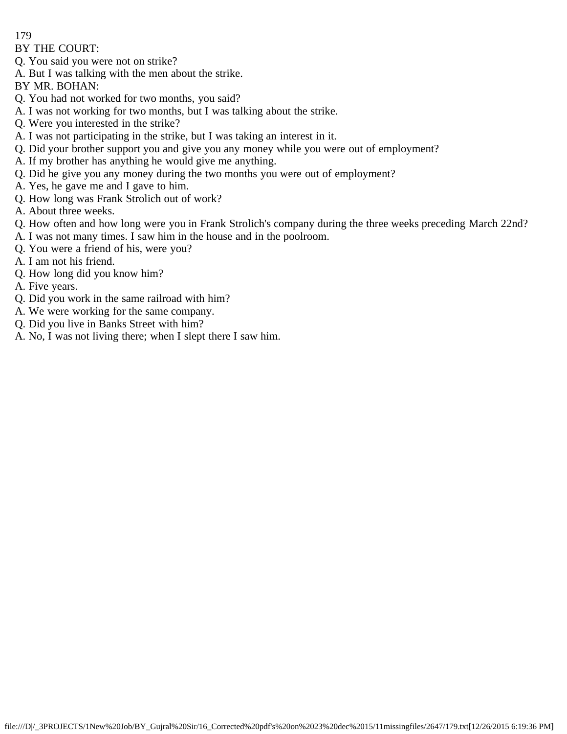BY THE COURT:

Q. You said you were not on strike?

A. But I was talking with the men about the strike.

BY MR. BOHAN:

Q. You had not worked for two months, you said?

A. I was not working for two months, but I was talking about the strike.

Q. Were you interested in the strike?

A. I was not participating in the strike, but I was taking an interest in it.

Q. Did your brother support you and give you any money while you were out of employment?

A. If my brother has anything he would give me anything.

Q. Did he give you any money during the two months you were out of employment?

A. Yes, he gave me and I gave to him.

Q. How long was Frank Strolich out of work?

A. About three weeks.

Q. How often and how long were you in Frank Strolich's company during the three weeks preceding March 22nd?

A. I was not many times. I saw him in the house and in the poolroom.

Q. You were a friend of his, were you?

A. I am not his friend.

Q. How long did you know him?

A. Five years.

Q. Did you work in the same railroad with him?

A. We were working for the same company.

Q. Did you live in Banks Street with him?

A. No, I was not living there; when I slept there I saw him.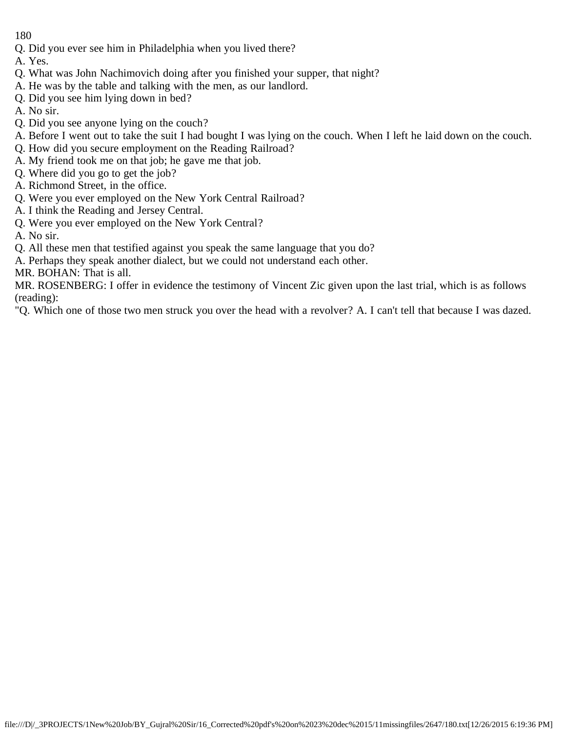Q. Did you ever see him in Philadelphia when you lived there?

A. Yes.

Q. What was John Nachimovich doing after you finished your supper, that night?

A. He was by the table and talking with the men, as our landlord.

Q. Did you see him lying down in bed?

A. No sir.

Q. Did you see anyone lying on the couch?

A. Before I went out to take the suit I had bought I was lying on the couch. When I left he laid down on the couch.

Q. How did you secure employment on the Reading Railroad?

A. My friend took me on that job; he gave me that job.

Q. Where did you go to get the job?

A. Richmond Street, in the office.

Q. Were you ever employed on the New York Central Railroad?

A. I think the Reading and Jersey Central.

Q. Were you ever employed on the New York Central?

A. No sir.

Q. All these men that testified against you speak the same language that you do?

A. Perhaps they speak another dialect, but we could not understand each other.

MR. BOHAN: That is all.

MR. ROSENBERG: I offer in evidence the testimony of Vincent Zic given upon the last trial, which is as follows (reading):

"Q. Which one of those two men struck you over the head with a revolver? A. I can't tell that because I was dazed.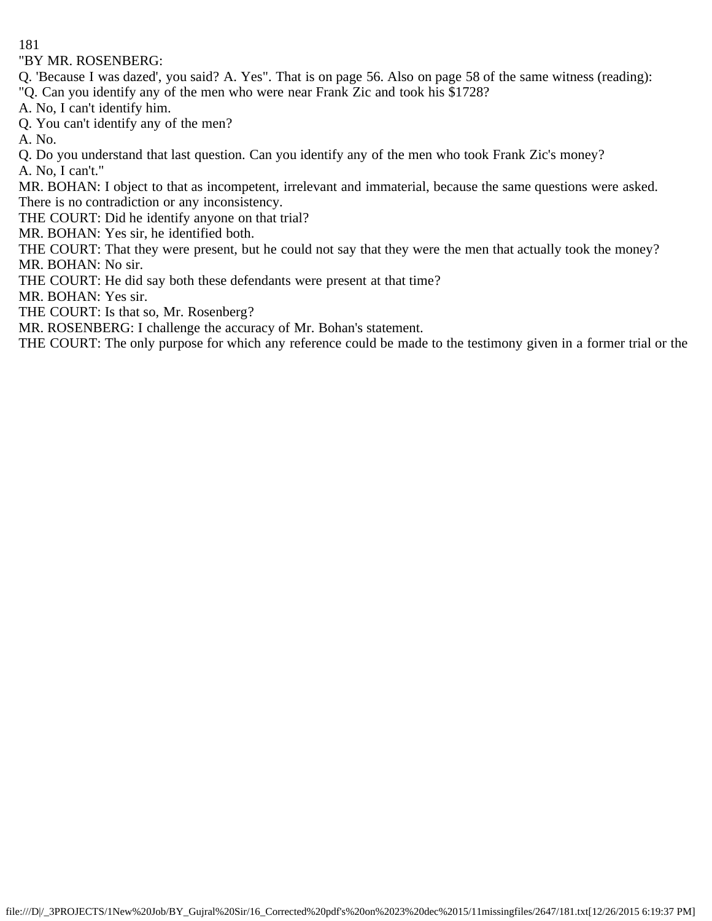"BY MR. ROSENBERG:

Q. 'Because I was dazed', you said? A. Yes". That is on page 56. Also on page 58 of the same witness (reading):

"Q. Can you identify any of the men who were near Frank Zic and took his $1728?

A. No, I can't identify him.

Q. You can't identify any of the men?

A. No.

Q. Do you understand that last question. Can you identify any of the men who took Frank Zic's money?

A. No, I can't."

MR. BOHAN: I object to that as incompetent, irrelevant and immaterial, because the same questions were asked. There is no contradiction or any inconsistency.

THE COURT: Did he identify anyone on that trial?

MR. BOHAN: Yes sir, he identified both.

THE COURT: That they were present, but he could not say that they were the men that actually took the money?

MR. BOHAN: No sir.

THE COURT: He did say both these defendants were present at that time?

MR. BOHAN: Yes sir.

THE COURT: Is that so, Mr. Rosenberg?

MR. ROSENBERG: I challenge the accuracy of Mr. Bohan's statement.

THE COURT: The only purpose for which any reference could be made to the testimony given in a former trial or the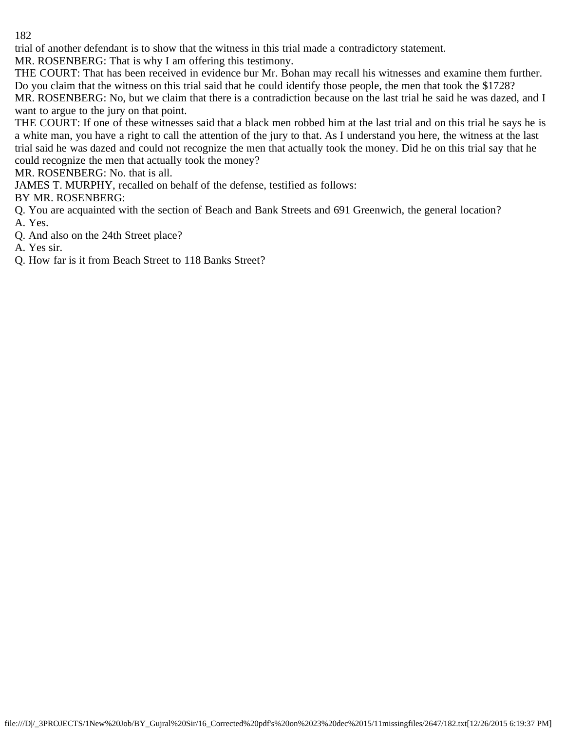trial of another defendant is to show that the witness in this trial made a contradictory statement.

MR. ROSENBERG: That is why I am offering this testimony.

THE COURT: That has been received in evidence bur Mr. Bohan may recall his witnesses and examine them further. Do you claim that the witness on this trial said that he could identify those people, the men that took the $1728?

MR. ROSENBERG: No, but we claim that there is a contradiction because on the last trial he said he was dazed, and I want to argue to the jury on that point.

THE COURT: If one of these witnesses said that a black men robbed him at the last trial and on this trial he says he is a white man, you have a right to call the attention of the jury to that. As I understand you here, the witness at the last trial said he was dazed and could not recognize the men that actually took the money. Did he on this trial say that he could recognize the men that actually took the money?

MR. ROSENBERG: No. that is all.

JAMES T. MURPHY, recalled on behalf of the defense, testified as follows:

BY MR. ROSENBERG:

Q. You are acquainted with the section of Beach and Bank Streets and 691 Greenwich, the general location?

A. Yes.

Q. And also on the 24th Street place?

A. Yes sir.

Q. How far is it from Beach Street to 118 Banks Street?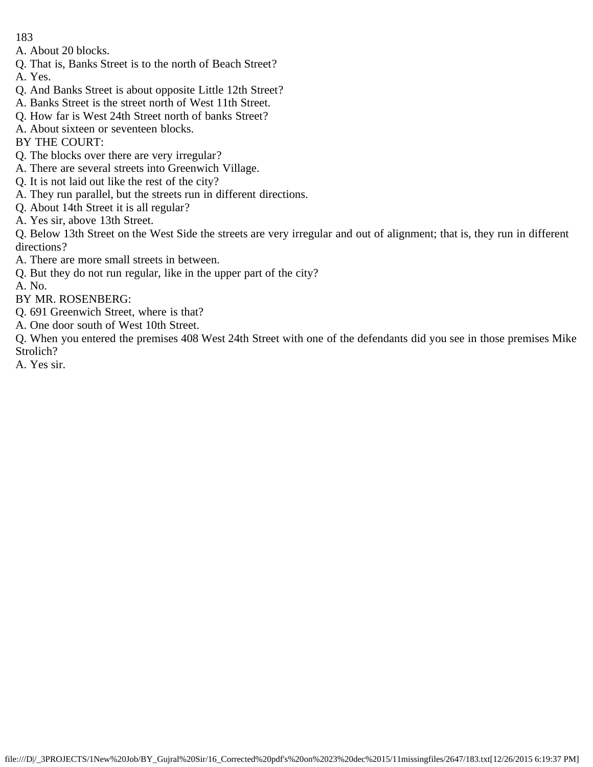A. About 20 blocks.

Q. That is, Banks Street is to the north of Beach Street?

A. Yes.

Q. And Banks Street is about opposite Little 12th Street?

A. Banks Street is the street north of West 11th Street.

Q. How far is West 24th Street north of banks Street?

A. About sixteen or seventeen blocks.

BY THE COURT:

Q. The blocks over there are very irregular?

A. There are several streets into Greenwich Village.

Q. It is not laid out like the rest of the city?

A. They run parallel, but the streets run in different directions.

Q. About 14th Street it is all regular?

A. Yes sir, above 13th Street.

Q. Below 13th Street on the West Side the streets are very irregular and out of alignment; that is, they run in different directions?

A. There are more small streets in between.

Q. But they do not run regular, like in the upper part of the city?

A. No.

BY MR. ROSENBERG:

Q. 691 Greenwich Street, where is that?

A. One door south of West 10th Street.

Q. When you entered the premises 408 West 24th Street with one of the defendants did you see in those premises Mike Strolich?

A. Yes sir.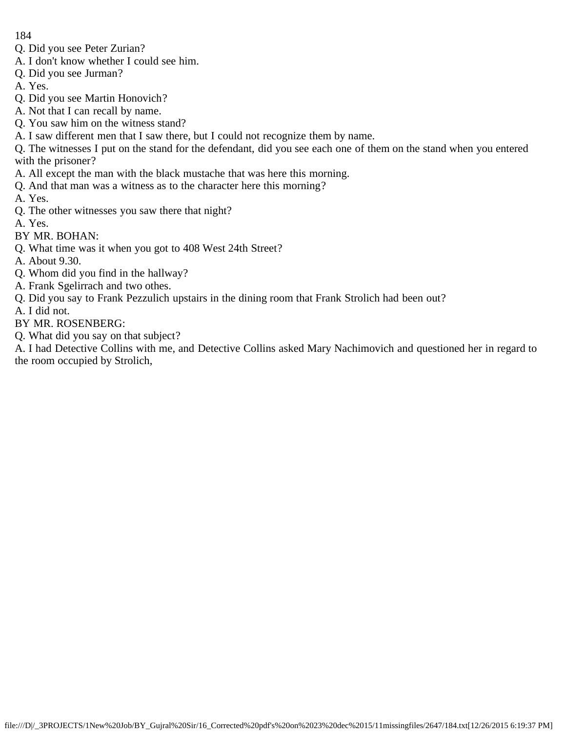Q. Did you see Peter Zurian?
A. I don't know whether I could see him.
Q. Did you see Jurman?
A. Yes.
Q. Did you see Martin Honovich?
A. Not that I can recall by name.
Q. You saw him on the witness stand?
A. I saw different men that I saw there, but I could not recognize them by name.
Q. The witnesses I put on the stand for the defendant, did you see each one of them on the stand when you entered with the prisoner?
A. All except the man with the black mustache that was here this morning.
Q. And that man was a witness as to the character here this morning?
A. Yes.
Q. The other witnesses you saw there that night?
A. Yes.
BY MR. BOHAN:
Q. What time was it when you got to 408 West 24th Street?
A. About 9.30.
Q. Whom did you find in the hallway?
A. Frank Sgelirrach and two othes.
Q. Did you say to Frank Pezzulich upstairs in the dining room that Frank Strolich had been out?
A. I did not.
BY MR. ROSENBERG:
Q. What did you say on that subject?
A. I had Detective Collins with me, and Detective Collins asked Mary Nachimovich and questioned her in regard to the room occupied by Strolich,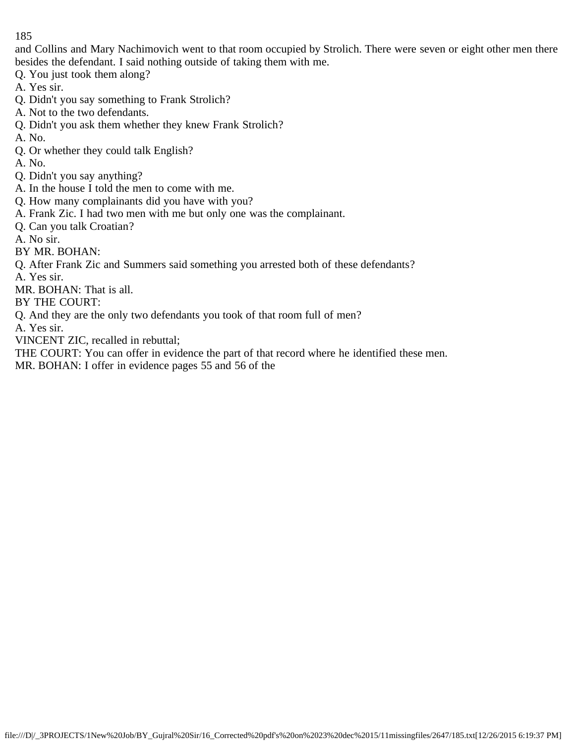and Collins and Mary Nachimovich went to that room occupied by Strolich. There were seven or eight other men there besides the defendant. I said nothing outside of taking them with me.

Q. You just took them along?

A. Yes sir.

Q. Didn't you say something to Frank Strolich?

A. Not to the two defendants.

Q. Didn't you ask them whether they knew Frank Strolich?

A. No.

Q. Or whether they could talk English?

A. No.

Q. Didn't you say anything?

A. In the house I told the men to come with me.

Q. How many complainants did you have with you?

A. Frank Zic. I had two men with me but only one was the complainant.

Q. Can you talk Croatian?

A. No sir.

BY MR. BOHAN:

Q. After Frank Zic and Summers said something you arrested both of these defendants?

A. Yes sir.

MR. BOHAN: That is all.

BY THE COURT:

Q. And they are the only two defendants you took of that room full of men?

A. Yes sir.

VINCENT ZIC, recalled in rebuttal;

THE COURT: You can offer in evidence the part of that record where he identified these men.

MR. BOHAN: I offer in evidence pages 55 and 56 of the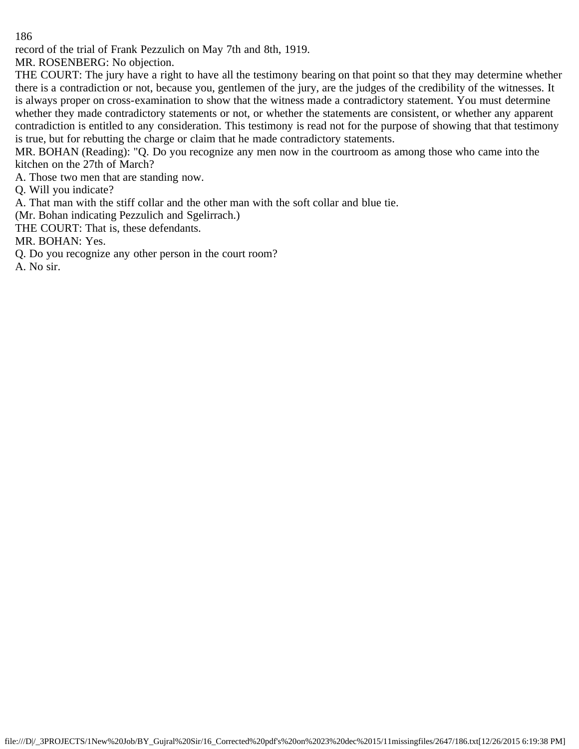record of the trial of Frank Pezzulich on May 7th and 8th, 1919.

MR. ROSENBERG: No objection.

THE COURT: The jury have a right to have all the testimony bearing on that point so that they may determine whether there is a contradiction or not, because you, gentlemen of the jury, are the judges of the credibility of the witnesses. It is always proper on cross-examination to show that the witness made a contradictory statement. You must determine whether they made contradictory statements or not, or whether the statements are consistent, or whether any apparent contradiction is entitled to any consideration. This testimony is read not for the purpose of showing that that testimony is true, but for rebutting the charge or claim that he made contradictory statements.

MR. BOHAN (Reading): "Q. Do you recognize any men now in the courtroom as among those who came into the kitchen on the 27th of March?

A. Those two men that are standing now.

Q. Will you indicate?

A. That man with the stiff collar and the other man with the soft collar and blue tie.

(Mr. Bohan indicating Pezzulich and Sgelirrach.)

THE COURT: That is, these defendants.

MR. BOHAN: Yes.

Q. Do you recognize any other person in the court room?

A. No sir.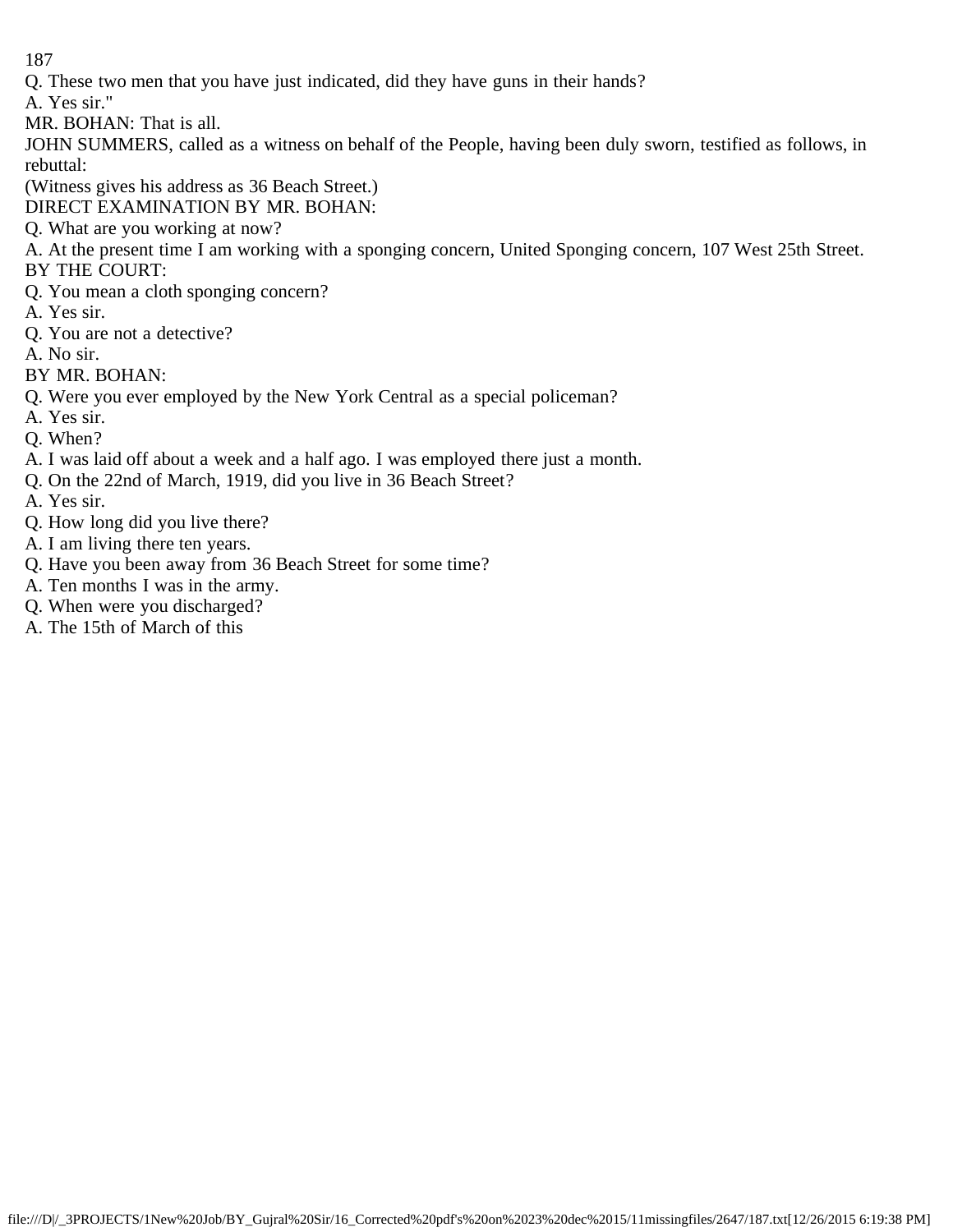Q. These two men that you have just indicated, did they have guns in their hands?

A. Yes sir."

MR. BOHAN: That is all.

JOHN SUMMERS, called as a witness on behalf of the People, having been duly sworn, testified as follows, in rebuttal:

(Witness gives his address as 36 Beach Street.)

DIRECT EXAMINATION BY MR. BOHAN:

Q. What are you working at now?

A. At the present time I am working with a sponging concern, United Sponging concern, 107 West 25th Street.

BY THE COURT:

Q. You mean a cloth sponging concern?

A. Yes sir.

Q. You are not a detective?

A. No sir.

BY MR. BOHAN:

Q. Were you ever employed by the New York Central as a special policeman?

A. Yes sir.

Q. When?

A. I was laid off about a week and a half ago. I was employed there just a month.

Q. On the 22nd of March, 1919, did you live in 36 Beach Street?

A. Yes sir.

Q. How long did you live there?

A. I am living there ten years.

Q. Have you been away from 36 Beach Street for some time?

A. Ten months I was in the army.

Q. When were you discharged?

A. The 15th of March of this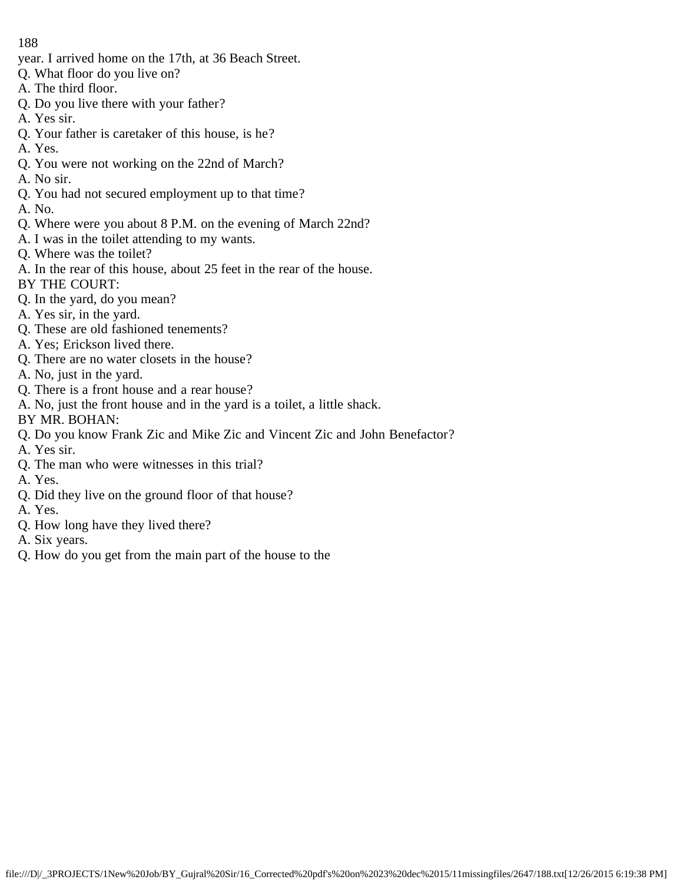year. I arrived home on the 17th, at 36 Beach Street.

Q. What floor do you live on?

A. The third floor.

Q. Do you live there with your father?

A. Yes sir.

Q. Your father is caretaker of this house, is he?

A. Yes.

Q. You were not working on the 22nd of March?

A. No sir.

Q. You had not secured employment up to that time?

A. No.

Q. Where were you about 8 P.M. on the evening of March 22nd?

A. I was in the toilet attending to my wants.

Q. Where was the toilet?

A. In the rear of this house, about 25 feet in the rear of the house.

BY THE COURT:

Q. In the yard, do you mean?

A. Yes sir, in the yard.

Q. These are old fashioned tenements?

A. Yes; Erickson lived there.

Q. There are no water closets in the house?

A. No, just in the yard.

Q. There is a front house and a rear house?

A. No, just the front house and in the yard is a toilet, a little shack.

BY MR. BOHAN:

Q. Do you know Frank Zic and Mike Zic and Vincent Zic and John Benefactor?

A. Yes sir.

Q. The man who were witnesses in this trial?

A. Yes.

Q. Did they live on the ground floor of that house?

A. Yes.

Q. How long have they lived there?

A. Six years.

Q. How do you get from the main part of the house to the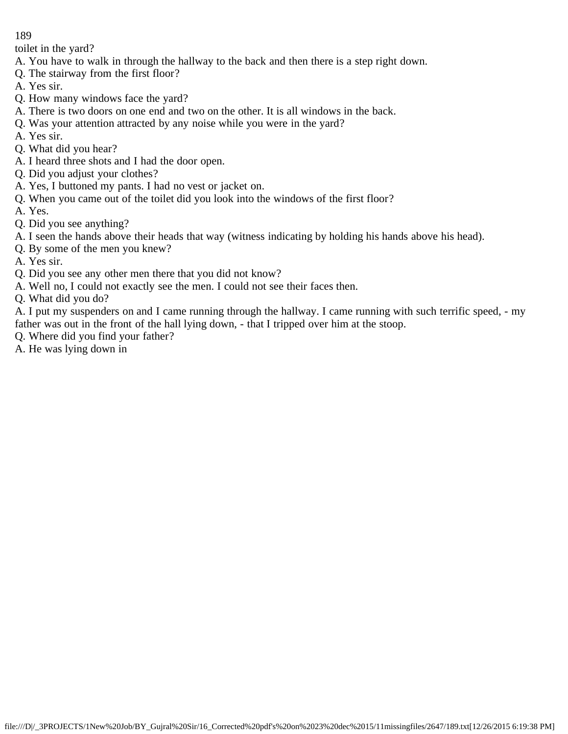toilet in the yard?

A. You have to walk in through the hallway to the back and then there is a step right down.

Q. The stairway from the first floor?

A. Yes sir.

Q. How many windows face the yard?

A. There is two doors on one end and two on the other. It is all windows in the back.

Q. Was your attention attracted by any noise while you were in the yard?

A. Yes sir.

Q. What did you hear?

A. I heard three shots and I had the door open.

Q. Did you adjust your clothes?

A. Yes, I buttoned my pants. I had no vest or jacket on.

Q. When you came out of the toilet did you look into the windows of the first floor?

A. Yes.

Q. Did you see anything?

A. I seen the hands above their heads that way (witness indicating by holding his hands above his head).

Q. By some of the men you knew?

A. Yes sir.

Q. Did you see any other men there that you did not know?

A. Well no, I could not exactly see the men. I could not see their faces then.

Q. What did you do?

A. I put my suspenders on and I came running through the hallway. I came running with such terrific speed, - my father was out in the front of the hall lying down, - that I tripped over him at the stoop.

Q. Where did you find your father?

A. He was lying down in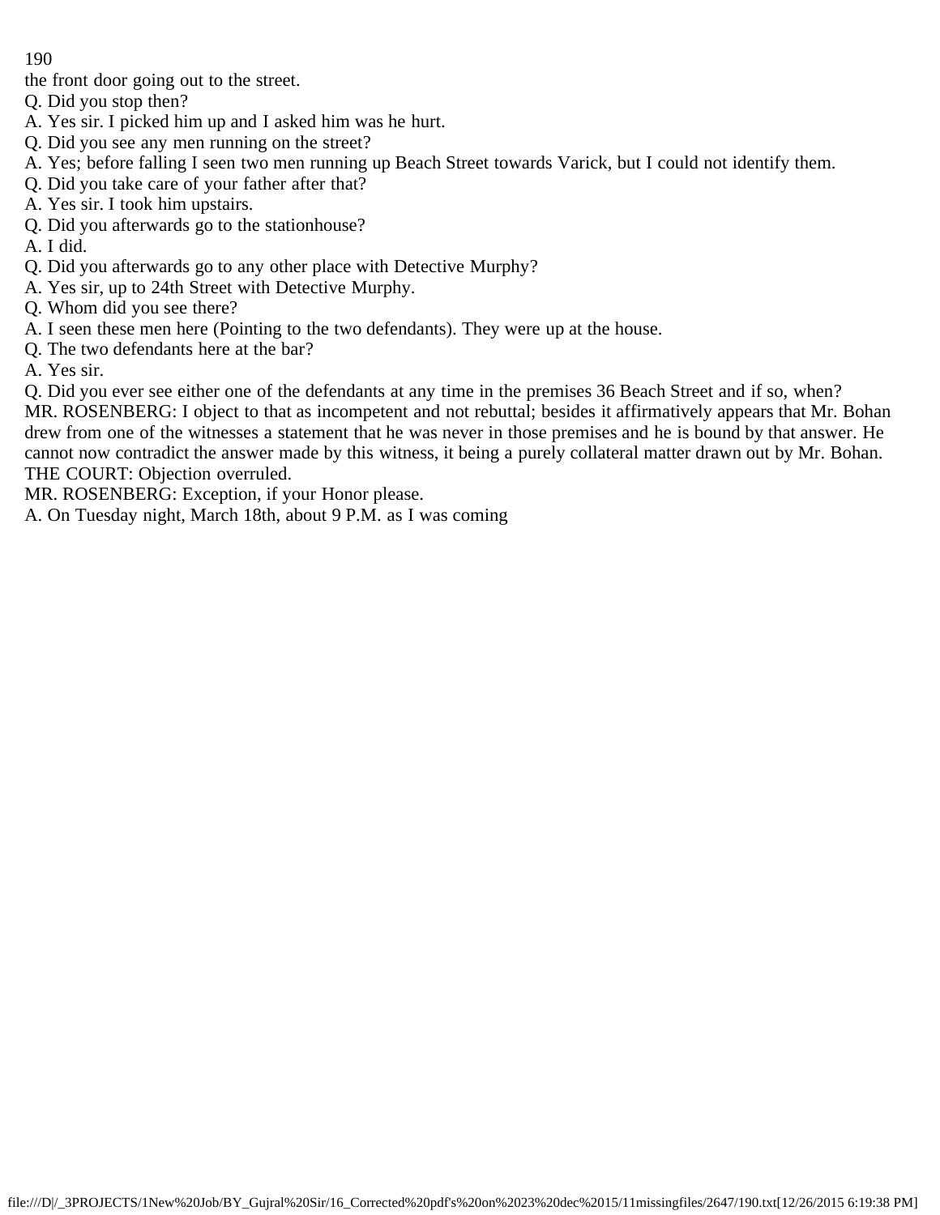the front door going out to the street.

Q. Did you stop then?

A. Yes sir. I picked him up and I asked him was he hurt.

Q. Did you see any men running on the street?

A. Yes; before falling I seen two men running up Beach Street towards Varick, but I could not identify them.

Q. Did you take care of your father after that?

A. Yes sir. I took him upstairs.

Q. Did you afterwards go to the stationhouse?

A. I did.

Q. Did you afterwards go to any other place with Detective Murphy?

A. Yes sir, up to 24th Street with Detective Murphy.

Q. Whom did you see there?

A. I seen these men here (Pointing to the two defendants). They were up at the house.

Q. The two defendants here at the bar?

A. Yes sir.

Q. Did you ever see either one of the defendants at any time in the premises 36 Beach Street and if so, when?

MR. ROSENBERG: I object to that as incompetent and not rebuttal; besides it affirmatively appears that Mr. Bohan drew from one of the witnesses a statement that he was never in those premises and he is bound by that answer. He cannot now contradict the answer made by this witness, it being a purely collateral matter drawn out by Mr. Bohan.

THE COURT: Objection overruled.

MR. ROSENBERG: Exception, if your Honor please.

A. On Tuesday night, March 18th, about 9 P.M. as I was coming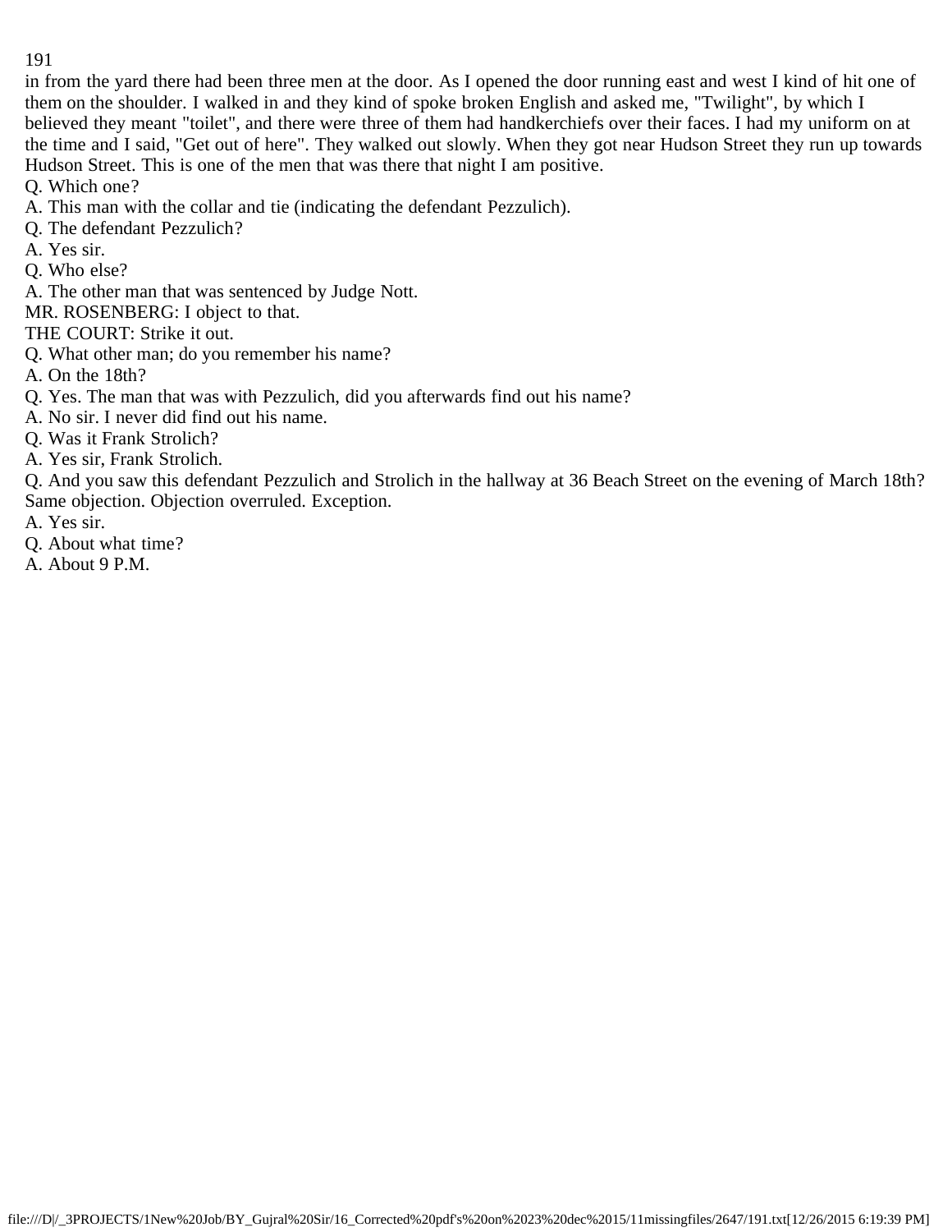in from the yard there had been three men at the door. As I opened the door running east and west I kind of hit one of them on the shoulder. I walked in and they kind of spoke broken English and asked me, "Twilight", by which I believed they meant "toilet", and there were three of them had handkerchiefs over their faces. I had my uniform on at the time and I said, "Get out of here". They walked out slowly. When they got near Hudson Street they run up towards Hudson Street. This is one of the men that was there that night I am positive.

Q. Which one?

A. This man with the collar and tie (indicating the defendant Pezzulich).

Q. The defendant Pezzulich?

A. Yes sir.

Q. Who else?

A. The other man that was sentenced by Judge Nott.

MR. ROSENBERG: I object to that.

THE COURT: Strike it out.

Q. What other man; do you remember his name?

A. On the 18th?

Q. Yes. The man that was with Pezzulich, did you afterwards find out his name?

A. No sir. I never did find out his name.

Q. Was it Frank Strolich?

A. Yes sir, Frank Strolich.

Q. And you saw this defendant Pezzulich and Strolich in the hallway at 36 Beach Street on the evening of March 18th? Same objection. Objection overruled. Exception.

A. Yes sir.

Q. About what time?

A. About 9 P.M.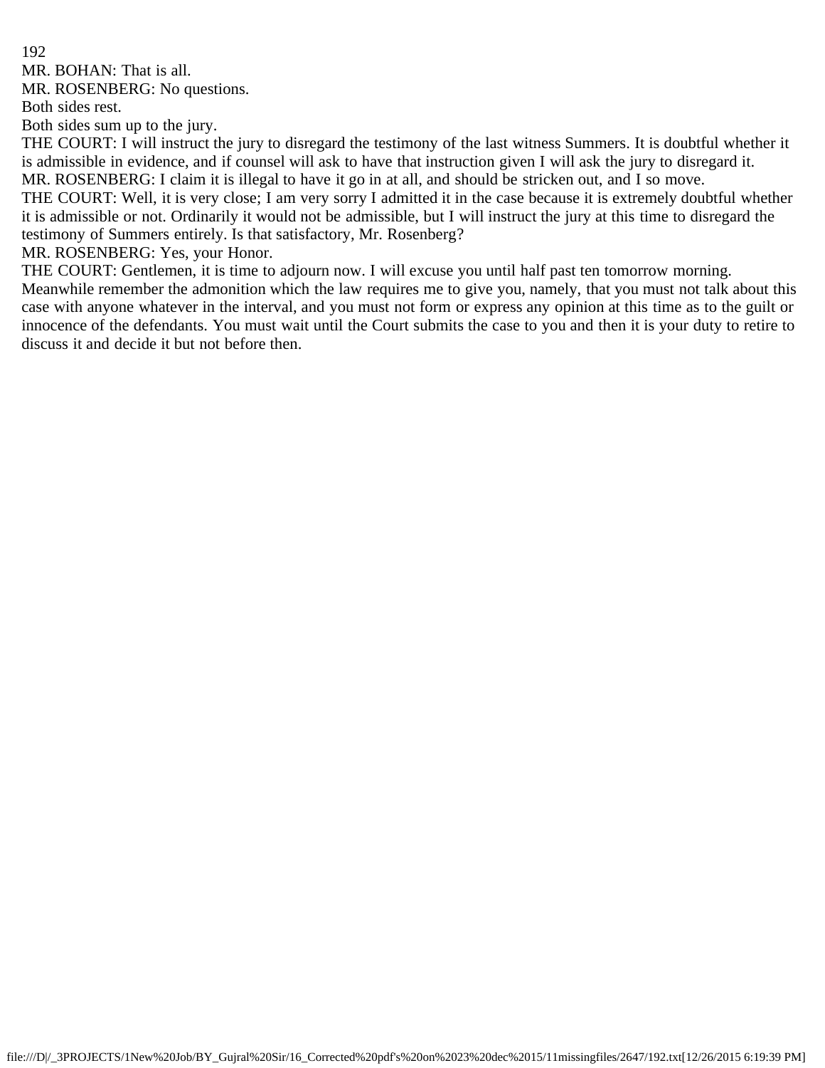MR. BOHAN: That is all.

MR. ROSENBERG: No questions.

Both sides rest.

Both sides sum up to the jury.

THE COURT: I will instruct the jury to disregard the testimony of the last witness Summers. It is doubtful whether it is admissible in evidence, and if counsel will ask to have that instruction given I will ask the jury to disregard it.

MR. ROSENBERG: I claim it is illegal to have it go in at all, and should be stricken out, and I so move.

THE COURT: Well, it is very close; I am very sorry I admitted it in the case because it is extremely doubtful whether it is admissible or not. Ordinarily it would not be admissible, but I will instruct the jury at this time to disregard the testimony of Summers entirely. Is that satisfactory, Mr. Rosenberg?

MR. ROSENBERG: Yes, your Honor.

THE COURT: Gentlemen, it is time to adjourn now. I will excuse you until half past ten tomorrow morning. Meanwhile remember the admonition which the law requires me to give you, namely, that you must not talk about this case with anyone whatever in the interval, and you must not form or express any opinion at this time as to the guilt or innocence of the defendants. You must wait until the Court submits the case to you and then it is your duty to retire to discuss it and decide it but not before then.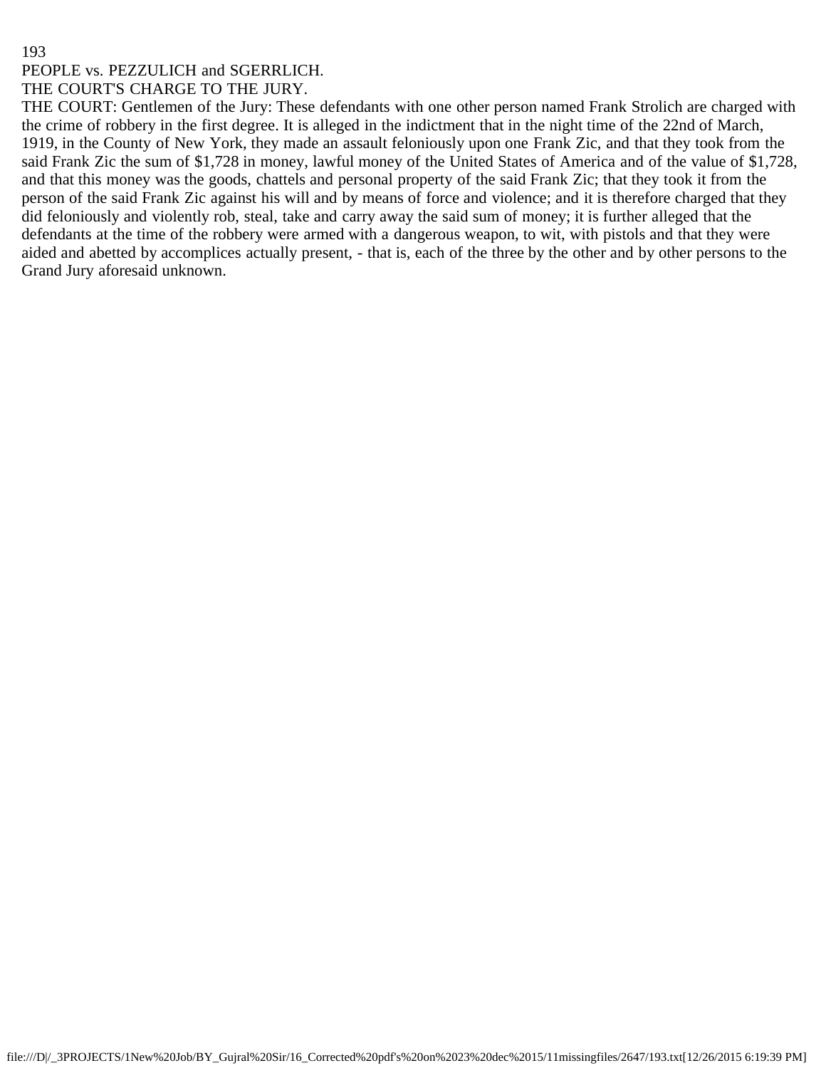PEOPLE vs. PEZZULICH and SGERRLICH.

THE COURT'S CHARGE TO THE JURY.

THE COURT: Gentlemen of the Jury: These defendants with one other person named Frank Strolich are charged with the crime of robbery in the first degree. It is alleged in the indictment that in the night time of the 22nd of March, 1919, in the County of New York, they made an assault feloniously upon one Frank Zic, and that they took from the said Frank Zic the sum of $1,728 in money, lawful money of the United States of America and of the value of $1,728, and that this money was the goods, chattels and personal property of the said Frank Zic; that they took it from the person of the said Frank Zic against his will and by means of force and violence; and it is therefore charged that they did feloniously and violently rob, steal, take and carry away the said sum of money; it is further alleged that the defendants at the time of the robbery were armed with a dangerous weapon, to wit, with pistols and that they were aided and abetted by accomplices actually present, - that is, each of the three by the other and by other persons to the Grand Jury aforesaid unknown.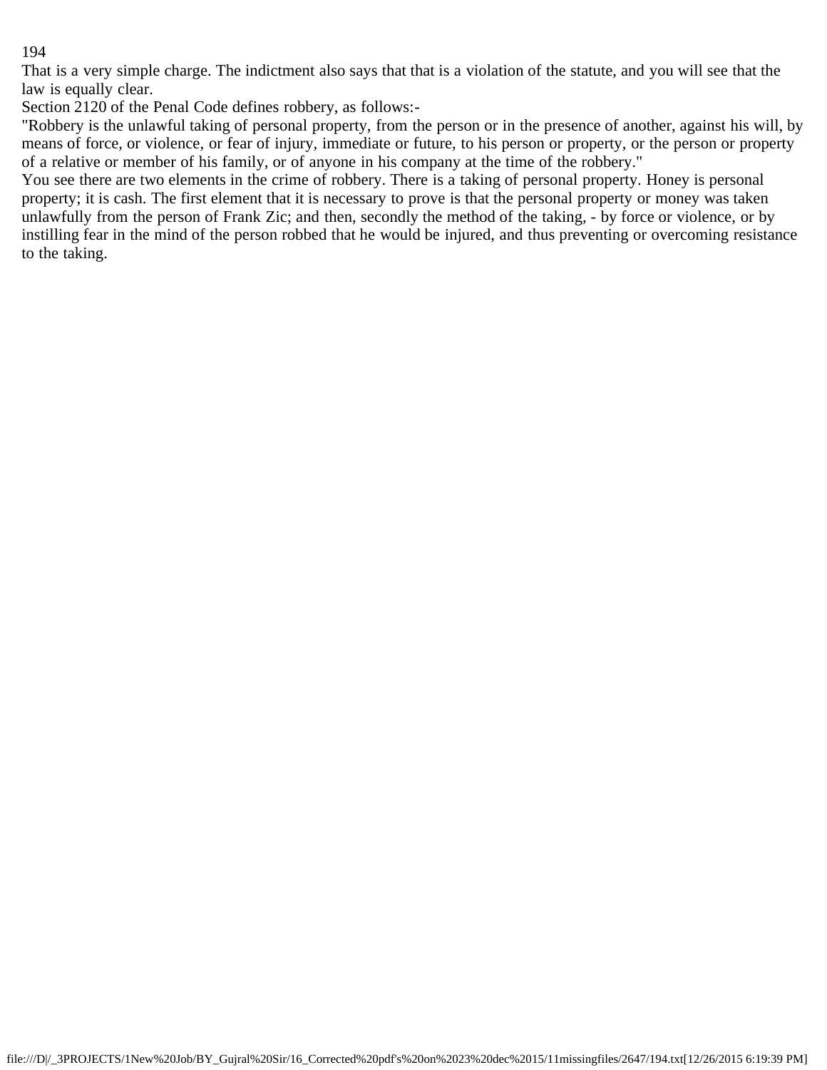That is a very simple charge. The indictment also says that that is a violation of the statute, and you will see that the law is equally clear.

Section 2120 of the Penal Code defines robbery, as follows:-

"Robbery is the unlawful taking of personal property, from the person or in the presence of another, against his will, by means of force, or violence, or fear of injury, immediate or future, to his person or property, or the person or property of a relative or member of his family, or of anyone in his company at the time of the robbery."

You see there are two elements in the crime of robbery. There is a taking of personal property. Honey is personal property; it is cash. The first element that it is necessary to prove is that the personal property or money was taken unlawfully from the person of Frank Zic; and then, secondly the method of the taking, - by force or violence, or by instilling fear in the mind of the person robbed that he would be injured, and thus preventing or overcoming resistance to the taking.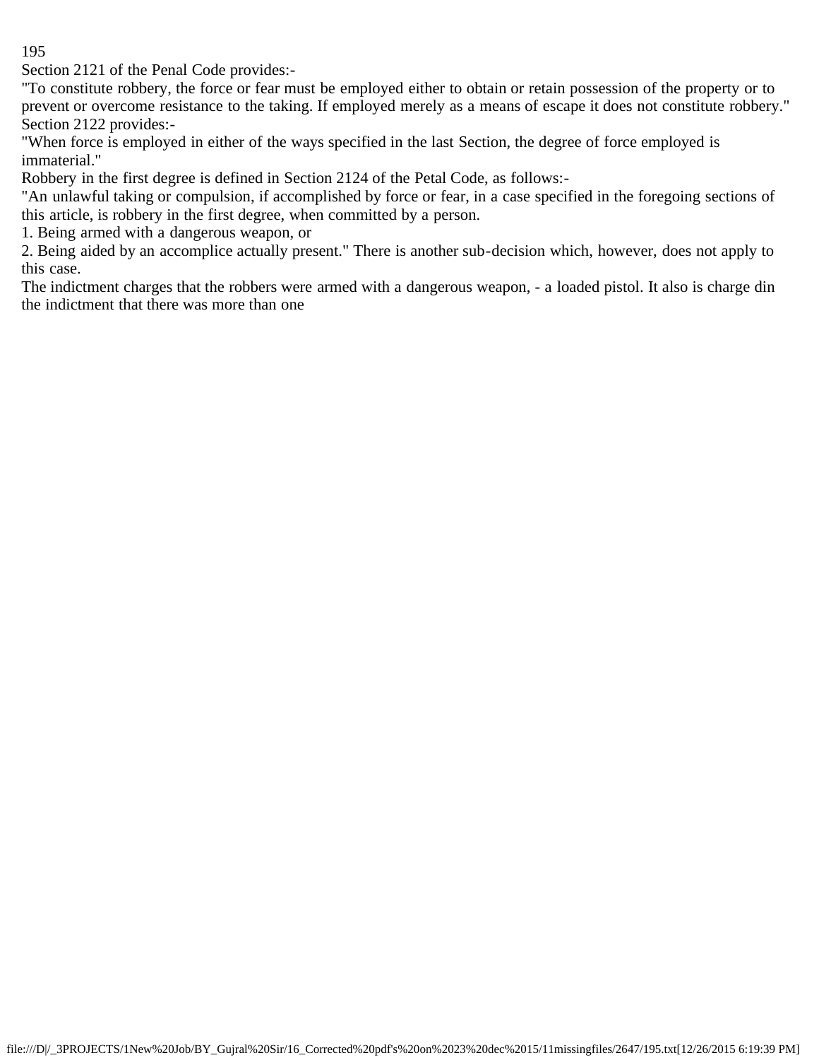Section 2121 of the Penal Code provides:-

"To constitute robbery, the force or fear must be employed either to obtain or retain possession of the property or to prevent or overcome resistance to the taking. If employed merely as a means of escape it does not constitute robbery."

Section 2122 provides:-

"When force is employed in either of the ways specified in the last Section, the degree of force employed is immaterial."

Robbery in the first degree is defined in Section 2124 of the Petal Code, as follows:-

"An unlawful taking or compulsion, if accomplished by force or fear, in a case specified in the foregoing sections of this article, is robbery in the first degree, when committed by a person.

1. Being armed with a dangerous weapon, or

2. Being aided by an accomplice actually present." There is another sub-decision which, however, does not apply to this case.

The indictment charges that the robbers were armed with a dangerous weapon, - a loaded pistol. It also is charge din the indictment that there was more than one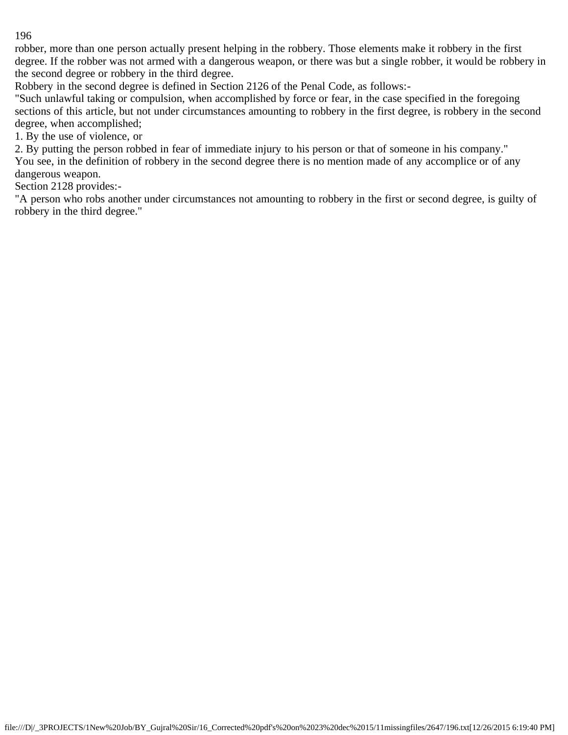robber, more than one person actually present helping in the robbery. Those elements make it robbery in the first degree. If the robber was not armed with a dangerous weapon, or there was but a single robber, it would be robbery in the second degree or robbery in the third degree.

Robbery in the second degree is defined in Section 2126 of the Penal Code, as follows:-

"Such unlawful taking or compulsion, when accomplished by force or fear, in the case specified in the foregoing sections of this article, but not under circumstances amounting to robbery in the first degree, is robbery in the second degree, when accomplished;

1. By the use of violence, or
2. By putting the person robbed in fear of immediate injury to his person or that of someone in his company."

You see, in the definition of robbery in the second degree there is no mention made of any accomplice or of any dangerous weapon.

Section 2128 provides:-

"A person who robs another under circumstances not amounting to robbery in the first or second degree, is guilty of robbery in the third degree."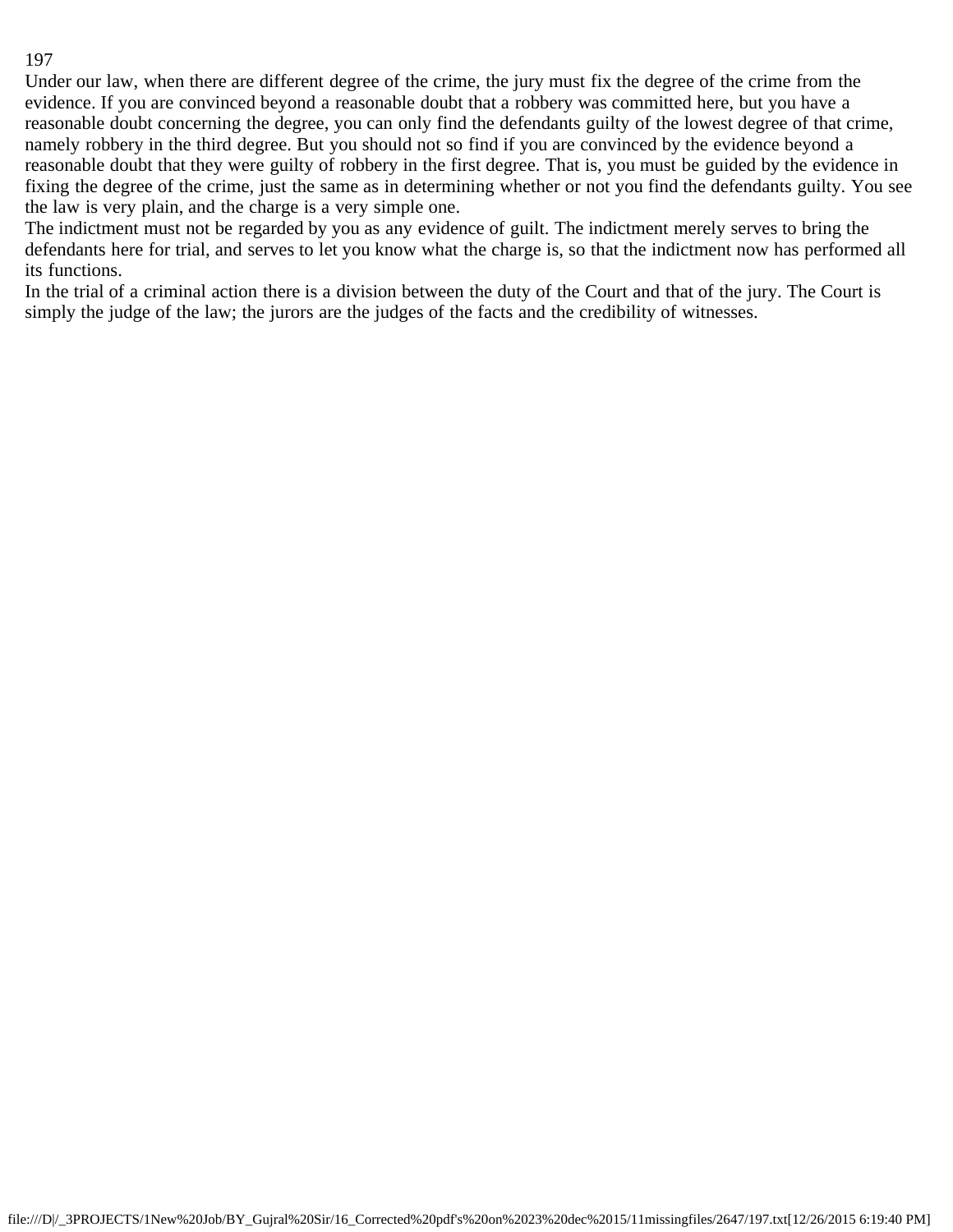Under our law, when there are different degree of the crime, the jury must fix the degree of the crime from the evidence. If you are convinced beyond a reasonable doubt that a robbery was committed here, but you have a reasonable doubt concerning the degree, you can only find the defendants guilty of the lowest degree of that crime, namely robbery in the third degree. But you should not so find if you are convinced by the evidence beyond a reasonable doubt that they were guilty of robbery in the first degree. That is, you must be guided by the evidence in fixing the degree of the crime, just the same as in determining whether or not you find the defendants guilty. You see the law is very plain, and the charge is a very simple one.

The indictment must not be regarded by you as any evidence of guilt. The indictment merely serves to bring the defendants here for trial, and serves to let you know what the charge is, so that the indictment now has performed all its functions.

In the trial of a criminal action there is a division between the duty of the Court and that of the jury. The Court is simply the judge of the law; the jurors are the judges of the facts and the credibility of witnesses.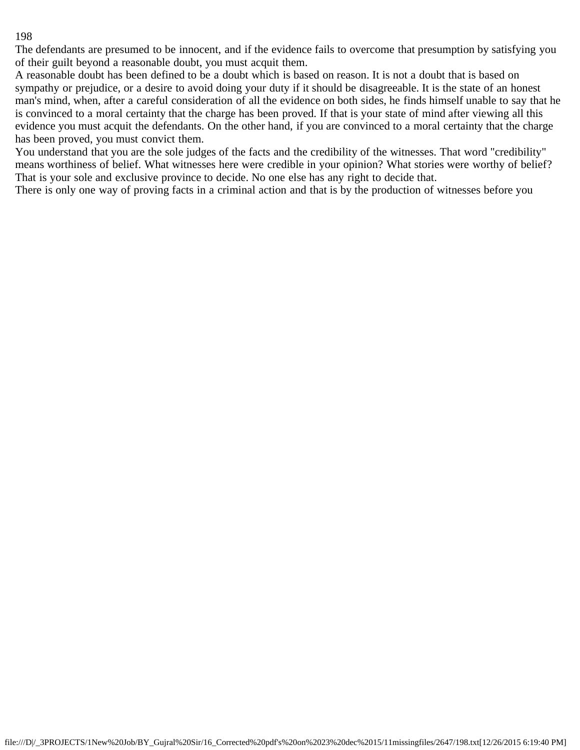The defendants are presumed to be innocent, and if the evidence fails to overcome that presumption by satisfying you of their guilt beyond a reasonable doubt, you must acquit them.

A reasonable doubt has been defined to be a doubt which is based on reason. It is not a doubt that is based on sympathy or prejudice, or a desire to avoid doing your duty if it should be disagreeable. It is the state of an honest man's mind, when, after a careful consideration of all the evidence on both sides, he finds himself unable to say that he is convinced to a moral certainty that the charge has been proved. If that is your state of mind after viewing all this evidence you must acquit the defendants. On the other hand, if you are convinced to a moral certainty that the charge has been proved, you must convict them.

You understand that you are the sole judges of the facts and the credibility of the witnesses. That word "credibility" means worthiness of belief. What witnesses here were credible in your opinion? What stories were worthy of belief? That is your sole and exclusive province to decide. No one else has any right to decide that.

There is only one way of proving facts in a criminal action and that is by the production of witnesses before you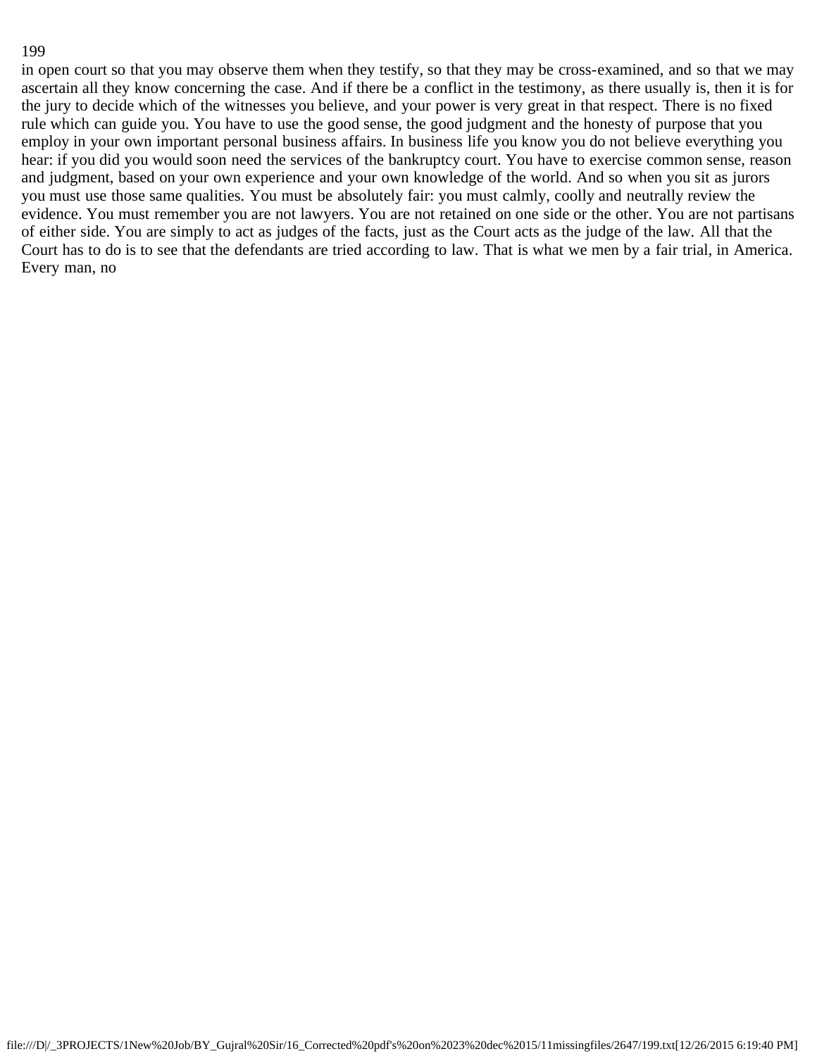in open court so that you may observe them when they testify, so that they may be cross-examined, and so that we may ascertain all they know concerning the case. And if there be a conflict in the testimony, as there usually is, then it is for the jury to decide which of the witnesses you believe, and your power is very great in that respect. There is no fixed rule which can guide you. You have to use the good sense, the good judgment and the honesty of purpose that you employ in your own important personal business affairs. In business life you know you do not believe everything you hear: if you did you would soon need the services of the bankruptcy court. You have to exercise common sense, reason and judgment, based on your own experience and your own knowledge of the world. And so when you sit as jurors you must use those same qualities. You must be absolutely fair: you must calmly, coolly and neutrally review the evidence. You must remember you are not lawyers. You are not retained on one side or the other. You are not partisans of either side. You are simply to act as judges of the facts, just as the Court acts as the judge of the law. All that the Court has to do is to see that the defendants are tried according to law. That is what we men by a fair trial, in America. Every man, no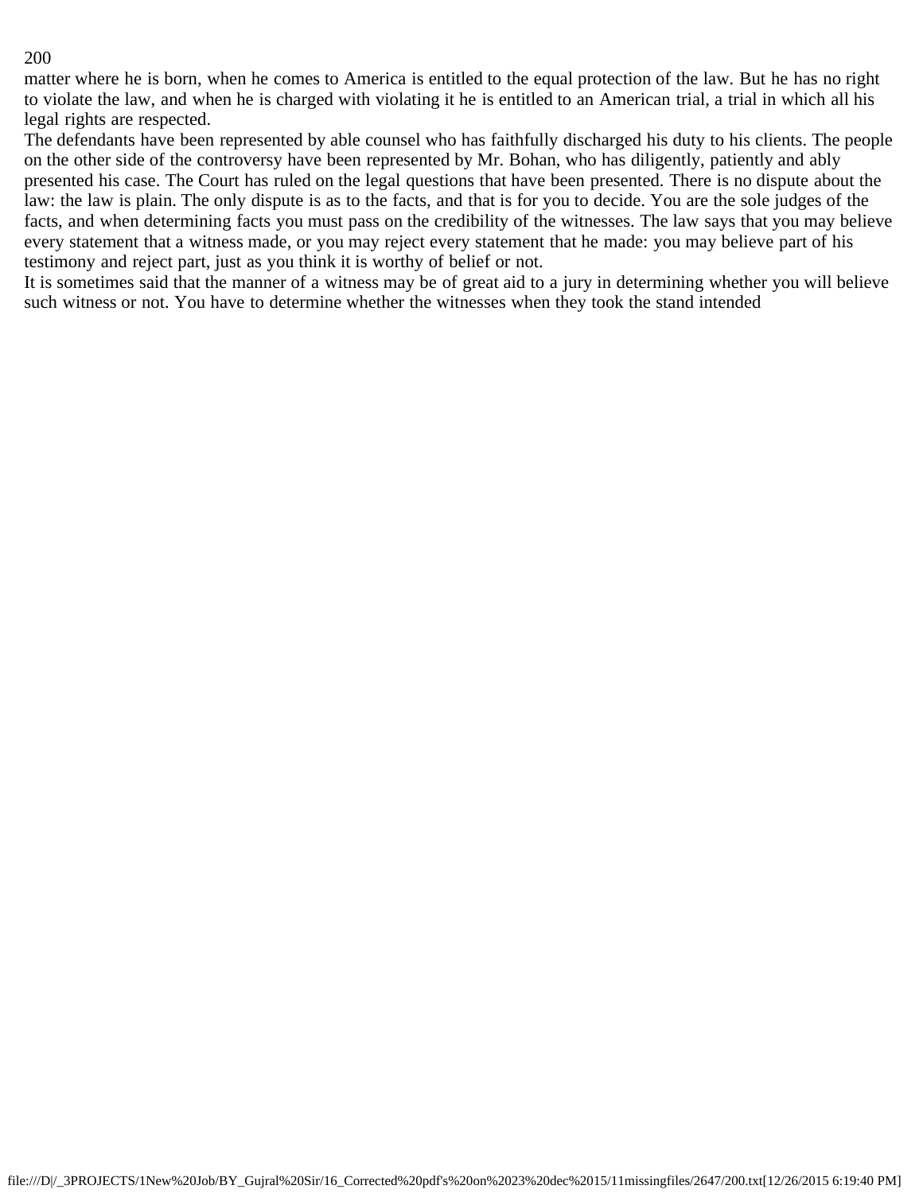matter where he is born, when he comes to America is entitled to the equal protection of the law. But he has no right to violate the law, and when he is charged with violating it he is entitled to an American trial, a trial in which all his legal rights are respected.

The defendants have been represented by able counsel who has faithfully discharged his duty to his clients. The people on the other side of the controversy have been represented by Mr. Bohan, who has diligently, patiently and ably presented his case. The Court has ruled on the legal questions that have been presented. There is no dispute about the law: the law is plain. The only dispute is as to the facts, and that is for you to decide. You are the sole judges of the facts, and when determining facts you must pass on the credibility of the witnesses. The law says that you may believe every statement that a witness made, or you may reject every statement that he made: you may believe part of his testimony and reject part, just as you think it is worthy of belief or not.

It is sometimes said that the manner of a witness may be of great aid to a jury in determining whether you will believe such witness or not. You have to determine whether the witnesses when they took the stand intended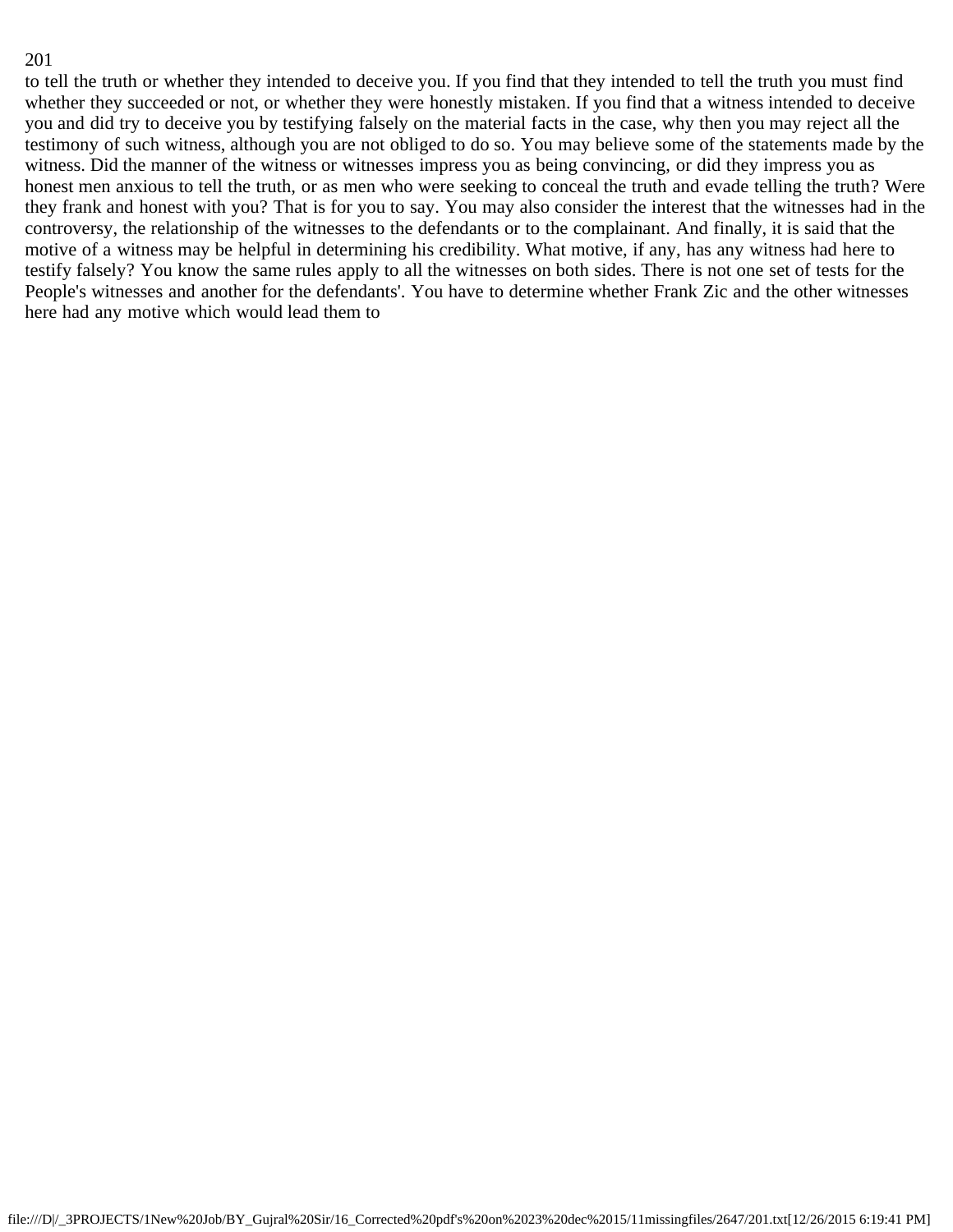to tell the truth or whether they intended to deceive you. If you find that they intended to tell the truth you must find whether they succeeded or not, or whether they were honestly mistaken. If you find that a witness intended to deceive you and did try to deceive you by testifying falsely on the material facts in the case, why then you may reject all the testimony of such witness, although you are not obliged to do so. You may believe some of the statements made by the witness. Did the manner of the witness or witnesses impress you as being convincing, or did they impress you as honest men anxious to tell the truth, or as men who were seeking to conceal the truth and evade telling the truth? Were they frank and honest with you? That is for you to say. You may also consider the interest that the witnesses had in the controversy, the relationship of the witnesses to the defendants or to the complainant. And finally, it is said that the motive of a witness may be helpful in determining his credibility. What motive, if any, has any witness had here to testify falsely? You know the same rules apply to all the witnesses on both sides. There is not one set of tests for the People's witnesses and another for the defendants'. You have to determine whether Frank Zic and the other witnesses here had any motive which would lead them to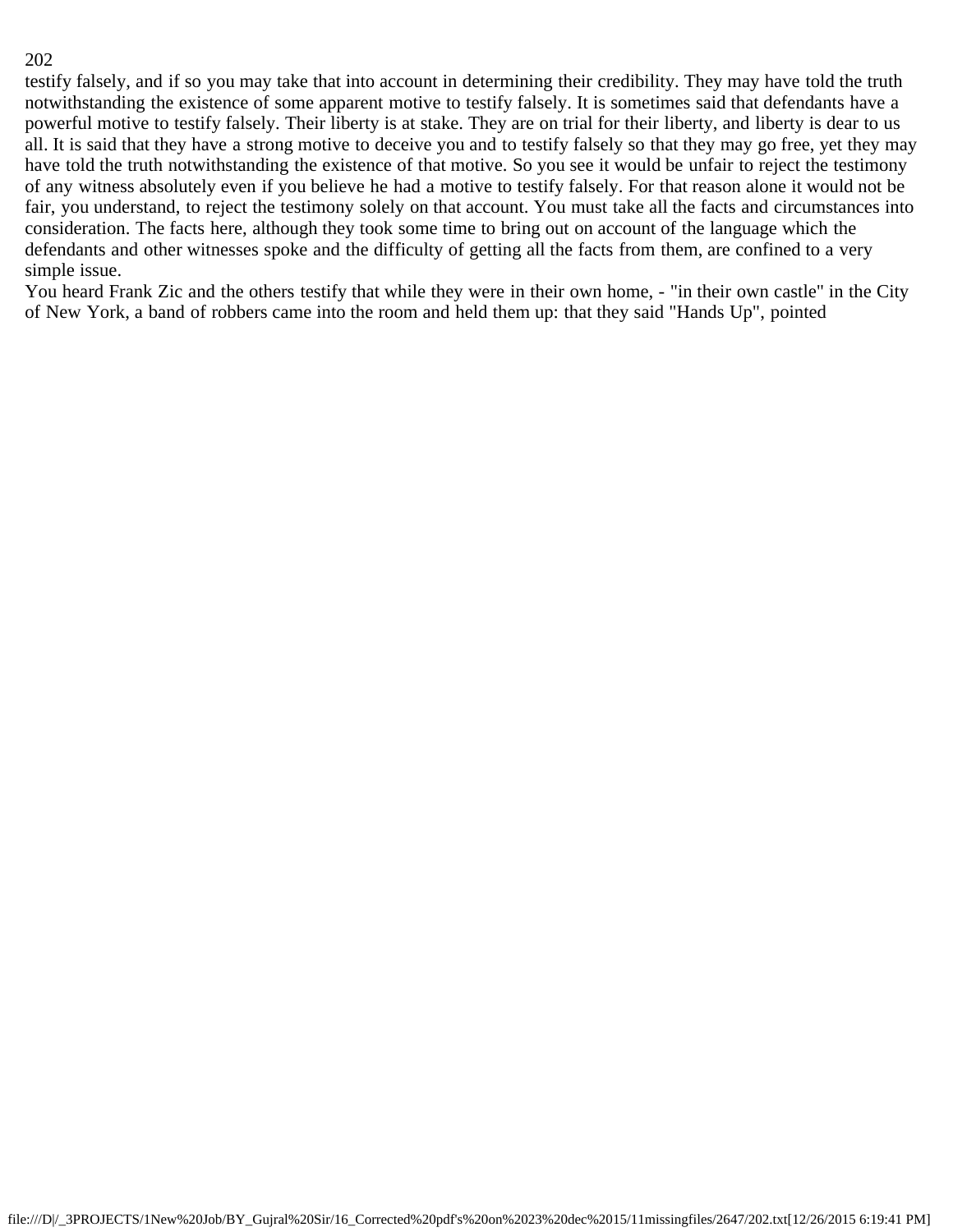testify falsely, and if so you may take that into account in determining their credibility. They may have told the truth notwithstanding the existence of some apparent motive to testify falsely. It is sometimes said that defendants have a powerful motive to testify falsely. Their liberty is at stake. They are on trial for their liberty, and liberty is dear to us all. It is said that they have a strong motive to deceive you and to testify falsely so that they may go free, yet they may have told the truth notwithstanding the existence of that motive. So you see it would be unfair to reject the testimony of any witness absolutely even if you believe he had a motive to testify falsely. For that reason alone it would not be fair, you understand, to reject the testimony solely on that account. You must take all the facts and circumstances into consideration. The facts here, although they took some time to bring out on account of the language which the defendants and other witnesses spoke and the difficulty of getting all the facts from them, are confined to a very simple issue.

You heard Frank Zic and the others testify that while they were in their own home, - "in their own castle" in the City of New York, a band of robbers came into the room and held them up: that they said "Hands Up", pointed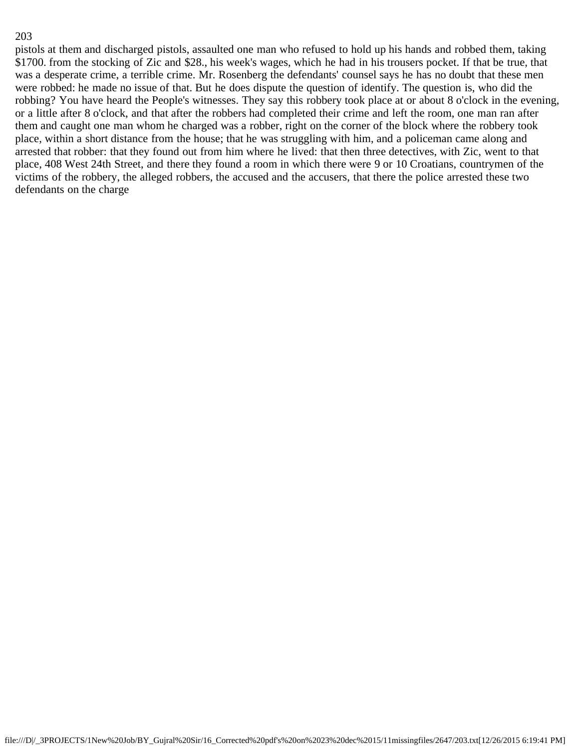pistols at them and discharged pistols, assaulted one man who refused to hold up his hands and robbed them, taking $1700. from the stocking of Zic and $28., his week's wages, which he had in his trousers pocket. If that be true, that was a desperate crime, a terrible crime. Mr. Rosenberg the defendants' counsel says he has no doubt that these men were robbed: he made no issue of that. But he does dispute the question of identify. The question is, who did the robbing? You have heard the People's witnesses. They say this robbery took place at or about 8 o'clock in the evening, or a little after 8 o'clock, and that after the robbers had completed their crime and left the room, one man ran after them and caught one man whom he charged was a robber, right on the corner of the block where the robbery took place, within a short distance from the house; that he was struggling with him, and a policeman came along and arrested that robber: that they found out from him where he lived: that then three detectives, with Zic, went to that place, 408 West 24th Street, and there they found a room in which there were 9 or 10 Croatians, countrymen of the victims of the robbery, the alleged robbers, the accused and the accusers, that there the police arrested these two defendants on the charge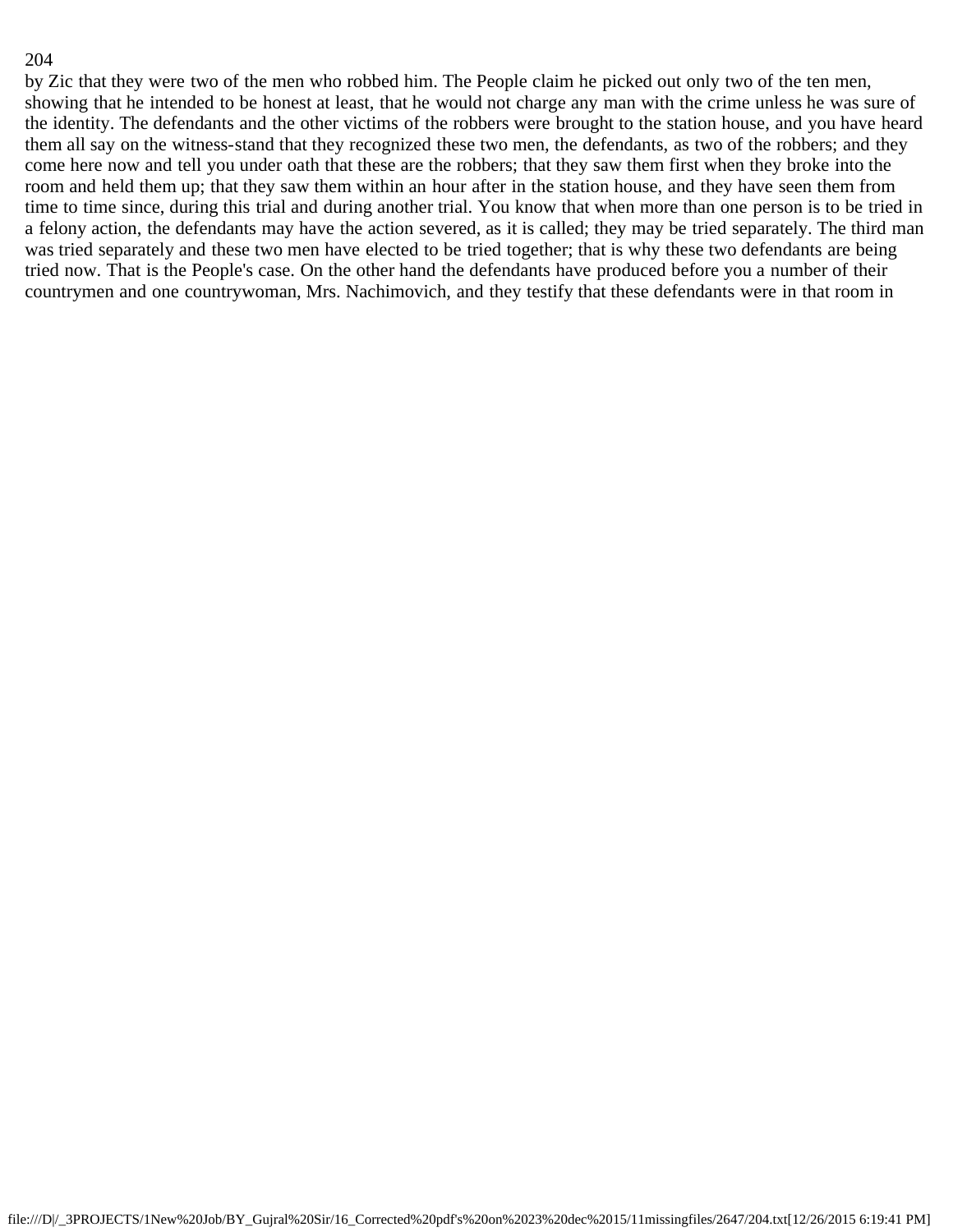by Zic that they were two of the men who robbed him. The People claim he picked out only two of the ten men, showing that he intended to be honest at least, that he would not charge any man with the crime unless he was sure of the identity. The defendants and the other victims of the robbers were brought to the station house, and you have heard them all say on the witness-stand that they recognized these two men, the defendants, as two of the robbers; and they come here now and tell you under oath that these are the robbers; that they saw them first when they broke into the room and held them up; that they saw them within an hour after in the station house, and they have seen them from time to time since, during this trial and during another trial. You know that when more than one person is to be tried in a felony action, the defendants may have the action severed, as it is called; they may be tried separately. The third man was tried separately and these two men have elected to be tried together; that is why these two defendants are being tried now. That is the People's case. On the other hand the defendants have produced before you a number of their countrymen and one countrywoman, Mrs. Nachimovich, and they testify that these defendants were in that room in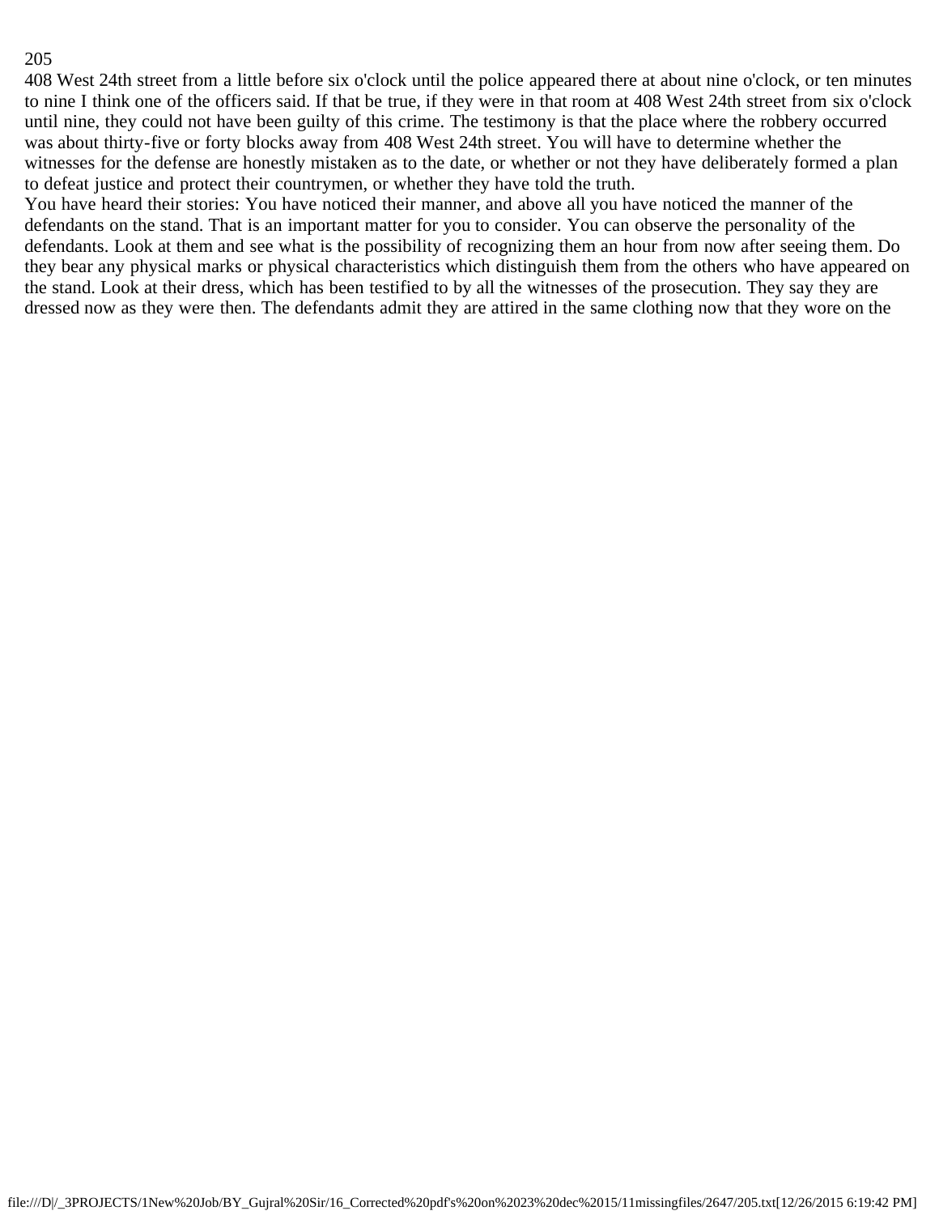408 West 24th street from a little before six o'clock until the police appeared there at about nine o'clock, or ten minutes to nine I think one of the officers said. If that be true, if they were in that room at 408 West 24th street from six o'clock until nine, they could not have been guilty of this crime. The testimony is that the place where the robbery occurred was about thirty-five or forty blocks away from 408 West 24th street. You will have to determine whether the witnesses for the defense are honestly mistaken as to the date, or whether or not they have deliberately formed a plan to defeat justice and protect their countrymen, or whether they have told the truth.

You have heard their stories: You have noticed their manner, and above all you have noticed the manner of the defendants on the stand. That is an important matter for you to consider. You can observe the personality of the defendants. Look at them and see what is the possibility of recognizing them an hour from now after seeing them. Do they bear any physical marks or physical characteristics which distinguish them from the others who have appeared on the stand. Look at their dress, which has been testified to by all the witnesses of the prosecution. They say they are dressed now as they were then. The defendants admit they are attired in the same clothing now that they wore on the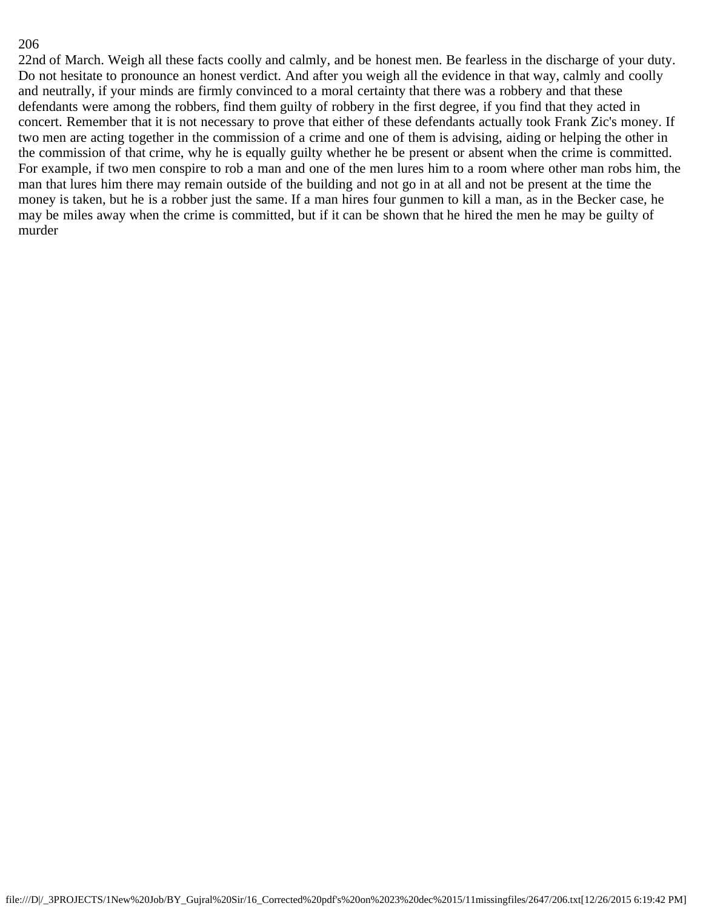22nd of March. Weigh all these facts coolly and calmly, and be honest men. Be fearless in the discharge of your duty. Do not hesitate to pronounce an honest verdict. And after you weigh all the evidence in that way, calmly and coolly and neutrally, if your minds are firmly convinced to a moral certainty that there was a robbery and that these defendants were among the robbers, find them guilty of robbery in the first degree, if you find that they acted in concert. Remember that it is not necessary to prove that either of these defendants actually took Frank Zic's money. If two men are acting together in the commission of a crime and one of them is advising, aiding or helping the other in the commission of that crime, why he is equally guilty whether he be present or absent when the crime is committed. For example, if two men conspire to rob a man and one of the men lures him to a room where other man robs him, the man that lures him there may remain outside of the building and not go in at all and not be present at the time the money is taken, but he is a robber just the same. If a man hires four gunmen to kill a man, as in the Becker case, he may be miles away when the crime is committed, but if it can be shown that he hired the men he may be guilty of murder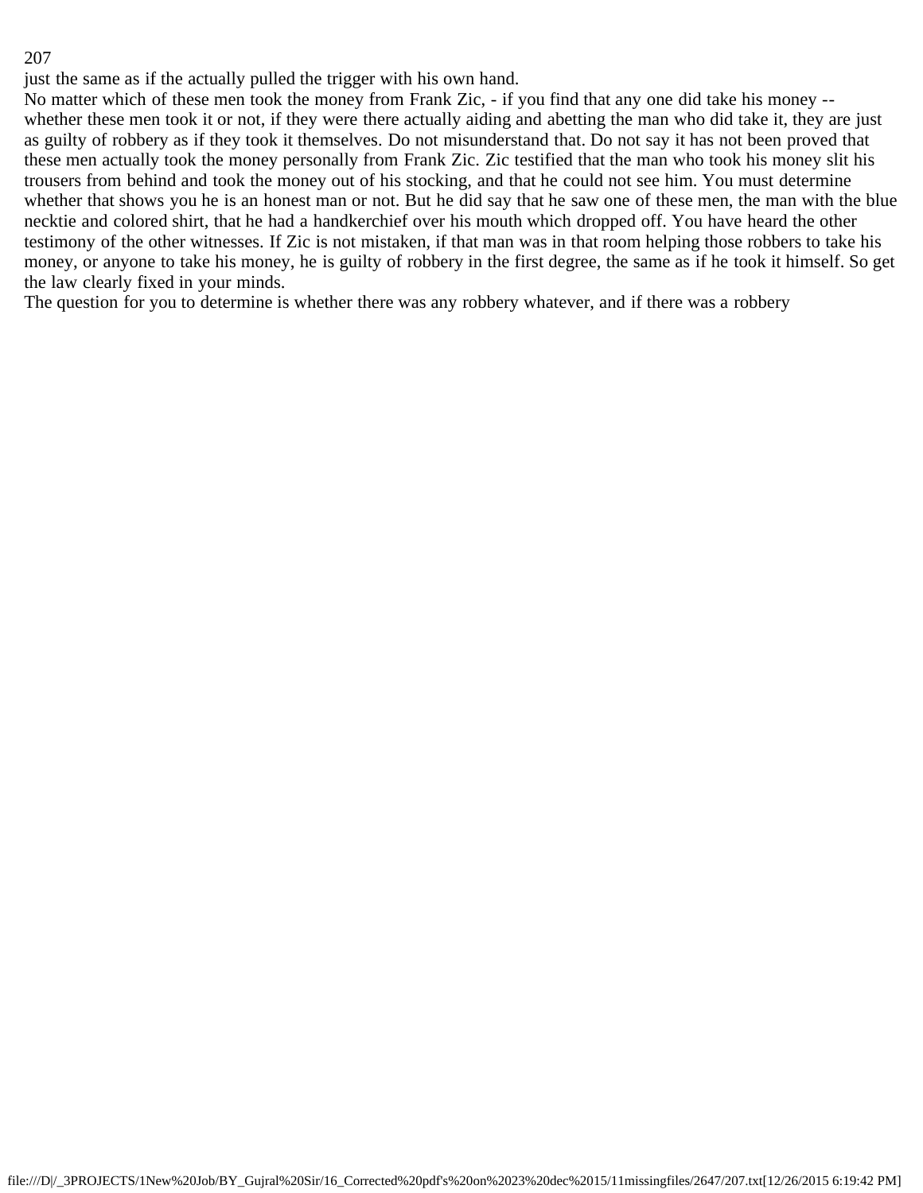just the same as if the actually pulled the trigger with his own hand.

No matter which of these men took the money from Frank Zic, - if you find that any one did take his money -- whether these men took it or not, if they were there actually aiding and abetting the man who did take it, they are just as guilty of robbery as if they took it themselves. Do not misunderstand that. Do not say it has not been proved that these men actually took the money personally from Frank Zic. Zic testified that the man who took his money slit his trousers from behind and took the money out of his stocking, and that he could not see him. You must determine whether that shows you he is an honest man or not. But he did say that he saw one of these men, the man with the blue necktie and colored shirt, that he had a handkerchief over his mouth which dropped off. You have heard the other testimony of the other witnesses. If Zic is not mistaken, if that man was in that room helping those robbers to take his money, or anyone to take his money, he is guilty of robbery in the first degree, the same as if he took it himself. So get the law clearly fixed in your minds.

The question for you to determine is whether there was any robbery whatever, and if there was a robbery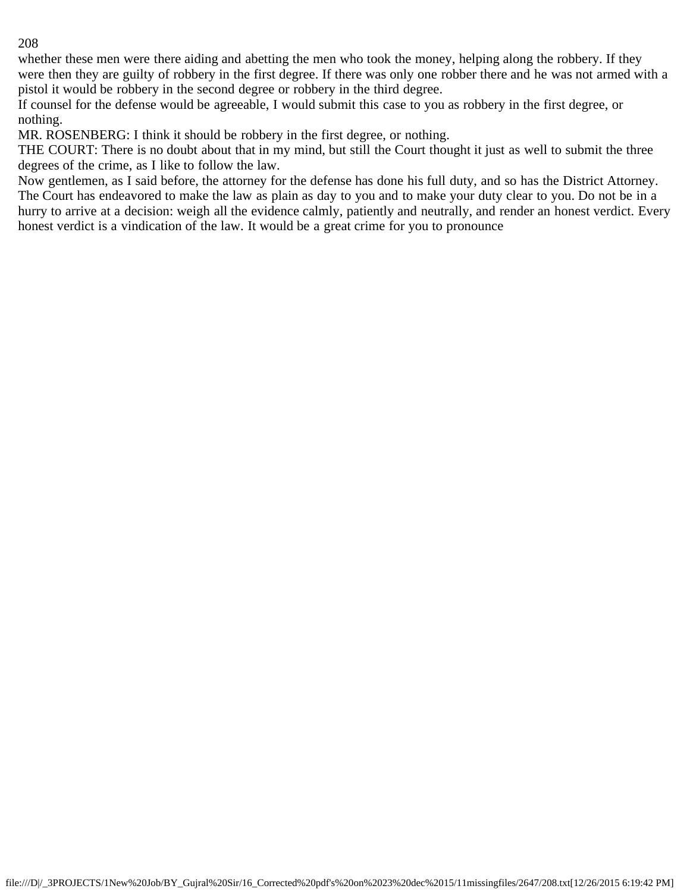whether these men were there aiding and abetting the men who took the money, helping along the robbery. If they were then they are guilty of robbery in the first degree. If there was only one robber there and he was not armed with a pistol it would be robbery in the second degree or robbery in the third degree.

If counsel for the defense would be agreeable, I would submit this case to you as robbery in the first degree, or nothing.

MR. ROSENBERG: I think it should be robbery in the first degree, or nothing.

THE COURT: There is no doubt about that in my mind, but still the Court thought it just as well to submit the three degrees of the crime, as I like to follow the law.

Now gentlemen, as I said before, the attorney for the defense has done his full duty, and so has the District Attorney. The Court has endeavored to make the law as plain as day to you and to make your duty clear to you. Do not be in a hurry to arrive at a decision: weigh all the evidence calmly, patiently and neutrally, and render an honest verdict. Every honest verdict is a vindication of the law. It would be a great crime for you to pronounce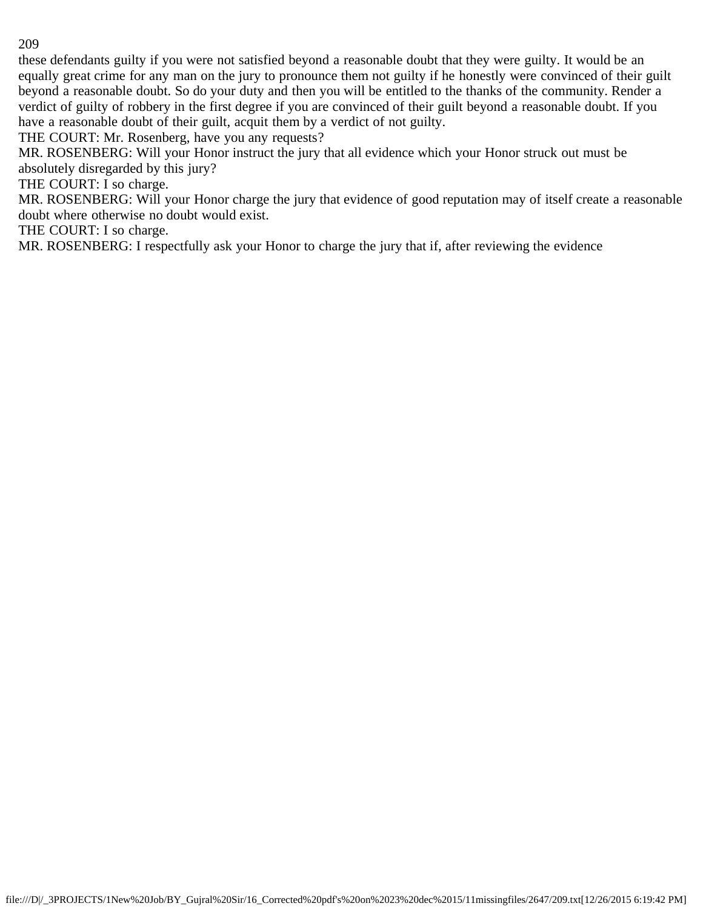these defendants guilty if you were not satisfied beyond a reasonable doubt that they were guilty. It would be an equally great crime for any man on the jury to pronounce them not guilty if he honestly were convinced of their guilt beyond a reasonable doubt. So do your duty and then you will be entitled to the thanks of the community. Render a verdict of guilty of robbery in the first degree if you are convinced of their guilt beyond a reasonable doubt. If you have a reasonable doubt of their guilt, acquit them by a verdict of not guilty.

THE COURT: Mr. Rosenberg, have you any requests?

MR. ROSENBERG: Will your Honor instruct the jury that all evidence which your Honor struck out must be absolutely disregarded by this jury?

THE COURT: I so charge.

MR. ROSENBERG: Will your Honor charge the jury that evidence of good reputation may of itself create a reasonable doubt where otherwise no doubt would exist.

THE COURT: I so charge.

MR. ROSENBERG: I respectfully ask your Honor to charge the jury that if, after reviewing the evidence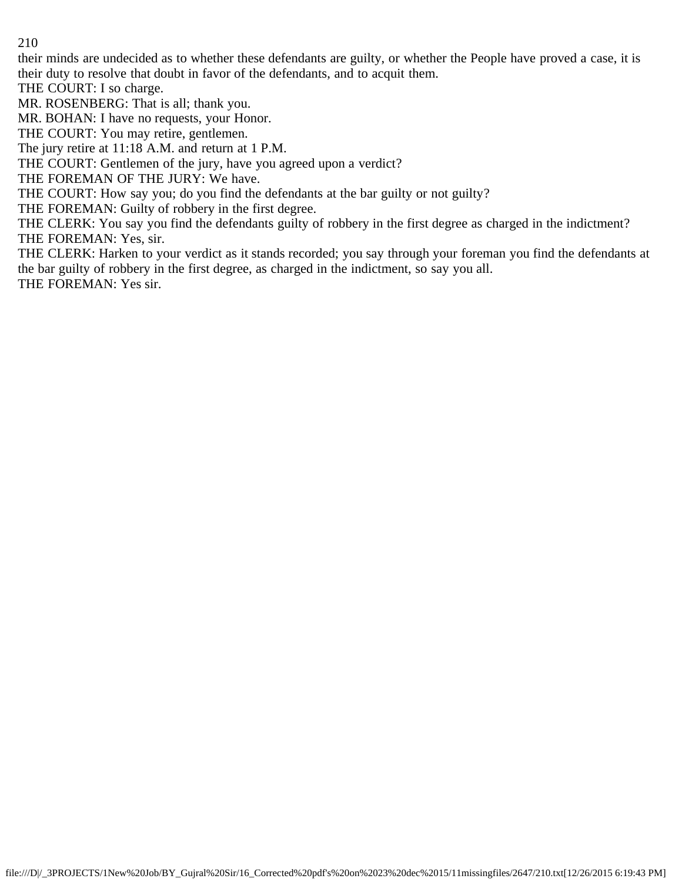their minds are undecided as to whether these defendants are guilty, or whether the People have proved a case, it is their duty to resolve that doubt in favor of the defendants, and to acquit them.

THE COURT: I so charge.

MR. ROSENBERG: That is all; thank you.

MR. BOHAN: I have no requests, your Honor.

THE COURT: You may retire, gentlemen.

The jury retire at 11:18 A.M. and return at 1 P.M.

THE COURT: Gentlemen of the jury, have you agreed upon a verdict?

THE FOREMAN OF THE JURY: We have.

THE COURT: How say you; do you find the defendants at the bar guilty or not guilty?

THE FOREMAN: Guilty of robbery in the first degree.

THE CLERK: You say you find the defendants guilty of robbery in the first degree as charged in the indictment?

THE FOREMAN: Yes, sir.

THE CLERK: Harken to your verdict as it stands recorded; you say through your foreman you find the defendants at the bar guilty of robbery in the first degree, as charged in the indictment, so say you all.

THE FOREMAN: Yes sir.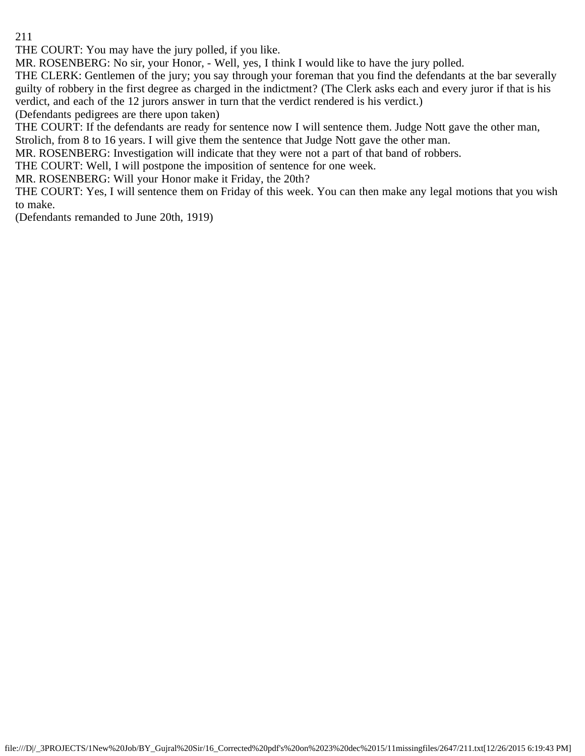THE COURT: You may have the jury polled, if you like.

MR. ROSENBERG: No sir, your Honor, - Well, yes, I think I would like to have the jury polled.

THE CLERK: Gentlemen of the jury; you say through your foreman that you find the defendants at the bar severally guilty of robbery in the first degree as charged in the indictment? (The Clerk asks each and every juror if that is his verdict, and each of the 12 jurors answer in turn that the verdict rendered is his verdict.)

(Defendants pedigrees are there upon taken)

THE COURT: If the defendants are ready for sentence now I will sentence them. Judge Nott gave the other man, Strolich, from 8 to 16 years. I will give them the sentence that Judge Nott gave the other man.

MR. ROSENBERG: Investigation will indicate that they were not a part of that band of robbers.

THE COURT: Well, I will postpone the imposition of sentence for one week.

MR. ROSENBERG: Will your Honor make it Friday, the 20th?

THE COURT: Yes, I will sentence them on Friday of this week. You can then make any legal motions that you wish to make.

(Defendants remanded to June 20th, 1919)